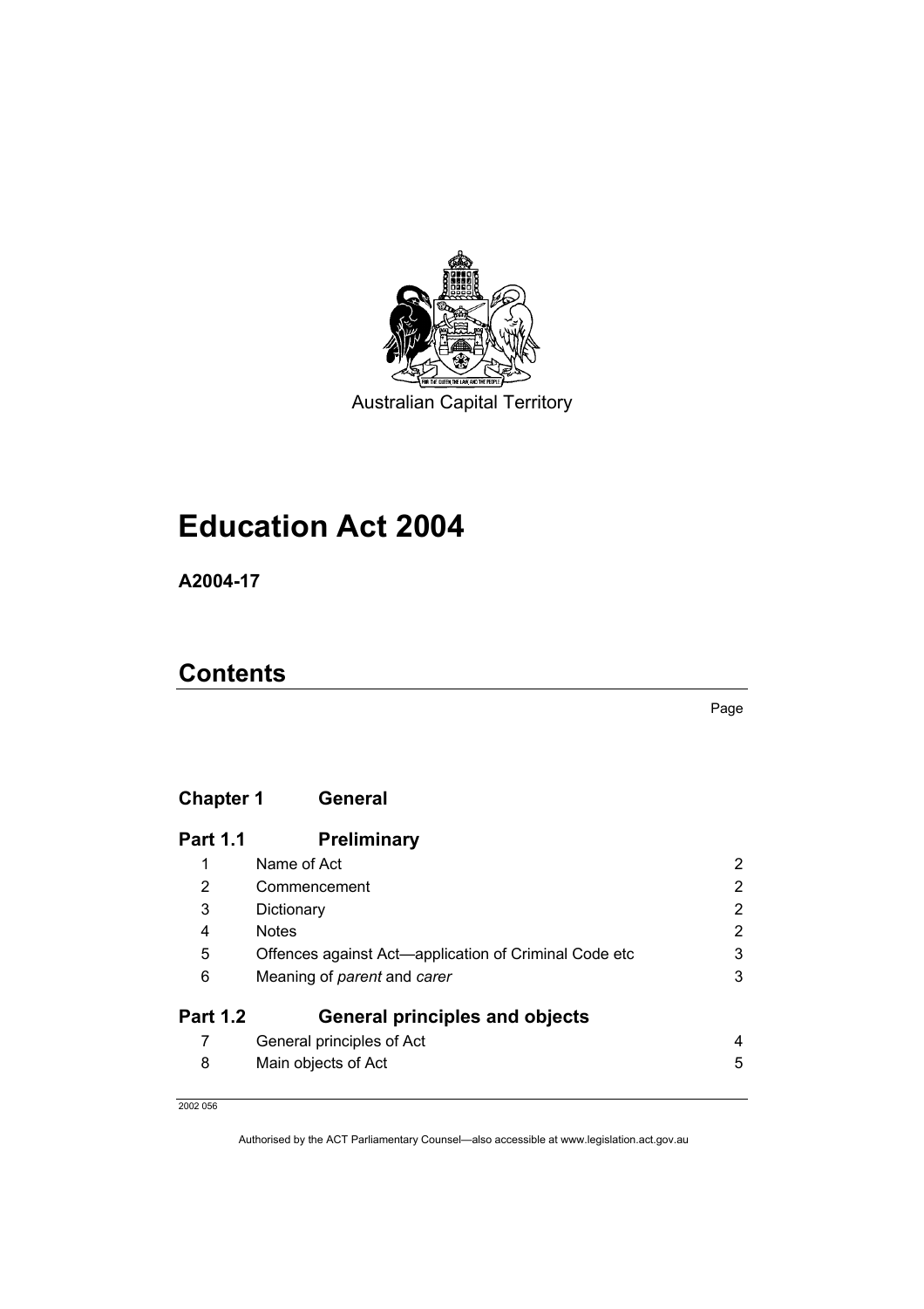Australian Capital Territory

# Education Act 2004

**A2004-17**

## Contents

Page

| | | |
|---|---|---|
| **Chapter 1** | **General** | |
| **Part 1.1** | **Preliminary** | |
| 1 | Name of Act | 2 |
| 2 | Commencement | 2 |
| 3 | Dictionary | 2 |
| 4 | Notes | 2 |
| 5 | Offences against Act—application of Criminal Code etc | 3 |
| 6 | Meaning of *parent* and *carer* | 3 |
| **Part 1.2** | **General principles and objects** | |
| 7 | General principles of Act | 4 |
| 8 | Main objects of Act | 5 |

2002 056

Authorised by the ACT Parliamentary Counsel—also accessible at www.legislation.act.gov.au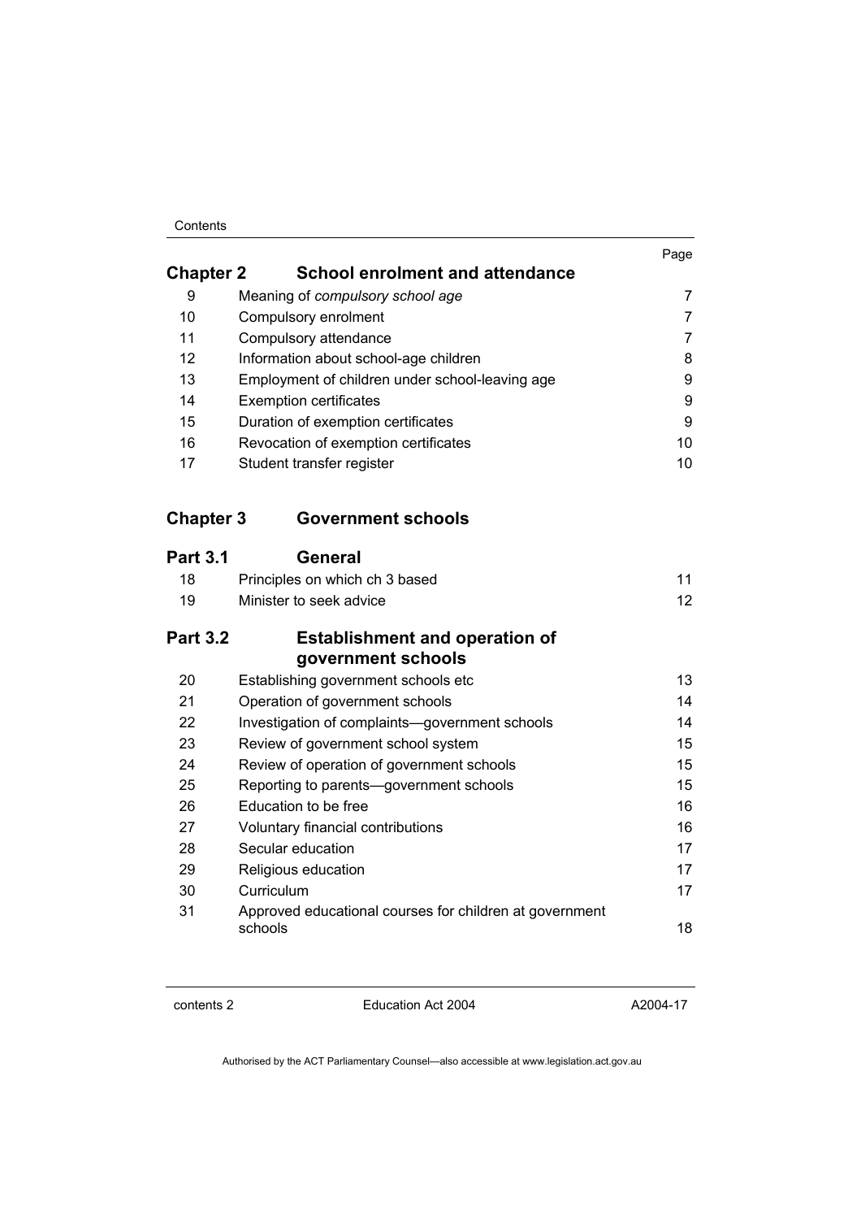## Chapter 2 School enrolment and attendance

| | | Page |
|---|---|---|
| 9 | Meaning of *compulsory school age* | 7 |
| 10 | Compulsory enrolment | 7 |
| 11 | Compulsory attendance | 7 |
| 12 | Information about school-age children | 8 |
| 13 | Employment of children under school-leaving age | 9 |
| 14 | Exemption certificates | 9 |
| 15 | Duration of exemption certificates | 9 |
| 16 | Revocation of exemption certificates | 10 |
| 17 | Student transfer register | 10 |

## Chapter 3 Government schools

### Part 3.1 General

| | | |
|---|---|---|
| 18 | Principles on which ch 3 based | 11 |
| 19 | Minister to seek advice | 12 |

### Part 3.2 Establishment and operation of government schools

| | | |
|---|---|---|
| 20 | Establishing government schools etc | 13 |
| 21 | Operation of government schools | 14 |
| 22 | Investigation of complaints—government schools | 14 |
| 23 | Review of government school system | 15 |
| 24 | Review of operation of government schools | 15 |
| 25 | Reporting to parents—government schools | 15 |
| 26 | Education to be free | 16 |
| 27 | Voluntary financial contributions | 16 |
| 28 | Secular education | 17 |
| 29 | Religious education | 17 |
| 30 | Curriculum | 17 |
| 31 | Approved educational courses for children at government schools | 18 |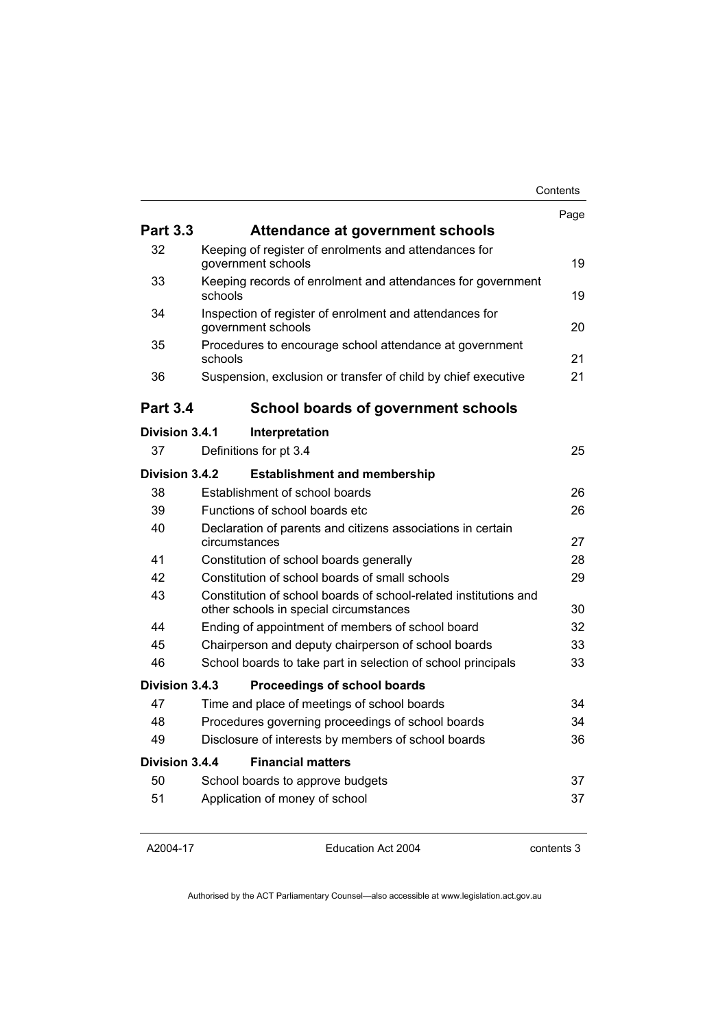| | | Page |
|---|---|---|
| **Part 3.3** | **Attendance at government schools** | |
| 32 | Keeping of register of enrolments and attendances for government schools | 19 |
| 33 | Keeping records of enrolment and attendances for government schools | 19 |
| 34 | Inspection of register of enrolment and attendances for government schools | 20 |
| 35 | Procedures to encourage school attendance at government schools | 21 |
| 36 | Suspension, exclusion or transfer of child by chief executive | 21 |
| **Part 3.4** | **School boards of government schools** | |
| **Division 3.4.1** | **Interpretation** | |
| 37 | Definitions for pt 3.4 | 25 |
| **Division 3.4.2** | **Establishment and membership** | |
| 38 | Establishment of school boards | 26 |
| 39 | Functions of school boards etc | 26 |
| 40 | Declaration of parents and citizens associations in certain circumstances | 27 |
| 41 | Constitution of school boards generally | 28 |
| 42 | Constitution of school boards of small schools | 29 |
| 43 | Constitution of school boards of school-related institutions and other schools in special circumstances | 30 |
| 44 | Ending of appointment of members of school board | 32 |
| 45 | Chairperson and deputy chairperson of school boards | 33 |
| 46 | School boards to take part in selection of school principals | 33 |
| **Division 3.4.3** | **Proceedings of school boards** | |
| 47 | Time and place of meetings of school boards | 34 |
| 48 | Procedures governing proceedings of school boards | 34 |
| 49 | Disclosure of interests by members of school boards | 36 |
| **Division 3.4.4** | **Financial matters** | |
| 50 | School boards to approve budgets | 37 |
| 51 | Application of money of school | 37 |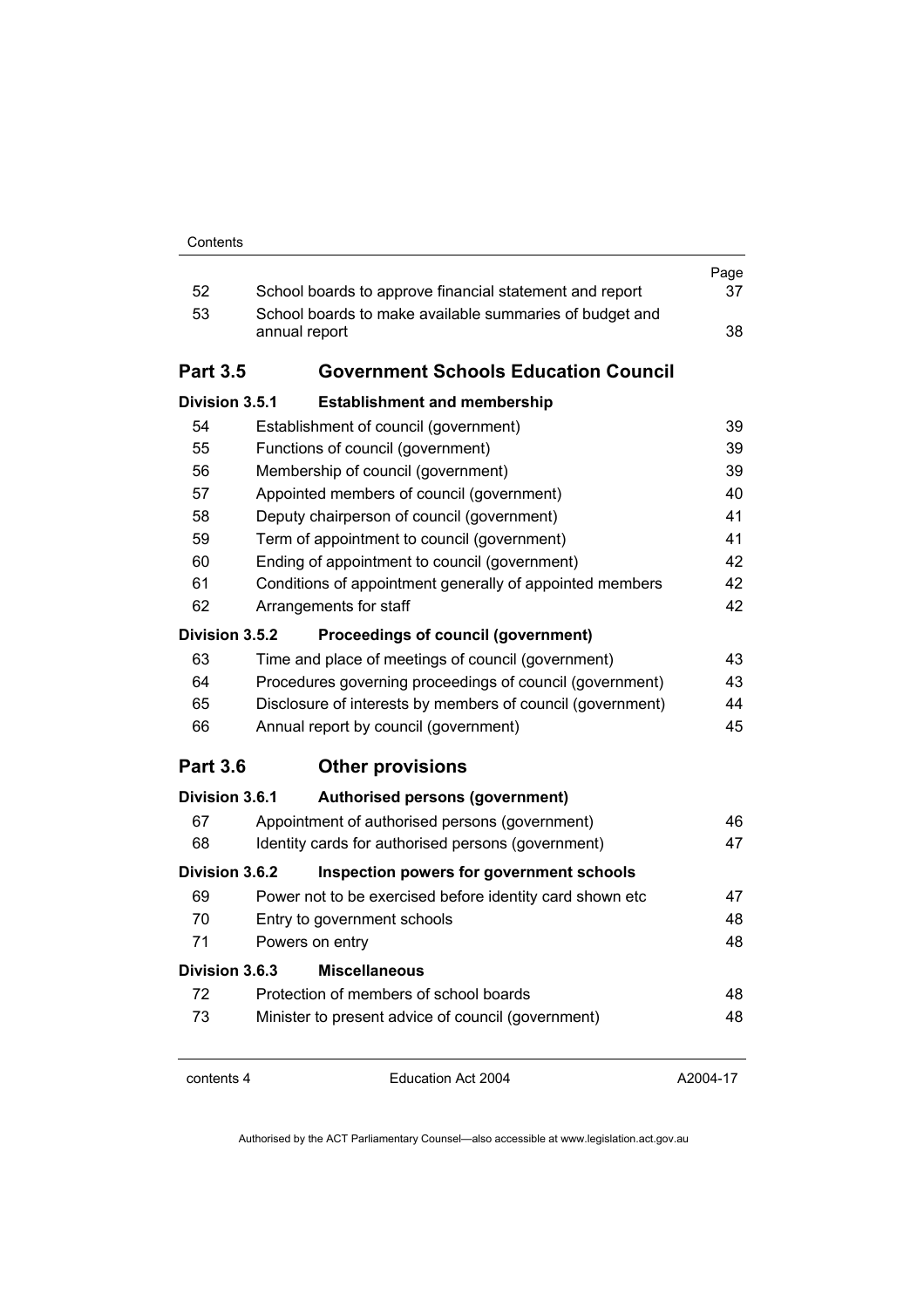| | | Page |
|---|---|---|
| 52 | School boards to approve financial statement and report | 37 |
| 53 | School boards to make available summaries of budget and annual report | 38 |

## Part 3.5 Government Schools Education Council

### Division 3.5.1 Establishment and membership

| | | |
|---|---|---|
| 54 | Establishment of council (government) | 39 |
| 55 | Functions of council (government) | 39 |
| 56 | Membership of council (government) | 39 |
| 57 | Appointed members of council (government) | 40 |
| 58 | Deputy chairperson of council (government) | 41 |
| 59 | Term of appointment to council (government) | 41 |
| 60 | Ending of appointment to council (government) | 42 |
| 61 | Conditions of appointment generally of appointed members | 42 |
| 62 | Arrangements for staff | 42 |

### Division 3.5.2 Proceedings of council (government)

| | | |
|---|---|---|
| 63 | Time and place of meetings of council (government) | 43 |
| 64 | Procedures governing proceedings of council (government) | 43 |
| 65 | Disclosure of interests by members of council (government) | 44 |
| 66 | Annual report by council (government) | 45 |

## Part 3.6 Other provisions

### Division 3.6.1 Authorised persons (government)

| | | |
|---|---|---|
| 67 | Appointment of authorised persons (government) | 46 |
| 68 | Identity cards for authorised persons (government) | 47 |

### Division 3.6.2 Inspection powers for government schools

| | | |
|---|---|---|
| 69 | Power not to be exercised before identity card shown etc | 47 |
| 70 | Entry to government schools | 48 |
| 71 | Powers on entry | 48 |

### Division 3.6.3 Miscellaneous

| | | |
|---|---|---|
| 72 | Protection of members of school boards | 48 |
| 73 | Minister to present advice of council (government) | 48 |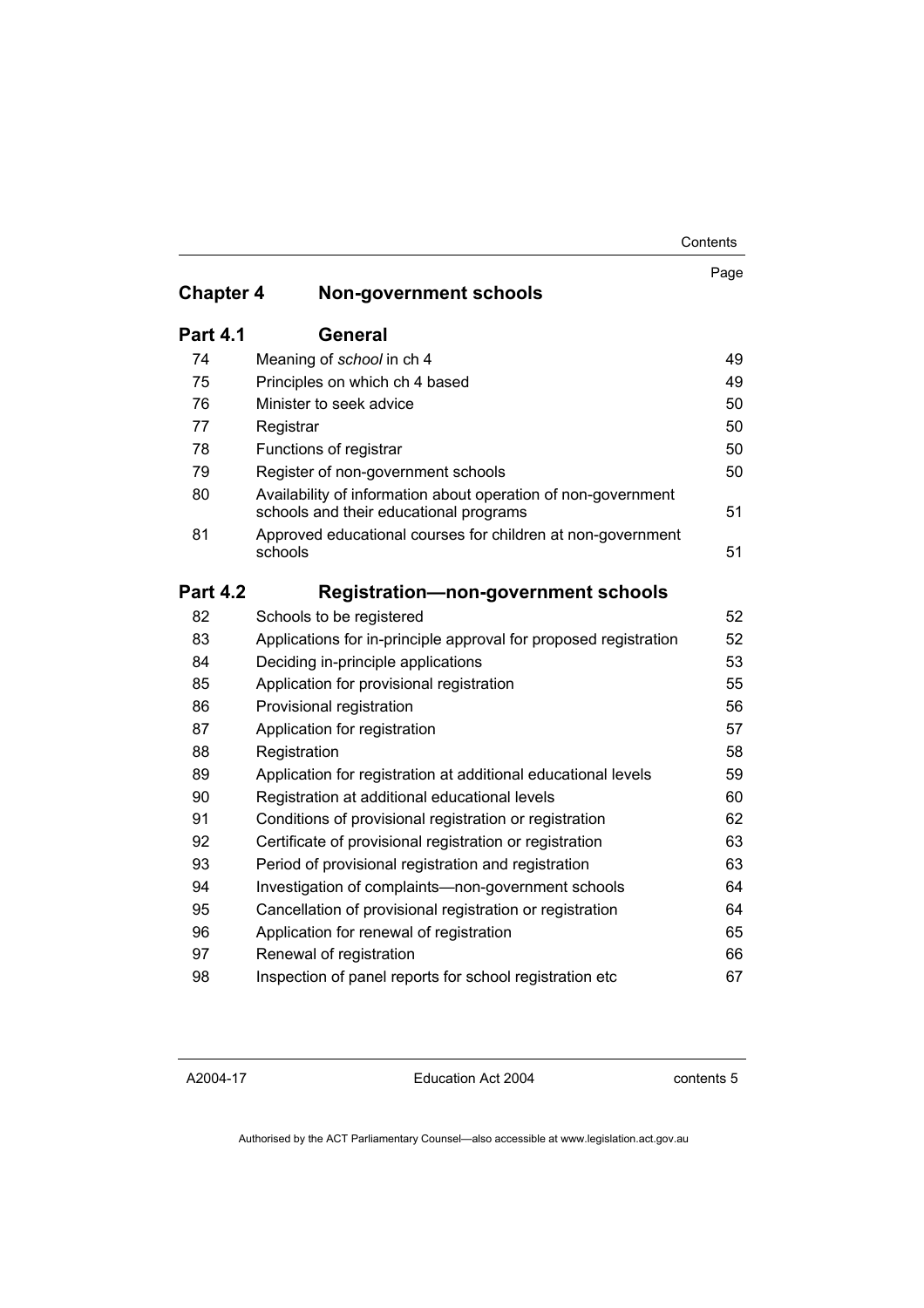| | | Page |
|---|---|---|
| **Chapter 4** | **Non-government schools** | |
| **Part 4.1** | **General** | |
| 74 | Meaning of *school* in ch 4 | 49 |
| 75 | Principles on which ch 4 based | 49 |
| 76 | Minister to seek advice | 50 |
| 77 | Registrar | 50 |
| 78 | Functions of registrar | 50 |
| 79 | Register of non-government schools | 50 |
| 80 | Availability of information about operation of non-government schools and their educational programs | 51 |
| 81 | Approved educational courses for children at non-government schools | 51 |
| **Part 4.2** | **Registration—non-government schools** | |
| 82 | Schools to be registered | 52 |
| 83 | Applications for in-principle approval for proposed registration | 52 |
| 84 | Deciding in-principle applications | 53 |
| 85 | Application for provisional registration | 55 |
| 86 | Provisional registration | 56 |
| 87 | Application for registration | 57 |
| 88 | Registration | 58 |
| 89 | Application for registration at additional educational levels | 59 |
| 90 | Registration at additional educational levels | 60 |
| 91 | Conditions of provisional registration or registration | 62 |
| 92 | Certificate of provisional registration or registration | 63 |
| 93 | Period of provisional registration and registration | 63 |
| 94 | Investigation of complaints—non-government schools | 64 |
| 95 | Cancellation of provisional registration or registration | 64 |
| 96 | Application for renewal of registration | 65 |
| 97 | Renewal of registration | 66 |
| 98 | Inspection of panel reports for school registration etc | 67 |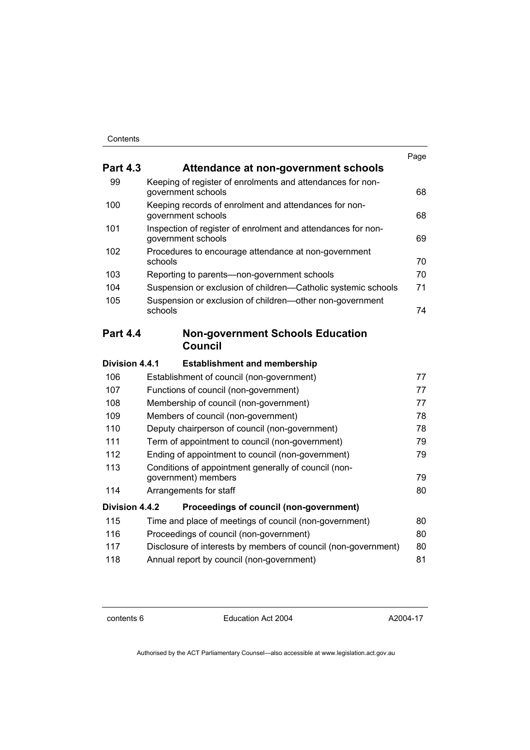| | | Page |
|---|---|---|
| **Part 4.3** | **Attendance at non-government schools** | |
| 99 | Keeping of register of enrolments and attendances for non-government schools | 68 |
| 100 | Keeping records of enrolment and attendances for non-government schools | 68 |
| 101 | Inspection of register of enrolment and attendances for non-government schools | 69 |
| 102 | Procedures to encourage attendance at non-government schools | 70 |
| 103 | Reporting to parents—non-government schools | 70 |
| 104 | Suspension or exclusion of children—Catholic systemic schools | 71 |
| 105 | Suspension or exclusion of children—other non-government schools | 74 |
| **Part 4.4** | **Non-government Schools Education Council** | |
| **Division 4.4.1** | **Establishment and membership** | |
| 106 | Establishment of council (non-government) | 77 |
| 107 | Functions of council (non-government) | 77 |
| 108 | Membership of council (non-government) | 77 |
| 109 | Members of council (non-government) | 78 |
| 110 | Deputy chairperson of council (non-government) | 78 |
| 111 | Term of appointment to council (non-government) | 79 |
| 112 | Ending of appointment to council (non-government) | 79 |
| 113 | Conditions of appointment generally of council (non-government) members | 79 |
| 114 | Arrangements for staff | 80 |
| **Division 4.4.2** | **Proceedings of council (non-government)** | |
| 115 | Time and place of meetings of council (non-government) | 80 |
| 116 | Proceedings of council (non-government) | 80 |
| 117 | Disclosure of interests by members of council (non-government) | 80 |
| 118 | Annual report by council (non-government) | 81 |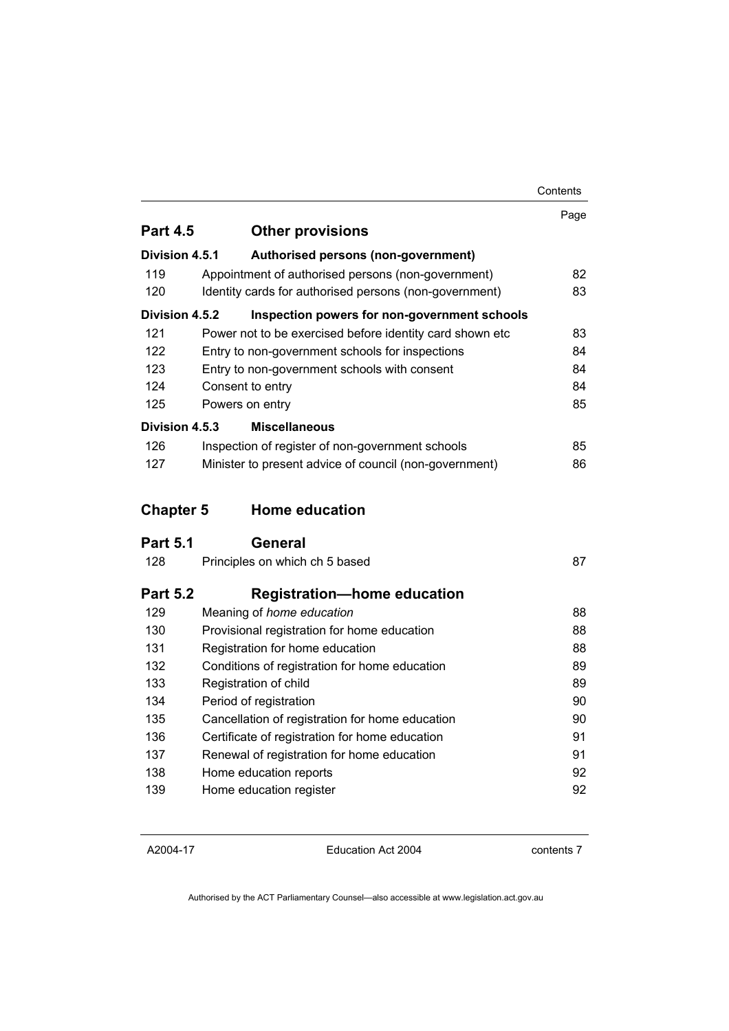| | | Page |
|---|---|---|
| **Part 4.5** | **Other provisions** | |
| **Division 4.5.1** | **Authorised persons (non-government)** | |
| 119 | Appointment of authorised persons (non-government) | 82 |
| 120 | Identity cards for authorised persons (non-government) | 83 |
| **Division 4.5.2** | **Inspection powers for non-government schools** | |
| 121 | Power not to be exercised before identity card shown etc | 83 |
| 122 | Entry to non-government schools for inspections | 84 |
| 123 | Entry to non-government schools with consent | 84 |
| 124 | Consent to entry | 84 |
| 125 | Powers on entry | 85 |
| **Division 4.5.3** | **Miscellaneous** | |
| 126 | Inspection of register of non-government schools | 85 |
| 127 | Minister to present advice of council (non-government) | 86 |
| **Chapter 5** | **Home education** | |
| **Part 5.1** | **General** | |
| 128 | Principles on which ch 5 based | 87 |
| **Part 5.2** | **Registration—home education** | |
| 129 | Meaning of *home education* | 88 |
| 130 | Provisional registration for home education | 88 |
| 131 | Registration for home education | 88 |
| 132 | Conditions of registration for home education | 89 |
| 133 | Registration of child | 89 |
| 134 | Period of registration | 90 |
| 135 | Cancellation of registration for home education | 90 |
| 136 | Certificate of registration for home education | 91 |
| 137 | Renewal of registration for home education | 91 |
| 138 | Home education reports | 92 |
| 139 | Home education register | 92 |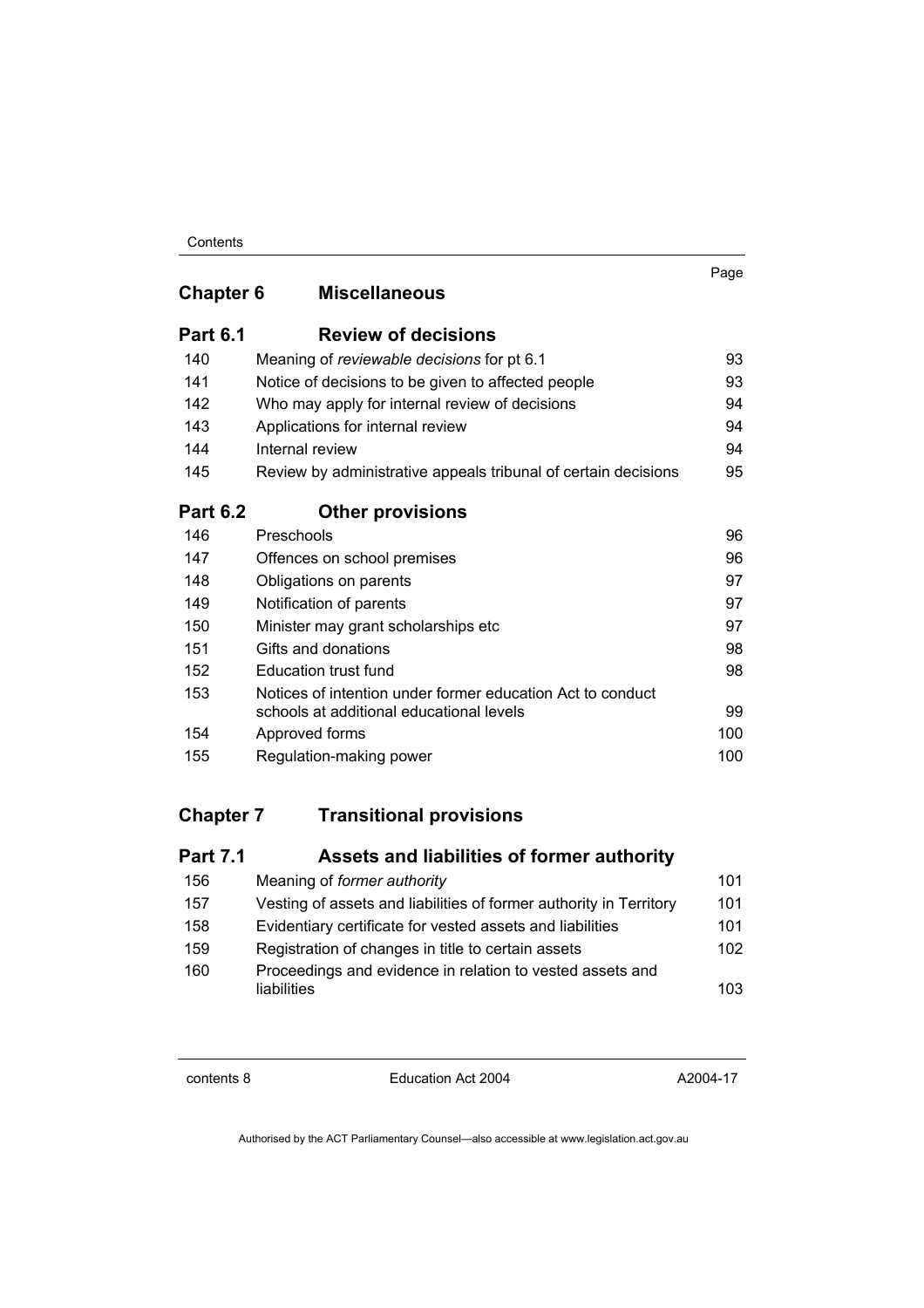## Chapter 6 Miscellaneous

### Part 6.1 Review of decisions

| | | Page |
|---|---|---|
| 140 | Meaning of *reviewable decisions* for pt 6.1 | 93 |
| 141 | Notice of decisions to be given to affected people | 93 |
| 142 | Who may apply for internal review of decisions | 94 |
| 143 | Applications for internal review | 94 |
| 144 | Internal review | 94 |
| 145 | Review by administrative appeals tribunal of certain decisions | 95 |

### Part 6.2 Other provisions

| | | |
|---|---|---|
| 146 | Preschools | 96 |
| 147 | Offences on school premises | 96 |
| 148 | Obligations on parents | 97 |
| 149 | Notification of parents | 97 |
| 150 | Minister may grant scholarships etc | 97 |
| 151 | Gifts and donations | 98 |
| 152 | Education trust fund | 98 |
| 153 | Notices of intention under former education Act to conduct schools at additional educational levels | 99 |
| 154 | Approved forms | 100 |
| 155 | Regulation-making power | 100 |

## Chapter 7 Transitional provisions

### Part 7.1 Assets and liabilities of former authority

| | | |
|---|---|---|
| 156 | Meaning of *former authority* | 101 |
| 157 | Vesting of assets and liabilities of former authority in Territory | 101 |
| 158 | Evidentiary certificate for vested assets and liabilities | 101 |
| 159 | Registration of changes in title to certain assets | 102 |
| 160 | Proceedings and evidence in relation to vested assets and liabilities | 103 |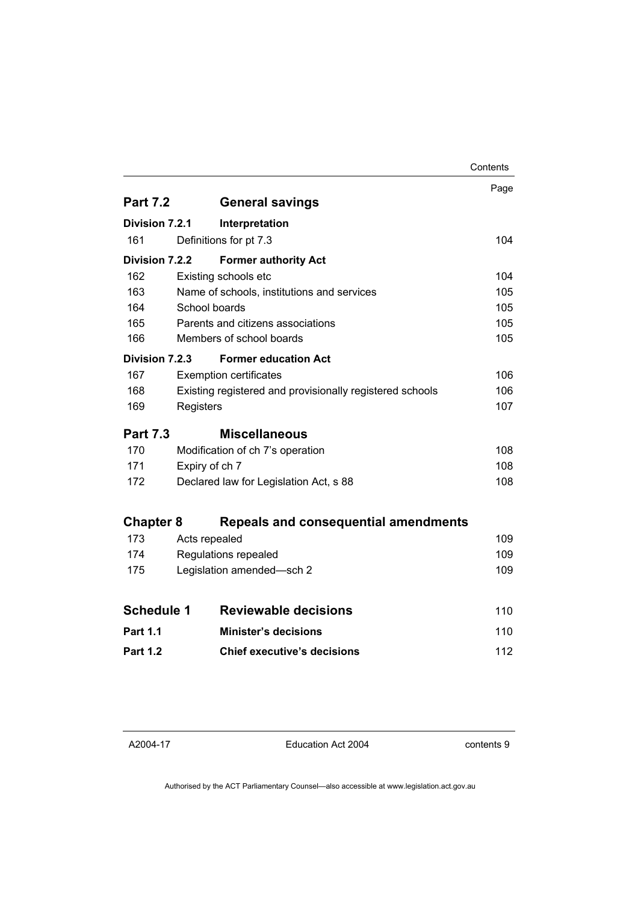| | | Page |
|---|---|---|
| **Part 7.2** | **General savings** | |
| **Division 7.2.1** | **Interpretation** | |
| 161 | Definitions for pt 7.3 | 104 |
| **Division 7.2.2** | **Former authority Act** | |
| 162 | Existing schools etc | 104 |
| 163 | Name of schools, institutions and services | 105 |
| 164 | School boards | 105 |
| 165 | Parents and citizens associations | 105 |
| 166 | Members of school boards | 105 |
| **Division 7.2.3** | **Former education Act** | |
| 167 | Exemption certificates | 106 |
| 168 | Existing registered and provisionally registered schools | 106 |
| 169 | Registers | 107 |
| **Part 7.3** | **Miscellaneous** | |
| 170 | Modification of ch 7's operation | 108 |
| 171 | Expiry of ch 7 | 108 |
| 172 | Declared law for Legislation Act, s 88 | 108 |
| **Chapter 8** | **Repeals and consequential amendments** | |
| 173 | Acts repealed | 109 |
| 174 | Regulations repealed | 109 |
| 175 | Legislation amended—sch 2 | 109 |
| **Schedule 1** | **Reviewable decisions** | 110 |
| **Part 1.1** | **Minister's decisions** | 110 |
| **Part 1.2** | **Chief executive's decisions** | 112 |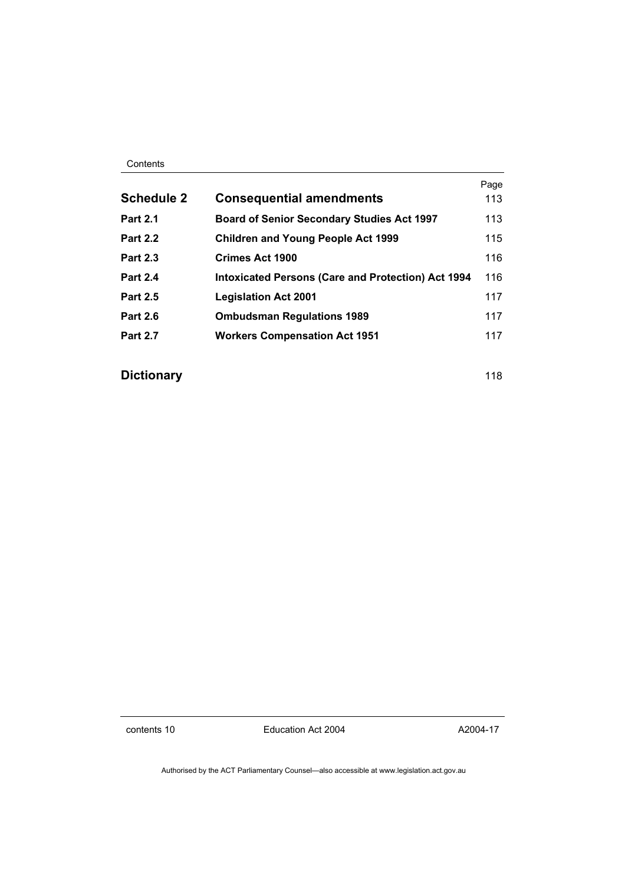| | | Page |
|---|---|---|
| **Schedule 2** | **Consequential amendments** | 113 |
| **Part 2.1** | **Board of Senior Secondary Studies Act 1997** | 113 |
| **Part 2.2** | **Children and Young People Act 1999** | 115 |
| **Part 2.3** | **Crimes Act 1900** | 116 |
| **Part 2.4** | **Intoxicated Persons (Care and Protection) Act 1994** | 116 |
| **Part 2.5** | **Legislation Act 2001** | 117 |
| **Part 2.6** | **Ombudsman Regulations 1989** | 117 |
| **Part 2.7** | **Workers Compensation Act 1951** | 117 |
| **Dictionary** | | 118 |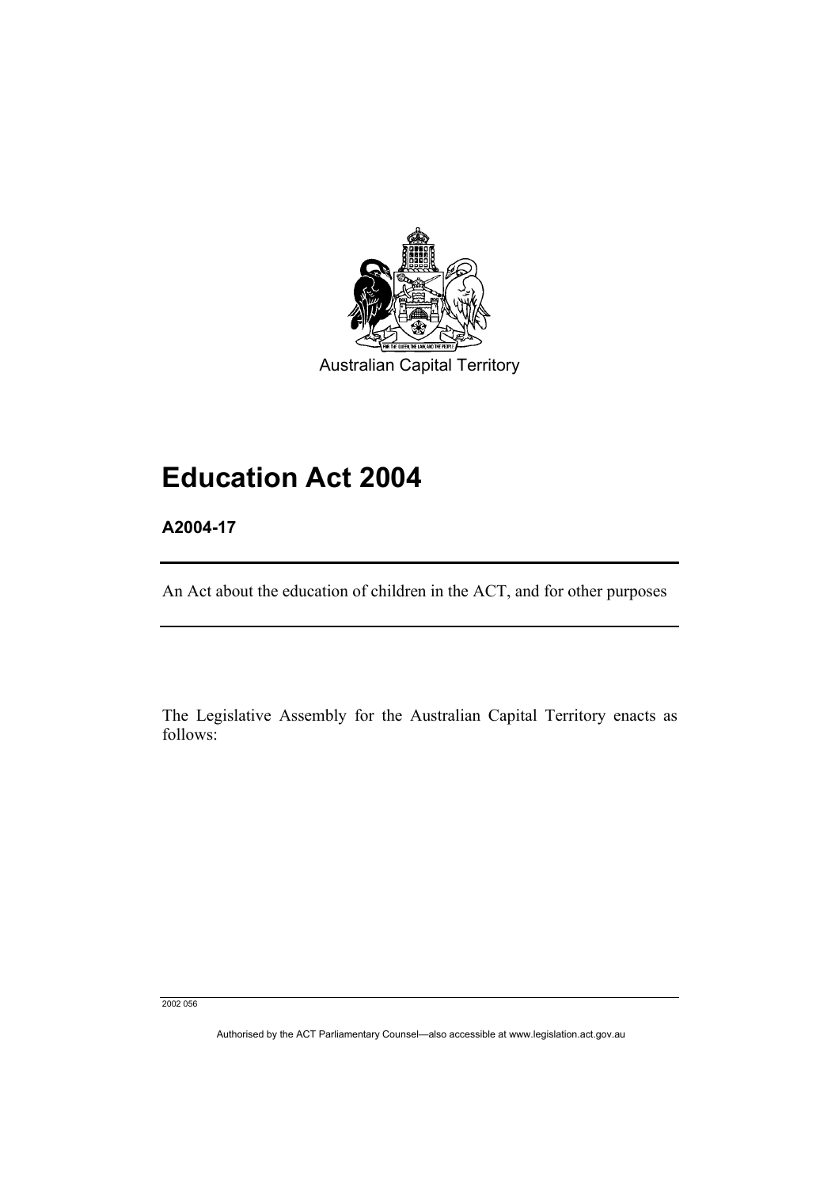Australian Capital Territory

# Education Act 2004

**A2004-17**

An Act about the education of children in the ACT, and for other purposes

The Legislative Assembly for the Australian Capital Territory enacts as follows:

2002 056

Authorised by the ACT Parliamentary Counsel—also accessible at www.legislation.act.gov.au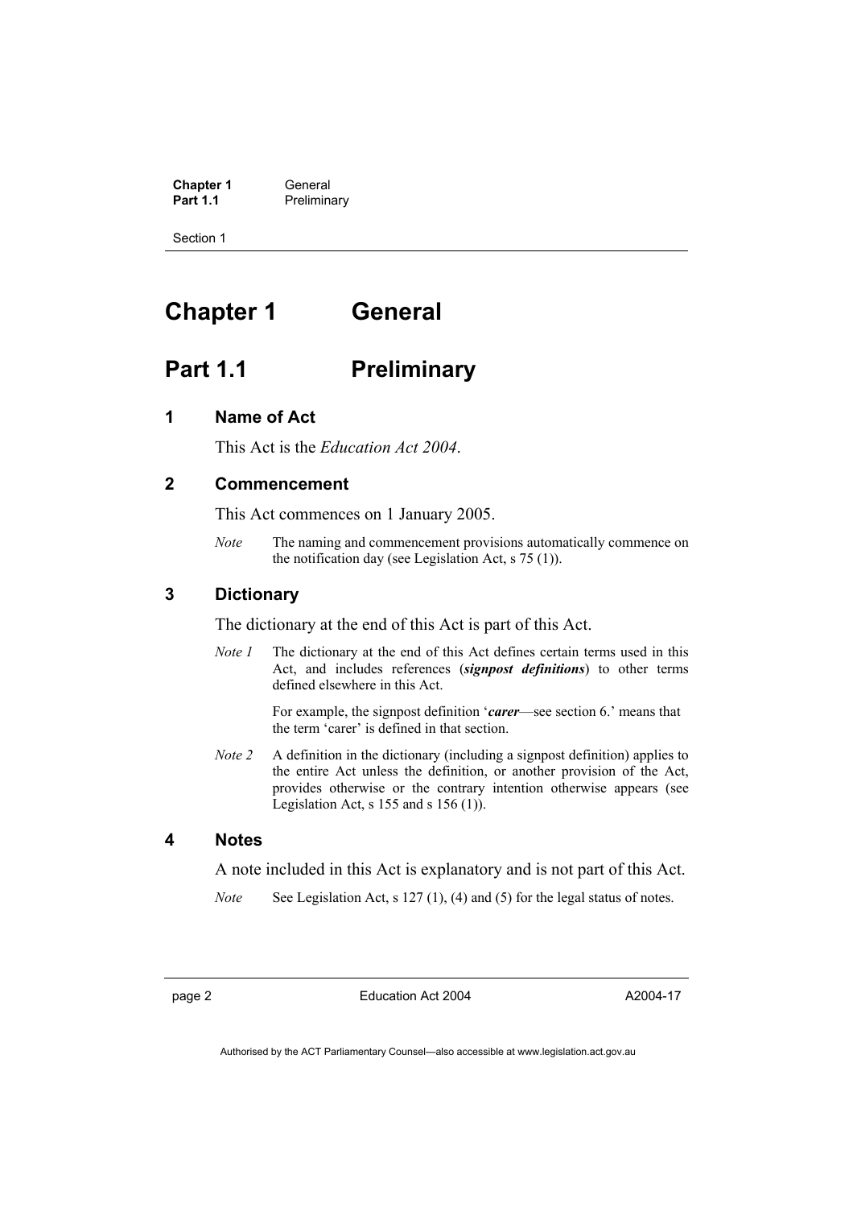# Chapter 1 General

## Part 1.1 Preliminary

### 1 Name of Act

This Act is the *Education Act 2004*.

### 2 Commencement

This Act commences on 1 January 2005.

*Note* The naming and commencement provisions automatically commence on the notification day (see Legislation Act, s 75 (1)).

### 3 Dictionary

The dictionary at the end of this Act is part of this Act.

*Note 1* The dictionary at the end of this Act defines certain terms used in this Act, and includes references (***signpost definitions***) to other terms defined elsewhere in this Act.

For example, the signpost definition '***carer***—see section 6.' means that the term 'carer' is defined in that section.

*Note 2* A definition in the dictionary (including a signpost definition) applies to the entire Act unless the definition, or another provision of the Act, provides otherwise or the contrary intention otherwise appears (see Legislation Act, s 155 and s 156 (1)).

### 4 Notes

A note included in this Act is explanatory and is not part of this Act.

*Note* See Legislation Act, s 127 (1), (4) and (5) for the legal status of notes.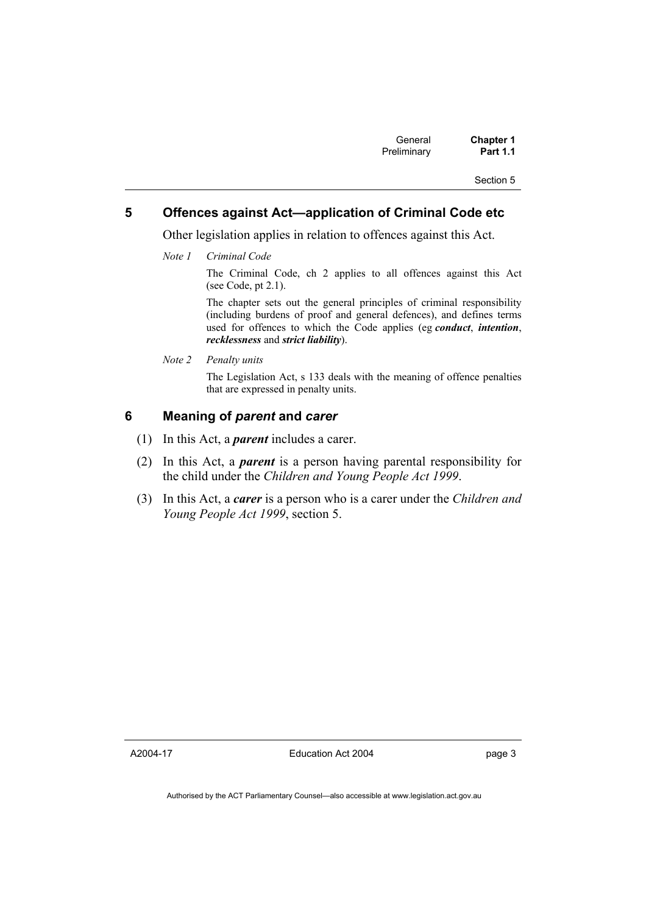## 5 Offences against Act—application of Criminal Code etc

Other legislation applies in relation to offences against this Act.

*Note 1 Criminal Code*

The Criminal Code, ch 2 applies to all offences against this Act (see Code, pt 2.1).

The chapter sets out the general principles of criminal responsibility (including burdens of proof and general defences), and defines terms used for offences to which the Code applies (eg ***conduct***, ***intention***, ***recklessness*** and ***strict liability***).

*Note 2 Penalty units*

The Legislation Act, s 133 deals with the meaning of offence penalties that are expressed in penalty units.

## 6 Meaning of *parent* and *carer*

(1) In this Act, a ***parent*** includes a carer.

(2) In this Act, a ***parent*** is a person having parental responsibility for the child under the *Children and Young People Act 1999*.

(3) In this Act, a ***carer*** is a person who is a carer under the *Children and Young People Act 1999*, section 5.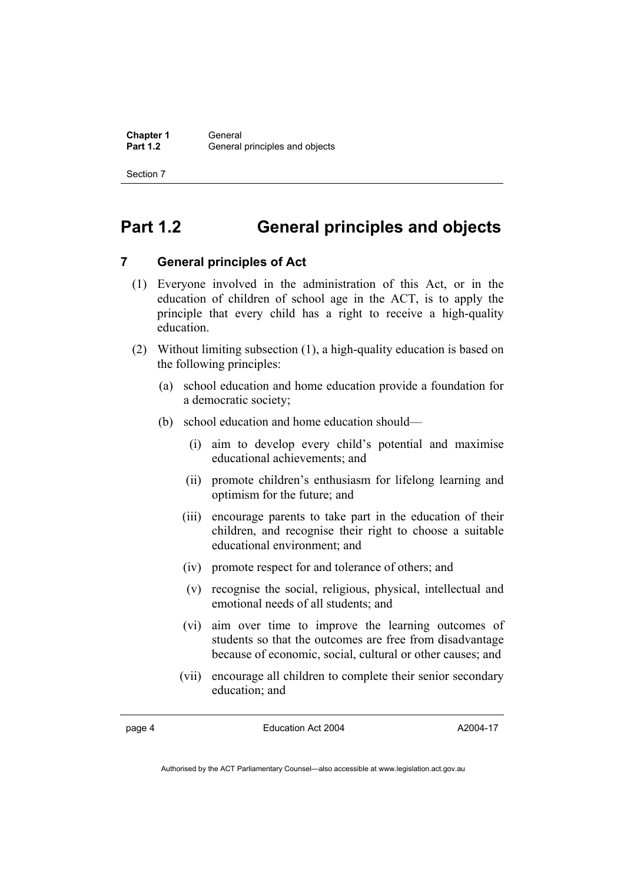# Part 1.2 General principles and objects

## 7 General principles of Act

(1) Everyone involved in the administration of this Act, or in the education of children of school age in the ACT, is to apply the principle that every child has a right to receive a high-quality education.

(2) Without limiting subsection (1), a high-quality education is based on the following principles:

(a) school education and home education provide a foundation for a democratic society;

(b) school education and home education should—

(i) aim to develop every child's potential and maximise educational achievements; and

(ii) promote children's enthusiasm for lifelong learning and optimism for the future; and

(iii) encourage parents to take part in the education of their children, and recognise their right to choose a suitable educational environment; and

(iv) promote respect for and tolerance of others; and

(v) recognise the social, religious, physical, intellectual and emotional needs of all students; and

(vi) aim over time to improve the learning outcomes of students so that the outcomes are free from disadvantage because of economic, social, cultural or other causes; and

(vii) encourage all children to complete their senior secondary education; and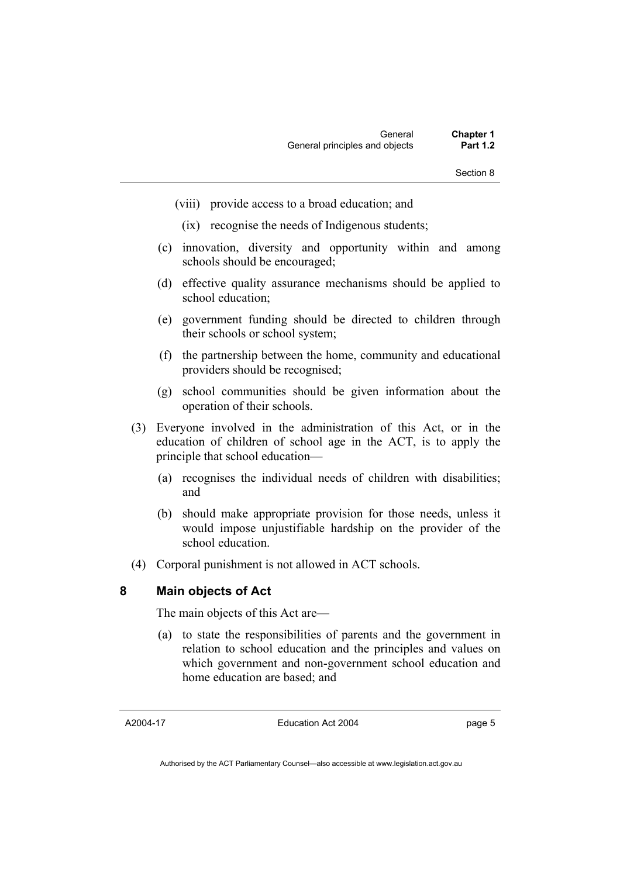(viii) provide access to a broad education; and

(ix) recognise the needs of Indigenous students;

(c) innovation, diversity and opportunity within and among schools should be encouraged;

(d) effective quality assurance mechanisms should be applied to school education;

(e) government funding should be directed to children through their schools or school system;

(f) the partnership between the home, community and educational providers should be recognised;

(g) school communities should be given information about the operation of their schools.

(3) Everyone involved in the administration of this Act, or in the education of children of school age in the ACT, is to apply the principle that school education—

(a) recognises the individual needs of children with disabilities; and

(b) should make appropriate provision for those needs, unless it would impose unjustifiable hardship on the provider of the school education.

(4) Corporal punishment is not allowed in ACT schools.

## 8 Main objects of Act

The main objects of this Act are—

(a) to state the responsibilities of parents and the government in relation to school education and the principles and values on which government and non-government school education and home education are based; and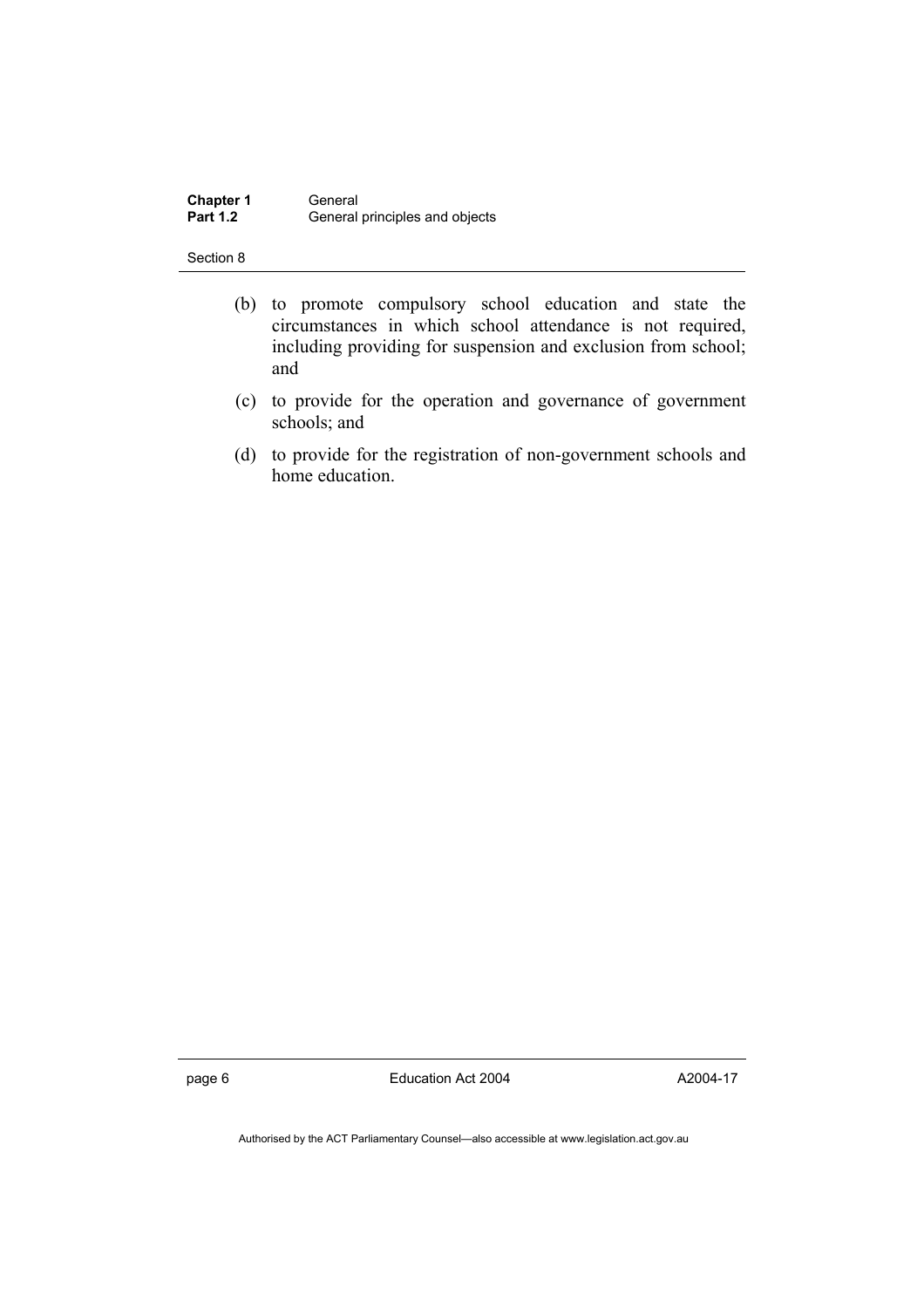(b) to promote compulsory school education and state the circumstances in which school attendance is not required, including providing for suspension and exclusion from school; and

(c) to provide for the operation and governance of government schools; and

(d) to provide for the registration of non-government schools and home education.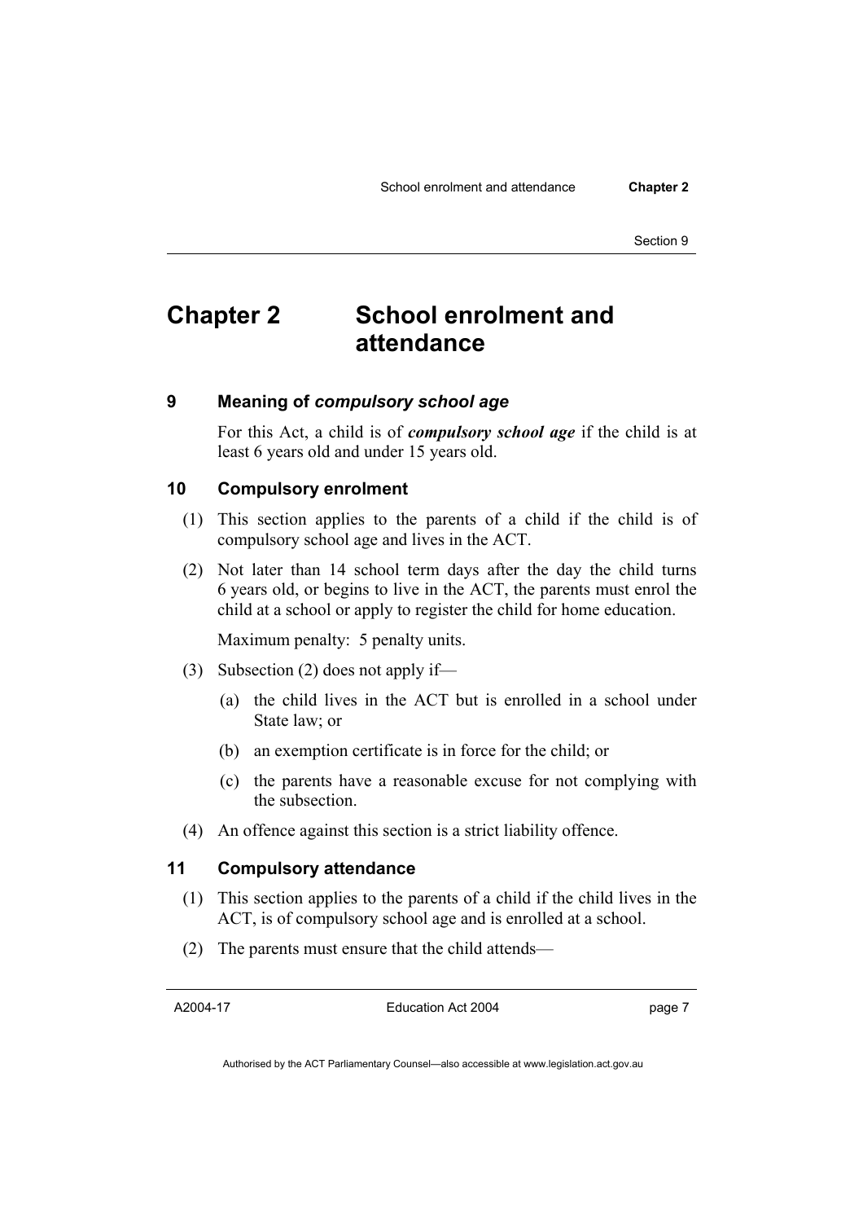# Chapter 2 School enrolment and attendance

## 9 Meaning of *compulsory school age*

For this Act, a child is of ***compulsory school age*** if the child is at least 6 years old and under 15 years old.

## 10 Compulsory enrolment

(1) This section applies to the parents of a child if the child is of compulsory school age and lives in the ACT.

(2) Not later than 14 school term days after the day the child turns 6 years old, or begins to live in the ACT, the parents must enrol the child at a school or apply to register the child for home education.

Maximum penalty: 5 penalty units.

(3) Subsection (2) does not apply if—

(a) the child lives in the ACT but is enrolled in a school under State law; or

(b) an exemption certificate is in force for the child; or

(c) the parents have a reasonable excuse for not complying with the subsection.

(4) An offence against this section is a strict liability offence.

## 11 Compulsory attendance

(1) This section applies to the parents of a child if the child lives in the ACT, is of compulsory school age and is enrolled at a school.

(2) The parents must ensure that the child attends—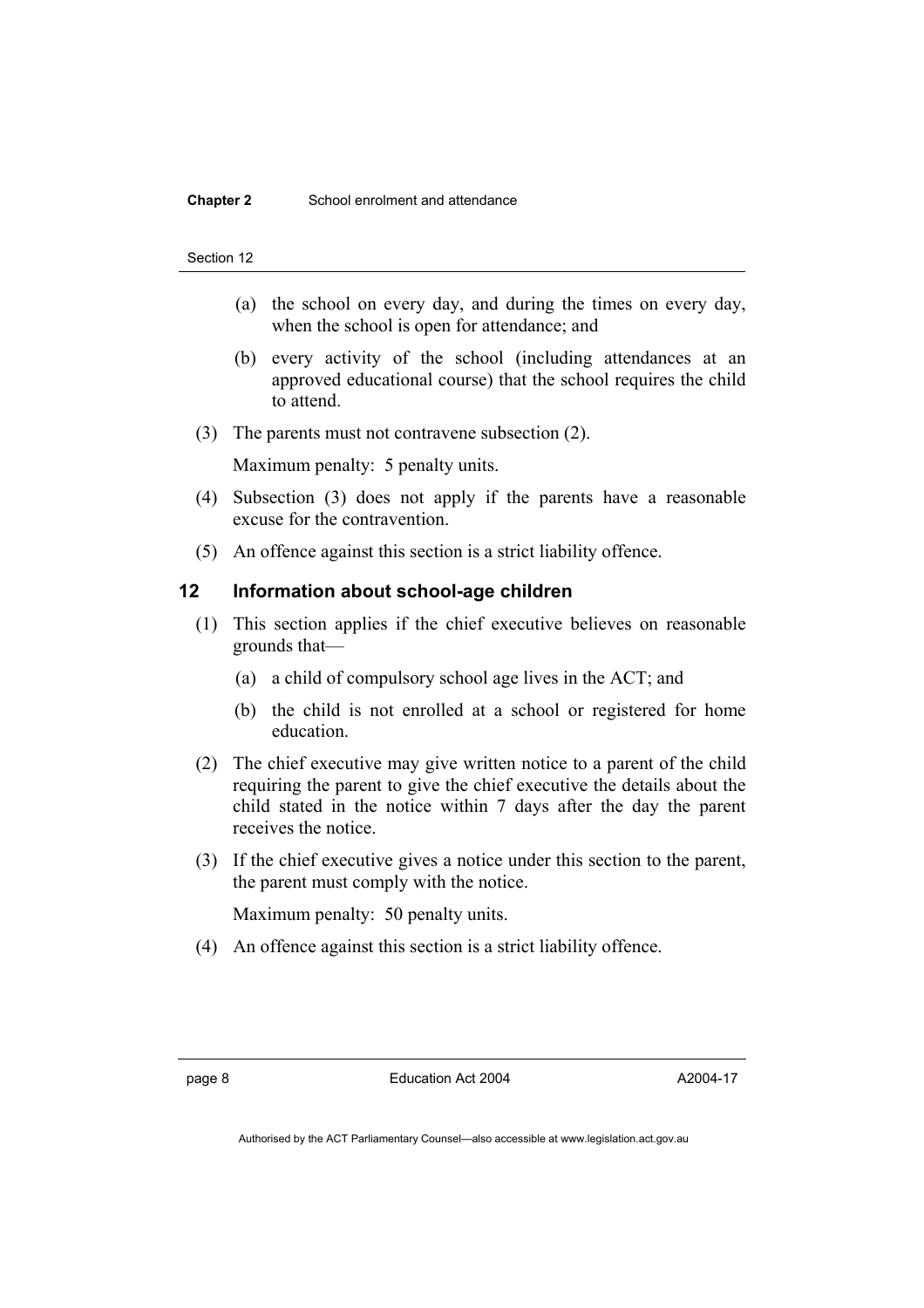(a) the school on every day, and during the times on every day, when the school is open for attendance; and

(b) every activity of the school (including attendances at an approved educational course) that the school requires the child to attend.

(3) The parents must not contravene subsection (2).

Maximum penalty: 5 penalty units.

(4) Subsection (3) does not apply if the parents have a reasonable excuse for the contravention.

(5) An offence against this section is a strict liability offence.

## 12 Information about school-age children

(1) This section applies if the chief executive believes on reasonable grounds that—

(a) a child of compulsory school age lives in the ACT; and

(b) the child is not enrolled at a school or registered for home education.

(2) The chief executive may give written notice to a parent of the child requiring the parent to give the chief executive the details about the child stated in the notice within 7 days after the day the parent receives the notice.

(3) If the chief executive gives a notice under this section to the parent, the parent must comply with the notice.

Maximum penalty: 50 penalty units.

(4) An offence against this section is a strict liability offence.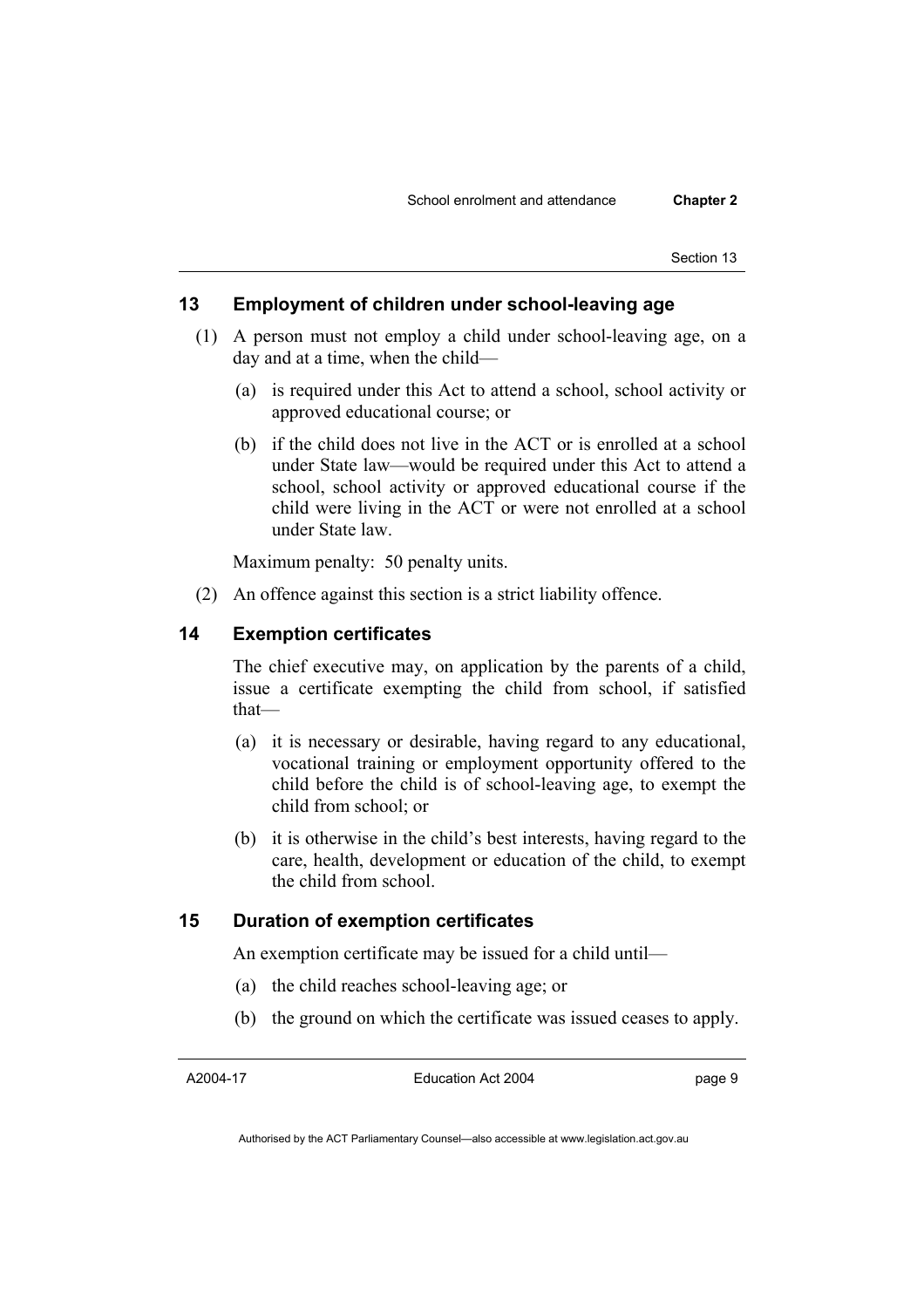### 13 Employment of children under school-leaving age

(1) A person must not employ a child under school-leaving age, on a day and at a time, when the child—

(a) is required under this Act to attend a school, school activity or approved educational course; or

(b) if the child does not live in the ACT or is enrolled at a school under State law—would be required under this Act to attend a school, school activity or approved educational course if the child were living in the ACT or were not enrolled at a school under State law.

Maximum penalty: 50 penalty units.

(2) An offence against this section is a strict liability offence.

### 14 Exemption certificates

The chief executive may, on application by the parents of a child, issue a certificate exempting the child from school, if satisfied that—

(a) it is necessary or desirable, having regard to any educational, vocational training or employment opportunity offered to the child before the child is of school-leaving age, to exempt the child from school; or

(b) it is otherwise in the child's best interests, having regard to the care, health, development or education of the child, to exempt the child from school.

### 15 Duration of exemption certificates

An exemption certificate may be issued for a child until—

(a) the child reaches school-leaving age; or

(b) the ground on which the certificate was issued ceases to apply.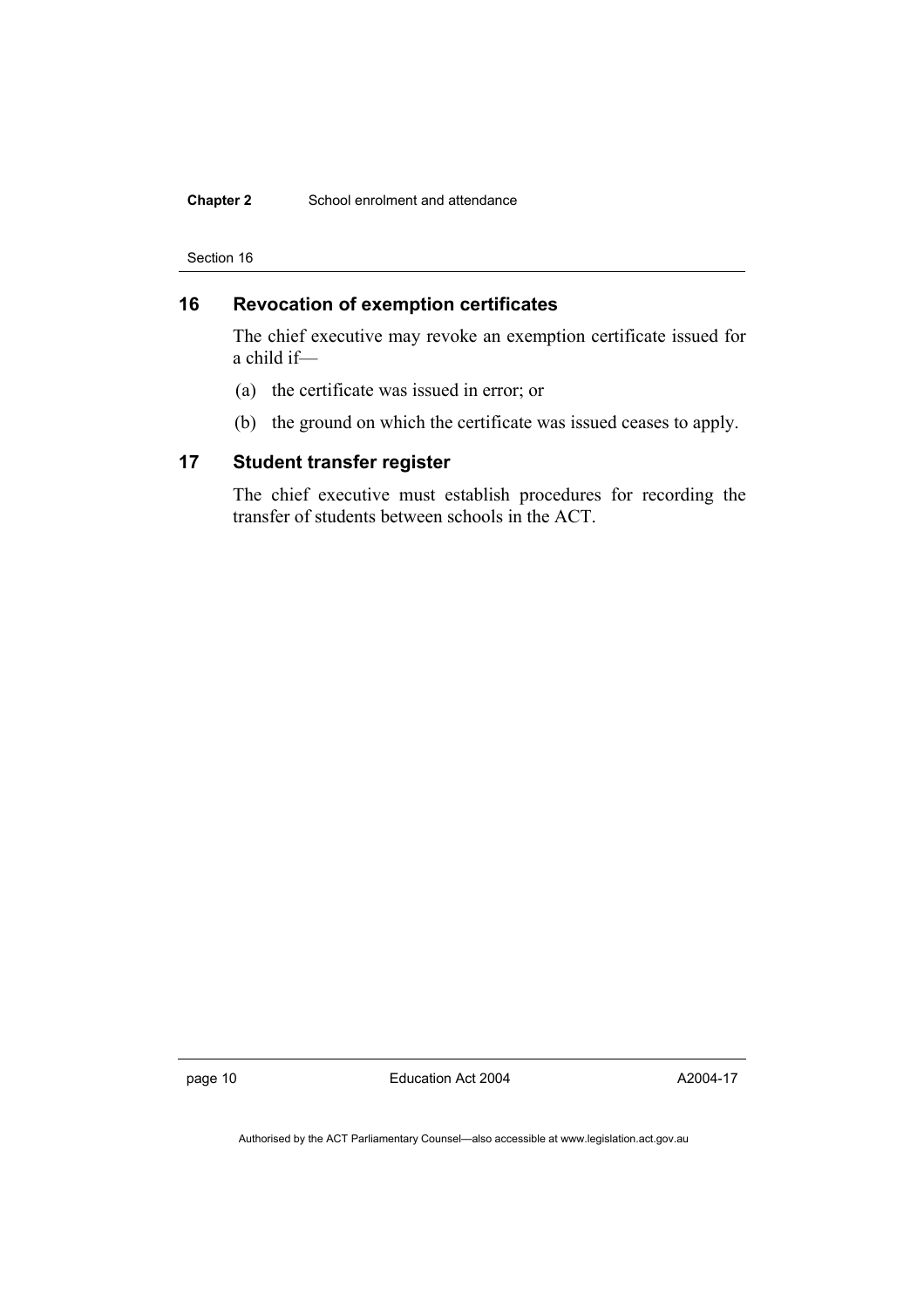## 16 Revocation of exemption certificates

The chief executive may revoke an exemption certificate issued for a child if—

(a) the certificate was issued in error; or

(b) the ground on which the certificate was issued ceases to apply.

## 17 Student transfer register

The chief executive must establish procedures for recording the transfer of students between schools in the ACT.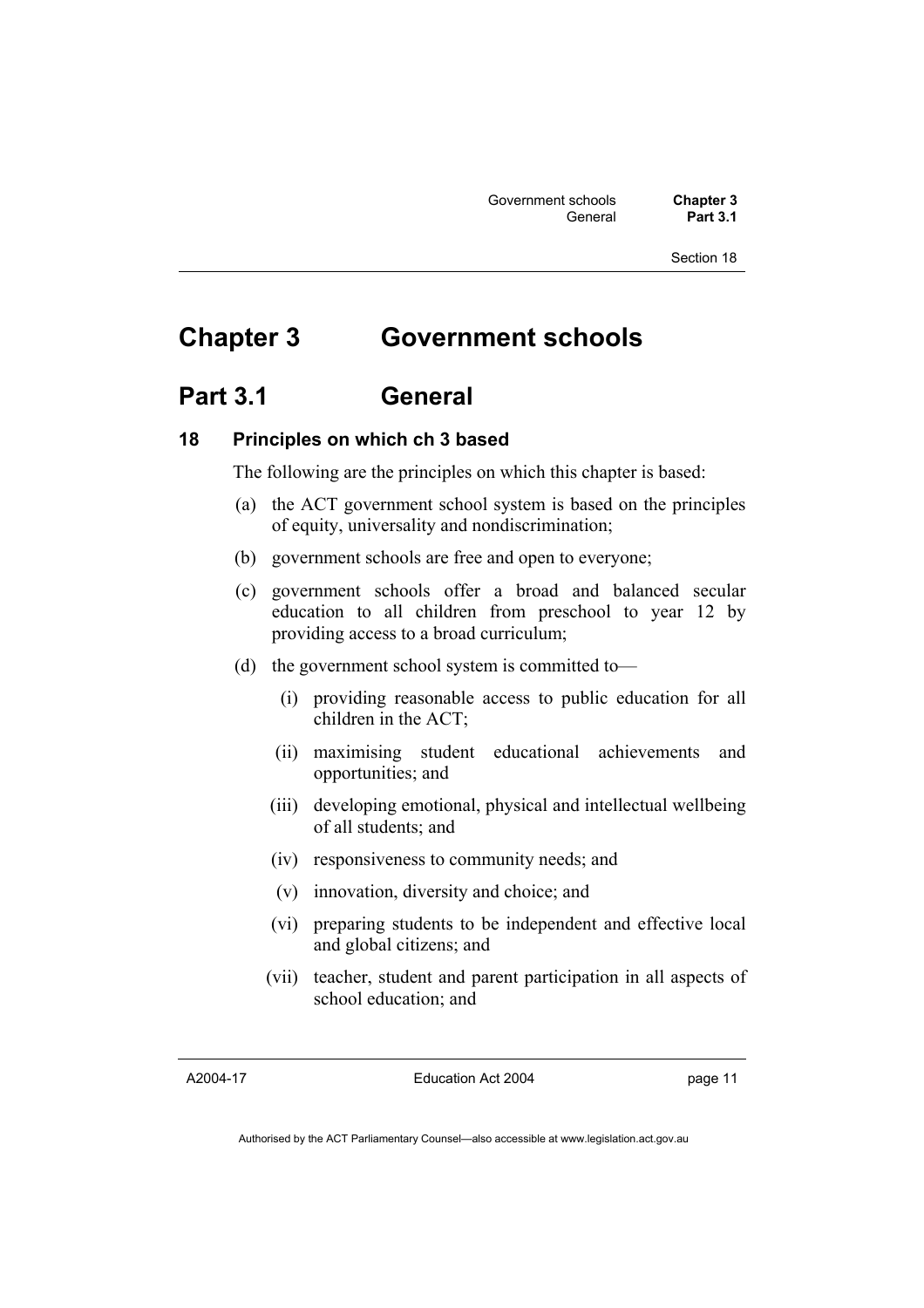# Chapter 3 Government schools

## Part 3.1 General

### 18 Principles on which ch 3 based

The following are the principles on which this chapter is based:

(a) the ACT government school system is based on the principles of equity, universality and nondiscrimination;

(b) government schools are free and open to everyone;

(c) government schools offer a broad and balanced secular education to all children from preschool to year 12 by providing access to a broad curriculum;

(d) the government school system is committed to—

  (i) providing reasonable access to public education for all children in the ACT;

  (ii) maximising student educational achievements and opportunities; and

  (iii) developing emotional, physical and intellectual wellbeing of all students; and

  (iv) responsiveness to community needs; and

  (v) innovation, diversity and choice; and

  (vi) preparing students to be independent and effective local and global citizens; and

  (vii) teacher, student and parent participation in all aspects of school education; and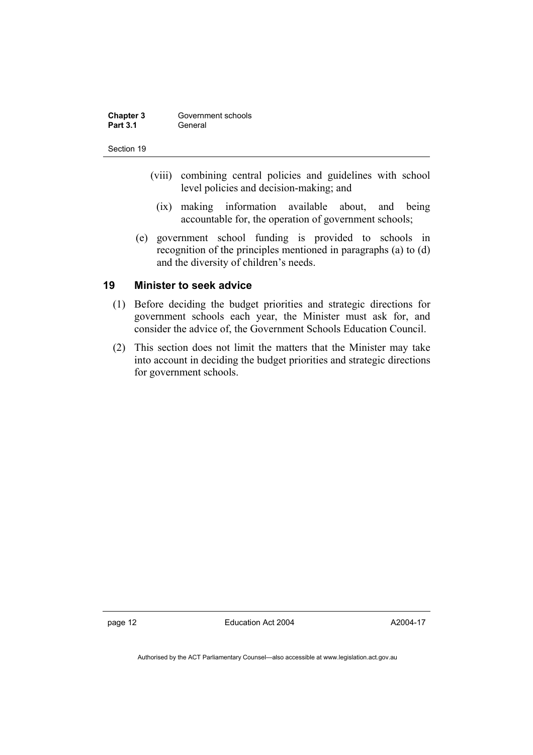(viii) combining central policies and guidelines with school level policies and decision-making; and

(ix) making information available about, and being accountable for, the operation of government schools;

(e) government school funding is provided to schools in recognition of the principles mentioned in paragraphs (a) to (d) and the diversity of children's needs.

## 19 Minister to seek advice

(1) Before deciding the budget priorities and strategic directions for government schools each year, the Minister must ask for, and consider the advice of, the Government Schools Education Council.

(2) This section does not limit the matters that the Minister may take into account in deciding the budget priorities and strategic directions for government schools.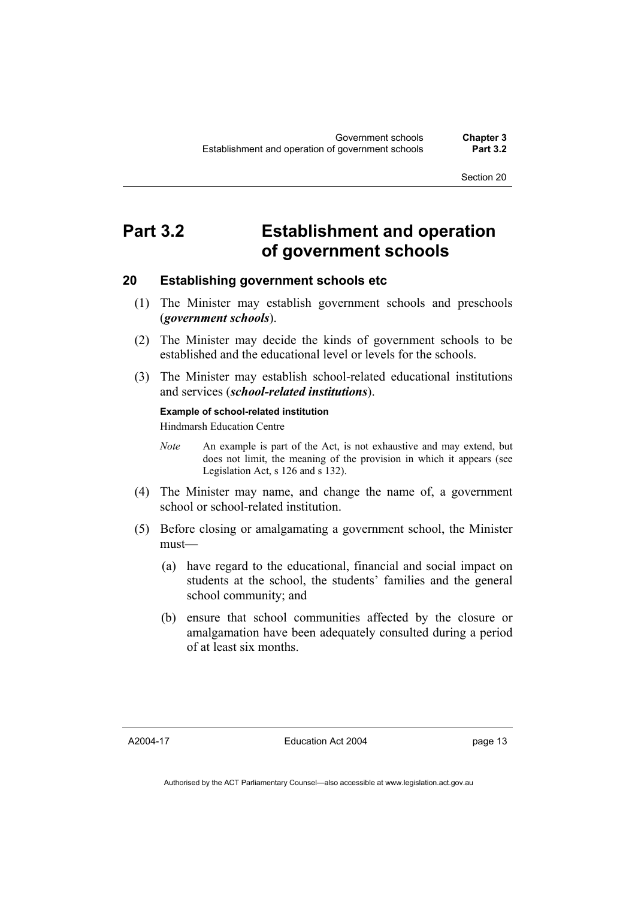# Part 3.2 Establishment and operation of government schools

## 20 Establishing government schools etc

(1) The Minister may establish government schools and preschools (***government schools***).

(2) The Minister may decide the kinds of government schools to be established and the educational level or levels for the schools.

(3) The Minister may establish school-related educational institutions and services (***school-related institutions***).

**Example of school-related institution**

Hindmarsh Education Centre

*Note* An example is part of the Act, is not exhaustive and may extend, but does not limit, the meaning of the provision in which it appears (see Legislation Act, s 126 and s 132).

(4) The Minister may name, and change the name of, a government school or school-related institution.

(5) Before closing or amalgamating a government school, the Minister must—

(a) have regard to the educational, financial and social impact on students at the school, the students' families and the general school community; and

(b) ensure that school communities affected by the closure or amalgamation have been adequately consulted during a period of at least six months.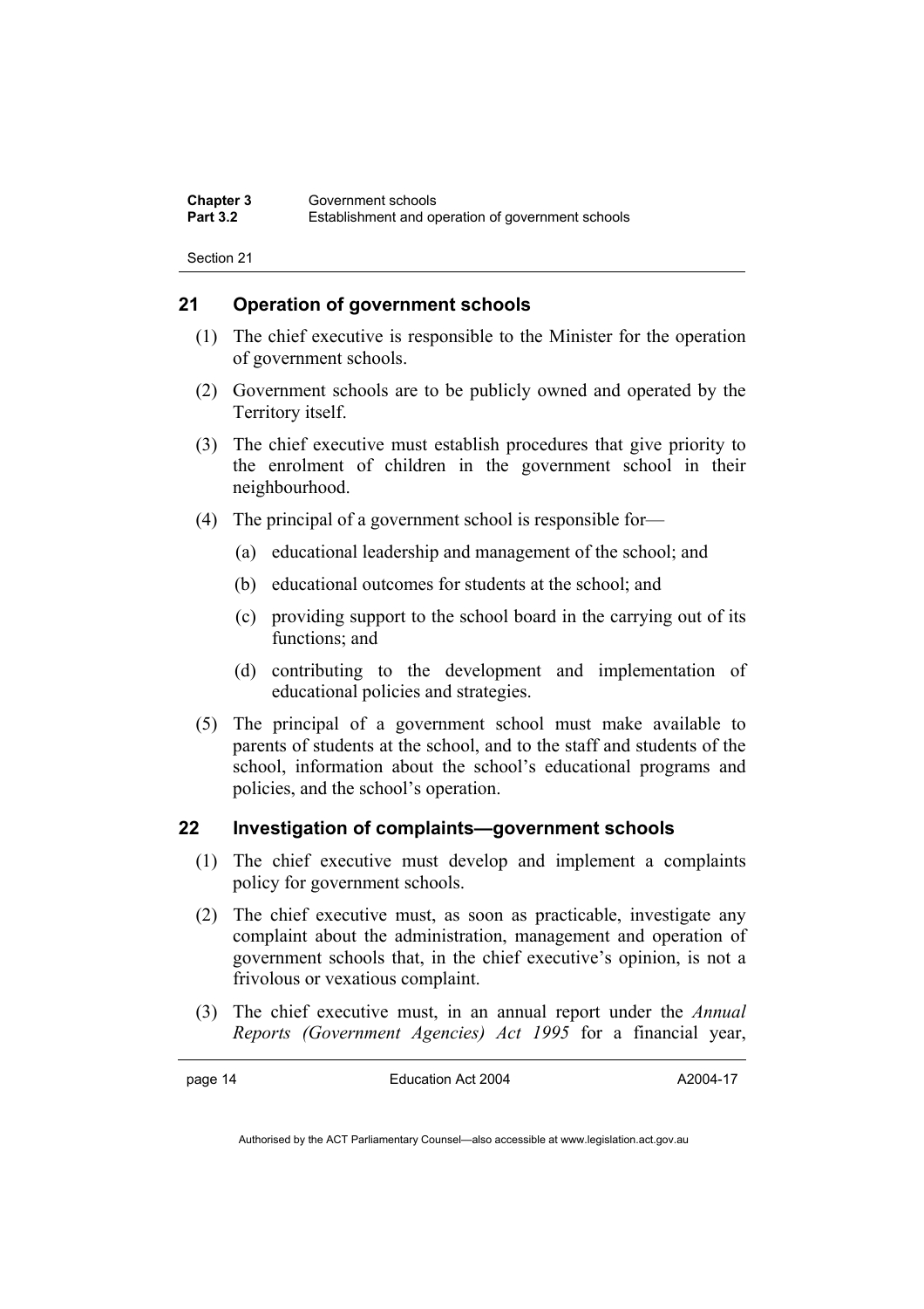## 21 Operation of government schools

(1) The chief executive is responsible to the Minister for the operation of government schools.

(2) Government schools are to be publicly owned and operated by the Territory itself.

(3) The chief executive must establish procedures that give priority to the enrolment of children in the government school in their neighbourhood.

(4) The principal of a government school is responsible for—

(a) educational leadership and management of the school; and

(b) educational outcomes for students at the school; and

(c) providing support to the school board in the carrying out of its functions; and

(d) contributing to the development and implementation of educational policies and strategies.

(5) The principal of a government school must make available to parents of students at the school, and to the staff and students of the school, information about the school's educational programs and policies, and the school's operation.

## 22 Investigation of complaints—government schools

(1) The chief executive must develop and implement a complaints policy for government schools.

(2) The chief executive must, as soon as practicable, investigate any complaint about the administration, management and operation of government schools that, in the chief executive's opinion, is not a frivolous or vexatious complaint.

(3) The chief executive must, in an annual report under the *Annual Reports (Government Agencies) Act 1995* for a financial year,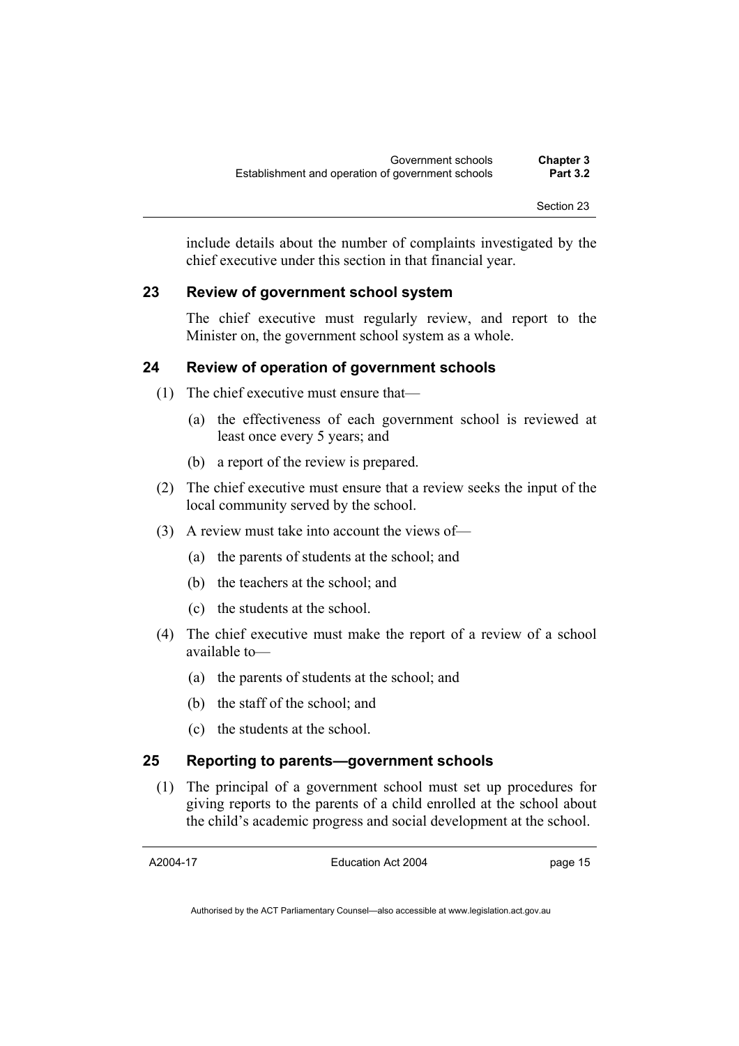include details about the number of complaints investigated by the chief executive under this section in that financial year.

### 23 Review of government school system

The chief executive must regularly review, and report to the Minister on, the government school system as a whole.

### 24 Review of operation of government schools

(1) The chief executive must ensure that—

(a) the effectiveness of each government school is reviewed at least once every 5 years; and

(b) a report of the review is prepared.

(2) The chief executive must ensure that a review seeks the input of the local community served by the school.

(3) A review must take into account the views of—

(a) the parents of students at the school; and

(b) the teachers at the school; and

(c) the students at the school.

(4) The chief executive must make the report of a review of a school available to—

(a) the parents of students at the school; and

(b) the staff of the school; and

(c) the students at the school.

### 25 Reporting to parents—government schools

(1) The principal of a government school must set up procedures for giving reports to the parents of a child enrolled at the school about the child's academic progress and social development at the school.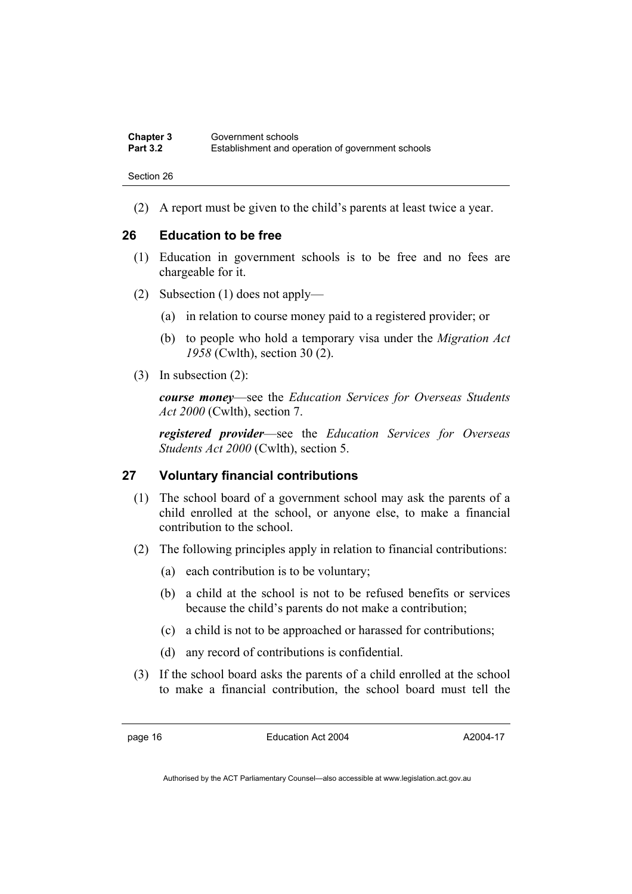(2) A report must be given to the child's parents at least twice a year.

## 26 Education to be free

(1) Education in government schools is to be free and no fees are chargeable for it.

(2) Subsection (1) does not apply—

(a) in relation to course money paid to a registered provider; or

(b) to people who hold a temporary visa under the *Migration Act 1958* (Cwlth), section 30 (2).

(3) In subsection (2):

***course money***—see the *Education Services for Overseas Students Act 2000* (Cwlth), section 7.

***registered provider***—see the *Education Services for Overseas Students Act 2000* (Cwlth), section 5.

## 27 Voluntary financial contributions

(1) The school board of a government school may ask the parents of a child enrolled at the school, or anyone else, to make a financial contribution to the school.

(2) The following principles apply in relation to financial contributions:

(a) each contribution is to be voluntary;

(b) a child at the school is not to be refused benefits or services because the child's parents do not make a contribution;

(c) a child is not to be approached or harassed for contributions;

(d) any record of contributions is confidential.

(3) If the school board asks the parents of a child enrolled at the school to make a financial contribution, the school board must tell the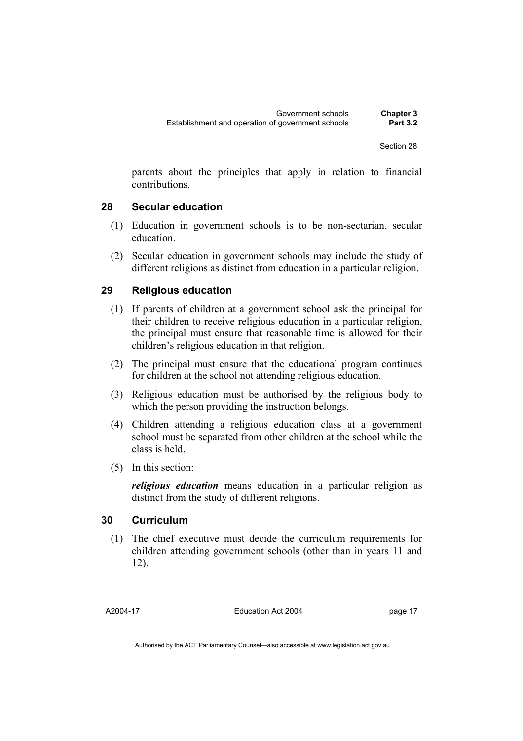parents about the principles that apply in relation to financial contributions.

## 28 Secular education

(1) Education in government schools is to be non-sectarian, secular education.

(2) Secular education in government schools may include the study of different religions as distinct from education in a particular religion.

## 29 Religious education

(1) If parents of children at a government school ask the principal for their children to receive religious education in a particular religion, the principal must ensure that reasonable time is allowed for their children's religious education in that religion.

(2) The principal must ensure that the educational program continues for children at the school not attending religious education.

(3) Religious education must be authorised by the religious body to which the person providing the instruction belongs.

(4) Children attending a religious education class at a government school must be separated from other children at the school while the class is held.

(5) In this section:

***religious education*** means education in a particular religion as distinct from the study of different religions.

## 30 Curriculum

(1) The chief executive must decide the curriculum requirements for children attending government schools (other than in years 11 and 12).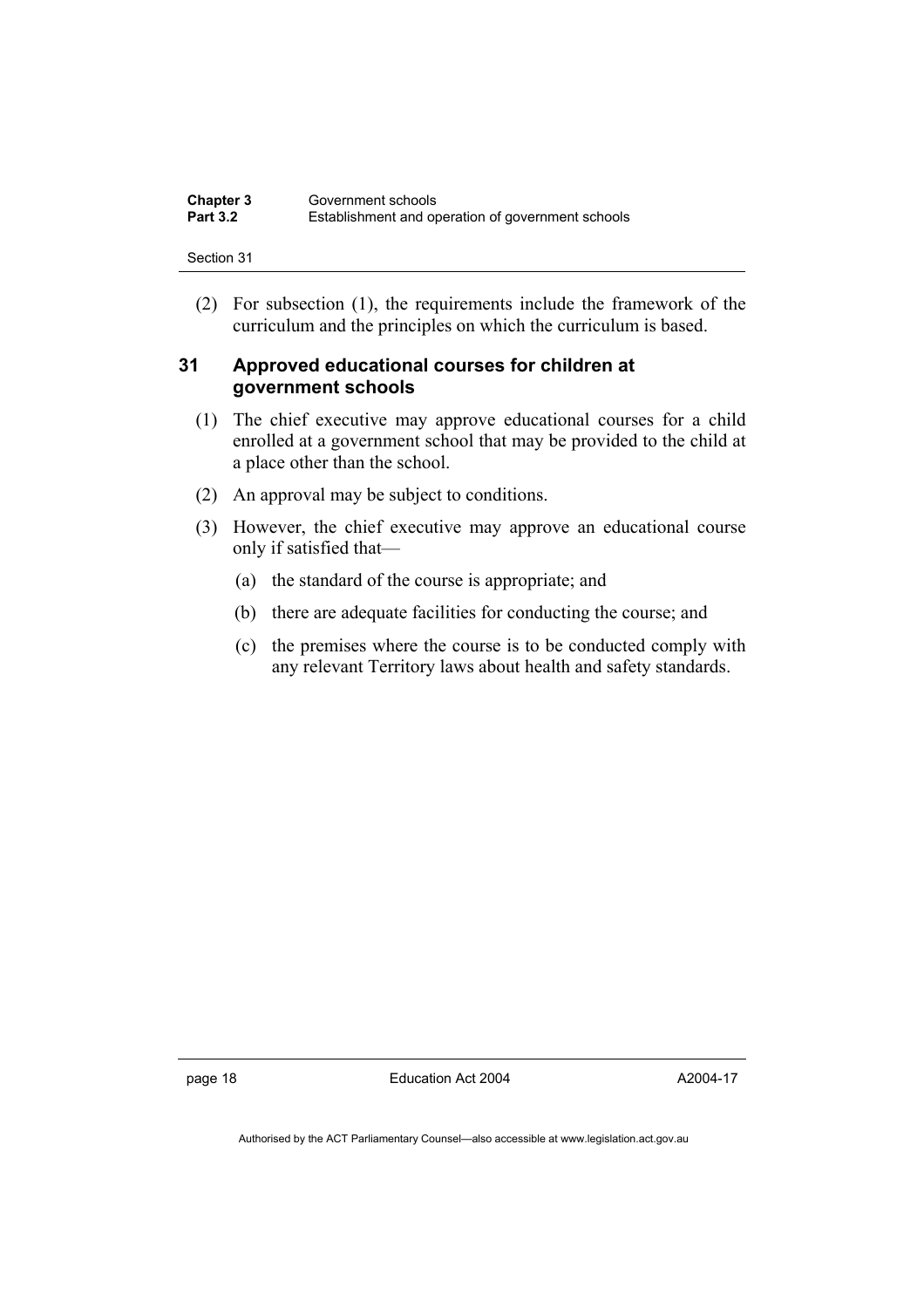(2) For subsection (1), the requirements include the framework of the curriculum and the principles on which the curriculum is based.

## 31 Approved educational courses for children at government schools

(1) The chief executive may approve educational courses for a child enrolled at a government school that may be provided to the child at a place other than the school.

(2) An approval may be subject to conditions.

(3) However, the chief executive may approve an educational course only if satisfied that—

   (a) the standard of the course is appropriate; and

   (b) there are adequate facilities for conducting the course; and

   (c) the premises where the course is to be conducted comply with any relevant Territory laws about health and safety standards.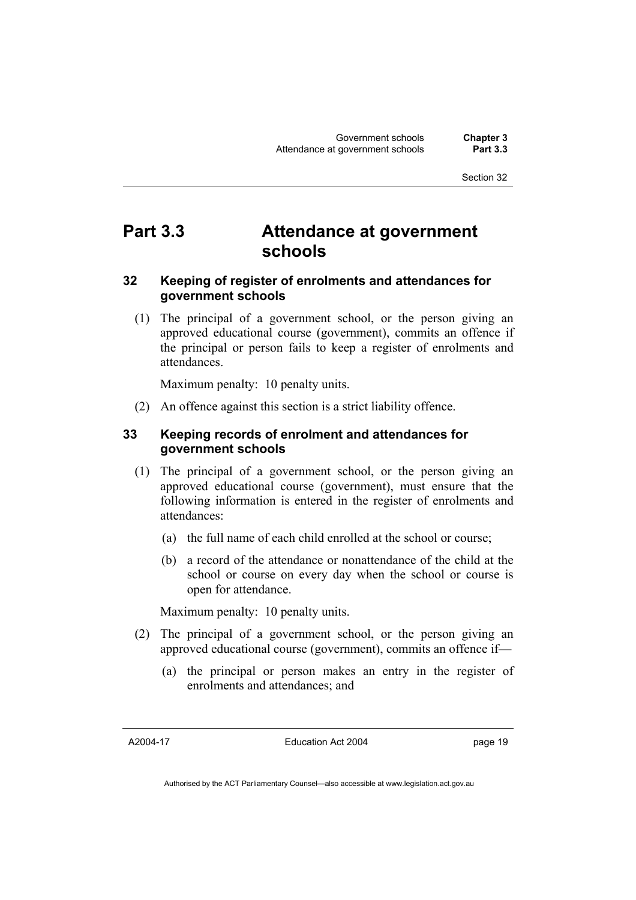# Part 3.3 Attendance at government schools

## 32 Keeping of register of enrolments and attendances for government schools

(1) The principal of a government school, or the person giving an approved educational course (government), commits an offence if the principal or person fails to keep a register of enrolments and attendances.

Maximum penalty: 10 penalty units.

(2) An offence against this section is a strict liability offence.

## 33 Keeping records of enrolment and attendances for government schools

(1) The principal of a government school, or the person giving an approved educational course (government), must ensure that the following information is entered in the register of enrolments and attendances:

(a) the full name of each child enrolled at the school or course;

(b) a record of the attendance or nonattendance of the child at the school or course on every day when the school or course is open for attendance.

Maximum penalty: 10 penalty units.

(2) The principal of a government school, or the person giving an approved educational course (government), commits an offence if—

(a) the principal or person makes an entry in the register of enrolments and attendances; and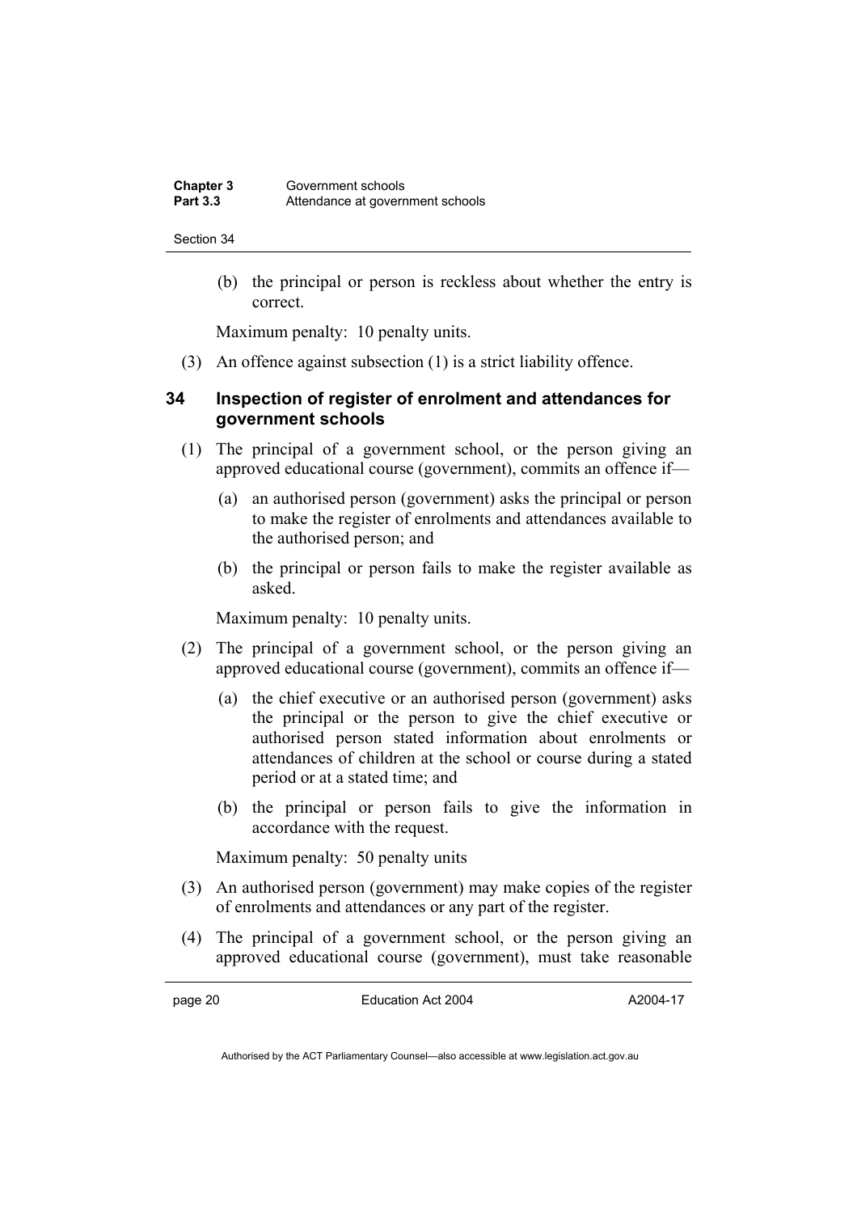(b) the principal or person is reckless about whether the entry is correct.

Maximum penalty: 10 penalty units.

(3) An offence against subsection (1) is a strict liability offence.

## 34 Inspection of register of enrolment and attendances for government schools

(1) The principal of a government school, or the person giving an approved educational course (government), commits an offence if—

(a) an authorised person (government) asks the principal or person to make the register of enrolments and attendances available to the authorised person; and

(b) the principal or person fails to make the register available as asked.

Maximum penalty: 10 penalty units.

(2) The principal of a government school, or the person giving an approved educational course (government), commits an offence if—

(a) the chief executive or an authorised person (government) asks the principal or the person to give the chief executive or authorised person stated information about enrolments or attendances of children at the school or course during a stated period or at a stated time; and

(b) the principal or person fails to give the information in accordance with the request.

Maximum penalty: 50 penalty units

(3) An authorised person (government) may make copies of the register of enrolments and attendances or any part of the register.

(4) The principal of a government school, or the person giving an approved educational course (government), must take reasonable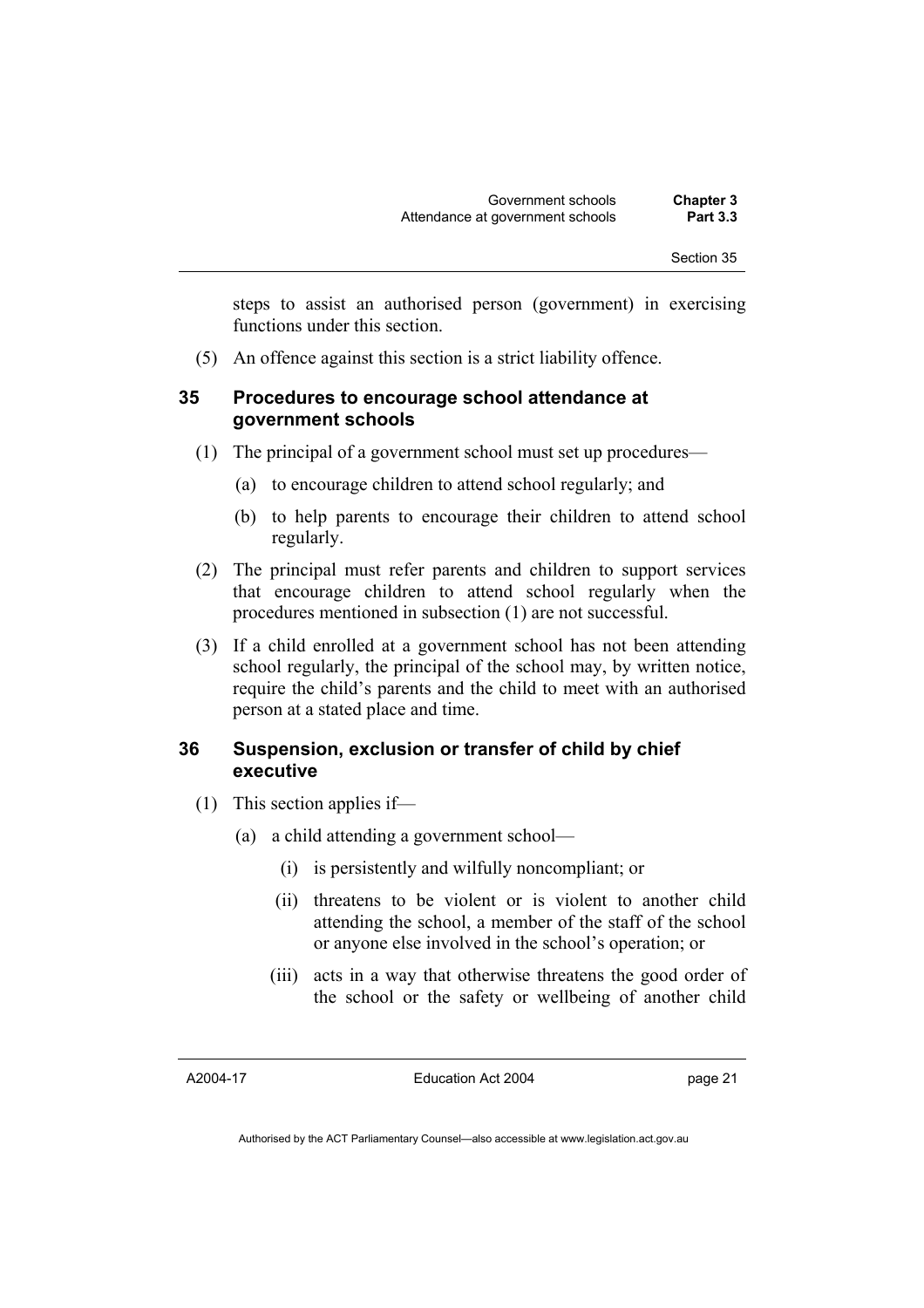steps to assist an authorised person (government) in exercising functions under this section.

(5) An offence against this section is a strict liability offence.

### 35 Procedures to encourage school attendance at government schools

(1) The principal of a government school must set up procedures—

(a) to encourage children to attend school regularly; and

(b) to help parents to encourage their children to attend school regularly.

(2) The principal must refer parents and children to support services that encourage children to attend school regularly when the procedures mentioned in subsection (1) are not successful.

(3) If a child enrolled at a government school has not been attending school regularly, the principal of the school may, by written notice, require the child's parents and the child to meet with an authorised person at a stated place and time.

### 36 Suspension, exclusion or transfer of child by chief executive

(1) This section applies if—

(a) a child attending a government school—

(i) is persistently and wilfully noncompliant; or

(ii) threatens to be violent or is violent to another child attending the school, a member of the staff of the school or anyone else involved in the school's operation; or

(iii) acts in a way that otherwise threatens the good order of the school or the safety or wellbeing of another child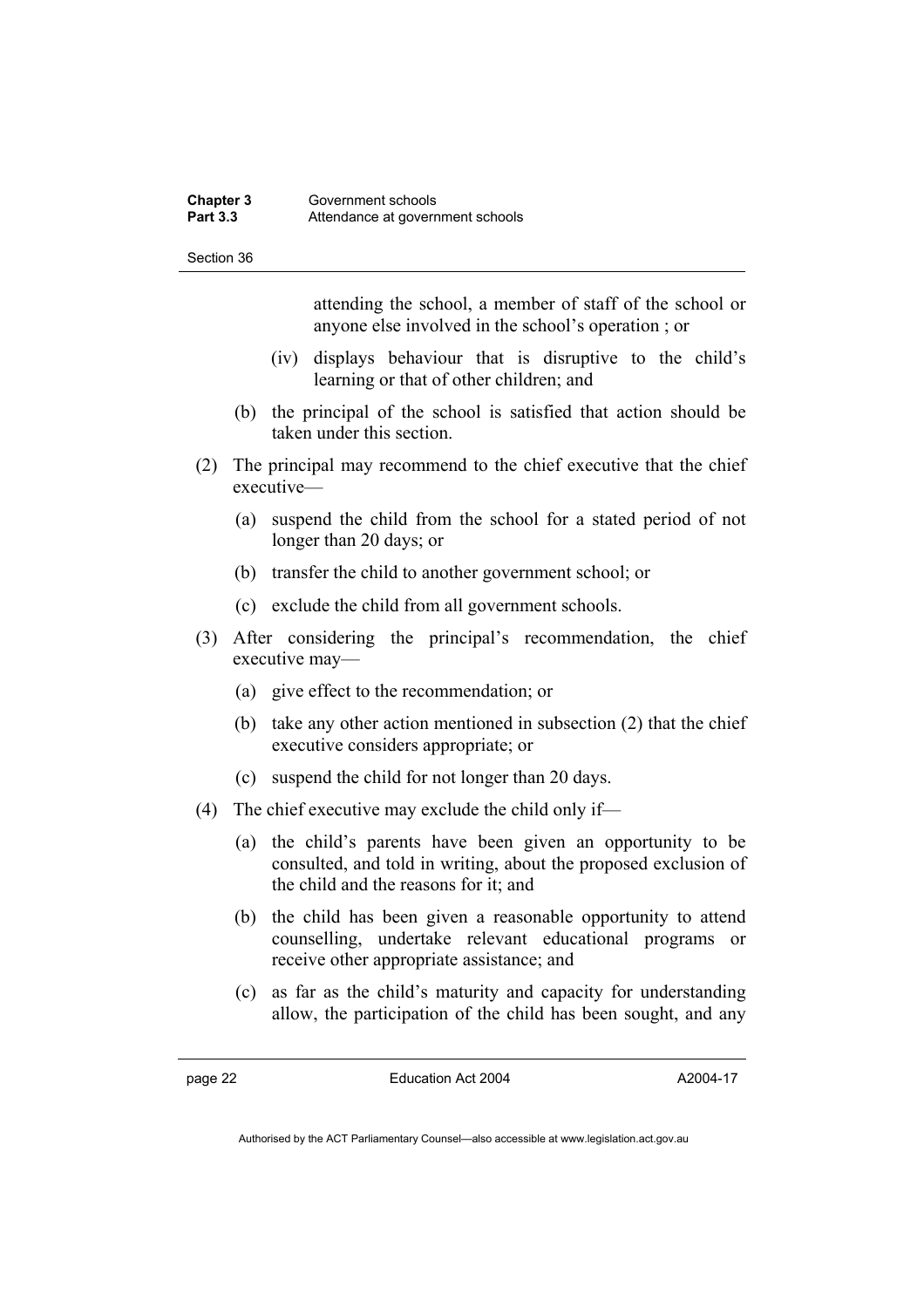attending the school, a member of staff of the school or anyone else involved in the school's operation ; or

(iv) displays behaviour that is disruptive to the child's learning or that of other children; and

(b) the principal of the school is satisfied that action should be taken under this section.

(2) The principal may recommend to the chief executive that the chief executive—

(a) suspend the child from the school for a stated period of not longer than 20 days; or

(b) transfer the child to another government school; or

(c) exclude the child from all government schools.

(3) After considering the principal's recommendation, the chief executive may—

(a) give effect to the recommendation; or

(b) take any other action mentioned in subsection (2) that the chief executive considers appropriate; or

(c) suspend the child for not longer than 20 days.

(4) The chief executive may exclude the child only if—

(a) the child's parents have been given an opportunity to be consulted, and told in writing, about the proposed exclusion of the child and the reasons for it; and

(b) the child has been given a reasonable opportunity to attend counselling, undertake relevant educational programs or receive other appropriate assistance; and

(c) as far as the child's maturity and capacity for understanding allow, the participation of the child has been sought, and any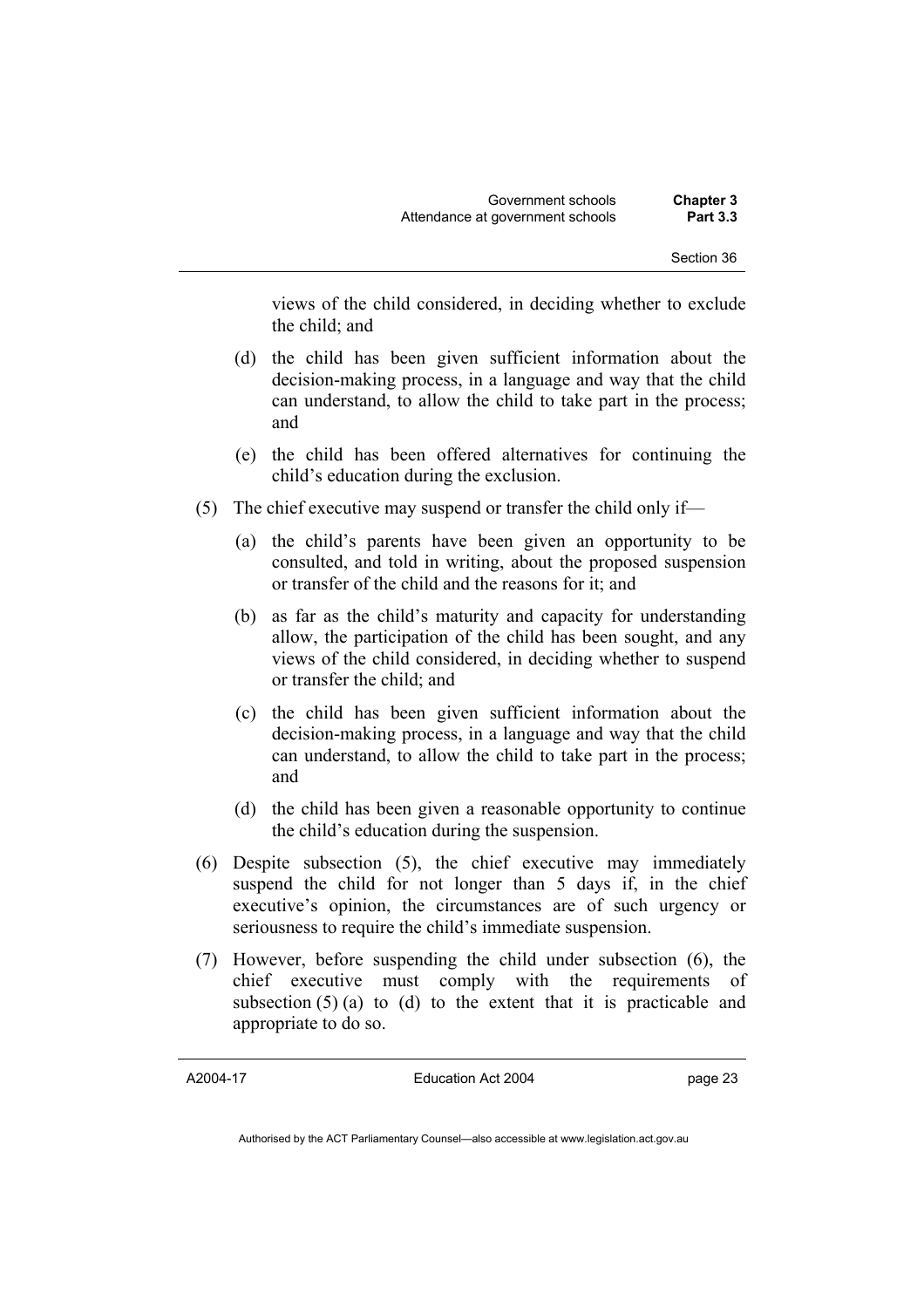views of the child considered, in deciding whether to exclude the child; and

(d) the child has been given sufficient information about the decision-making process, in a language and way that the child can understand, to allow the child to take part in the process; and

(e) the child has been offered alternatives for continuing the child's education during the exclusion.

(5) The chief executive may suspend or transfer the child only if—

(a) the child's parents have been given an opportunity to be consulted, and told in writing, about the proposed suspension or transfer of the child and the reasons for it; and

(b) as far as the child's maturity and capacity for understanding allow, the participation of the child has been sought, and any views of the child considered, in deciding whether to suspend or transfer the child; and

(c) the child has been given sufficient information about the decision-making process, in a language and way that the child can understand, to allow the child to take part in the process; and

(d) the child has been given a reasonable opportunity to continue the child's education during the suspension.

(6) Despite subsection (5), the chief executive may immediately suspend the child for not longer than 5 days if, in the chief executive's opinion, the circumstances are of such urgency or seriousness to require the child's immediate suspension.

(7) However, before suspending the child under subsection (6), the chief executive must comply with the requirements of subsection (5) (a) to (d) to the extent that it is practicable and appropriate to do so.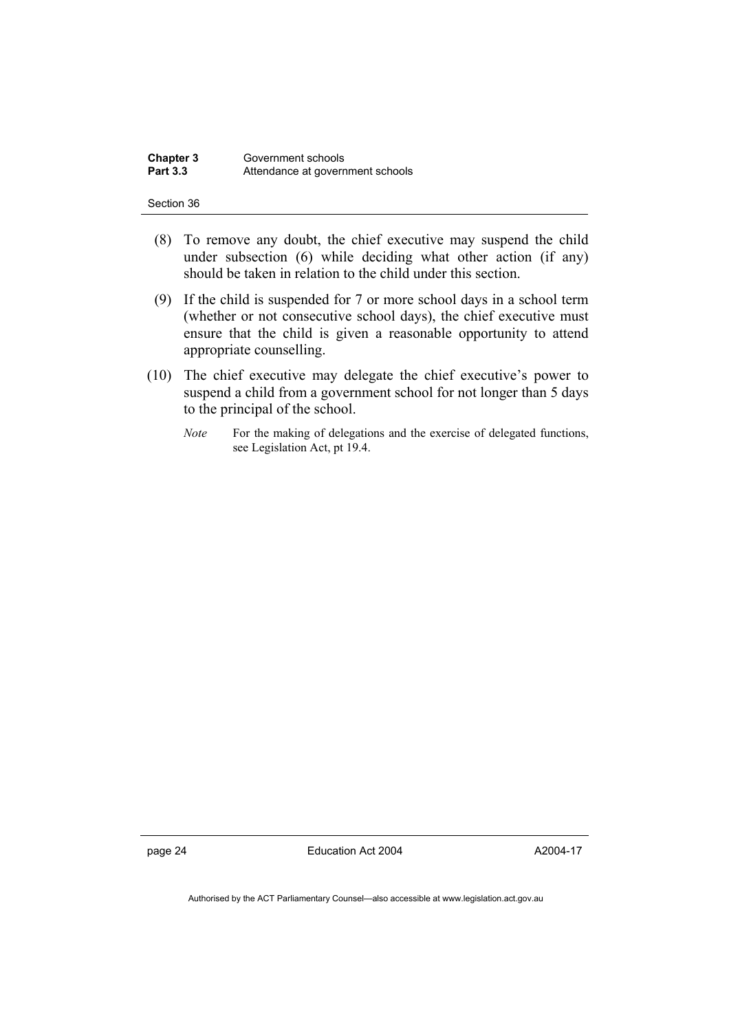(8) To remove any doubt, the chief executive may suspend the child under subsection (6) while deciding what other action (if any) should be taken in relation to the child under this section.

(9) If the child is suspended for 7 or more school days in a school term (whether or not consecutive school days), the chief executive must ensure that the child is given a reasonable opportunity to attend appropriate counselling.

(10) The chief executive may delegate the chief executive's power to suspend a child from a government school for not longer than 5 days to the principal of the school.

*Note* For the making of delegations and the exercise of delegated functions, see Legislation Act, pt 19.4.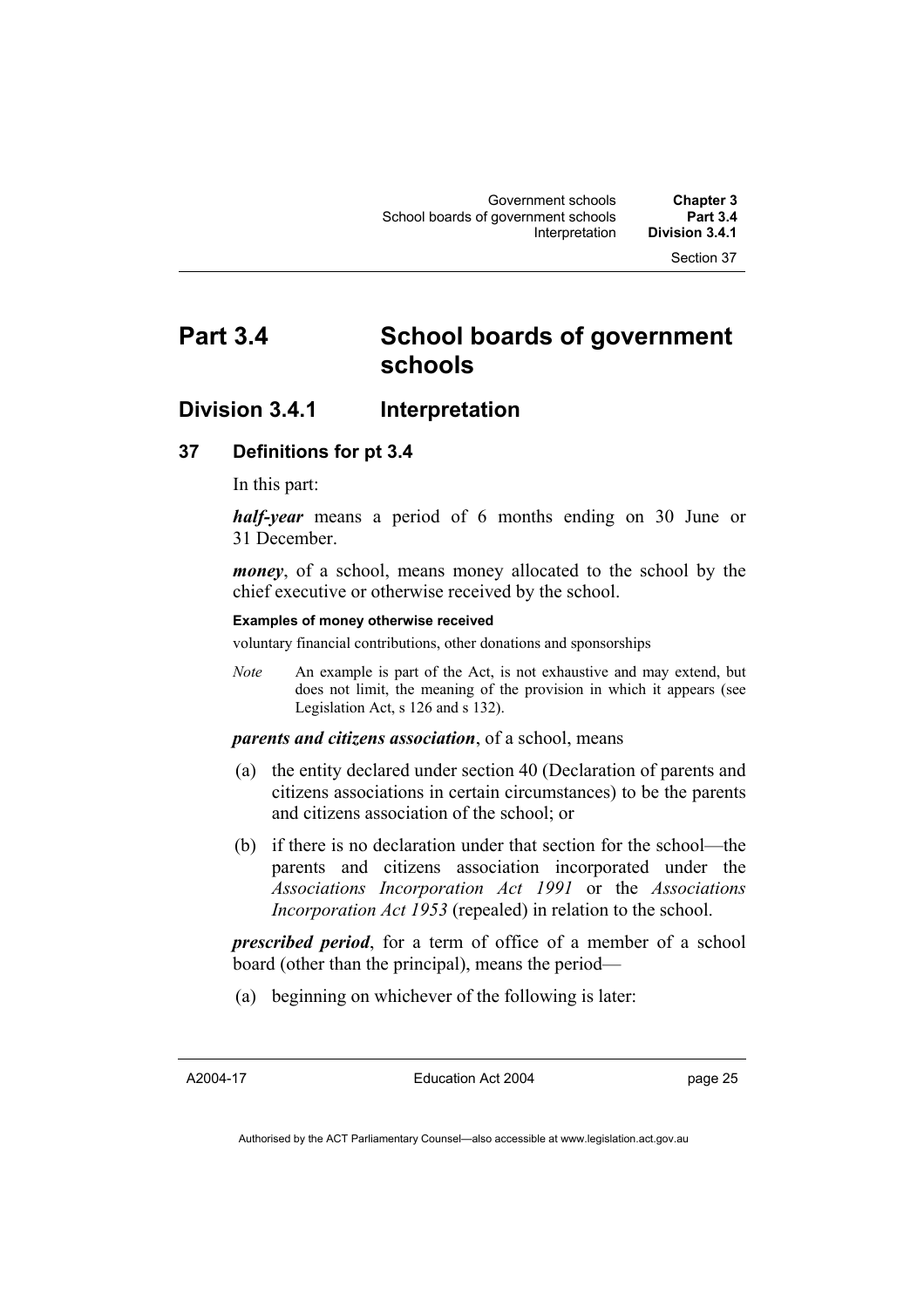# Part 3.4 School boards of government schools

## Division 3.4.1 Interpretation

### 37 Definitions for pt 3.4

In this part:

***half-year*** means a period of 6 months ending on 30 June or 31 December.

***money***, of a school, means money allocated to the school by the chief executive or otherwise received by the school.

**Examples of money otherwise received**

voluntary financial contributions, other donations and sponsorships

*Note* An example is part of the Act, is not exhaustive and may extend, but does not limit, the meaning of the provision in which it appears (see Legislation Act, s 126 and s 132).

***parents and citizens association***, of a school, means

(a) the entity declared under section 40 (Declaration of parents and citizens associations in certain circumstances) to be the parents and citizens association of the school; or

(b) if there is no declaration under that section for the school—the parents and citizens association incorporated under the *Associations Incorporation Act 1991* or the *Associations Incorporation Act 1953* (repealed) in relation to the school.

***prescribed period***, for a term of office of a member of a school board (other than the principal), means the period—

(a) beginning on whichever of the following is later: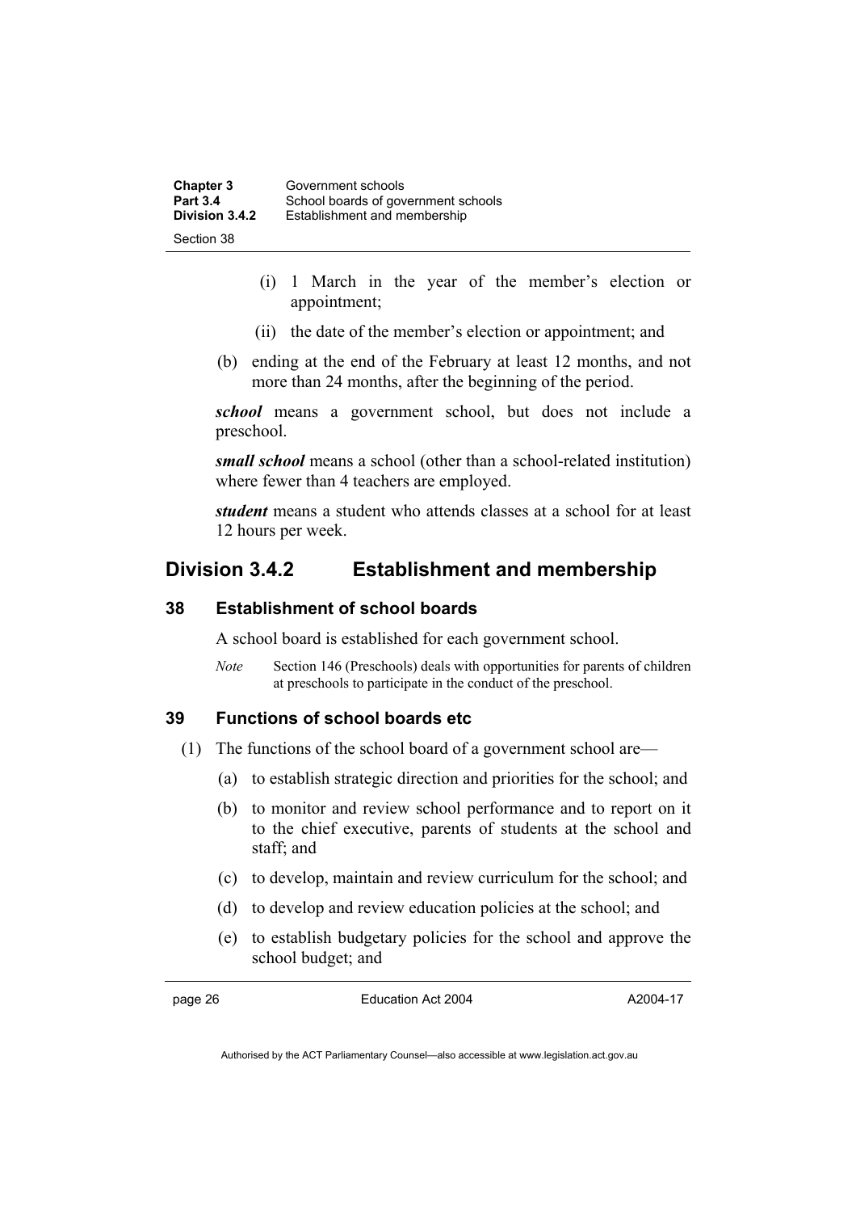(i) 1 March in the year of the member's election or appointment;

(ii) the date of the member's election or appointment; and

(b) ending at the end of the February at least 12 months, and not more than 24 months, after the beginning of the period.

***school*** means a government school, but does not include a preschool.

***small school*** means a school (other than a school-related institution) where fewer than 4 teachers are employed.

***student*** means a student who attends classes at a school for at least 12 hours per week.

## Division 3.4.2 Establishment and membership

### 38 Establishment of school boards

A school board is established for each government school.

*Note* Section 146 (Preschools) deals with opportunities for parents of children at preschools to participate in the conduct of the preschool.

### 39 Functions of school boards etc

(1) The functions of the school board of a government school are—

(a) to establish strategic direction and priorities for the school; and

(b) to monitor and review school performance and to report on it to the chief executive, parents of students at the school and staff; and

(c) to develop, maintain and review curriculum for the school; and

(d) to develop and review education policies at the school; and

(e) to establish budgetary policies for the school and approve the school budget; and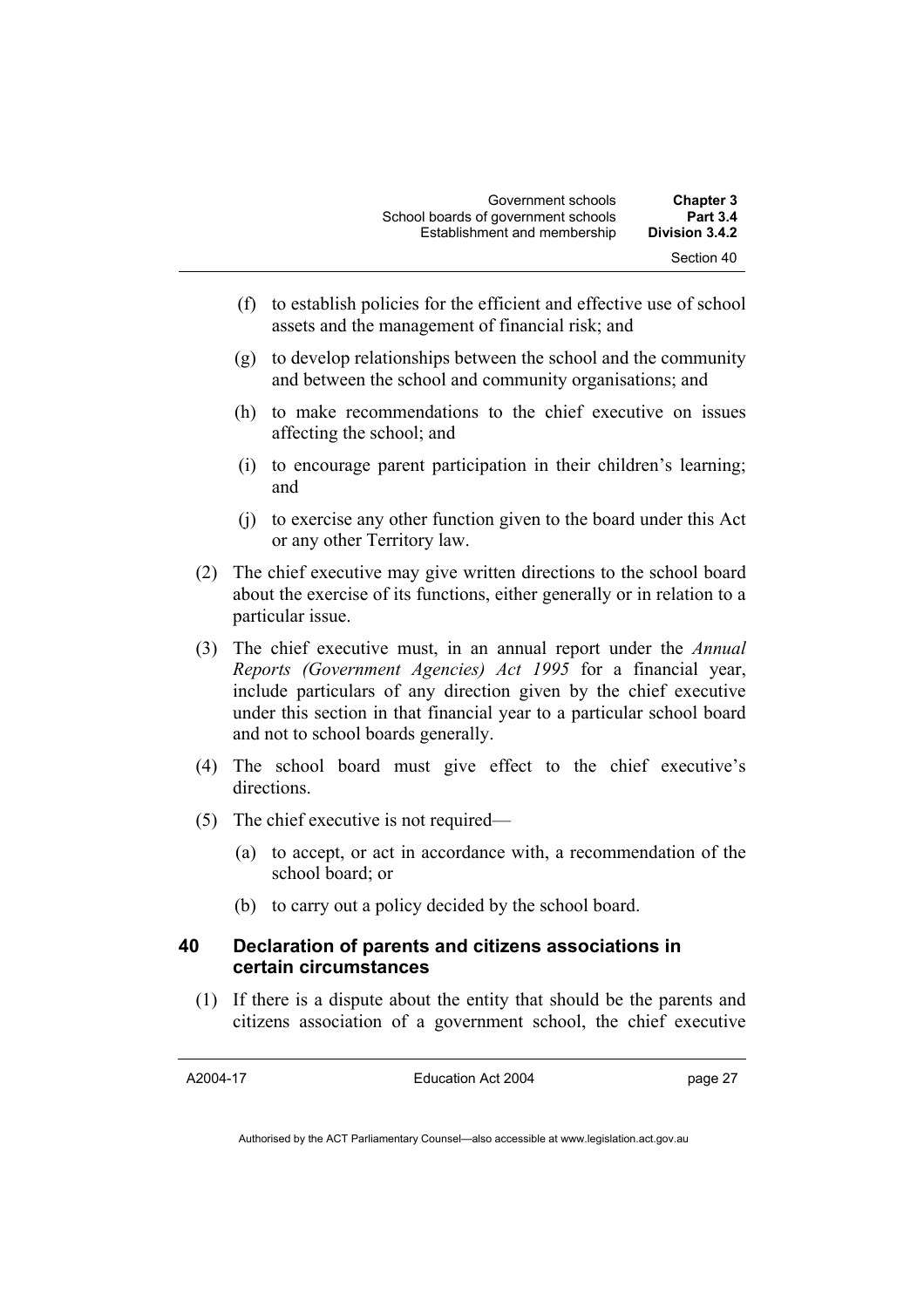(f) to establish policies for the efficient and effective use of school assets and the management of financial risk; and

(g) to develop relationships between the school and the community and between the school and community organisations; and

(h) to make recommendations to the chief executive on issues affecting the school; and

(i) to encourage parent participation in their children's learning; and

(j) to exercise any other function given to the board under this Act or any other Territory law.

(2) The chief executive may give written directions to the school board about the exercise of its functions, either generally or in relation to a particular issue.

(3) The chief executive must, in an annual report under the *Annual Reports (Government Agencies) Act 1995* for a financial year, include particulars of any direction given by the chief executive under this section in that financial year to a particular school board and not to school boards generally.

(4) The school board must give effect to the chief executive's directions.

(5) The chief executive is not required—

(a) to accept, or act in accordance with, a recommendation of the school board; or

(b) to carry out a policy decided by the school board.

## 40 Declaration of parents and citizens associations in certain circumstances

(1) If there is a dispute about the entity that should be the parents and citizens association of a government school, the chief executive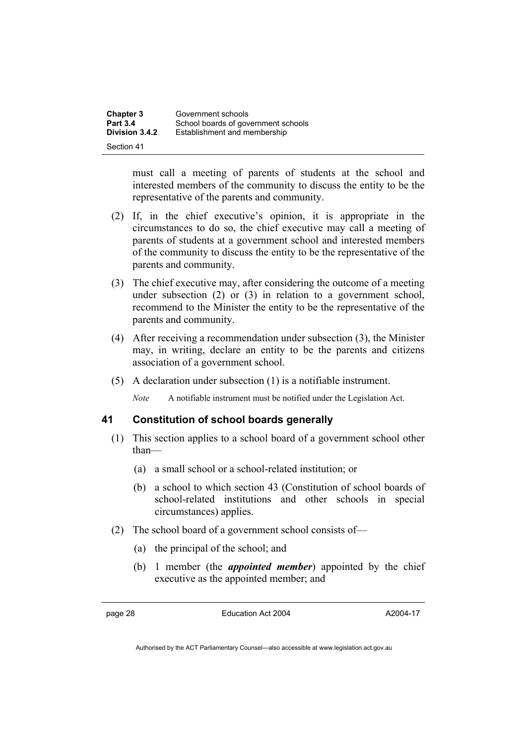must call a meeting of parents of students at the school and interested members of the community to discuss the entity to be the representative of the parents and community.

(2) If, in the chief executive's opinion, it is appropriate in the circumstances to do so, the chief executive may call a meeting of parents of students at a government school and interested members of the community to discuss the entity to be the representative of the parents and community.

(3) The chief executive may, after considering the outcome of a meeting under subsection (2) or (3) in relation to a government school, recommend to the Minister the entity to be the representative of the parents and community.

(4) After receiving a recommendation under subsection (3), the Minister may, in writing, declare an entity to be the parents and citizens association of a government school.

(5) A declaration under subsection (1) is a notifiable instrument.

*Note* A notifiable instrument must be notified under the Legislation Act.

### 41 Constitution of school boards generally

(1) This section applies to a school board of a government school other than—

(a) a small school or a school-related institution; or

(b) a school to which section 43 (Constitution of school boards of school-related institutions and other schools in special circumstances) applies.

(2) The school board of a government school consists of—

(a) the principal of the school; and

(b) 1 member (the ***appointed member***) appointed by the chief executive as the appointed member; and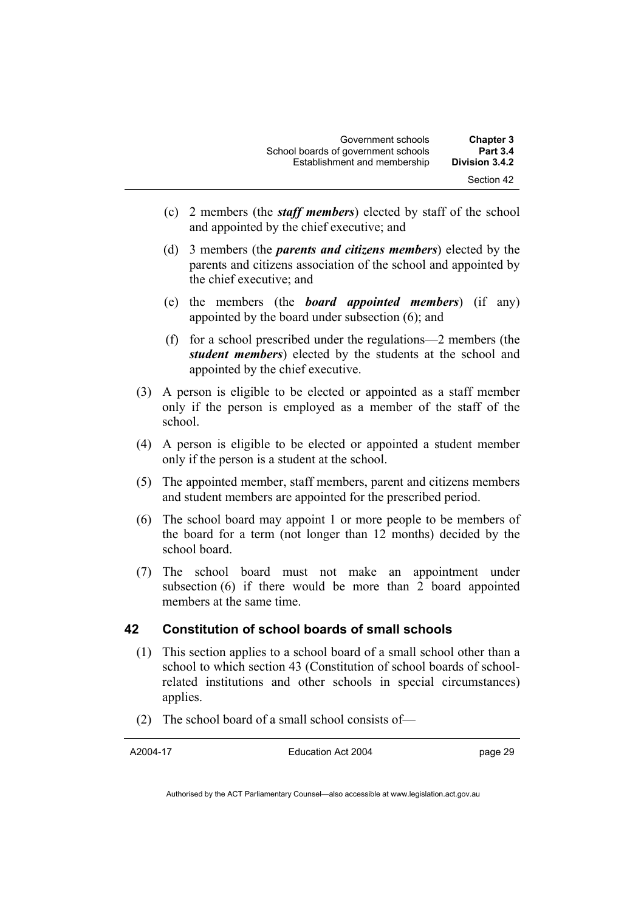(c) 2 members (the ***staff members***) elected by staff of the school and appointed by the chief executive; and

(d) 3 members (the ***parents and citizens members***) elected by the parents and citizens association of the school and appointed by the chief executive; and

(e) the members (the ***board appointed members***) (if any) appointed by the board under subsection (6); and

(f) for a school prescribed under the regulations—2 members (the ***student members***) elected by the students at the school and appointed by the chief executive.

(3) A person is eligible to be elected or appointed as a staff member only if the person is employed as a member of the staff of the school.

(4) A person is eligible to be elected or appointed a student member only if the person is a student at the school.

(5) The appointed member, staff members, parent and citizens members and student members are appointed for the prescribed period.

(6) The school board may appoint 1 or more people to be members of the board for a term (not longer than 12 months) decided by the school board.

(7) The school board must not make an appointment under subsection (6) if there would be more than 2 board appointed members at the same time.

## 42 Constitution of school boards of small schools

(1) This section applies to a school board of a small school other than a school to which section 43 (Constitution of school boards of school-related institutions and other schools in special circumstances) applies.

(2) The school board of a small school consists of—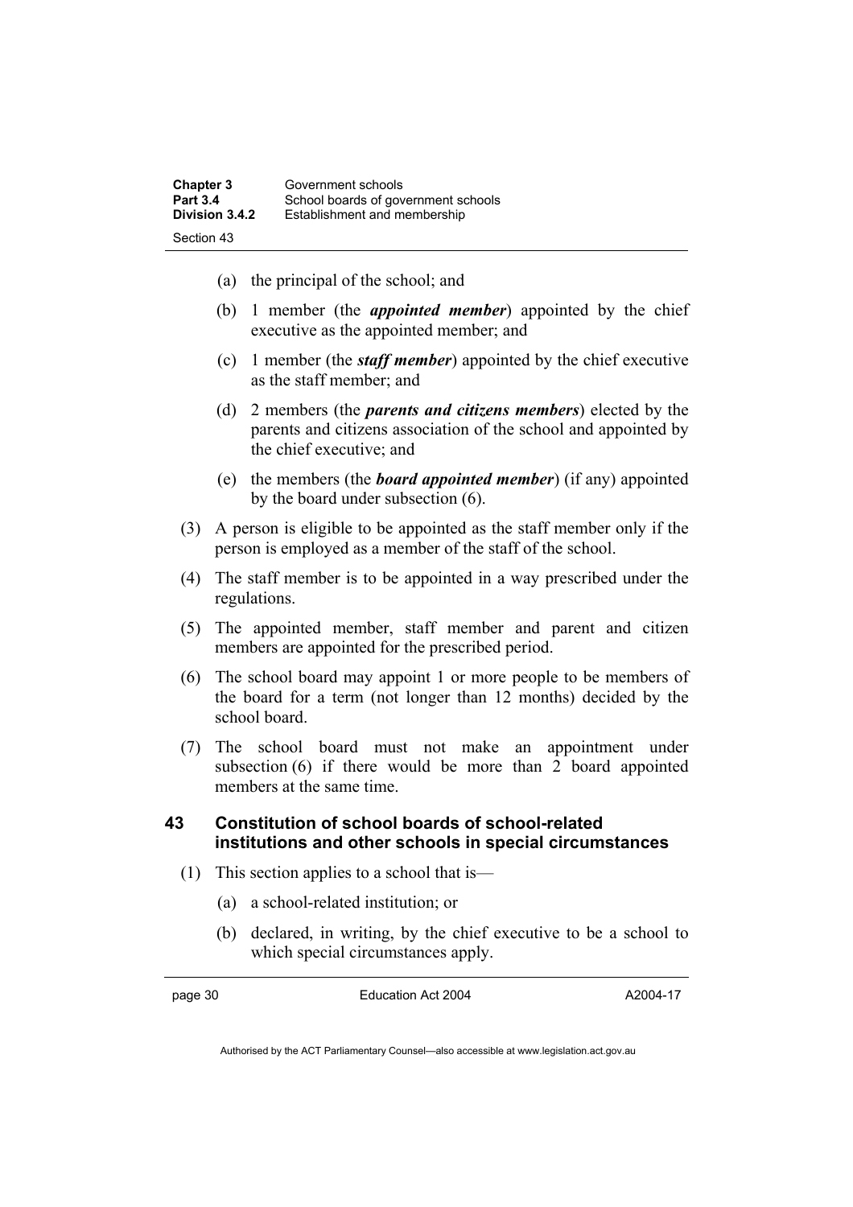(a) the principal of the school; and

(b) 1 member (the ***appointed member***) appointed by the chief executive as the appointed member; and

(c) 1 member (the ***staff member***) appointed by the chief executive as the staff member; and

(d) 2 members (the ***parents and citizens members***) elected by the parents and citizens association of the school and appointed by the chief executive; and

(e) the members (the ***board appointed member***) (if any) appointed by the board under subsection (6).

(3) A person is eligible to be appointed as the staff member only if the person is employed as a member of the staff of the school.

(4) The staff member is to be appointed in a way prescribed under the regulations.

(5) The appointed member, staff member and parent and citizen members are appointed for the prescribed period.

(6) The school board may appoint 1 or more people to be members of the board for a term (not longer than 12 months) decided by the school board.

(7) The school board must not make an appointment under subsection (6) if there would be more than 2 board appointed members at the same time.

## 43 Constitution of school boards of school-related institutions and other schools in special circumstances

(1) This section applies to a school that is—

(a) a school-related institution; or

(b) declared, in writing, by the chief executive to be a school to which special circumstances apply.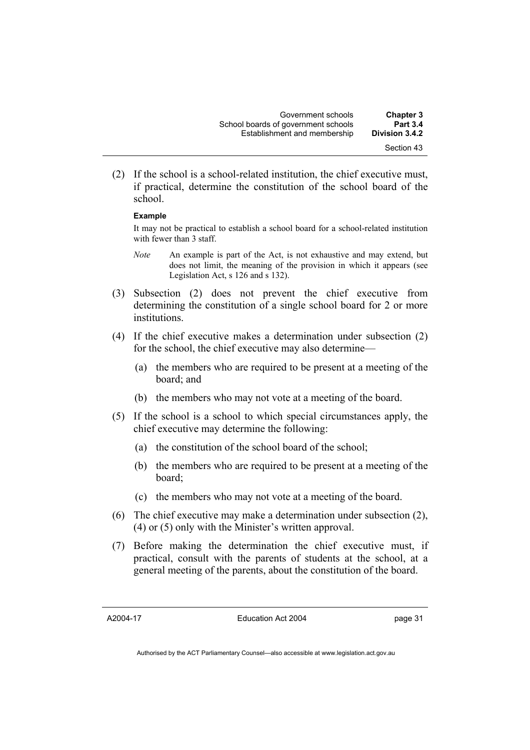(2) If the school is a school-related institution, the chief executive must, if practical, determine the constitution of the school board of the school.

**Example**

It may not be practical to establish a school board for a school-related institution with fewer than 3 staff.

*Note* An example is part of the Act, is not exhaustive and may extend, but does not limit, the meaning of the provision in which it appears (see Legislation Act, s 126 and s 132).

(3) Subsection (2) does not prevent the chief executive from determining the constitution of a single school board for 2 or more institutions.

(4) If the chief executive makes a determination under subsection (2) for the school, the chief executive may also determine—

(a) the members who are required to be present at a meeting of the board; and

(b) the members who may not vote at a meeting of the board.

(5) If the school is a school to which special circumstances apply, the chief executive may determine the following:

(a) the constitution of the school board of the school;

(b) the members who are required to be present at a meeting of the board;

(c) the members who may not vote at a meeting of the board.

(6) The chief executive may make a determination under subsection (2), (4) or (5) only with the Minister's written approval.

(7) Before making the determination the chief executive must, if practical, consult with the parents of students at the school, at a general meeting of the parents, about the constitution of the board.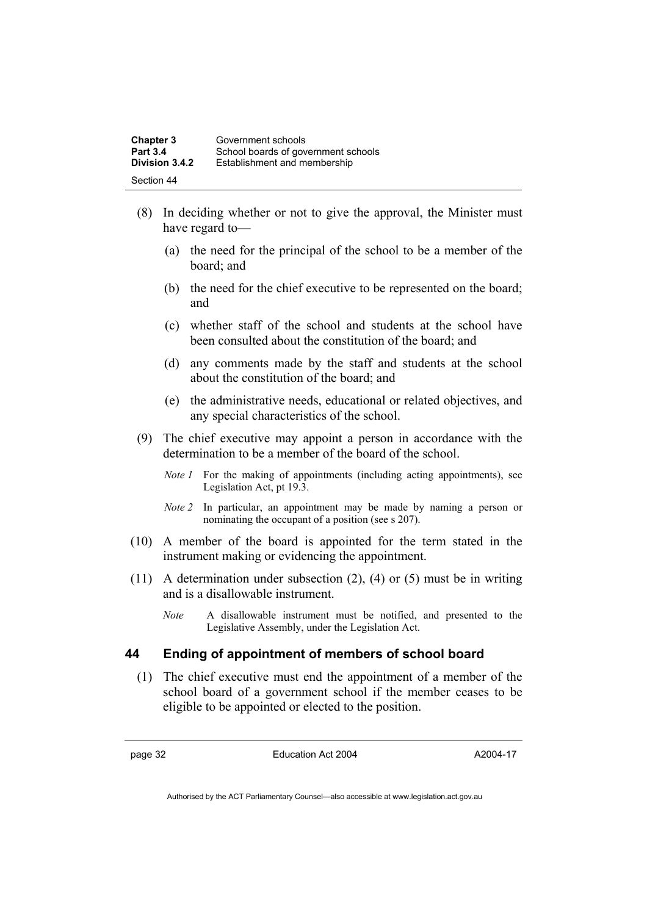(8) In deciding whether or not to give the approval, the Minister must have regard to—

(a) the need for the principal of the school to be a member of the board; and

(b) the need for the chief executive to be represented on the board; and

(c) whether staff of the school and students at the school have been consulted about the constitution of the board; and

(d) any comments made by the staff and students at the school about the constitution of the board; and

(e) the administrative needs, educational or related objectives, and any special characteristics of the school.

(9) The chief executive may appoint a person in accordance with the determination to be a member of the board of the school.

*Note 1* For the making of appointments (including acting appointments), see Legislation Act, pt 19.3.

*Note 2* In particular, an appointment may be made by naming a person or nominating the occupant of a position (see s 207).

(10) A member of the board is appointed for the term stated in the instrument making or evidencing the appointment.

(11) A determination under subsection (2), (4) or (5) must be in writing and is a disallowable instrument.

*Note* A disallowable instrument must be notified, and presented to the Legislative Assembly, under the Legislation Act.

## 44 Ending of appointment of members of school board

(1) The chief executive must end the appointment of a member of the school board of a government school if the member ceases to be eligible to be appointed or elected to the position.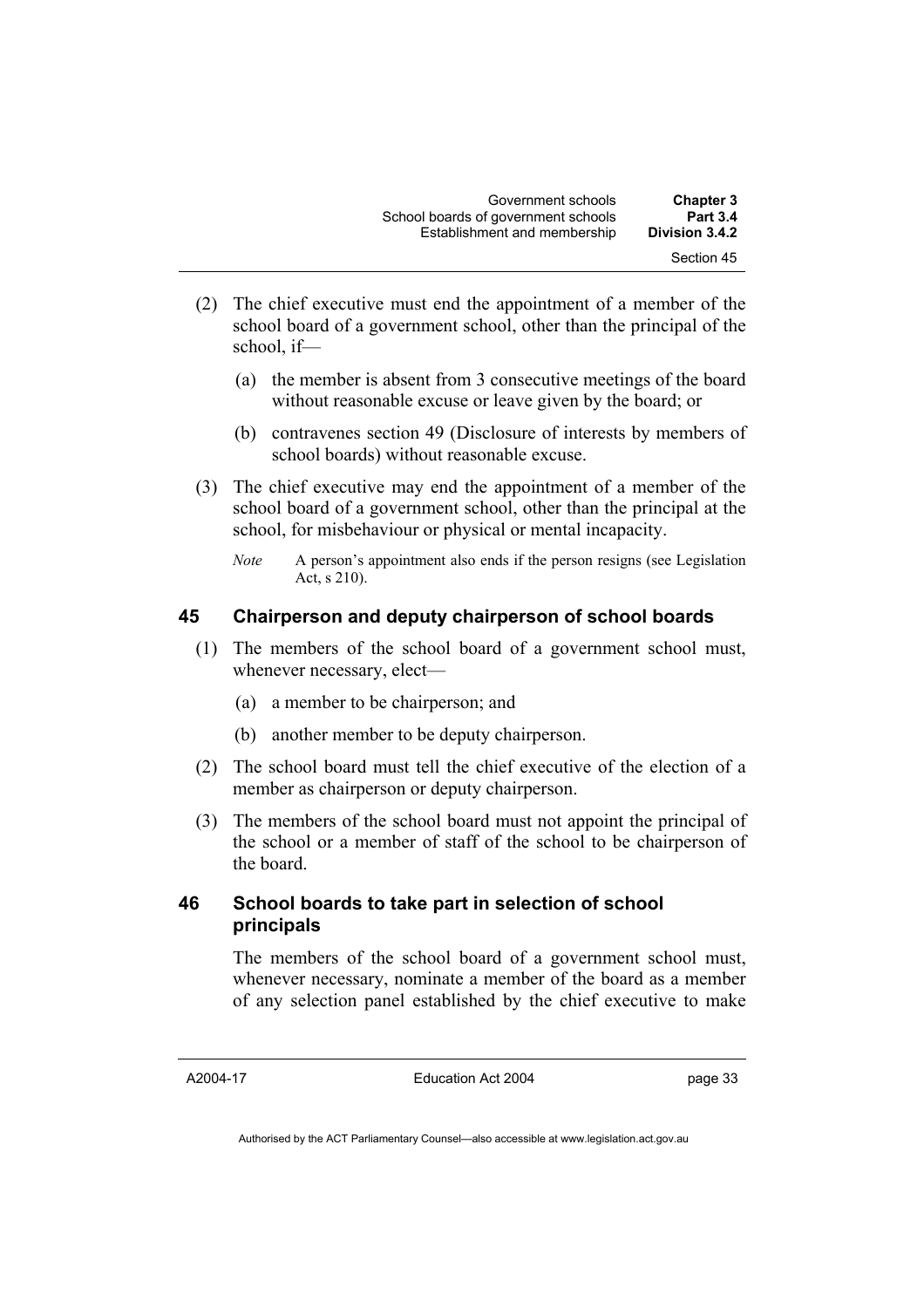(2) The chief executive must end the appointment of a member of the school board of a government school, other than the principal of the school, if—

(a) the member is absent from 3 consecutive meetings of the board without reasonable excuse or leave given by the board; or

(b) contravenes section 49 (Disclosure of interests by members of school boards) without reasonable excuse.

(3) The chief executive may end the appointment of a member of the school board of a government school, other than the principal at the school, for misbehaviour or physical or mental incapacity.

*Note* A person's appointment also ends if the person resigns (see Legislation Act, s 210).

## 45 Chairperson and deputy chairperson of school boards

(1) The members of the school board of a government school must, whenever necessary, elect—

(a) a member to be chairperson; and

(b) another member to be deputy chairperson.

(2) The school board must tell the chief executive of the election of a member as chairperson or deputy chairperson.

(3) The members of the school board must not appoint the principal of the school or a member of staff of the school to be chairperson of the board.

## 46 School boards to take part in selection of school principals

The members of the school board of a government school must, whenever necessary, nominate a member of the board as a member of any selection panel established by the chief executive to make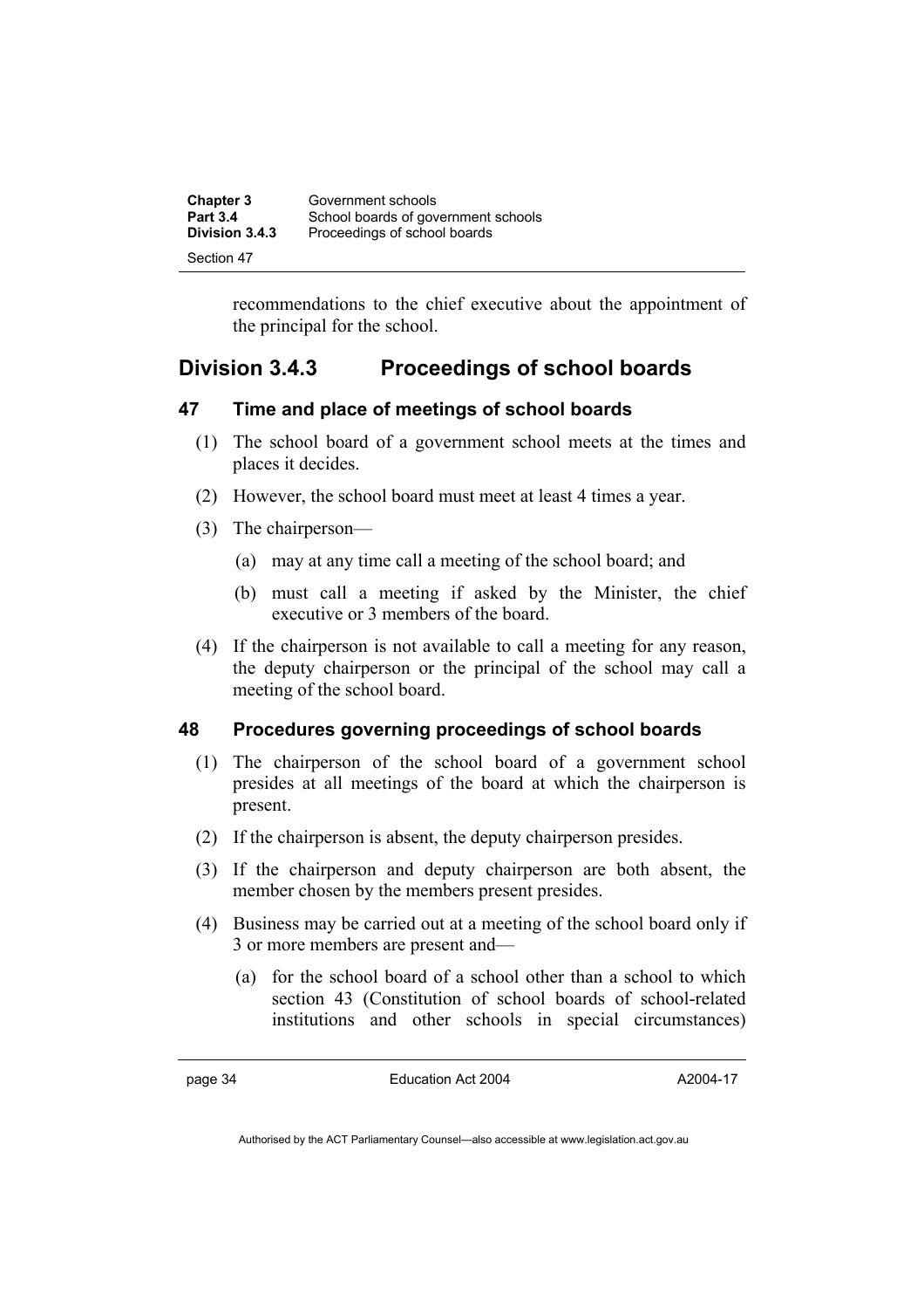recommendations to the chief executive about the appointment of the principal for the school.

## Division 3.4.3 Proceedings of school boards

### 47 Time and place of meetings of school boards

(1) The school board of a government school meets at the times and places it decides.

(2) However, the school board must meet at least 4 times a year.

(3) The chairperson—

(a) may at any time call a meeting of the school board; and

(b) must call a meeting if asked by the Minister, the chief executive or 3 members of the board.

(4) If the chairperson is not available to call a meeting for any reason, the deputy chairperson or the principal of the school may call a meeting of the school board.

### 48 Procedures governing proceedings of school boards

(1) The chairperson of the school board of a government school presides at all meetings of the board at which the chairperson is present.

(2) If the chairperson is absent, the deputy chairperson presides.

(3) If the chairperson and deputy chairperson are both absent, the member chosen by the members present presides.

(4) Business may be carried out at a meeting of the school board only if 3 or more members are present and—

(a) for the school board of a school other than a school to which section 43 (Constitution of school boards of school-related institutions and other schools in special circumstances)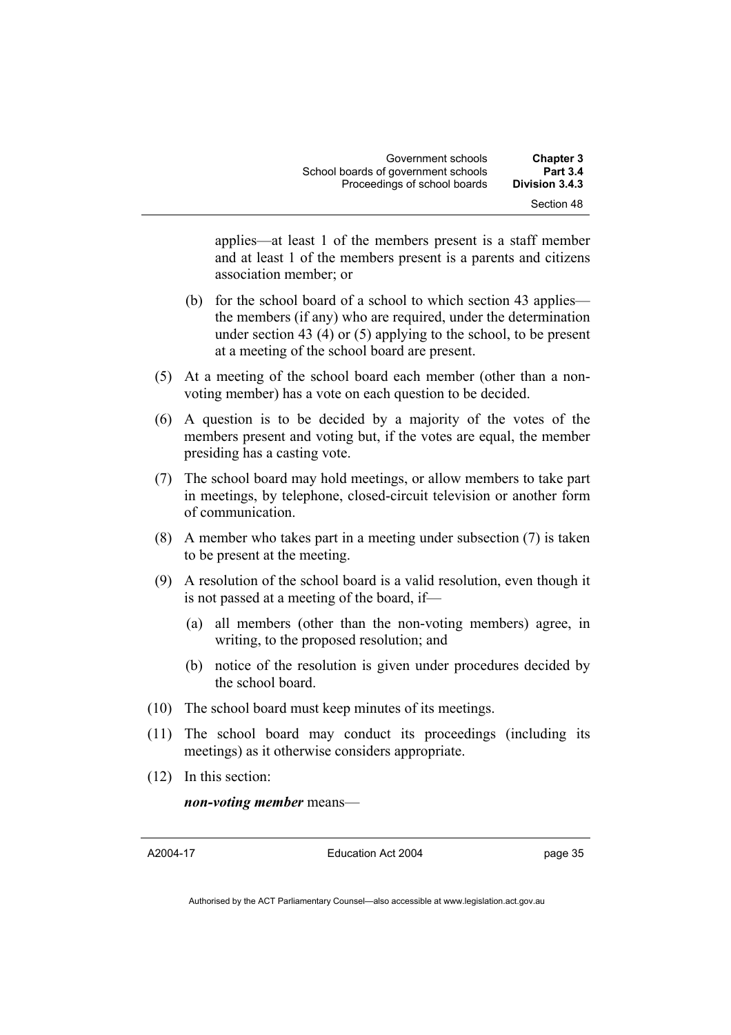applies—at least 1 of the members present is a staff member and at least 1 of the members present is a parents and citizens association member; or

(b) for the school board of a school to which section 43 applies—the members (if any) who are required, under the determination under section 43 (4) or (5) applying to the school, to be present at a meeting of the school board are present.

(5) At a meeting of the school board each member (other than a non-voting member) has a vote on each question to be decided.

(6) A question is to be decided by a majority of the votes of the members present and voting but, if the votes are equal, the member presiding has a casting vote.

(7) The school board may hold meetings, or allow members to take part in meetings, by telephone, closed-circuit television or another form of communication.

(8) A member who takes part in a meeting under subsection (7) is taken to be present at the meeting.

(9) A resolution of the school board is a valid resolution, even though it is not passed at a meeting of the board, if—

(a) all members (other than the non-voting members) agree, in writing, to the proposed resolution; and

(b) notice of the resolution is given under procedures decided by the school board.

(10) The school board must keep minutes of its meetings.

(11) The school board may conduct its proceedings (including its meetings) as it otherwise considers appropriate.

(12) In this section:

***non-voting member*** means—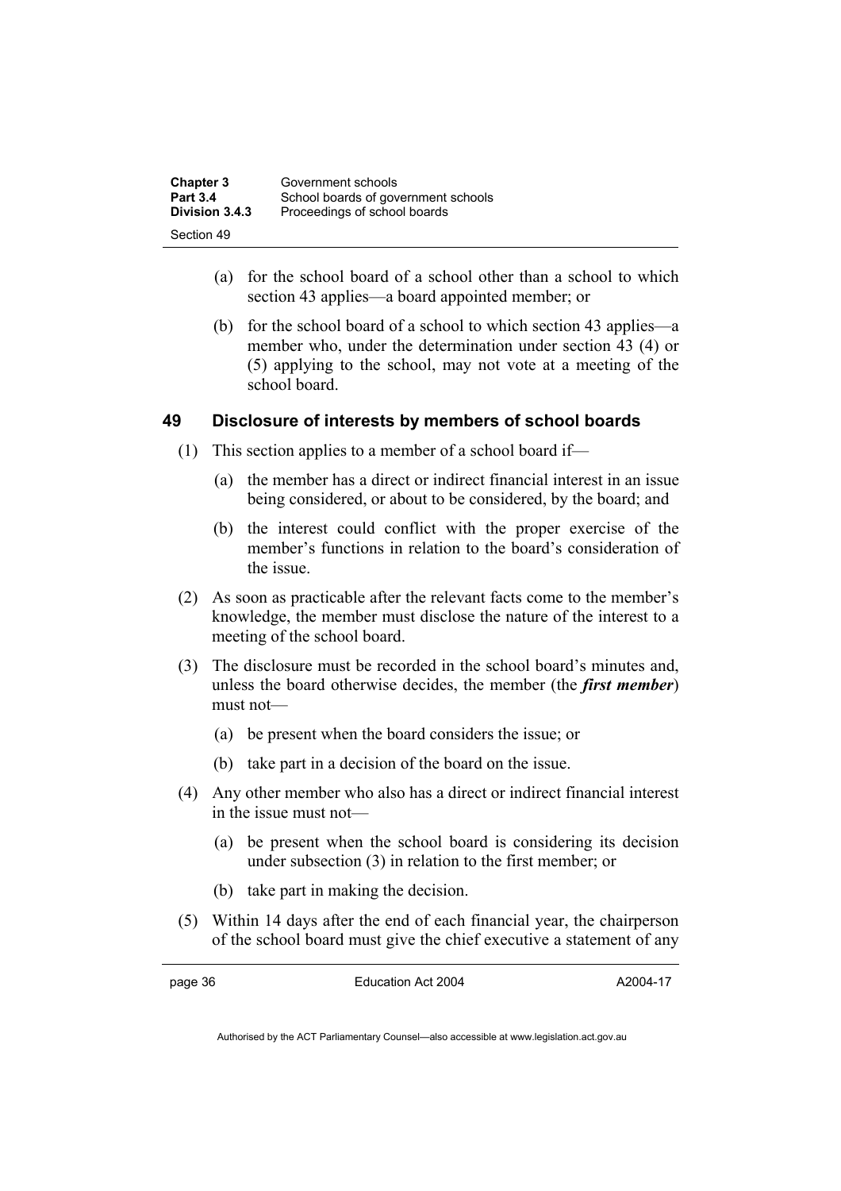(a) for the school board of a school other than a school to which section 43 applies—a board appointed member; or

(b) for the school board of a school to which section 43 applies—a member who, under the determination under section 43 (4) or (5) applying to the school, may not vote at a meeting of the school board.

## 49 Disclosure of interests by members of school boards

(1) This section applies to a member of a school board if—

(a) the member has a direct or indirect financial interest in an issue being considered, or about to be considered, by the board; and

(b) the interest could conflict with the proper exercise of the member's functions in relation to the board's consideration of the issue.

(2) As soon as practicable after the relevant facts come to the member's knowledge, the member must disclose the nature of the interest to a meeting of the school board.

(3) The disclosure must be recorded in the school board's minutes and, unless the board otherwise decides, the member (the ***first member***) must not—

(a) be present when the board considers the issue; or

(b) take part in a decision of the board on the issue.

(4) Any other member who also has a direct or indirect financial interest in the issue must not—

(a) be present when the school board is considering its decision under subsection (3) in relation to the first member; or

(b) take part in making the decision.

(5) Within 14 days after the end of each financial year, the chairperson of the school board must give the chief executive a statement of any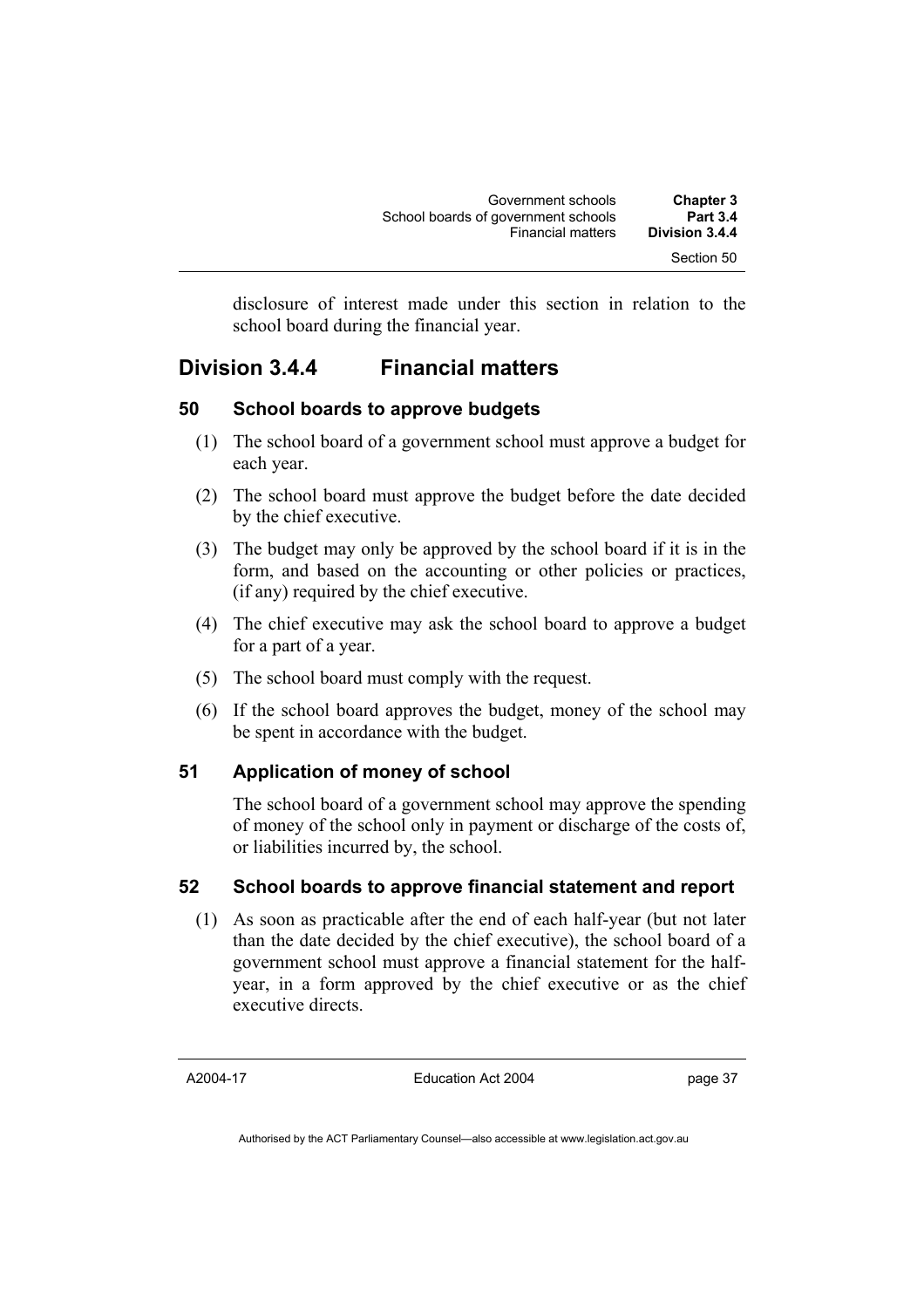disclosure of interest made under this section in relation to the school board during the financial year.

## Division 3.4.4 Financial matters

### 50 School boards to approve budgets

(1) The school board of a government school must approve a budget for each year.

(2) The school board must approve the budget before the date decided by the chief executive.

(3) The budget may only be approved by the school board if it is in the form, and based on the accounting or other policies or practices, (if any) required by the chief executive.

(4) The chief executive may ask the school board to approve a budget for a part of a year.

(5) The school board must comply with the request.

(6) If the school board approves the budget, money of the school may be spent in accordance with the budget.

### 51 Application of money of school

The school board of a government school may approve the spending of money of the school only in payment or discharge of the costs of, or liabilities incurred by, the school.

### 52 School boards to approve financial statement and report

(1) As soon as practicable after the end of each half-year (but not later than the date decided by the chief executive), the school board of a government school must approve a financial statement for the half-year, in a form approved by the chief executive or as the chief executive directs.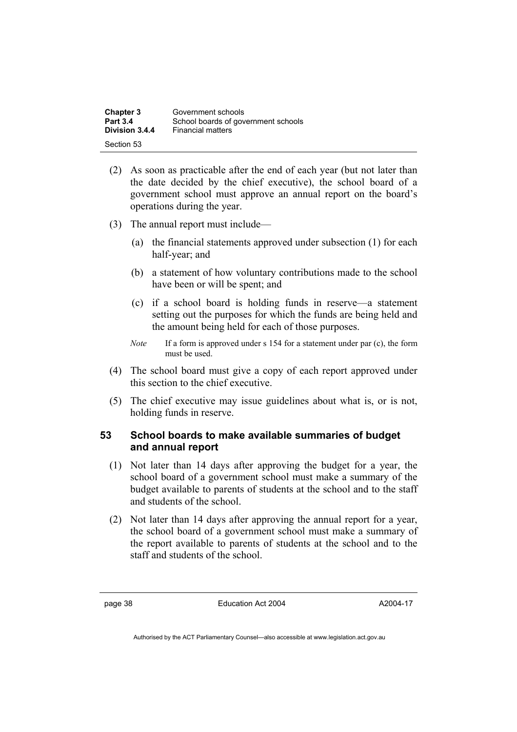(2) As soon as practicable after the end of each year (but not later than the date decided by the chief executive), the school board of a government school must approve an annual report on the board's operations during the year.

(3) The annual report must include—

(a) the financial statements approved under subsection (1) for each half-year; and

(b) a statement of how voluntary contributions made to the school have been or will be spent; and

(c) if a school board is holding funds in reserve—a statement setting out the purposes for which the funds are being held and the amount being held for each of those purposes.

*Note* If a form is approved under s 154 for a statement under par (c), the form must be used.

(4) The school board must give a copy of each report approved under this section to the chief executive.

(5) The chief executive may issue guidelines about what is, or is not, holding funds in reserve.

### 53 School boards to make available summaries of budget and annual report

(1) Not later than 14 days after approving the budget for a year, the school board of a government school must make a summary of the budget available to parents of students at the school and to the staff and students of the school.

(2) Not later than 14 days after approving the annual report for a year, the school board of a government school must make a summary of the report available to parents of students at the school and to the staff and students of the school.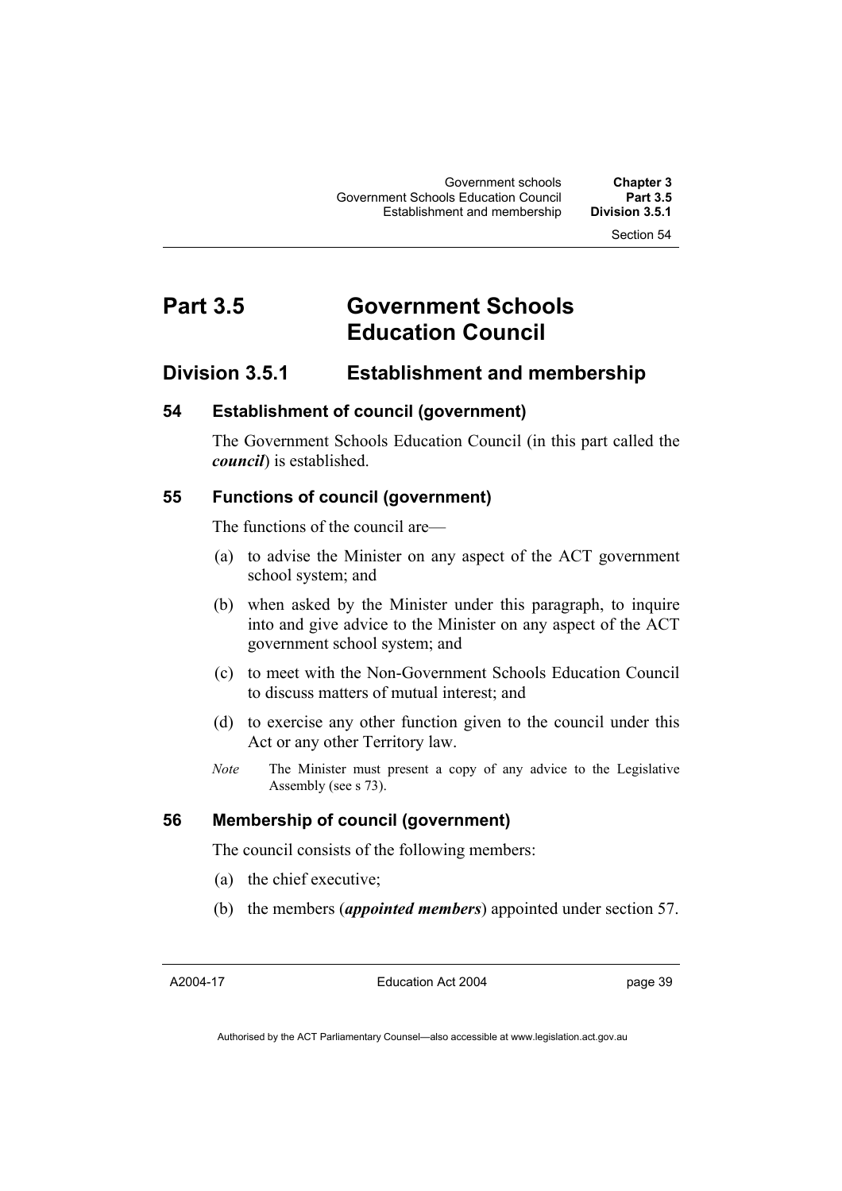# Part 3.5 Government Schools Education Council

## Division 3.5.1 Establishment and membership

### 54 Establishment of council (government)

The Government Schools Education Council (in this part called the ***council***) is established.

### 55 Functions of council (government)

The functions of the council are—

(a) to advise the Minister on any aspect of the ACT government school system; and

(b) when asked by the Minister under this paragraph, to inquire into and give advice to the Minister on any aspect of the ACT government school system; and

(c) to meet with the Non-Government Schools Education Council to discuss matters of mutual interest; and

(d) to exercise any other function given to the council under this Act or any other Territory law.

*Note* The Minister must present a copy of any advice to the Legislative Assembly (see s 73).

### 56 Membership of council (government)

The council consists of the following members:

(a) the chief executive;

(b) the members (***appointed members***) appointed under section 57.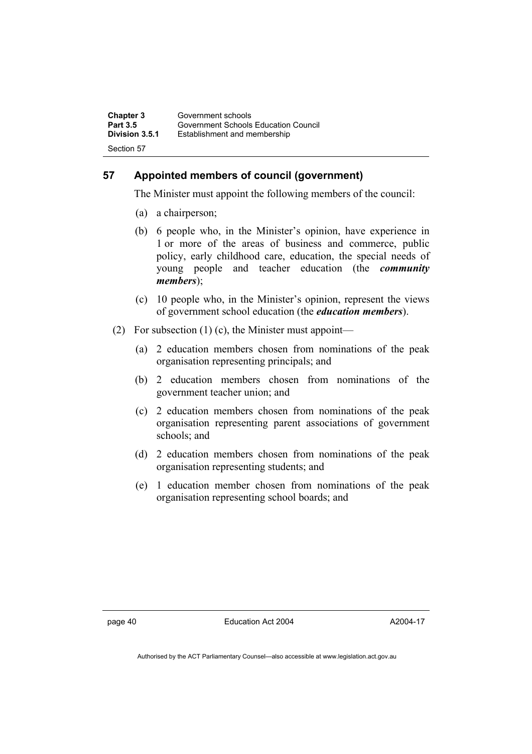## 57 Appointed members of council (government)

The Minister must appoint the following members of the council:

(a) a chairperson;

(b) 6 people who, in the Minister's opinion, have experience in 1 or more of the areas of business and commerce, public policy, early childhood care, education, the special needs of young people and teacher education (the ***community members***);

(c) 10 people who, in the Minister's opinion, represent the views of government school education (the ***education members***).

(2) For subsection (1) (c), the Minister must appoint—

(a) 2 education members chosen from nominations of the peak organisation representing principals; and

(b) 2 education members chosen from nominations of the government teacher union; and

(c) 2 education members chosen from nominations of the peak organisation representing parent associations of government schools; and

(d) 2 education members chosen from nominations of the peak organisation representing students; and

(e) 1 education member chosen from nominations of the peak organisation representing school boards; and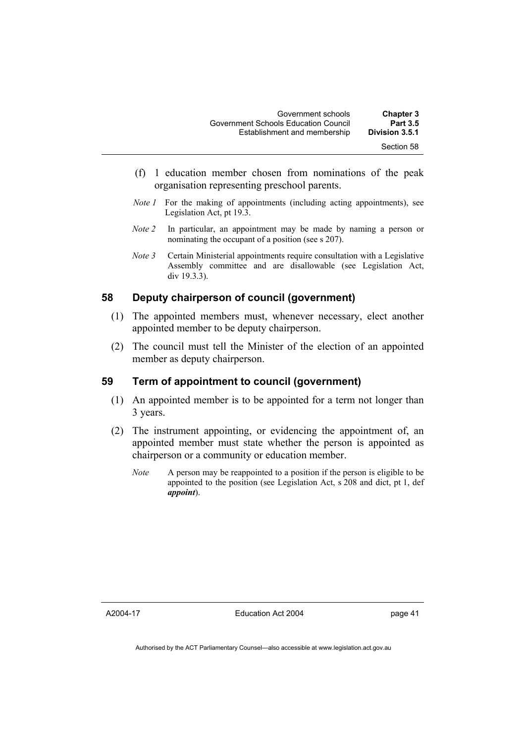(f) 1 education member chosen from nominations of the peak organisation representing preschool parents.

*Note 1* For the making of appointments (including acting appointments), see Legislation Act, pt 19.3.

*Note 2* In particular, an appointment may be made by naming a person or nominating the occupant of a position (see s 207).

*Note 3* Certain Ministerial appointments require consultation with a Legislative Assembly committee and are disallowable (see Legislation Act, div 19.3.3).

## 58 Deputy chairperson of council (government)

(1) The appointed members must, whenever necessary, elect another appointed member to be deputy chairperson.

(2) The council must tell the Minister of the election of an appointed member as deputy chairperson.

## 59 Term of appointment to council (government)

(1) An appointed member is to be appointed for a term not longer than 3 years.

(2) The instrument appointing, or evidencing the appointment of, an appointed member must state whether the person is appointed as chairperson or a community or education member.

*Note* A person may be reappointed to a position if the person is eligible to be appointed to the position (see Legislation Act, s 208 and dict, pt 1, def ***appoint***).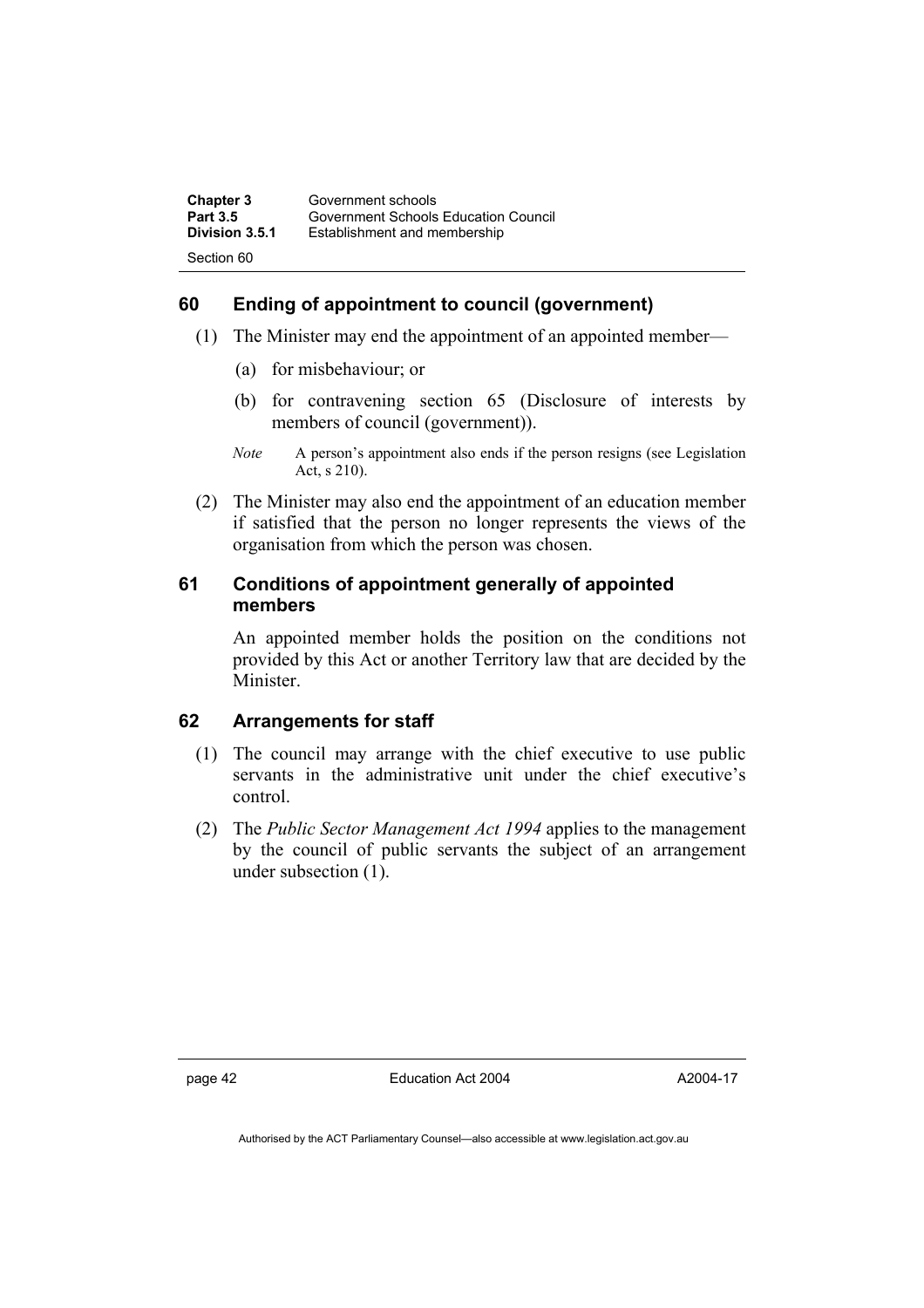## 60 Ending of appointment to council (government)

(1) The Minister may end the appointment of an appointed member—

(a) for misbehaviour; or

(b) for contravening section 65 (Disclosure of interests by members of council (government)).

*Note* A person's appointment also ends if the person resigns (see Legislation Act, s 210).

(2) The Minister may also end the appointment of an education member if satisfied that the person no longer represents the views of the organisation from which the person was chosen.

## 61 Conditions of appointment generally of appointed members

An appointed member holds the position on the conditions not provided by this Act or another Territory law that are decided by the Minister.

## 62 Arrangements for staff

(1) The council may arrange with the chief executive to use public servants in the administrative unit under the chief executive's control.

(2) The *Public Sector Management Act 1994* applies to the management by the council of public servants the subject of an arrangement under subsection (1).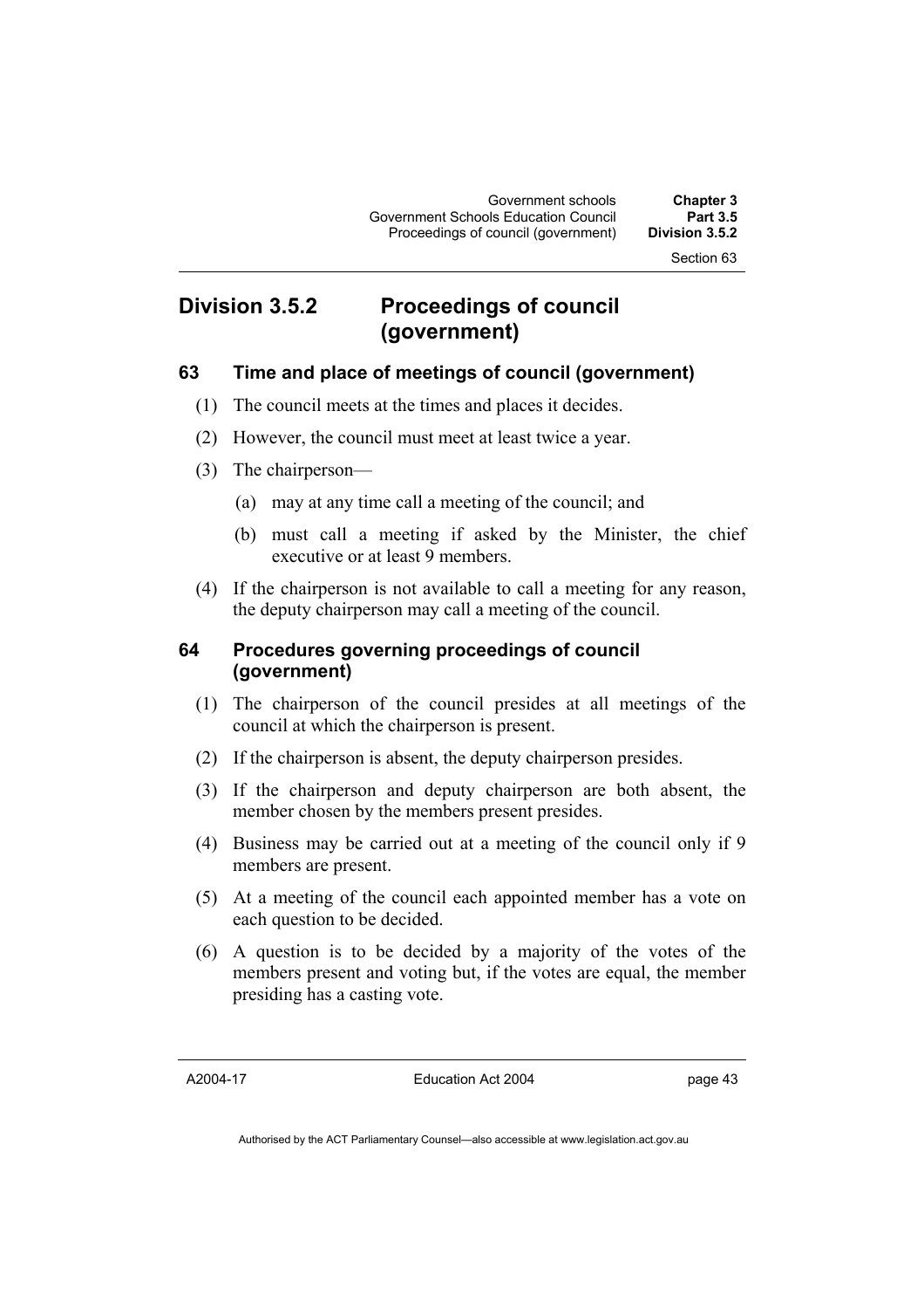## Division 3.5.2 Proceedings of council (government)

### 63 Time and place of meetings of council (government)

(1) The council meets at the times and places it decides.

(2) However, the council must meet at least twice a year.

(3) The chairperson—

(a) may at any time call a meeting of the council; and

(b) must call a meeting if asked by the Minister, the chief executive or at least 9 members.

(4) If the chairperson is not available to call a meeting for any reason, the deputy chairperson may call a meeting of the council.

### 64 Procedures governing proceedings of council (government)

(1) The chairperson of the council presides at all meetings of the council at which the chairperson is present.

(2) If the chairperson is absent, the deputy chairperson presides.

(3) If the chairperson and deputy chairperson are both absent, the member chosen by the members present presides.

(4) Business may be carried out at a meeting of the council only if 9 members are present.

(5) At a meeting of the council each appointed member has a vote on each question to be decided.

(6) A question is to be decided by a majority of the votes of the members present and voting but, if the votes are equal, the member presiding has a casting vote.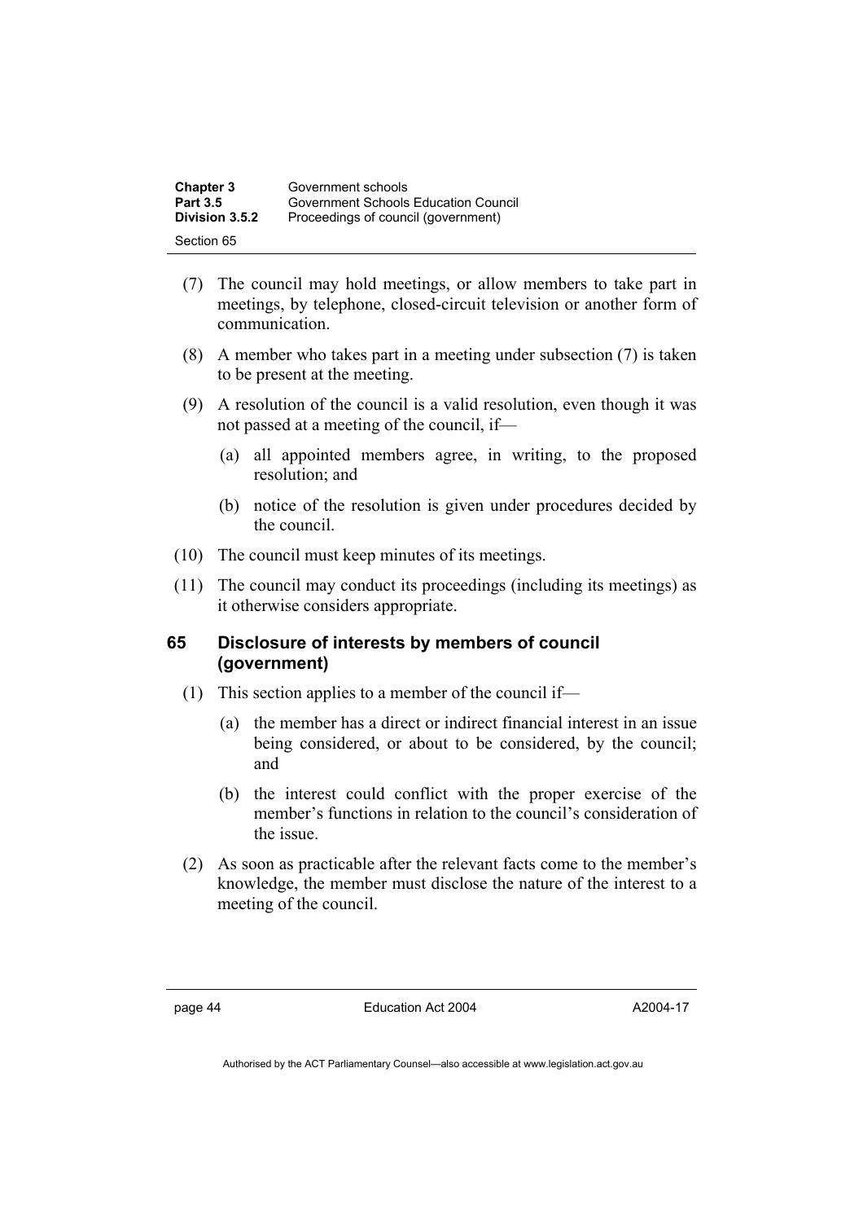(7) The council may hold meetings, or allow members to take part in meetings, by telephone, closed-circuit television or another form of communication.

(8) A member who takes part in a meeting under subsection (7) is taken to be present at the meeting.

(9) A resolution of the council is a valid resolution, even though it was not passed at a meeting of the council, if—

(a) all appointed members agree, in writing, to the proposed resolution; and

(b) notice of the resolution is given under procedures decided by the council.

(10) The council must keep minutes of its meetings.

(11) The council may conduct its proceedings (including its meetings) as it otherwise considers appropriate.

## 65 Disclosure of interests by members of council (government)

(1) This section applies to a member of the council if—

(a) the member has a direct or indirect financial interest in an issue being considered, or about to be considered, by the council; and

(b) the interest could conflict with the proper exercise of the member's functions in relation to the council's consideration of the issue.

(2) As soon as practicable after the relevant facts come to the member's knowledge, the member must disclose the nature of the interest to a meeting of the council.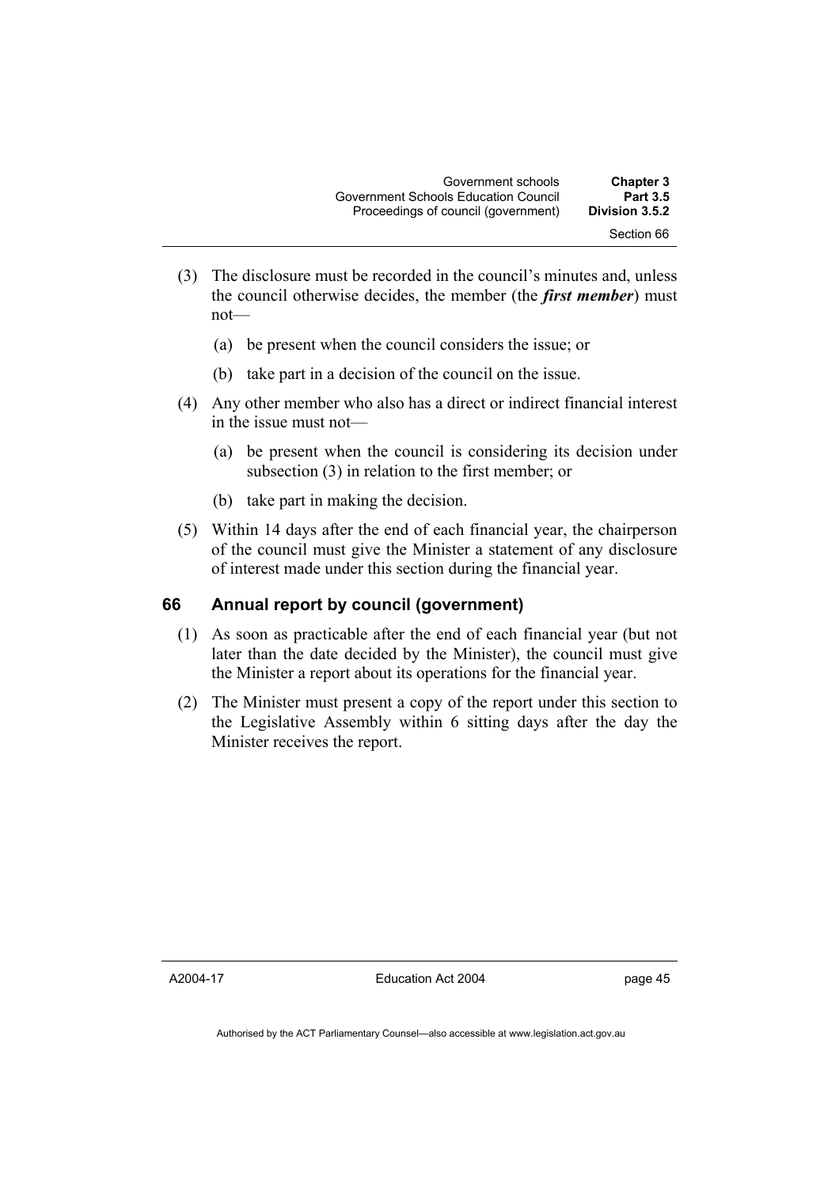(3) The disclosure must be recorded in the council's minutes and, unless the council otherwise decides, the member (the ***first member***) must not—

   (a) be present when the council considers the issue; or

   (b) take part in a decision of the council on the issue.

(4) Any other member who also has a direct or indirect financial interest in the issue must not—

   (a) be present when the council is considering its decision under subsection (3) in relation to the first member; or

   (b) take part in making the decision.

(5) Within 14 days after the end of each financial year, the chairperson of the council must give the Minister a statement of any disclosure of interest made under this section during the financial year.

## 66 Annual report by council (government)

(1) As soon as practicable after the end of each financial year (but not later than the date decided by the Minister), the council must give the Minister a report about its operations for the financial year.

(2) The Minister must present a copy of the report under this section to the Legislative Assembly within 6 sitting days after the day the Minister receives the report.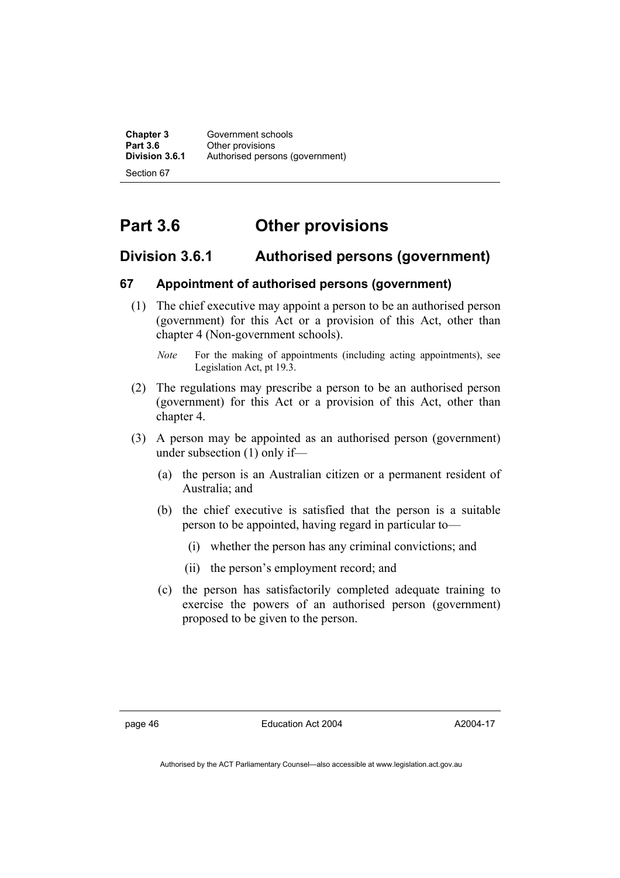## Part 3.6 Other provisions

### Division 3.6.1 Authorised persons (government)

#### 67 Appointment of authorised persons (government)

(1) The chief executive may appoint a person to be an authorised person (government) for this Act or a provision of this Act, other than chapter 4 (Non-government schools).

*Note* For the making of appointments (including acting appointments), see Legislation Act, pt 19.3.

(2) The regulations may prescribe a person to be an authorised person (government) for this Act or a provision of this Act, other than chapter 4.

(3) A person may be appointed as an authorised person (government) under subsection (1) only if—

(a) the person is an Australian citizen or a permanent resident of Australia; and

(b) the chief executive is satisfied that the person is a suitable person to be appointed, having regard in particular to—

(i) whether the person has any criminal convictions; and

(ii) the person's employment record; and

(c) the person has satisfactorily completed adequate training to exercise the powers of an authorised person (government) proposed to be given to the person.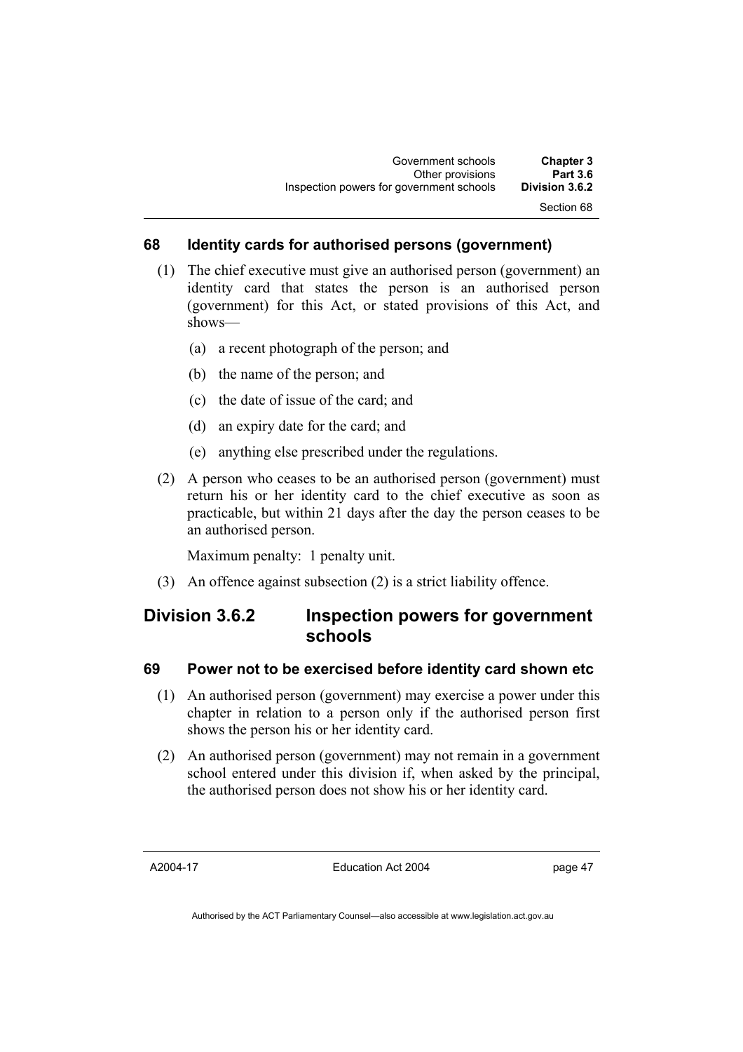### 68 Identity cards for authorised persons (government)

(1) The chief executive must give an authorised person (government) an identity card that states the person is an authorised person (government) for this Act, or stated provisions of this Act, and shows—

(a) a recent photograph of the person; and

(b) the name of the person; and

(c) the date of issue of the card; and

(d) an expiry date for the card; and

(e) anything else prescribed under the regulations.

(2) A person who ceases to be an authorised person (government) must return his or her identity card to the chief executive as soon as practicable, but within 21 days after the day the person ceases to be an authorised person.

Maximum penalty: 1 penalty unit.

(3) An offence against subsection (2) is a strict liability offence.

## Division 3.6.2 Inspection powers for government schools

### 69 Power not to be exercised before identity card shown etc

(1) An authorised person (government) may exercise a power under this chapter in relation to a person only if the authorised person first shows the person his or her identity card.

(2) An authorised person (government) may not remain in a government school entered under this division if, when asked by the principal, the authorised person does not show his or her identity card.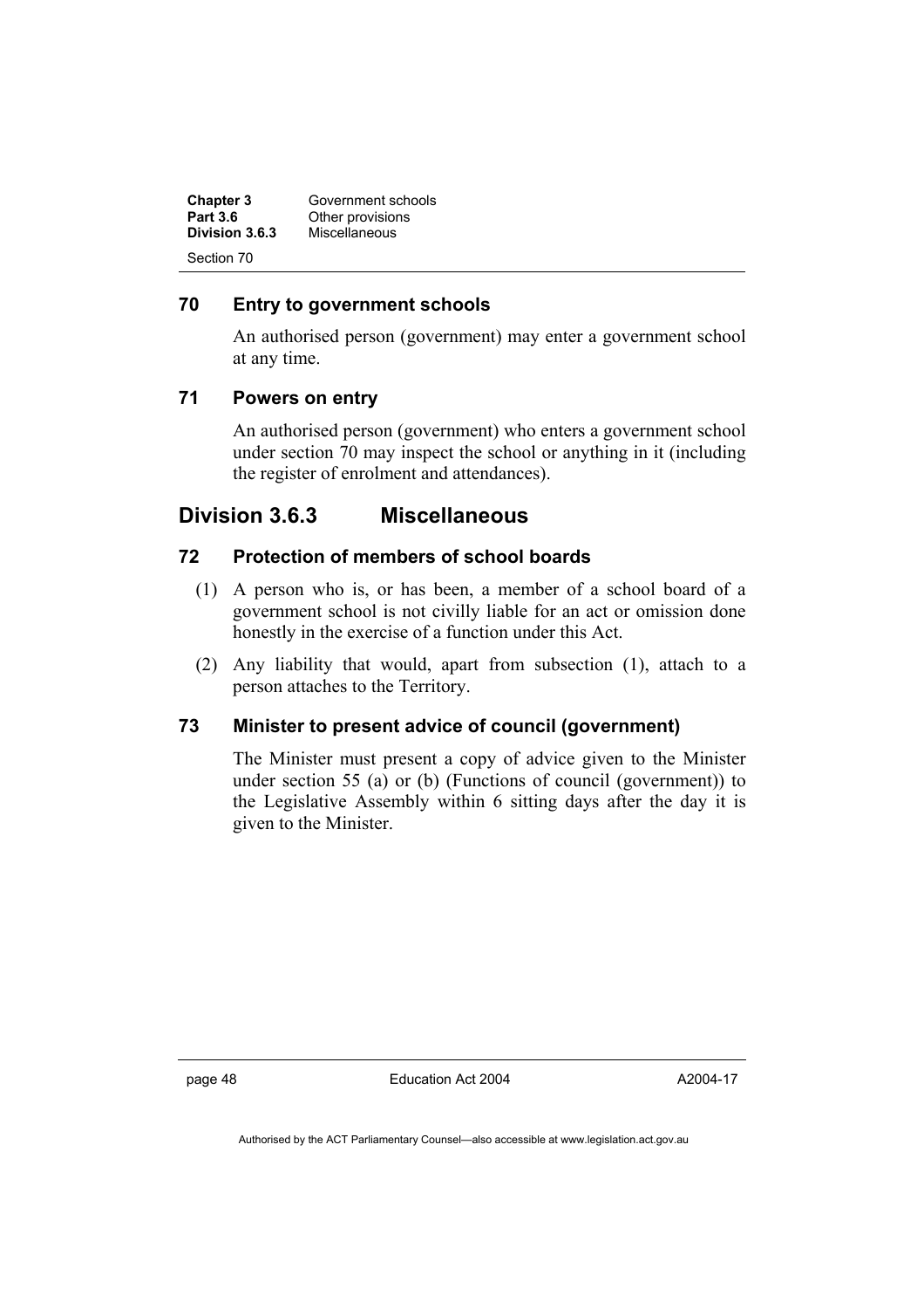### 70 Entry to government schools

An authorised person (government) may enter a government school at any time.

### 71 Powers on entry

An authorised person (government) who enters a government school under section 70 may inspect the school or anything in it (including the register of enrolment and attendances).

## Division 3.6.3 Miscellaneous

### 72 Protection of members of school boards

(1) A person who is, or has been, a member of a school board of a government school is not civilly liable for an act or omission done honestly in the exercise of a function under this Act.

(2) Any liability that would, apart from subsection (1), attach to a person attaches to the Territory.

### 73 Minister to present advice of council (government)

The Minister must present a copy of advice given to the Minister under section 55 (a) or (b) (Functions of council (government)) to the Legislative Assembly within 6 sitting days after the day it is given to the Minister.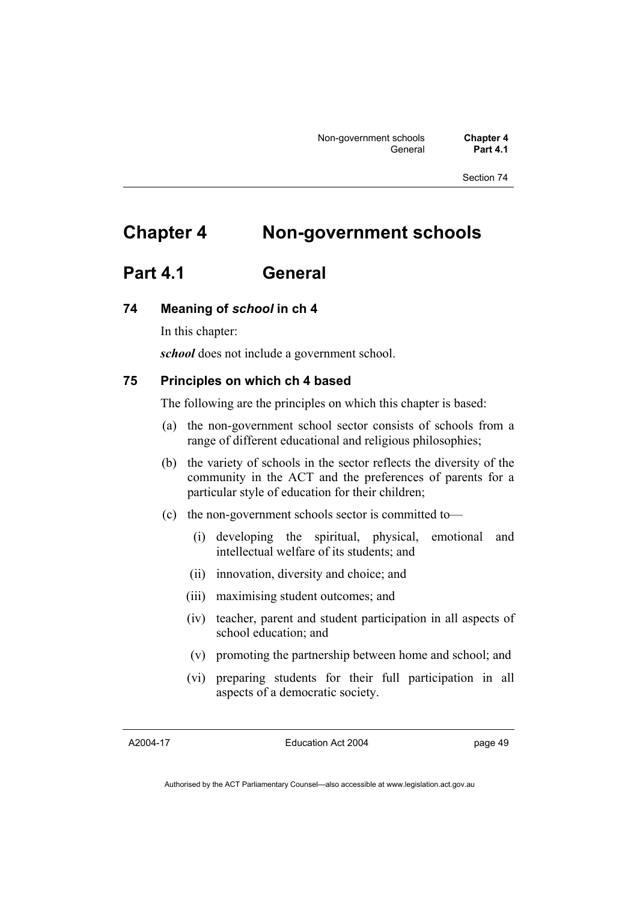# Chapter 4 Non-government schools

## Part 4.1 General

### 74 Meaning of *school* in ch 4

In this chapter:

***school*** does not include a government school.

### 75 Principles on which ch 4 based

The following are the principles on which this chapter is based:

(a) the non-government school sector consists of schools from a range of different educational and religious philosophies;

(b) the variety of schools in the sector reflects the diversity of the community in the ACT and the preferences of parents for a particular style of education for their children;

(c) the non-government schools sector is committed to—

(i) developing the spiritual, physical, emotional and intellectual welfare of its students; and

(ii) innovation, diversity and choice; and

(iii) maximising student outcomes; and

(iv) teacher, parent and student participation in all aspects of school education; and

(v) promoting the partnership between home and school; and

(vi) preparing students for their full participation in all aspects of a democratic society.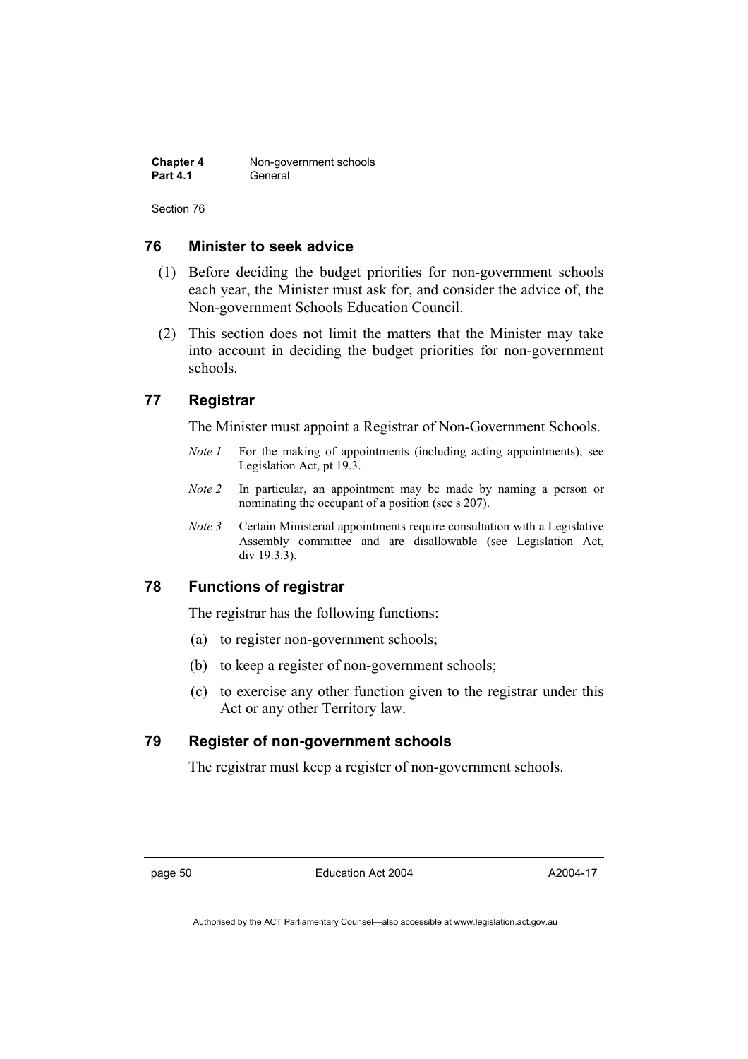## 76 Minister to seek advice

(1) Before deciding the budget priorities for non-government schools each year, the Minister must ask for, and consider the advice of, the Non-government Schools Education Council.

(2) This section does not limit the matters that the Minister may take into account in deciding the budget priorities for non-government schools.

## 77 Registrar

The Minister must appoint a Registrar of Non-Government Schools.

*Note 1* For the making of appointments (including acting appointments), see Legislation Act, pt 19.3.

*Note 2* In particular, an appointment may be made by naming a person or nominating the occupant of a position (see s 207).

*Note 3* Certain Ministerial appointments require consultation with a Legislative Assembly committee and are disallowable (see Legislation Act, div 19.3.3).

## 78 Functions of registrar

The registrar has the following functions:

(a) to register non-government schools;

(b) to keep a register of non-government schools;

(c) to exercise any other function given to the registrar under this Act or any other Territory law.

## 79 Register of non-government schools

The registrar must keep a register of non-government schools.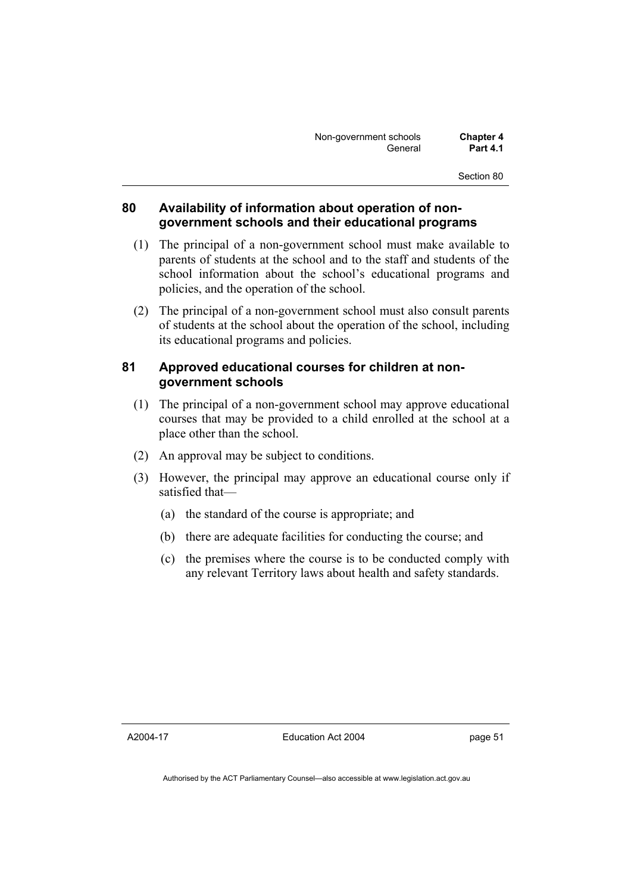## 80 Availability of information about operation of non-government schools and their educational programs

(1) The principal of a non-government school must make available to parents of students at the school and to the staff and students of the school information about the school's educational programs and policies, and the operation of the school.

(2) The principal of a non-government school must also consult parents of students at the school about the operation of the school, including its educational programs and policies.

## 81 Approved educational courses for children at non-government schools

(1) The principal of a non-government school may approve educational courses that may be provided to a child enrolled at the school at a place other than the school.

(2) An approval may be subject to conditions.

(3) However, the principal may approve an educational course only if satisfied that—

  (a) the standard of the course is appropriate; and

  (b) there are adequate facilities for conducting the course; and

  (c) the premises where the course is to be conducted comply with any relevant Territory laws about health and safety standards.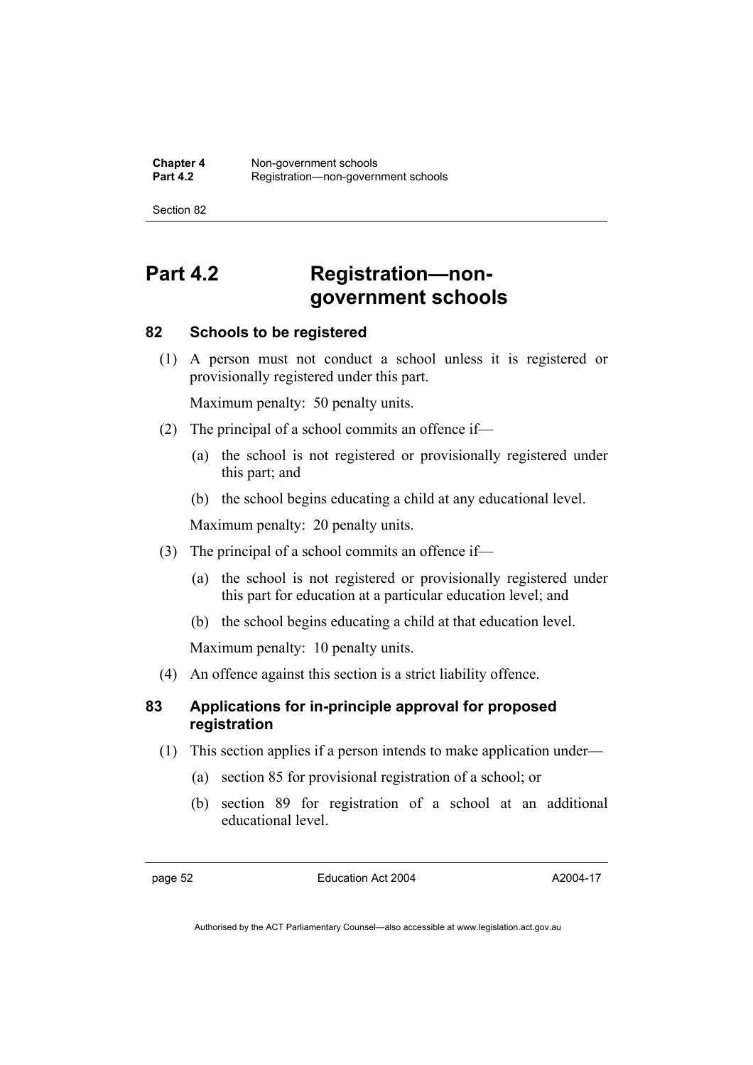# Part 4.2 Registration—non-government schools

## 82 Schools to be registered

(1) A person must not conduct a school unless it is registered or provisionally registered under this part.

Maximum penalty: 50 penalty units.

(2) The principal of a school commits an offence if—

(a) the school is not registered or provisionally registered under this part; and

(b) the school begins educating a child at any educational level.

Maximum penalty: 20 penalty units.

(3) The principal of a school commits an offence if—

(a) the school is not registered or provisionally registered under this part for education at a particular education level; and

(b) the school begins educating a child at that education level.

Maximum penalty: 10 penalty units.

(4) An offence against this section is a strict liability offence.

## 83 Applications for in-principle approval for proposed registration

(1) This section applies if a person intends to make application under—

(a) section 85 for provisional registration of a school; or

(b) section 89 for registration of a school at an additional educational level.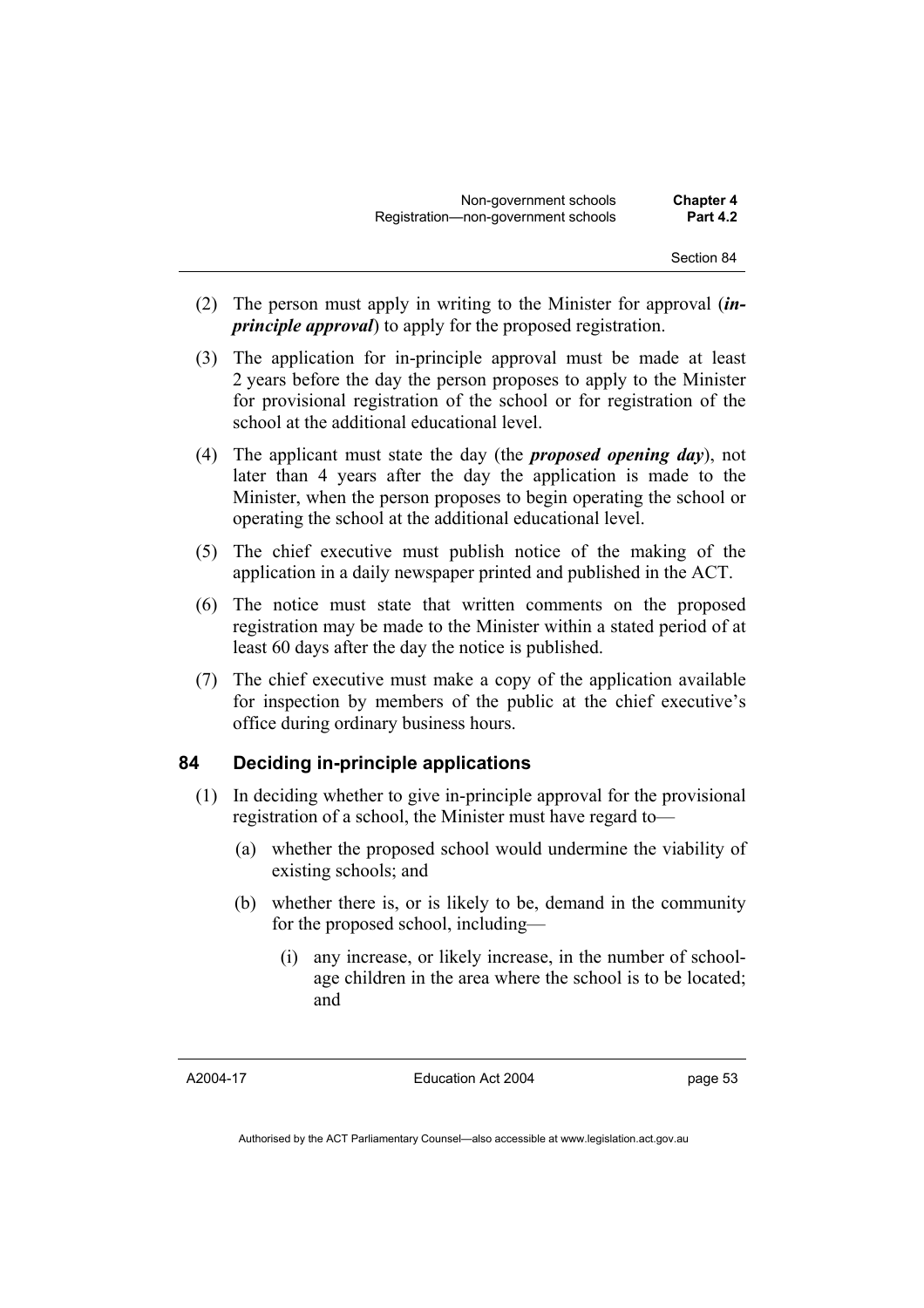(2) The person must apply in writing to the Minister for approval (***in-principle approval***) to apply for the proposed registration.

(3) The application for in-principle approval must be made at least 2 years before the day the person proposes to apply to the Minister for provisional registration of the school or for registration of the school at the additional educational level.

(4) The applicant must state the day (the ***proposed opening day***), not later than 4 years after the day the application is made to the Minister, when the person proposes to begin operating the school or operating the school at the additional educational level.

(5) The chief executive must publish notice of the making of the application in a daily newspaper printed and published in the ACT.

(6) The notice must state that written comments on the proposed registration may be made to the Minister within a stated period of at least 60 days after the day the notice is published.

(7) The chief executive must make a copy of the application available for inspection by members of the public at the chief executive's office during ordinary business hours.

## 84 Deciding in-principle applications

(1) In deciding whether to give in-principle approval for the provisional registration of a school, the Minister must have regard to—

   (a) whether the proposed school would undermine the viability of existing schools; and

   (b) whether there is, or is likely to be, demand in the community for the proposed school, including—

      (i) any increase, or likely increase, in the number of school-age children in the area where the school is to be located; and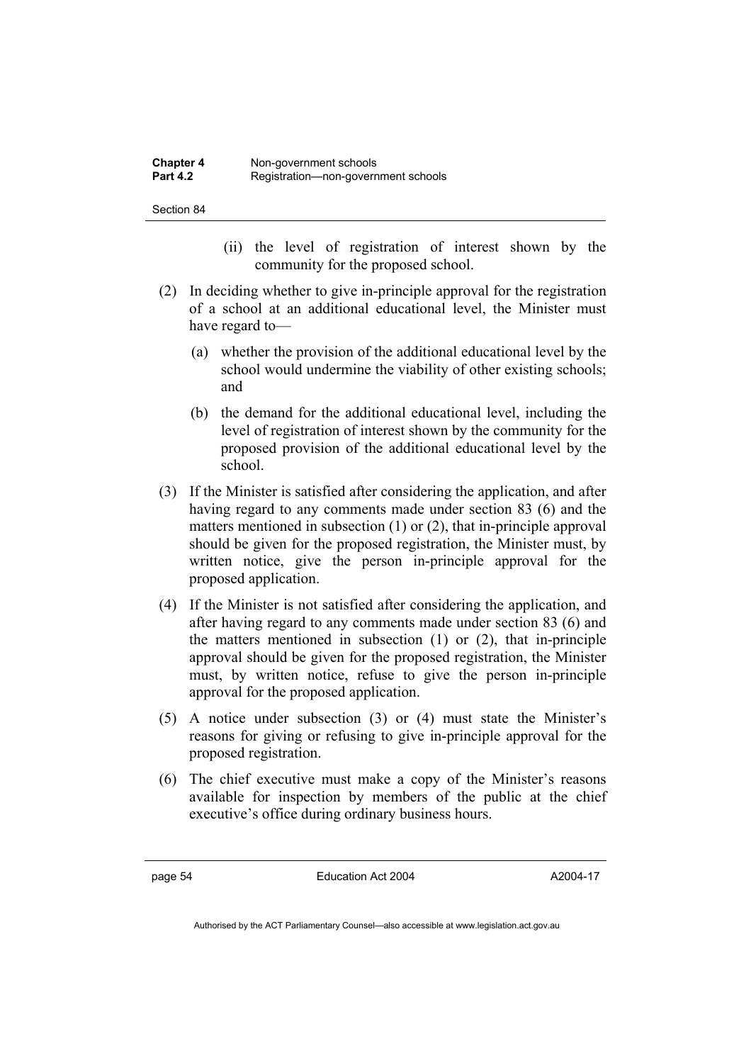(ii) the level of registration of interest shown by the community for the proposed school.

(2) In deciding whether to give in-principle approval for the registration of a school at an additional educational level, the Minister must have regard to—

(a) whether the provision of the additional educational level by the school would undermine the viability of other existing schools; and

(b) the demand for the additional educational level, including the level of registration of interest shown by the community for the proposed provision of the additional educational level by the school.

(3) If the Minister is satisfied after considering the application, and after having regard to any comments made under section 83 (6) and the matters mentioned in subsection (1) or (2), that in-principle approval should be given for the proposed registration, the Minister must, by written notice, give the person in-principle approval for the proposed application.

(4) If the Minister is not satisfied after considering the application, and after having regard to any comments made under section 83 (6) and the matters mentioned in subsection (1) or (2), that in-principle approval should be given for the proposed registration, the Minister must, by written notice, refuse to give the person in-principle approval for the proposed application.

(5) A notice under subsection (3) or (4) must state the Minister's reasons for giving or refusing to give in-principle approval for the proposed registration.

(6) The chief executive must make a copy of the Minister's reasons available for inspection by members of the public at the chief executive's office during ordinary business hours.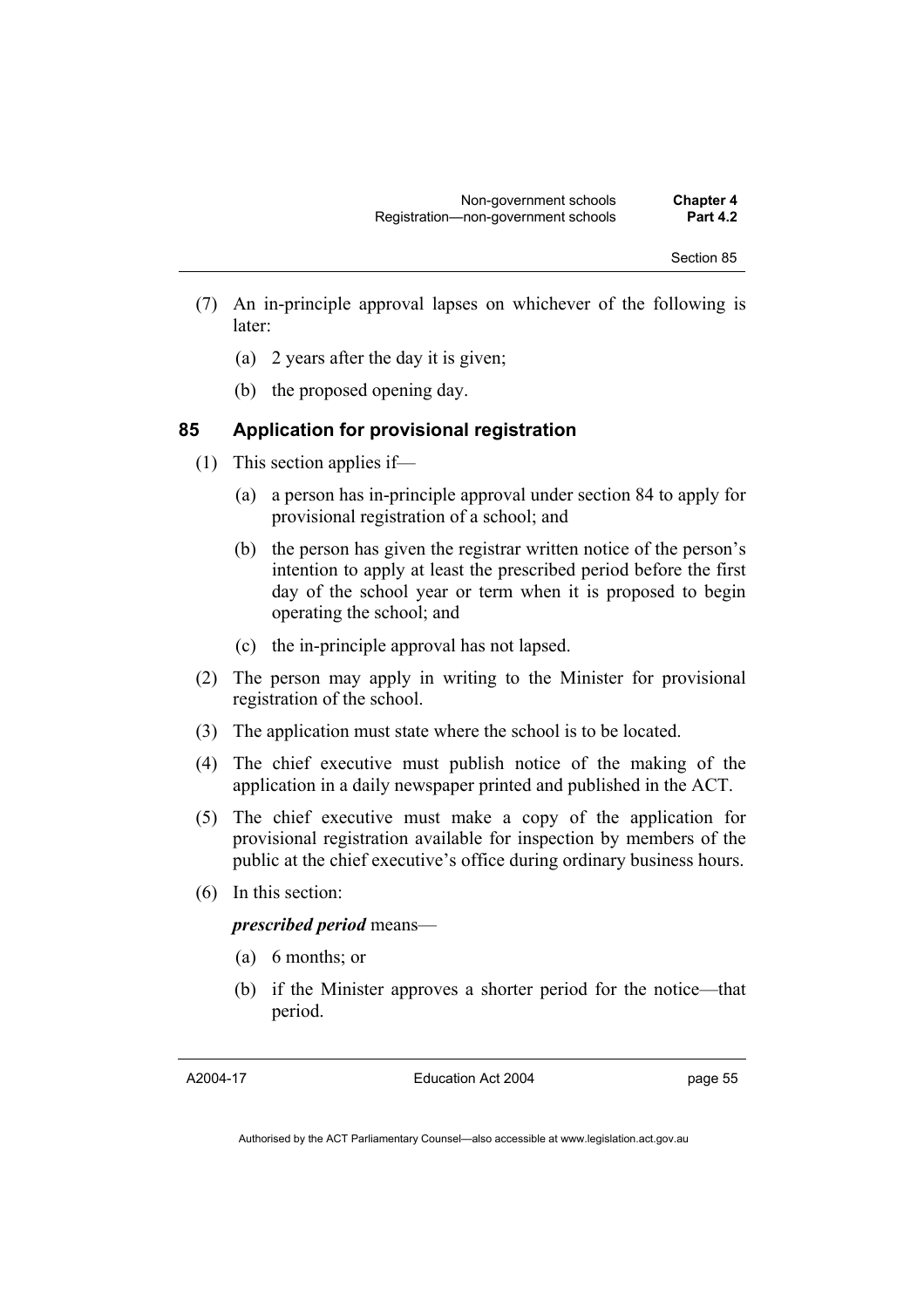(7) An in-principle approval lapses on whichever of the following is later:

(a) 2 years after the day it is given;

(b) the proposed opening day.

## 85 Application for provisional registration

(1) This section applies if—

(a) a person has in-principle approval under section 84 to apply for provisional registration of a school; and

(b) the person has given the registrar written notice of the person's intention to apply at least the prescribed period before the first day of the school year or term when it is proposed to begin operating the school; and

(c) the in-principle approval has not lapsed.

(2) The person may apply in writing to the Minister for provisional registration of the school.

(3) The application must state where the school is to be located.

(4) The chief executive must publish notice of the making of the application in a daily newspaper printed and published in the ACT.

(5) The chief executive must make a copy of the application for provisional registration available for inspection by members of the public at the chief executive's office during ordinary business hours.

(6) In this section:

***prescribed period*** means—

(a) 6 months; or

(b) if the Minister approves a shorter period for the notice—that period.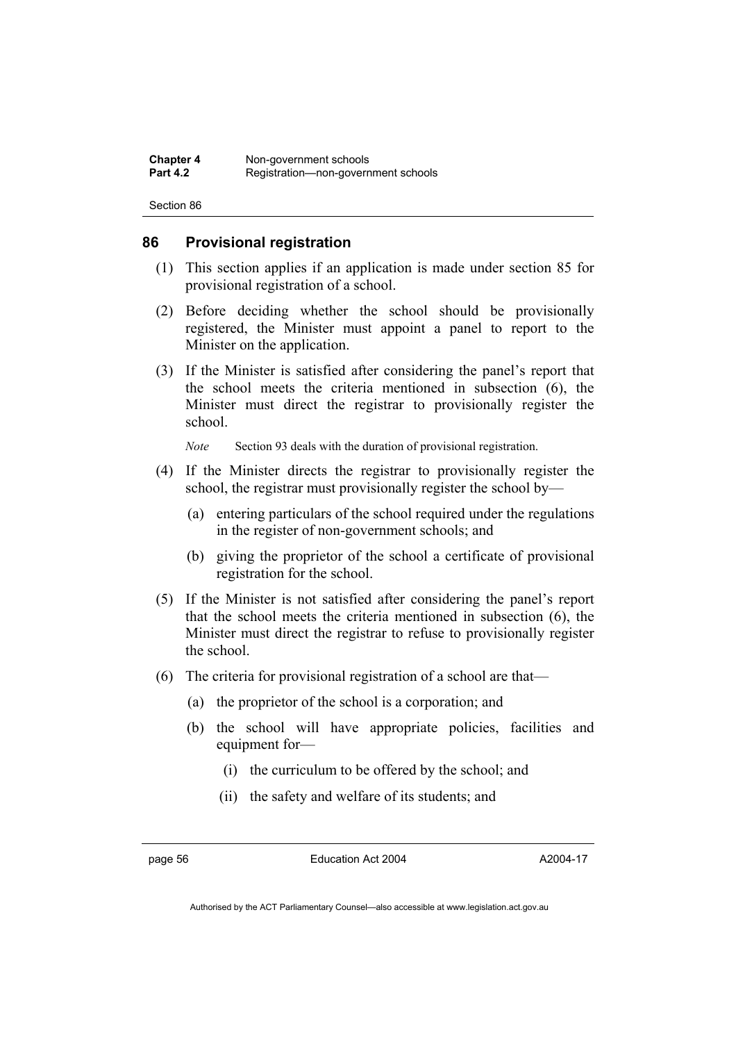## 86 Provisional registration

(1) This section applies if an application is made under section 85 for provisional registration of a school.

(2) Before deciding whether the school should be provisionally registered, the Minister must appoint a panel to report to the Minister on the application.

(3) If the Minister is satisfied after considering the panel's report that the school meets the criteria mentioned in subsection (6), the Minister must direct the registrar to provisionally register the school.

*Note* Section 93 deals with the duration of provisional registration.

(4) If the Minister directs the registrar to provisionally register the school, the registrar must provisionally register the school by—

(a) entering particulars of the school required under the regulations in the register of non-government schools; and

(b) giving the proprietor of the school a certificate of provisional registration for the school.

(5) If the Minister is not satisfied after considering the panel's report that the school meets the criteria mentioned in subsection (6), the Minister must direct the registrar to refuse to provisionally register the school.

(6) The criteria for provisional registration of a school are that—

(a) the proprietor of the school is a corporation; and

(b) the school will have appropriate policies, facilities and equipment for—

(i) the curriculum to be offered by the school; and

(ii) the safety and welfare of its students; and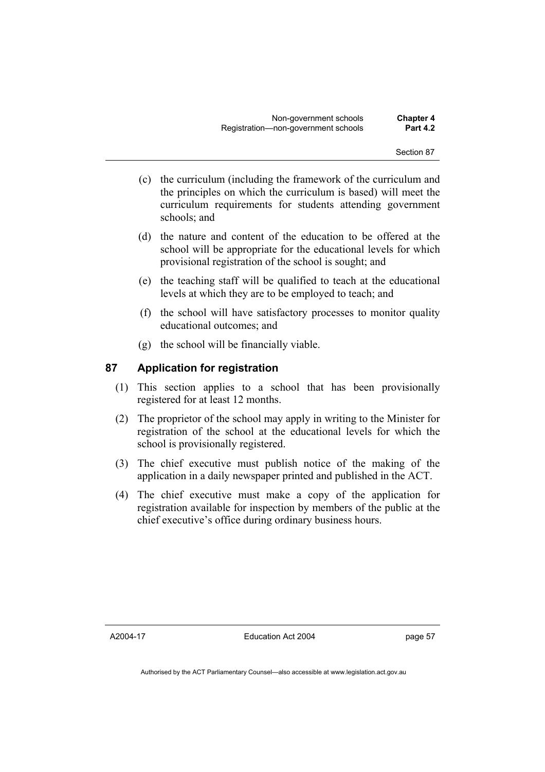(c) the curriculum (including the framework of the curriculum and the principles on which the curriculum is based) will meet the curriculum requirements for students attending government schools; and

(d) the nature and content of the education to be offered at the school will be appropriate for the educational levels for which provisional registration of the school is sought; and

(e) the teaching staff will be qualified to teach at the educational levels at which they are to be employed to teach; and

(f) the school will have satisfactory processes to monitor quality educational outcomes; and

(g) the school will be financially viable.

## 87 Application for registration

(1) This section applies to a school that has been provisionally registered for at least 12 months.

(2) The proprietor of the school may apply in writing to the Minister for registration of the school at the educational levels for which the school is provisionally registered.

(3) The chief executive must publish notice of the making of the application in a daily newspaper printed and published in the ACT.

(4) The chief executive must make a copy of the application for registration available for inspection by members of the public at the chief executive's office during ordinary business hours.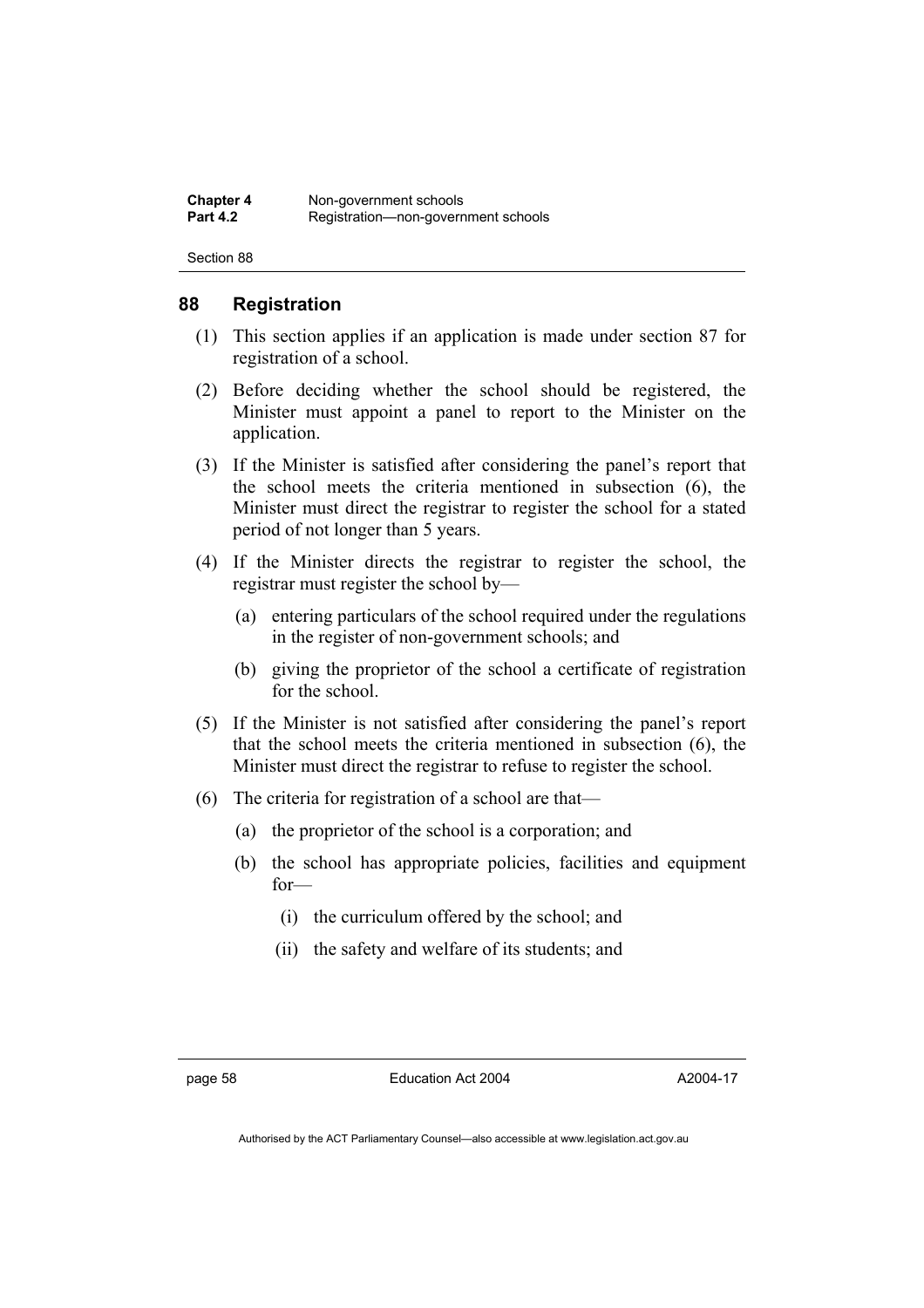## 88 Registration

(1) This section applies if an application is made under section 87 for registration of a school.

(2) Before deciding whether the school should be registered, the Minister must appoint a panel to report to the Minister on the application.

(3) If the Minister is satisfied after considering the panel's report that the school meets the criteria mentioned in subsection (6), the Minister must direct the registrar to register the school for a stated period of not longer than 5 years.

(4) If the Minister directs the registrar to register the school, the registrar must register the school by—

  (a) entering particulars of the school required under the regulations in the register of non-government schools; and

  (b) giving the proprietor of the school a certificate of registration for the school.

(5) If the Minister is not satisfied after considering the panel's report that the school meets the criteria mentioned in subsection (6), the Minister must direct the registrar to refuse to register the school.

(6) The criteria for registration of a school are that—

  (a) the proprietor of the school is a corporation; and

  (b) the school has appropriate policies, facilities and equipment for—

    (i) the curriculum offered by the school; and

    (ii) the safety and welfare of its students; and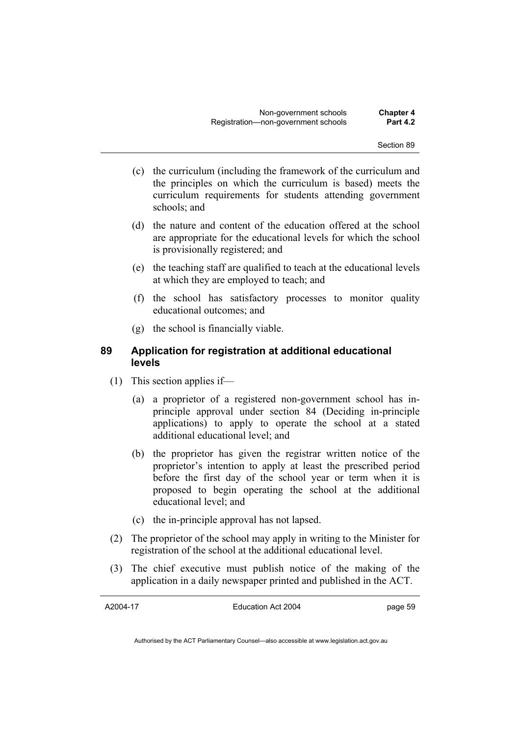(c) the curriculum (including the framework of the curriculum and the principles on which the curriculum is based) meets the curriculum requirements for students attending government schools; and

(d) the nature and content of the education offered at the school are appropriate for the educational levels for which the school is provisionally registered; and

(e) the teaching staff are qualified to teach at the educational levels at which they are employed to teach; and

(f) the school has satisfactory processes to monitor quality educational outcomes; and

(g) the school is financially viable.

## 89 Application for registration at additional educational levels

(1) This section applies if—

(a) a proprietor of a registered non-government school has in-principle approval under section 84 (Deciding in-principle applications) to apply to operate the school at a stated additional educational level; and

(b) the proprietor has given the registrar written notice of the proprietor's intention to apply at least the prescribed period before the first day of the school year or term when it is proposed to begin operating the school at the additional educational level; and

(c) the in-principle approval has not lapsed.

(2) The proprietor of the school may apply in writing to the Minister for registration of the school at the additional educational level.

(3) The chief executive must publish notice of the making of the application in a daily newspaper printed and published in the ACT.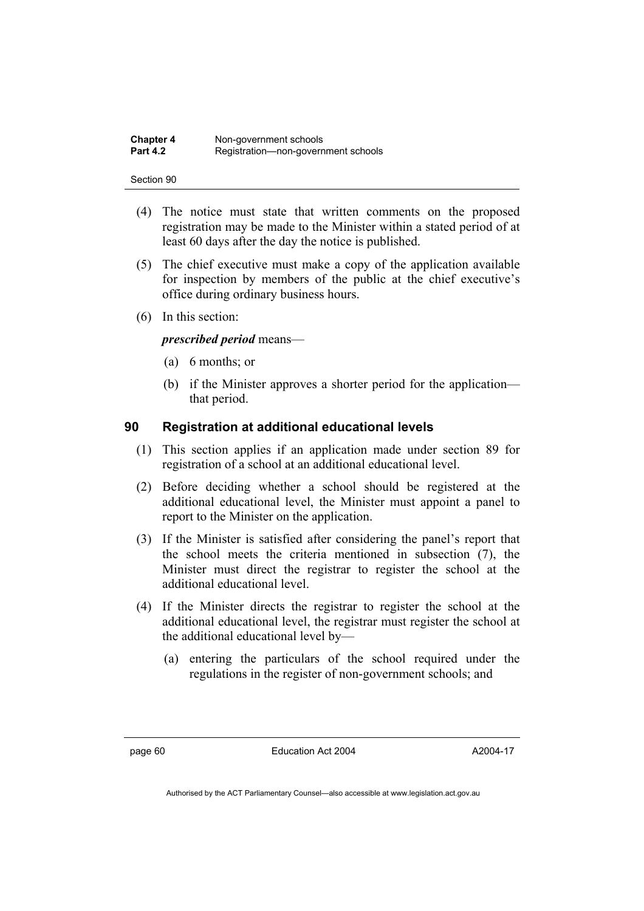(4) The notice must state that written comments on the proposed registration may be made to the Minister within a stated period of at least 60 days after the day the notice is published.

(5) The chief executive must make a copy of the application available for inspection by members of the public at the chief executive's office during ordinary business hours.

(6) In this section:

***prescribed period*** means—

(a) 6 months; or

(b) if the Minister approves a shorter period for the application—that period.

## 90 Registration at additional educational levels

(1) This section applies if an application made under section 89 for registration of a school at an additional educational level.

(2) Before deciding whether a school should be registered at the additional educational level, the Minister must appoint a panel to report to the Minister on the application.

(3) If the Minister is satisfied after considering the panel's report that the school meets the criteria mentioned in subsection (7), the Minister must direct the registrar to register the school at the additional educational level.

(4) If the Minister directs the registrar to register the school at the additional educational level, the registrar must register the school at the additional educational level by—

(a) entering the particulars of the school required under the regulations in the register of non-government schools; and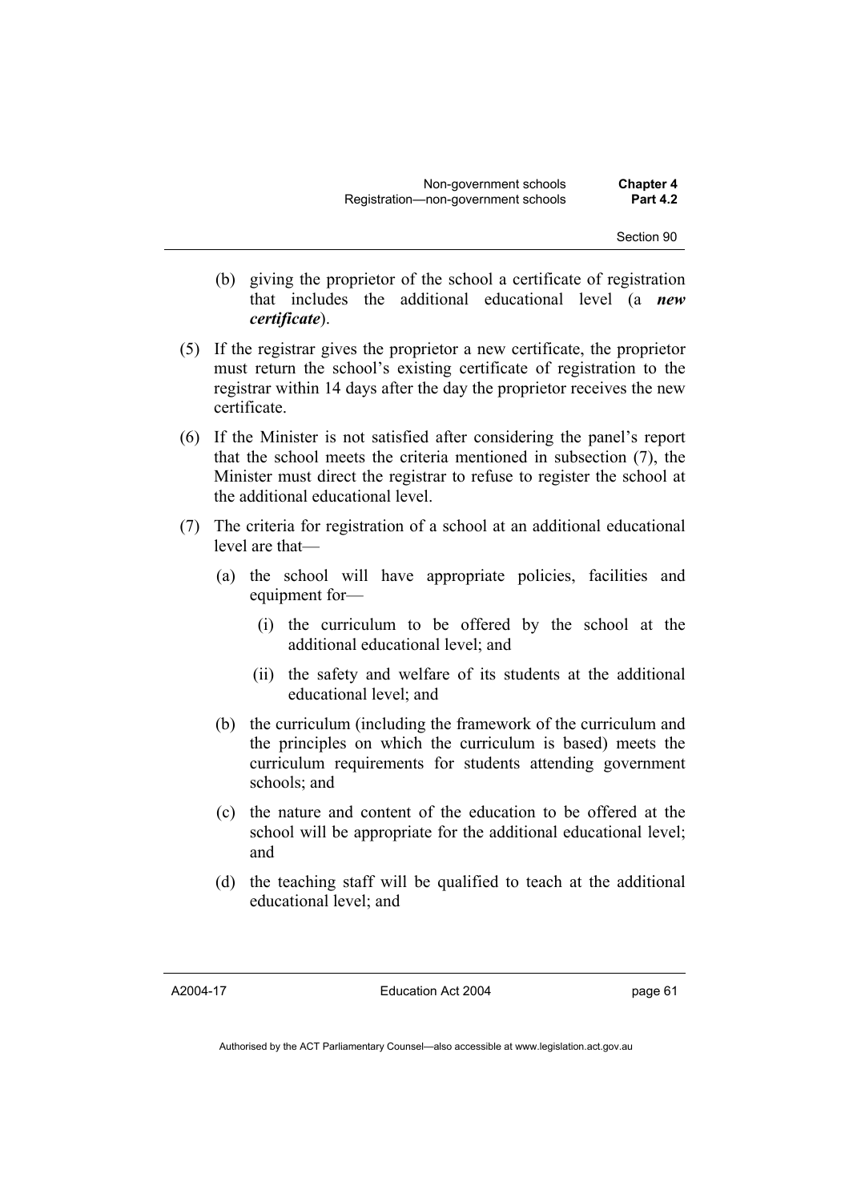(b) giving the proprietor of the school a certificate of registration that includes the additional educational level (a ***new certificate***).

(5) If the registrar gives the proprietor a new certificate, the proprietor must return the school's existing certificate of registration to the registrar within 14 days after the day the proprietor receives the new certificate.

(6) If the Minister is not satisfied after considering the panel's report that the school meets the criteria mentioned in subsection (7), the Minister must direct the registrar to refuse to register the school at the additional educational level.

(7) The criteria for registration of a school at an additional educational level are that—

(a) the school will have appropriate policies, facilities and equipment for—

(i) the curriculum to be offered by the school at the additional educational level; and

(ii) the safety and welfare of its students at the additional educational level; and

(b) the curriculum (including the framework of the curriculum and the principles on which the curriculum is based) meets the curriculum requirements for students attending government schools; and

(c) the nature and content of the education to be offered at the school will be appropriate for the additional educational level; and

(d) the teaching staff will be qualified to teach at the additional educational level; and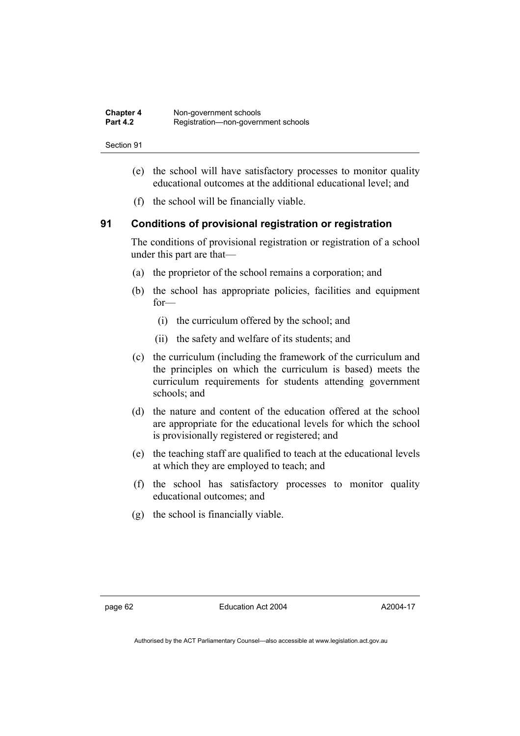(e) the school will have satisfactory processes to monitor quality educational outcomes at the additional educational level; and

(f) the school will be financially viable.

## 91 Conditions of provisional registration or registration

The conditions of provisional registration or registration of a school under this part are that—

(a) the proprietor of the school remains a corporation; and

(b) the school has appropriate policies, facilities and equipment for—

(i) the curriculum offered by the school; and

(ii) the safety and welfare of its students; and

(c) the curriculum (including the framework of the curriculum and the principles on which the curriculum is based) meets the curriculum requirements for students attending government schools; and

(d) the nature and content of the education offered at the school are appropriate for the educational levels for which the school is provisionally registered or registered; and

(e) the teaching staff are qualified to teach at the educational levels at which they are employed to teach; and

(f) the school has satisfactory processes to monitor quality educational outcomes; and

(g) the school is financially viable.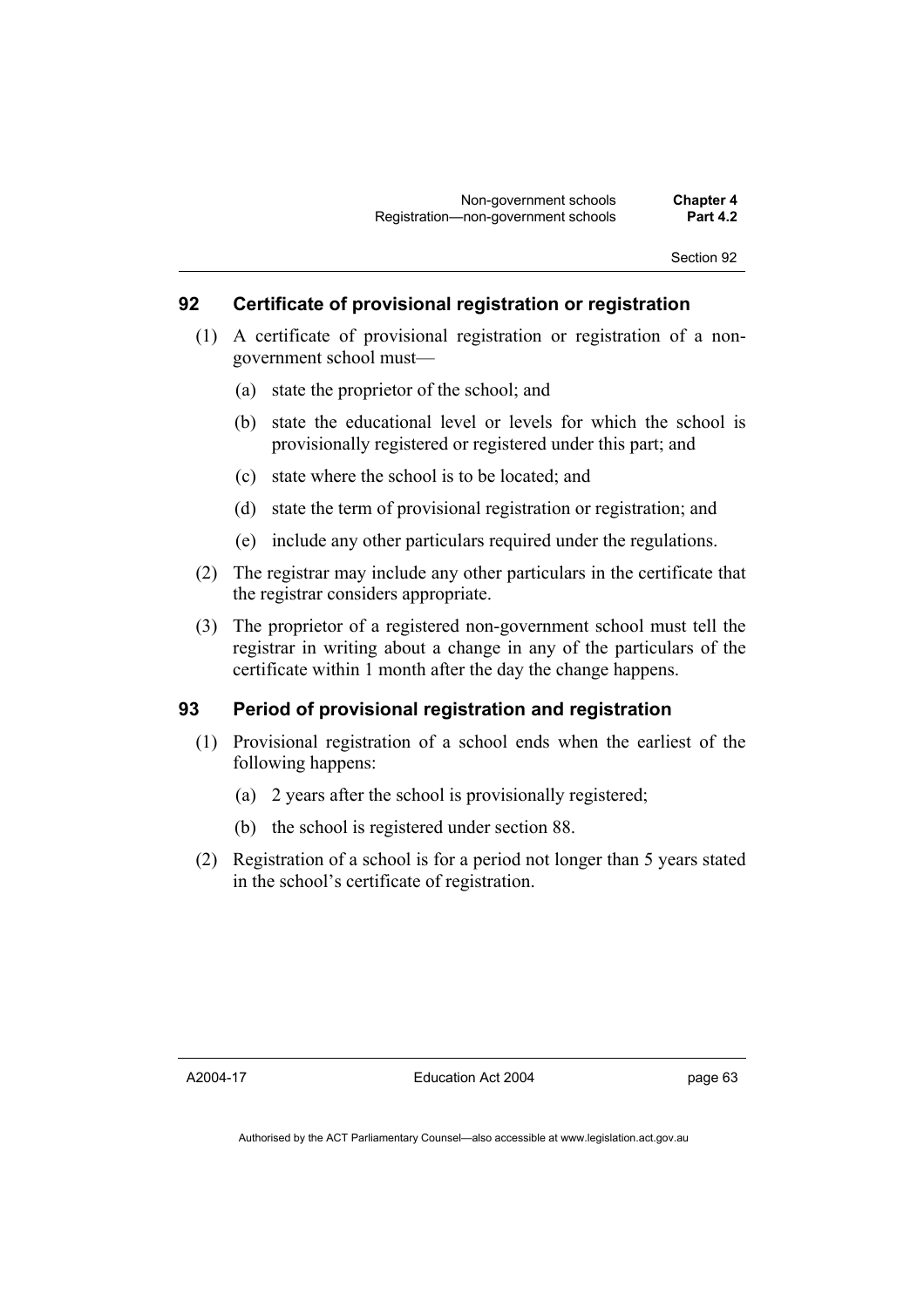## 92 Certificate of provisional registration or registration

(1) A certificate of provisional registration or registration of a non-government school must—

(a) state the proprietor of the school; and

(b) state the educational level or levels for which the school is provisionally registered or registered under this part; and

(c) state where the school is to be located; and

(d) state the term of provisional registration or registration; and

(e) include any other particulars required under the regulations.

(2) The registrar may include any other particulars in the certificate that the registrar considers appropriate.

(3) The proprietor of a registered non-government school must tell the registrar in writing about a change in any of the particulars of the certificate within 1 month after the day the change happens.

## 93 Period of provisional registration and registration

(1) Provisional registration of a school ends when the earliest of the following happens:

(a) 2 years after the school is provisionally registered;

(b) the school is registered under section 88.

(2) Registration of a school is for a period not longer than 5 years stated in the school's certificate of registration.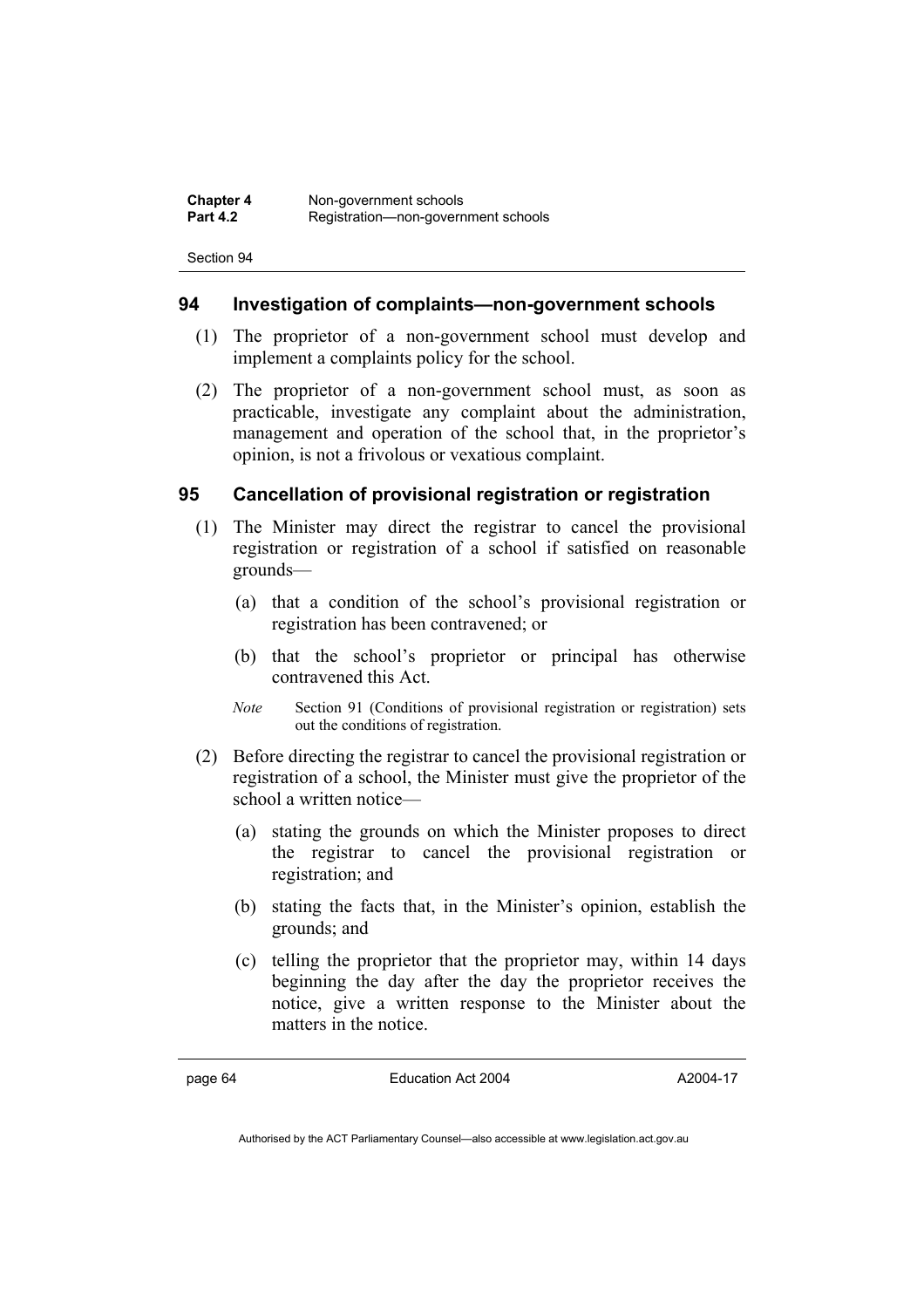## 94 Investigation of complaints—non-government schools

(1) The proprietor of a non-government school must develop and implement a complaints policy for the school.

(2) The proprietor of a non-government school must, as soon as practicable, investigate any complaint about the administration, management and operation of the school that, in the proprietor's opinion, is not a frivolous or vexatious complaint.

## 95 Cancellation of provisional registration or registration

(1) The Minister may direct the registrar to cancel the provisional registration or registration of a school if satisfied on reasonable grounds—

(a) that a condition of the school's provisional registration or registration has been contravened; or

(b) that the school's proprietor or principal has otherwise contravened this Act.

*Note* Section 91 (Conditions of provisional registration or registration) sets out the conditions of registration.

(2) Before directing the registrar to cancel the provisional registration or registration of a school, the Minister must give the proprietor of the school a written notice—

(a) stating the grounds on which the Minister proposes to direct the registrar to cancel the provisional registration or registration; and

(b) stating the facts that, in the Minister's opinion, establish the grounds; and

(c) telling the proprietor that the proprietor may, within 14 days beginning the day after the day the proprietor receives the notice, give a written response to the Minister about the matters in the notice.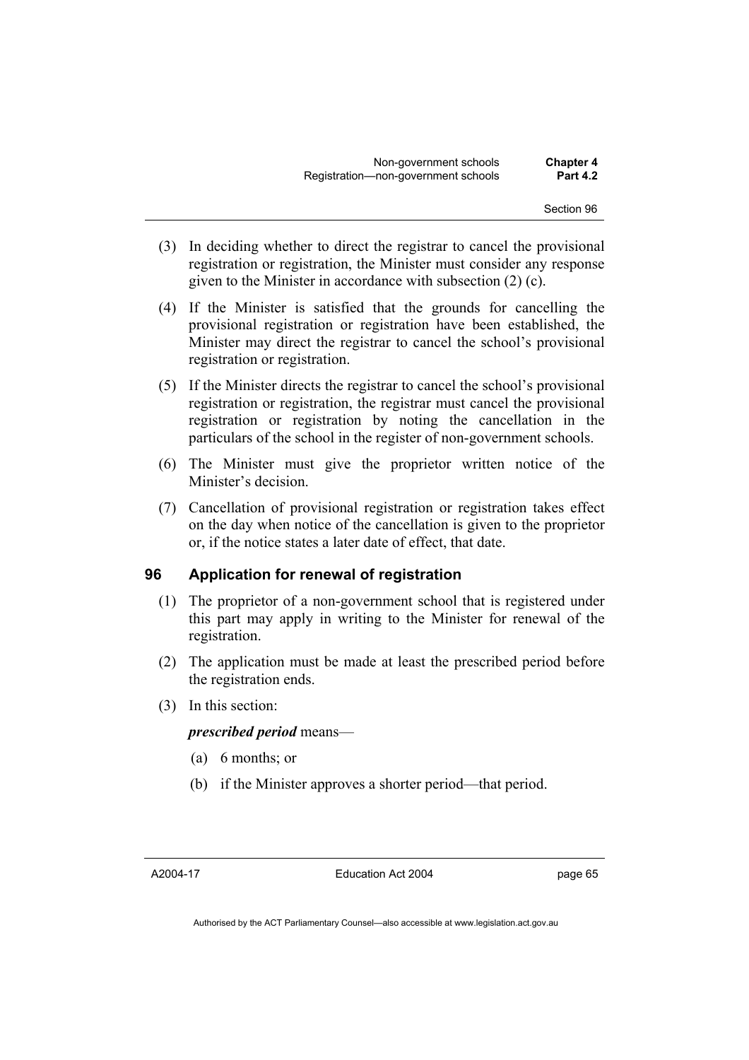(3) In deciding whether to direct the registrar to cancel the provisional registration or registration, the Minister must consider any response given to the Minister in accordance with subsection (2) (c).

(4) If the Minister is satisfied that the grounds for cancelling the provisional registration or registration have been established, the Minister may direct the registrar to cancel the school's provisional registration or registration.

(5) If the Minister directs the registrar to cancel the school's provisional registration or registration, the registrar must cancel the provisional registration or registration by noting the cancellation in the particulars of the school in the register of non-government schools.

(6) The Minister must give the proprietor written notice of the Minister's decision.

(7) Cancellation of provisional registration or registration takes effect on the day when notice of the cancellation is given to the proprietor or, if the notice states a later date of effect, that date.

## 96 Application for renewal of registration

(1) The proprietor of a non-government school that is registered under this part may apply in writing to the Minister for renewal of the registration.

(2) The application must be made at least the prescribed period before the registration ends.

(3) In this section:

***prescribed period*** means—

(a) 6 months; or

(b) if the Minister approves a shorter period—that period.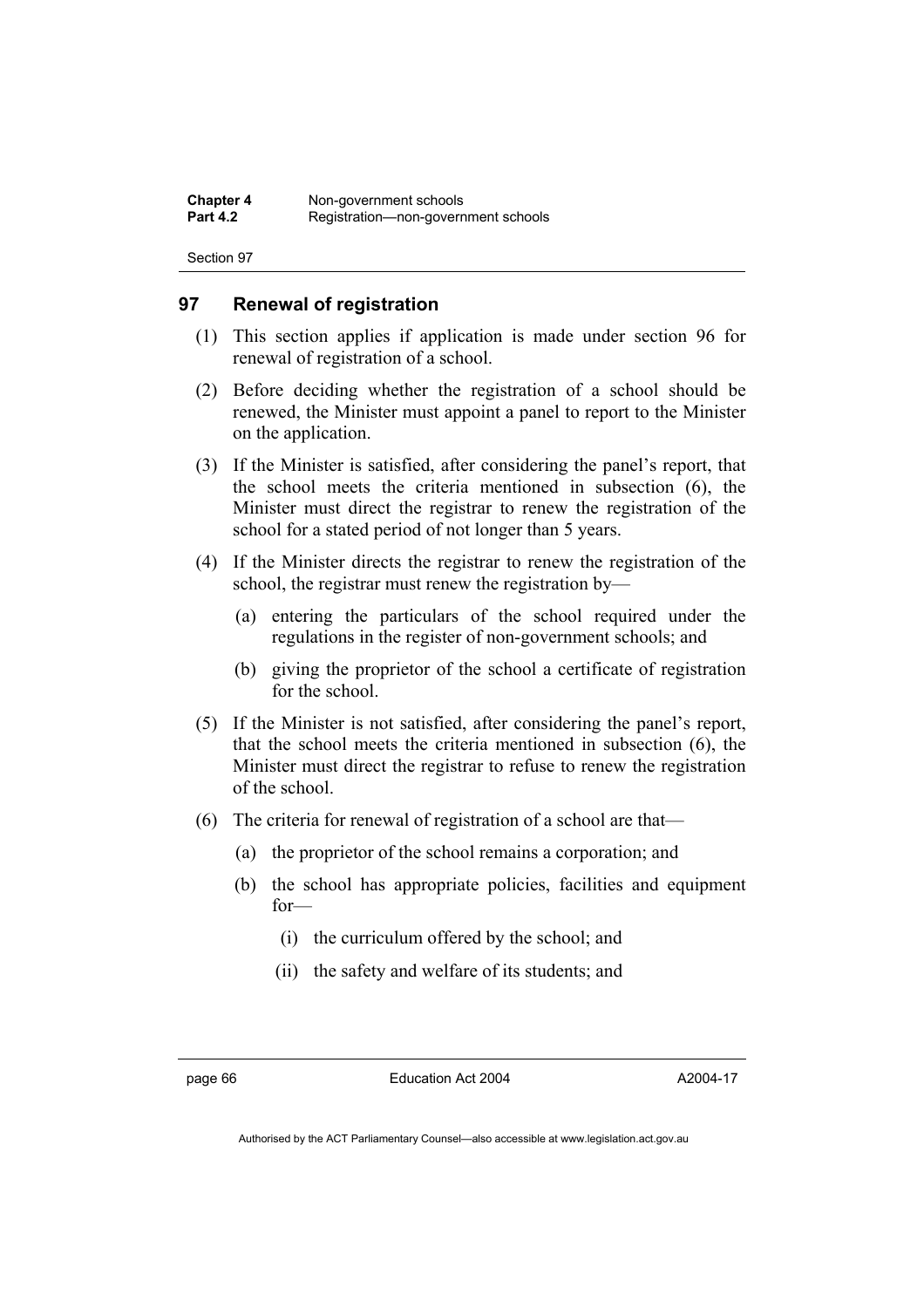## 97 Renewal of registration

(1) This section applies if application is made under section 96 for renewal of registration of a school.

(2) Before deciding whether the registration of a school should be renewed, the Minister must appoint a panel to report to the Minister on the application.

(3) If the Minister is satisfied, after considering the panel's report, that the school meets the criteria mentioned in subsection (6), the Minister must direct the registrar to renew the registration of the school for a stated period of not longer than 5 years.

(4) If the Minister directs the registrar to renew the registration of the school, the registrar must renew the registration by—

(a) entering the particulars of the school required under the regulations in the register of non-government schools; and

(b) giving the proprietor of the school a certificate of registration for the school.

(5) If the Minister is not satisfied, after considering the panel's report, that the school meets the criteria mentioned in subsection (6), the Minister must direct the registrar to refuse to renew the registration of the school.

(6) The criteria for renewal of registration of a school are that—

(a) the proprietor of the school remains a corporation; and

(b) the school has appropriate policies, facilities and equipment for—

(i) the curriculum offered by the school; and

(ii) the safety and welfare of its students; and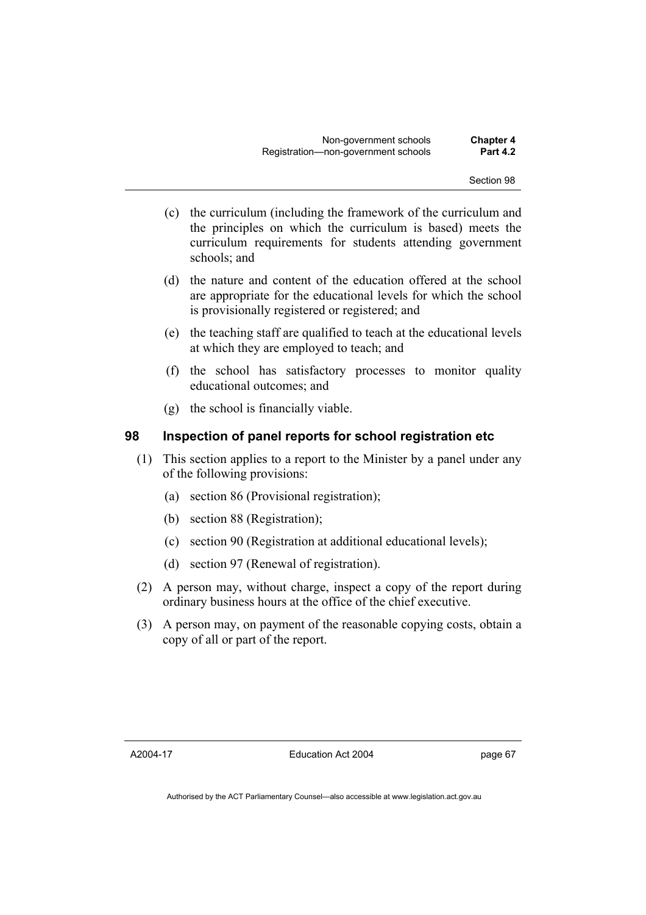(c) the curriculum (including the framework of the curriculum and the principles on which the curriculum is based) meets the curriculum requirements for students attending government schools; and

(d) the nature and content of the education offered at the school are appropriate for the educational levels for which the school is provisionally registered or registered; and

(e) the teaching staff are qualified to teach at the educational levels at which they are employed to teach; and

(f) the school has satisfactory processes to monitor quality educational outcomes; and

(g) the school is financially viable.

## 98 Inspection of panel reports for school registration etc

(1) This section applies to a report to the Minister by a panel under any of the following provisions:

(a) section 86 (Provisional registration);

(b) section 88 (Registration);

(c) section 90 (Registration at additional educational levels);

(d) section 97 (Renewal of registration).

(2) A person may, without charge, inspect a copy of the report during ordinary business hours at the office of the chief executive.

(3) A person may, on payment of the reasonable copying costs, obtain a copy of all or part of the report.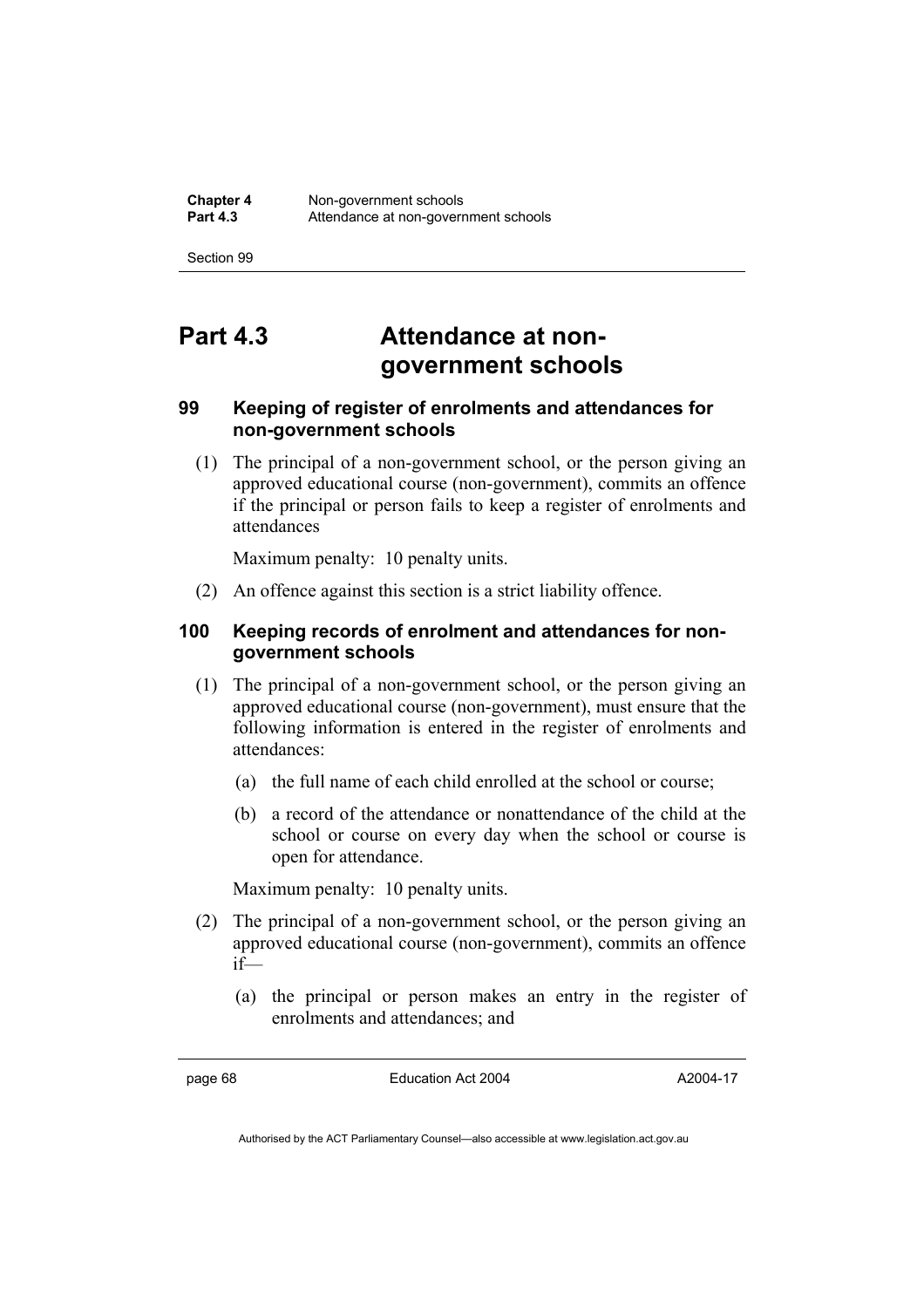# Part 4.3 Attendance at non-government schools

### 99 Keeping of register of enrolments and attendances for non-government schools

(1) The principal of a non-government school, or the person giving an approved educational course (non-government), commits an offence if the principal or person fails to keep a register of enrolments and attendances

Maximum penalty: 10 penalty units.

(2) An offence against this section is a strict liability offence.

### 100 Keeping records of enrolment and attendances for non-government schools

(1) The principal of a non-government school, or the person giving an approved educational course (non-government), must ensure that the following information is entered in the register of enrolments and attendances:

(a) the full name of each child enrolled at the school or course;

(b) a record of the attendance or nonattendance of the child at the school or course on every day when the school or course is open for attendance.

Maximum penalty: 10 penalty units.

(2) The principal of a non-government school, or the person giving an approved educational course (non-government), commits an offence if—

(a) the principal or person makes an entry in the register of enrolments and attendances; and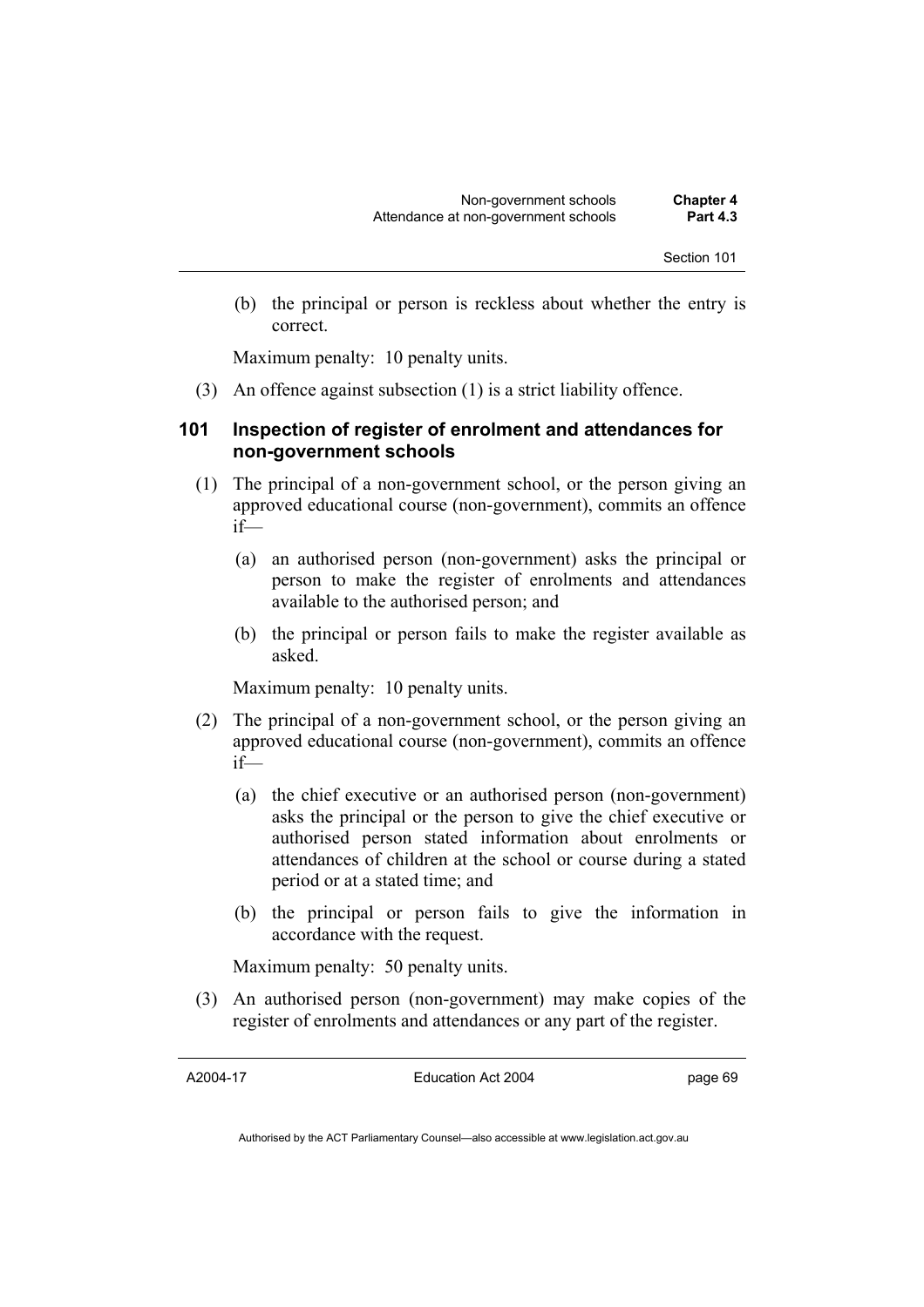(b) the principal or person is reckless about whether the entry is correct.

Maximum penalty: 10 penalty units.

(3) An offence against subsection (1) is a strict liability offence.

### 101 Inspection of register of enrolment and attendances for non-government schools

(1) The principal of a non-government school, or the person giving an approved educational course (non-government), commits an offence if—

(a) an authorised person (non-government) asks the principal or person to make the register of enrolments and attendances available to the authorised person; and

(b) the principal or person fails to make the register available as asked.

Maximum penalty: 10 penalty units.

(2) The principal of a non-government school, or the person giving an approved educational course (non-government), commits an offence if—

(a) the chief executive or an authorised person (non-government) asks the principal or the person to give the chief executive or authorised person stated information about enrolments or attendances of children at the school or course during a stated period or at a stated time; and

(b) the principal or person fails to give the information in accordance with the request.

Maximum penalty: 50 penalty units.

(3) An authorised person (non-government) may make copies of the register of enrolments and attendances or any part of the register.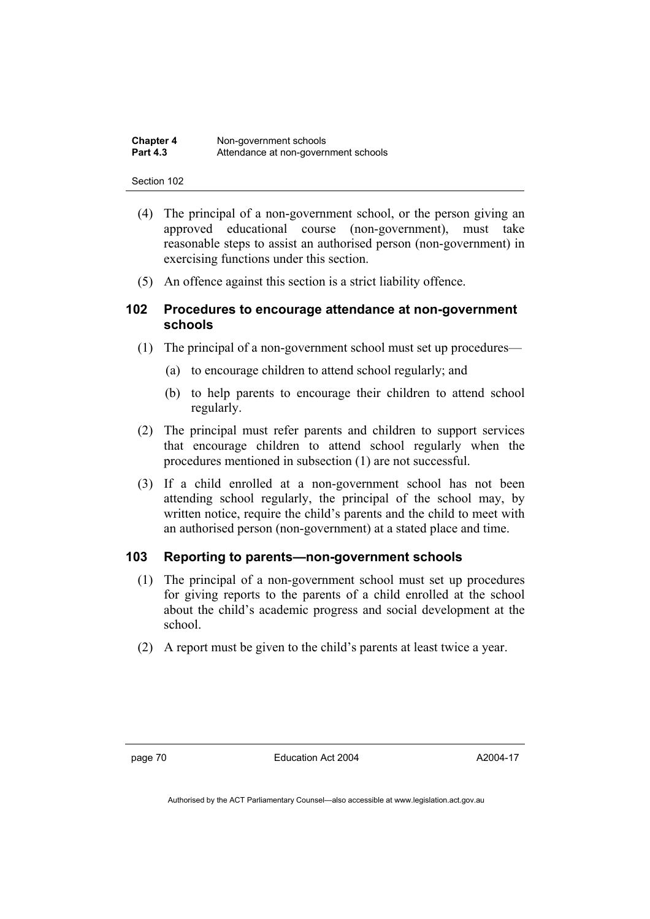(4) The principal of a non-government school, or the person giving an approved educational course (non-government), must take reasonable steps to assist an authorised person (non-government) in exercising functions under this section.

(5) An offence against this section is a strict liability offence.

## 102 Procedures to encourage attendance at non-government schools

(1) The principal of a non-government school must set up procedures—

(a) to encourage children to attend school regularly; and

(b) to help parents to encourage their children to attend school regularly.

(2) The principal must refer parents and children to support services that encourage children to attend school regularly when the procedures mentioned in subsection (1) are not successful.

(3) If a child enrolled at a non-government school has not been attending school regularly, the principal of the school may, by written notice, require the child's parents and the child to meet with an authorised person (non-government) at a stated place and time.

## 103 Reporting to parents—non-government schools

(1) The principal of a non-government school must set up procedures for giving reports to the parents of a child enrolled at the school about the child's academic progress and social development at the school.

(2) A report must be given to the child's parents at least twice a year.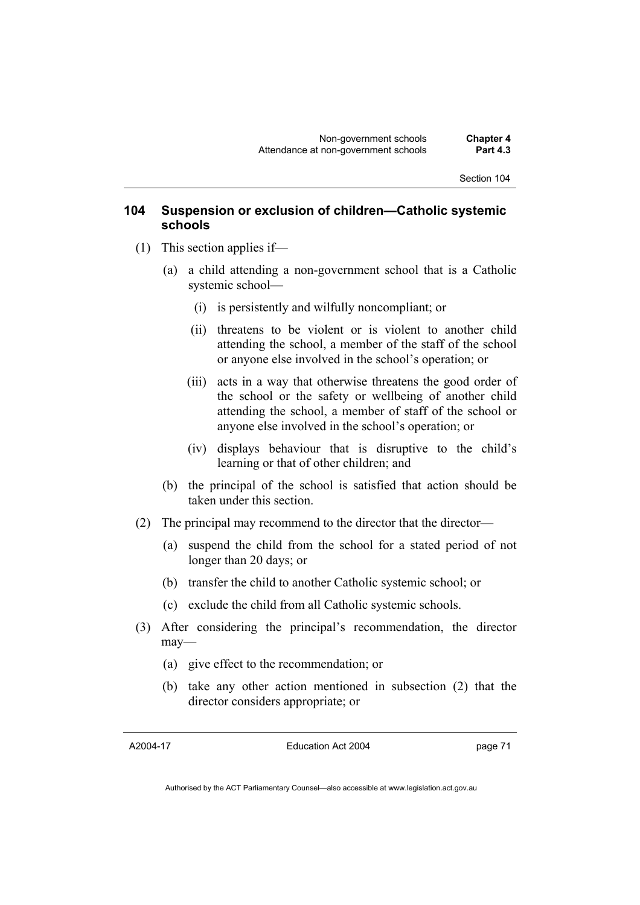### 104 Suspension or exclusion of children—Catholic systemic schools

(1) This section applies if—

(a) a child attending a non-government school that is a Catholic systemic school—

(i) is persistently and wilfully noncompliant; or

(ii) threatens to be violent or is violent to another child attending the school, a member of the staff of the school or anyone else involved in the school's operation; or

(iii) acts in a way that otherwise threatens the good order of the school or the safety or wellbeing of another child attending the school, a member of staff of the school or anyone else involved in the school's operation; or

(iv) displays behaviour that is disruptive to the child's learning or that of other children; and

(b) the principal of the school is satisfied that action should be taken under this section.

(2) The principal may recommend to the director that the director—

(a) suspend the child from the school for a stated period of not longer than 20 days; or

(b) transfer the child to another Catholic systemic school; or

(c) exclude the child from all Catholic systemic schools.

(3) After considering the principal's recommendation, the director may—

(a) give effect to the recommendation; or

(b) take any other action mentioned in subsection (2) that the director considers appropriate; or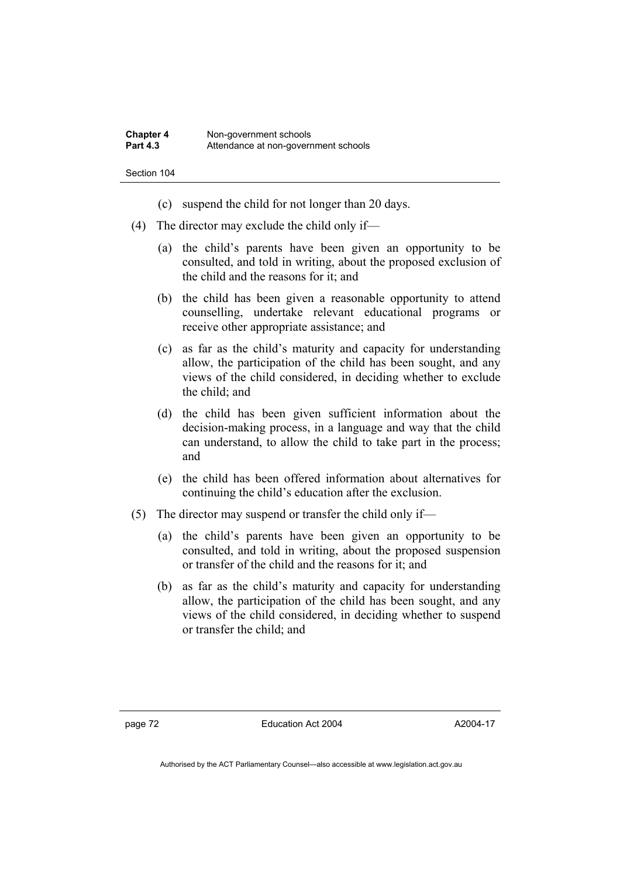(c) suspend the child for not longer than 20 days.

(4) The director may exclude the child only if—

(a) the child's parents have been given an opportunity to be consulted, and told in writing, about the proposed exclusion of the child and the reasons for it; and

(b) the child has been given a reasonable opportunity to attend counselling, undertake relevant educational programs or receive other appropriate assistance; and

(c) as far as the child's maturity and capacity for understanding allow, the participation of the child has been sought, and any views of the child considered, in deciding whether to exclude the child; and

(d) the child has been given sufficient information about the decision-making process, in a language and way that the child can understand, to allow the child to take part in the process; and

(e) the child has been offered information about alternatives for continuing the child's education after the exclusion.

(5) The director may suspend or transfer the child only if—

(a) the child's parents have been given an opportunity to be consulted, and told in writing, about the proposed suspension or transfer of the child and the reasons for it; and

(b) as far as the child's maturity and capacity for understanding allow, the participation of the child has been sought, and any views of the child considered, in deciding whether to suspend or transfer the child; and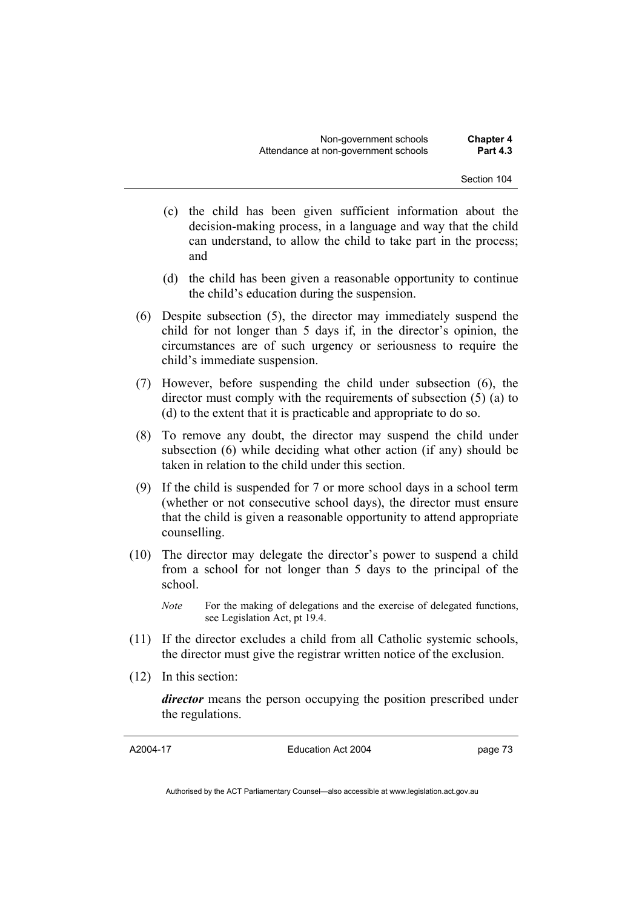(c) the child has been given sufficient information about the decision-making process, in a language and way that the child can understand, to allow the child to take part in the process; and

(d) the child has been given a reasonable opportunity to continue the child's education during the suspension.

(6) Despite subsection (5), the director may immediately suspend the child for not longer than 5 days if, in the director's opinion, the circumstances are of such urgency or seriousness to require the child's immediate suspension.

(7) However, before suspending the child under subsection (6), the director must comply with the requirements of subsection (5) (a) to (d) to the extent that it is practicable and appropriate to do so.

(8) To remove any doubt, the director may suspend the child under subsection (6) while deciding what other action (if any) should be taken in relation to the child under this section.

(9) If the child is suspended for 7 or more school days in a school term (whether or not consecutive school days), the director must ensure that the child is given a reasonable opportunity to attend appropriate counselling.

(10) The director may delegate the director's power to suspend a child from a school for not longer than 5 days to the principal of the school.

*Note* For the making of delegations and the exercise of delegated functions, see Legislation Act, pt 19.4.

(11) If the director excludes a child from all Catholic systemic schools, the director must give the registrar written notice of the exclusion.

(12) In this section:

***director*** means the person occupying the position prescribed under the regulations.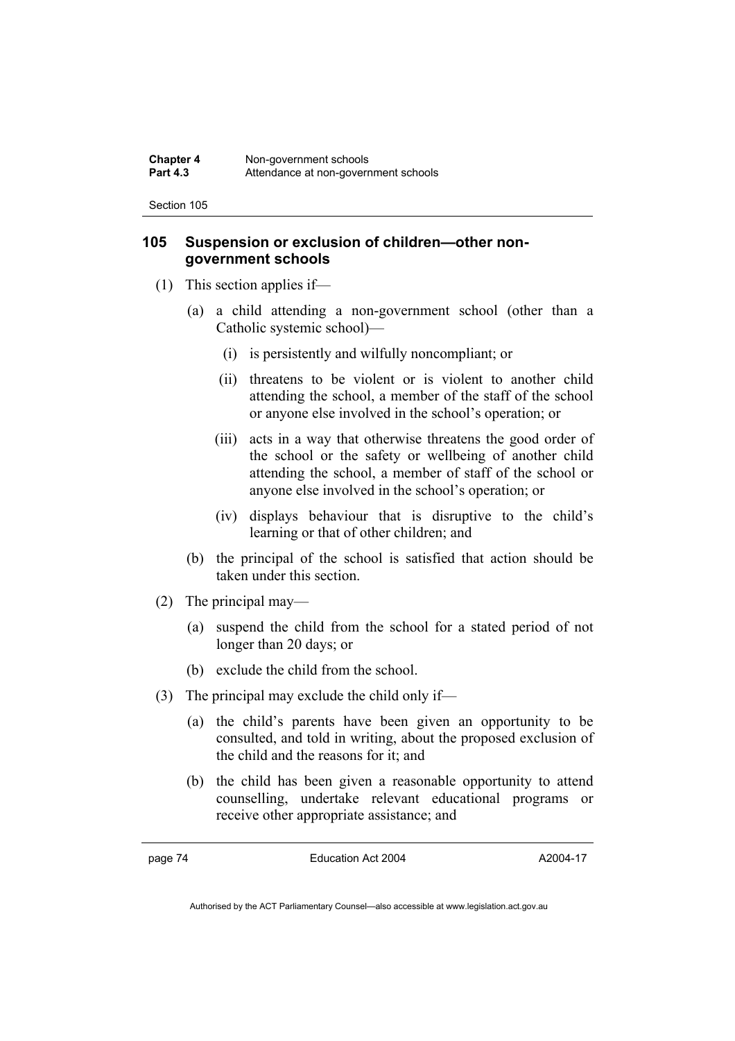## 105 Suspension or exclusion of children—other non-government schools

(1) This section applies if—

(a) a child attending a non-government school (other than a Catholic systemic school)—

(i) is persistently and wilfully noncompliant; or

(ii) threatens to be violent or is violent to another child attending the school, a member of the staff of the school or anyone else involved in the school's operation; or

(iii) acts in a way that otherwise threatens the good order of the school or the safety or wellbeing of another child attending the school, a member of staff of the school or anyone else involved in the school's operation; or

(iv) displays behaviour that is disruptive to the child's learning or that of other children; and

(b) the principal of the school is satisfied that action should be taken under this section.

(2) The principal may—

(a) suspend the child from the school for a stated period of not longer than 20 days; or

(b) exclude the child from the school.

(3) The principal may exclude the child only if—

(a) the child's parents have been given an opportunity to be consulted, and told in writing, about the proposed exclusion of the child and the reasons for it; and

(b) the child has been given a reasonable opportunity to attend counselling, undertake relevant educational programs or receive other appropriate assistance; and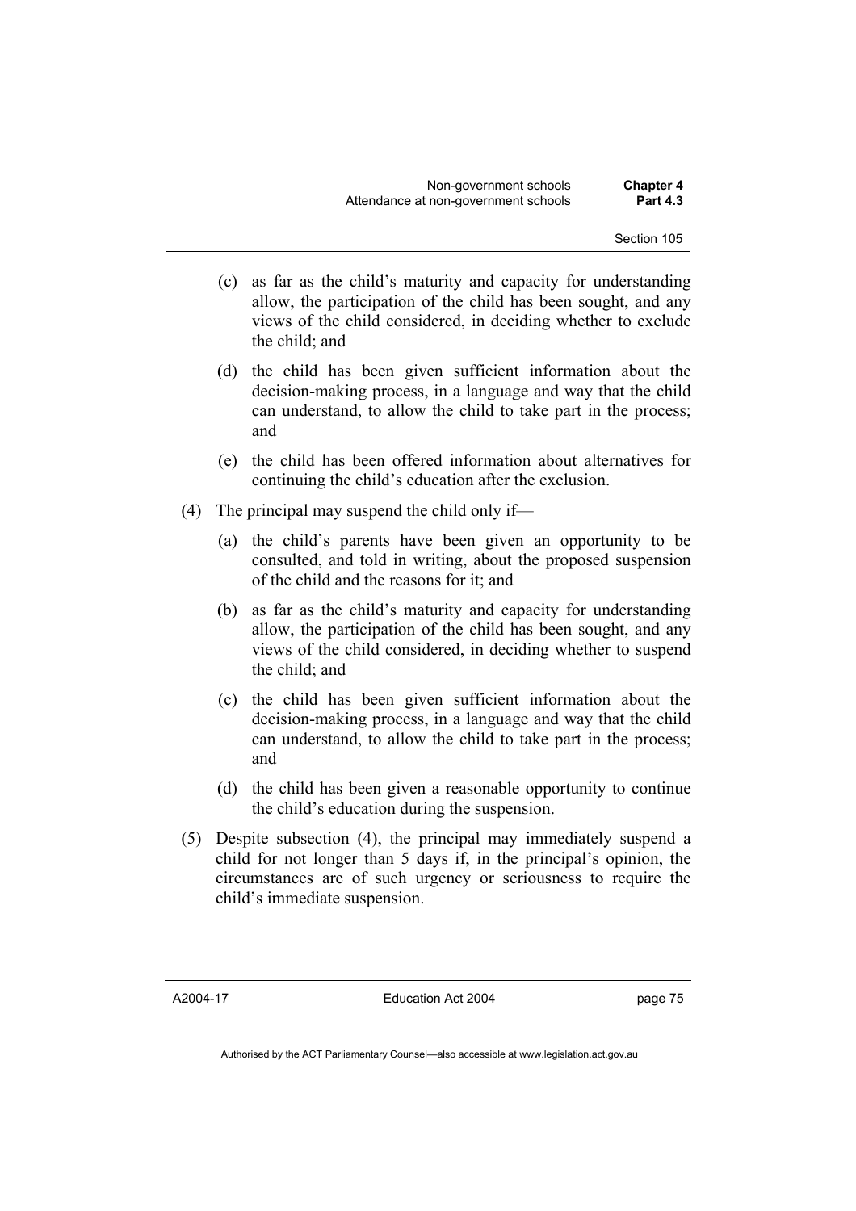(c) as far as the child's maturity and capacity for understanding allow, the participation of the child has been sought, and any views of the child considered, in deciding whether to exclude the child; and

(d) the child has been given sufficient information about the decision-making process, in a language and way that the child can understand, to allow the child to take part in the process; and

(e) the child has been offered information about alternatives for continuing the child's education after the exclusion.

(4) The principal may suspend the child only if—

(a) the child's parents have been given an opportunity to be consulted, and told in writing, about the proposed suspension of the child and the reasons for it; and

(b) as far as the child's maturity and capacity for understanding allow, the participation of the child has been sought, and any views of the child considered, in deciding whether to suspend the child; and

(c) the child has been given sufficient information about the decision-making process, in a language and way that the child can understand, to allow the child to take part in the process; and

(d) the child has been given a reasonable opportunity to continue the child's education during the suspension.

(5) Despite subsection (4), the principal may immediately suspend a child for not longer than 5 days if, in the principal's opinion, the circumstances are of such urgency or seriousness to require the child's immediate suspension.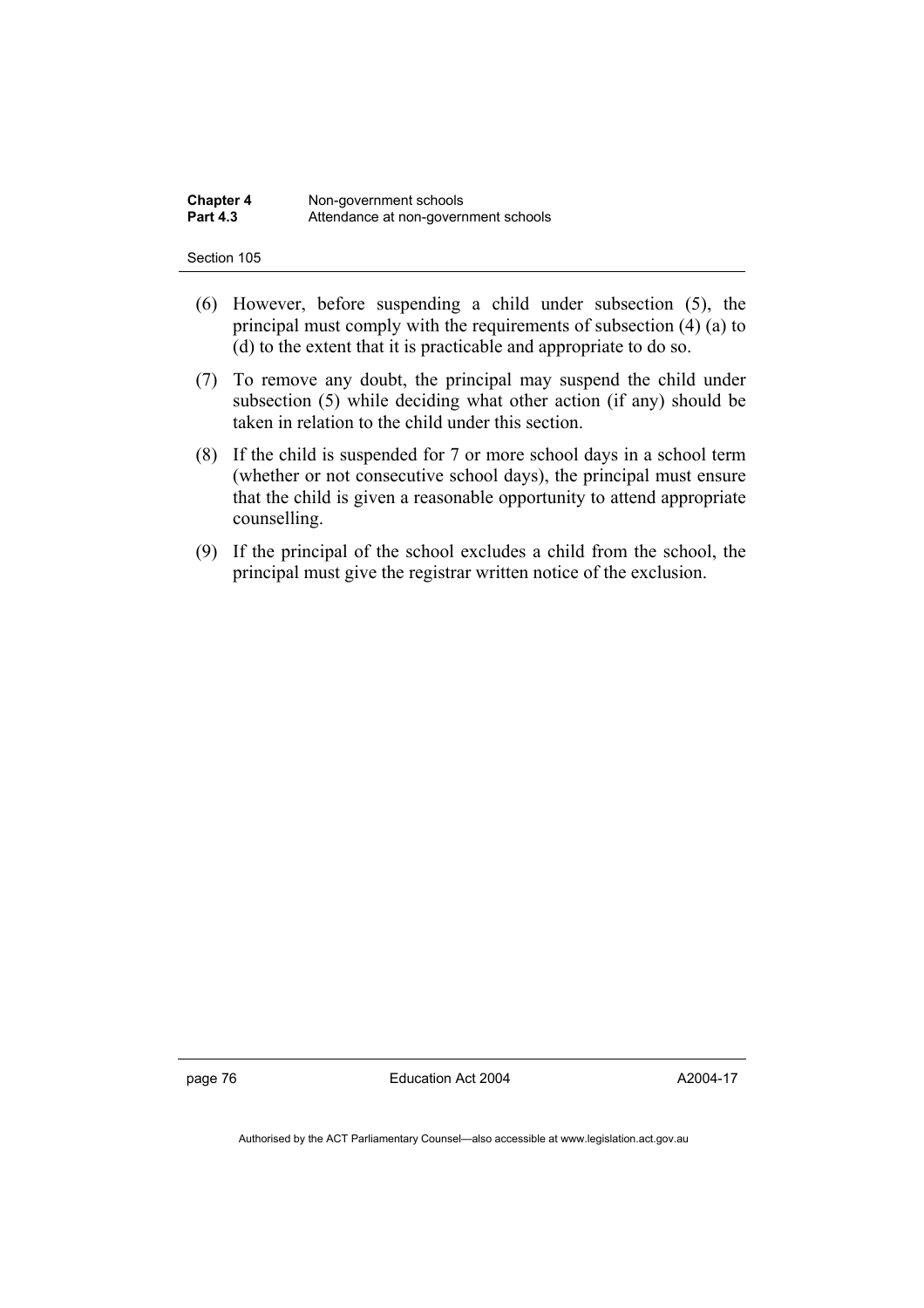(6) However, before suspending a child under subsection (5), the principal must comply with the requirements of subsection (4) (a) to (d) to the extent that it is practicable and appropriate to do so.

(7) To remove any doubt, the principal may suspend the child under subsection (5) while deciding what other action (if any) should be taken in relation to the child under this section.

(8) If the child is suspended for 7 or more school days in a school term (whether or not consecutive school days), the principal must ensure that the child is given a reasonable opportunity to attend appropriate counselling.

(9) If the principal of the school excludes a child from the school, the principal must give the registrar written notice of the exclusion.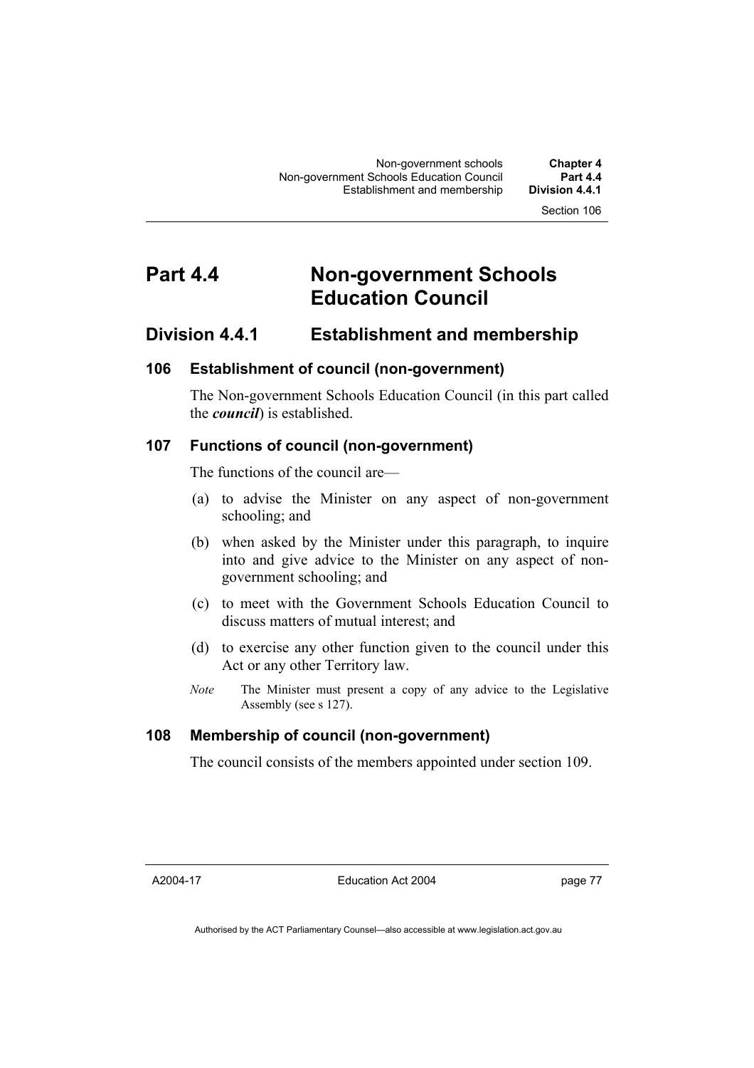# Part 4.4 Non-government Schools Education Council

## Division 4.4.1 Establishment and membership

### 106 Establishment of council (non-government)

The Non-government Schools Education Council (in this part called the ***council***) is established.

### 107 Functions of council (non-government)

The functions of the council are—

(a) to advise the Minister on any aspect of non-government schooling; and

(b) when asked by the Minister under this paragraph, to inquire into and give advice to the Minister on any aspect of non-government schooling; and

(c) to meet with the Government Schools Education Council to discuss matters of mutual interest; and

(d) to exercise any other function given to the council under this Act or any other Territory law.

*Note* The Minister must present a copy of any advice to the Legislative Assembly (see s 127).

### 108 Membership of council (non-government)

The council consists of the members appointed under section 109.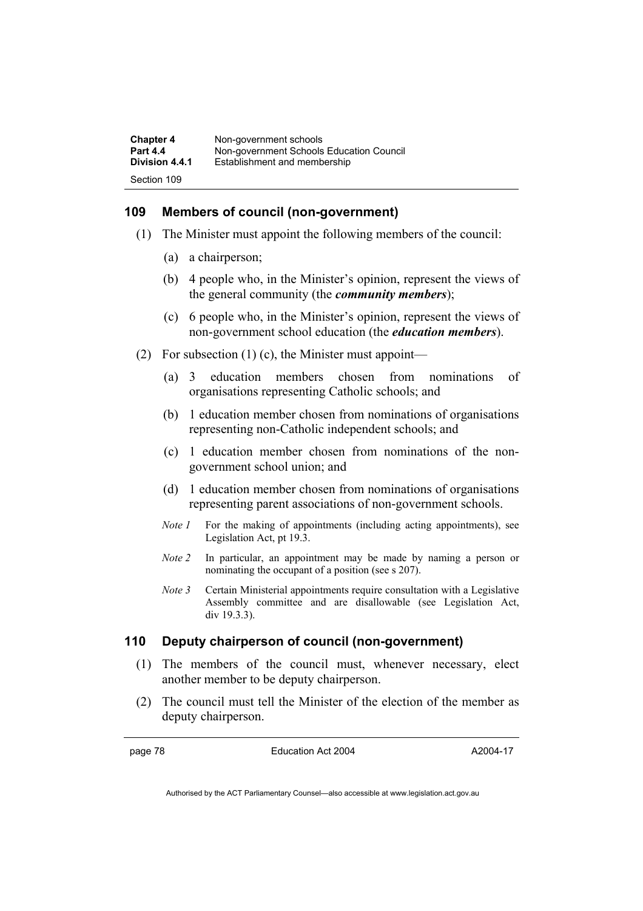## 109 Members of council (non-government)

(1) The Minister must appoint the following members of the council:

(a) a chairperson;

(b) 4 people who, in the Minister's opinion, represent the views of the general community (the ***community members***);

(c) 6 people who, in the Minister's opinion, represent the views of non-government school education (the ***education members***).

(2) For subsection (1) (c), the Minister must appoint—

(a) 3 education members chosen from nominations of organisations representing Catholic schools; and

(b) 1 education member chosen from nominations of organisations representing non-Catholic independent schools; and

(c) 1 education member chosen from nominations of the non-government school union; and

(d) 1 education member chosen from nominations of organisations representing parent associations of non-government schools.

*Note 1* For the making of appointments (including acting appointments), see Legislation Act, pt 19.3.

*Note 2* In particular, an appointment may be made by naming a person or nominating the occupant of a position (see s 207).

*Note 3* Certain Ministerial appointments require consultation with a Legislative Assembly committee and are disallowable (see Legislation Act, div 19.3.3).

## 110 Deputy chairperson of council (non-government)

(1) The members of the council must, whenever necessary, elect another member to be deputy chairperson.

(2) The council must tell the Minister of the election of the member as deputy chairperson.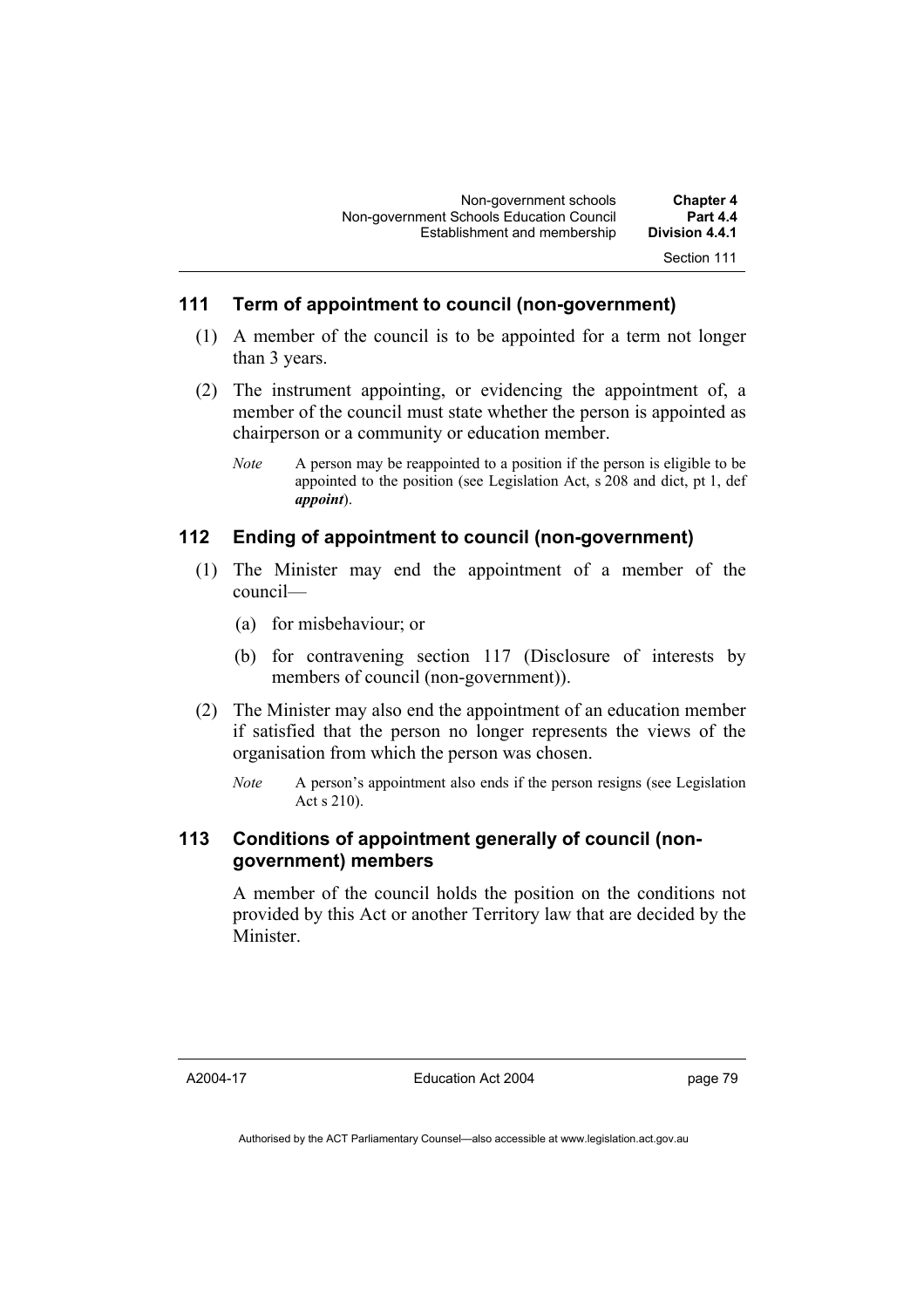## 111 Term of appointment to council (non-government)

(1) A member of the council is to be appointed for a term not longer than 3 years.

(2) The instrument appointing, or evidencing the appointment of, a member of the council must state whether the person is appointed as chairperson or a community or education member.

*Note* A person may be reappointed to a position if the person is eligible to be appointed to the position (see Legislation Act, s 208 and dict, pt 1, def ***appoint***).

## 112 Ending of appointment to council (non-government)

(1) The Minister may end the appointment of a member of the council—

(a) for misbehaviour; or

(b) for contravening section 117 (Disclosure of interests by members of council (non-government)).

(2) The Minister may also end the appointment of an education member if satisfied that the person no longer represents the views of the organisation from which the person was chosen.

*Note* A person's appointment also ends if the person resigns (see Legislation Act s 210).

## 113 Conditions of appointment generally of council (non-government) members

A member of the council holds the position on the conditions not provided by this Act or another Territory law that are decided by the Minister.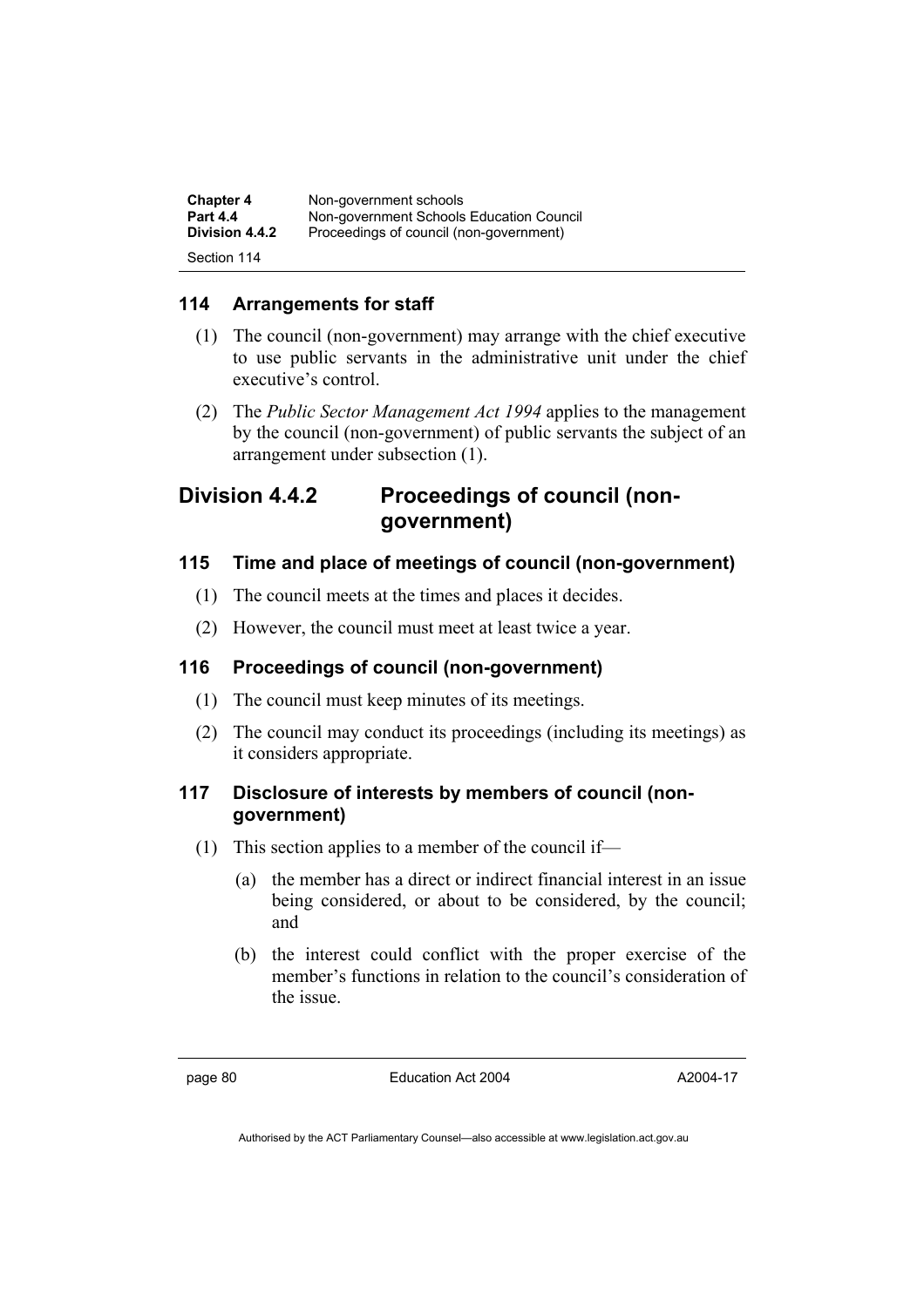### 114 Arrangements for staff

(1) The council (non-government) may arrange with the chief executive to use public servants in the administrative unit under the chief executive's control.

(2) The *Public Sector Management Act 1994* applies to the management by the council (non-government) of public servants the subject of an arrangement under subsection (1).

## Division 4.4.2 Proceedings of council (non-government)

### 115 Time and place of meetings of council (non-government)

(1) The council meets at the times and places it decides.

(2) However, the council must meet at least twice a year.

### 116 Proceedings of council (non-government)

(1) The council must keep minutes of its meetings.

(2) The council may conduct its proceedings (including its meetings) as it considers appropriate.

### 117 Disclosure of interests by members of council (non-government)

(1) This section applies to a member of the council if—

(a) the member has a direct or indirect financial interest in an issue being considered, or about to be considered, by the council; and

(b) the interest could conflict with the proper exercise of the member's functions in relation to the council's consideration of the issue.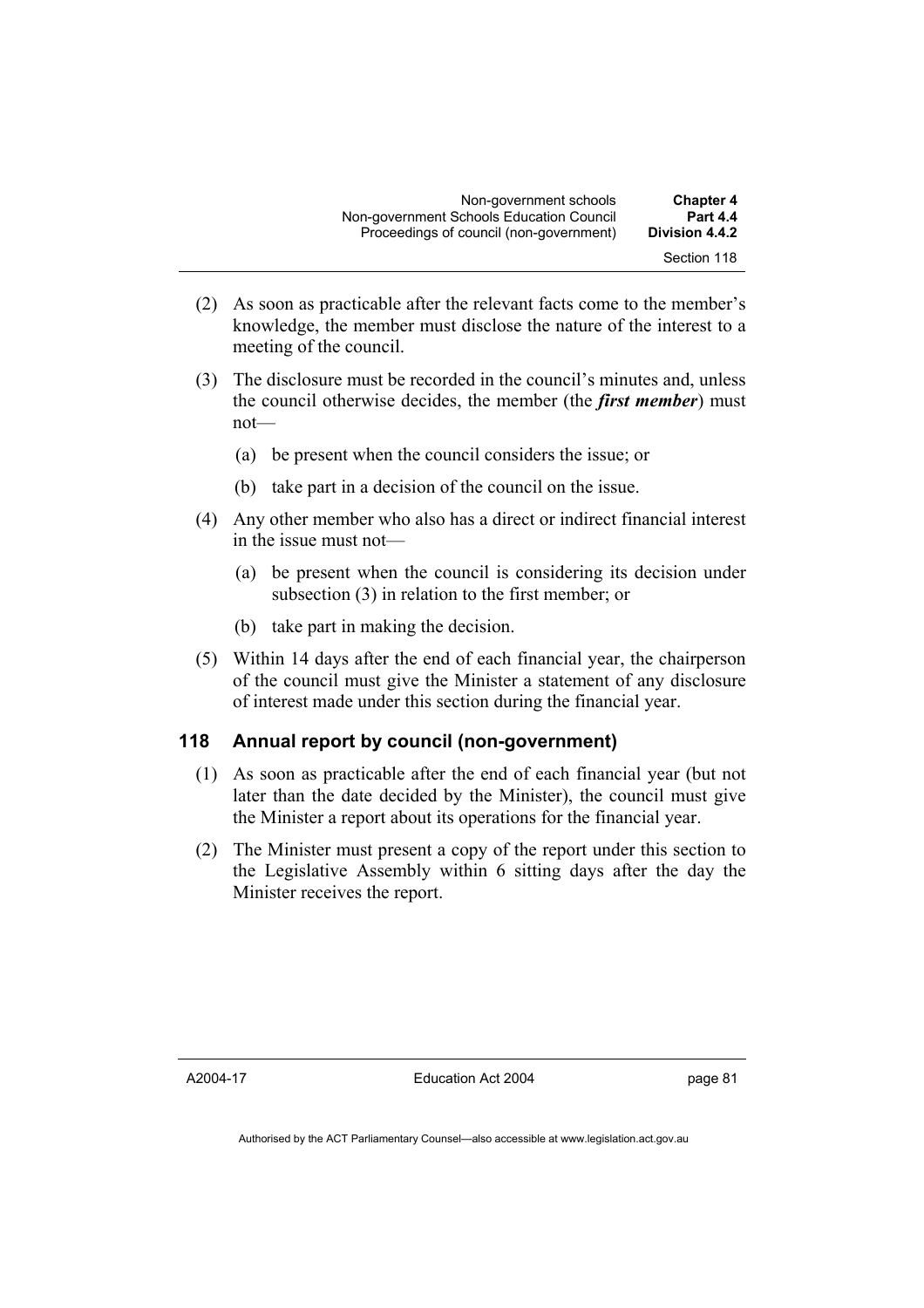(2) As soon as practicable after the relevant facts come to the member's knowledge, the member must disclose the nature of the interest to a meeting of the council.

(3) The disclosure must be recorded in the council's minutes and, unless the council otherwise decides, the member (the ***first member***) must not—

(a) be present when the council considers the issue; or

(b) take part in a decision of the council on the issue.

(4) Any other member who also has a direct or indirect financial interest in the issue must not—

(a) be present when the council is considering its decision under subsection (3) in relation to the first member; or

(b) take part in making the decision.

(5) Within 14 days after the end of each financial year, the chairperson of the council must give the Minister a statement of any disclosure of interest made under this section during the financial year.

## 118 Annual report by council (non-government)

(1) As soon as practicable after the end of each financial year (but not later than the date decided by the Minister), the council must give the Minister a report about its operations for the financial year.

(2) The Minister must present a copy of the report under this section to the Legislative Assembly within 6 sitting days after the day the Minister receives the report.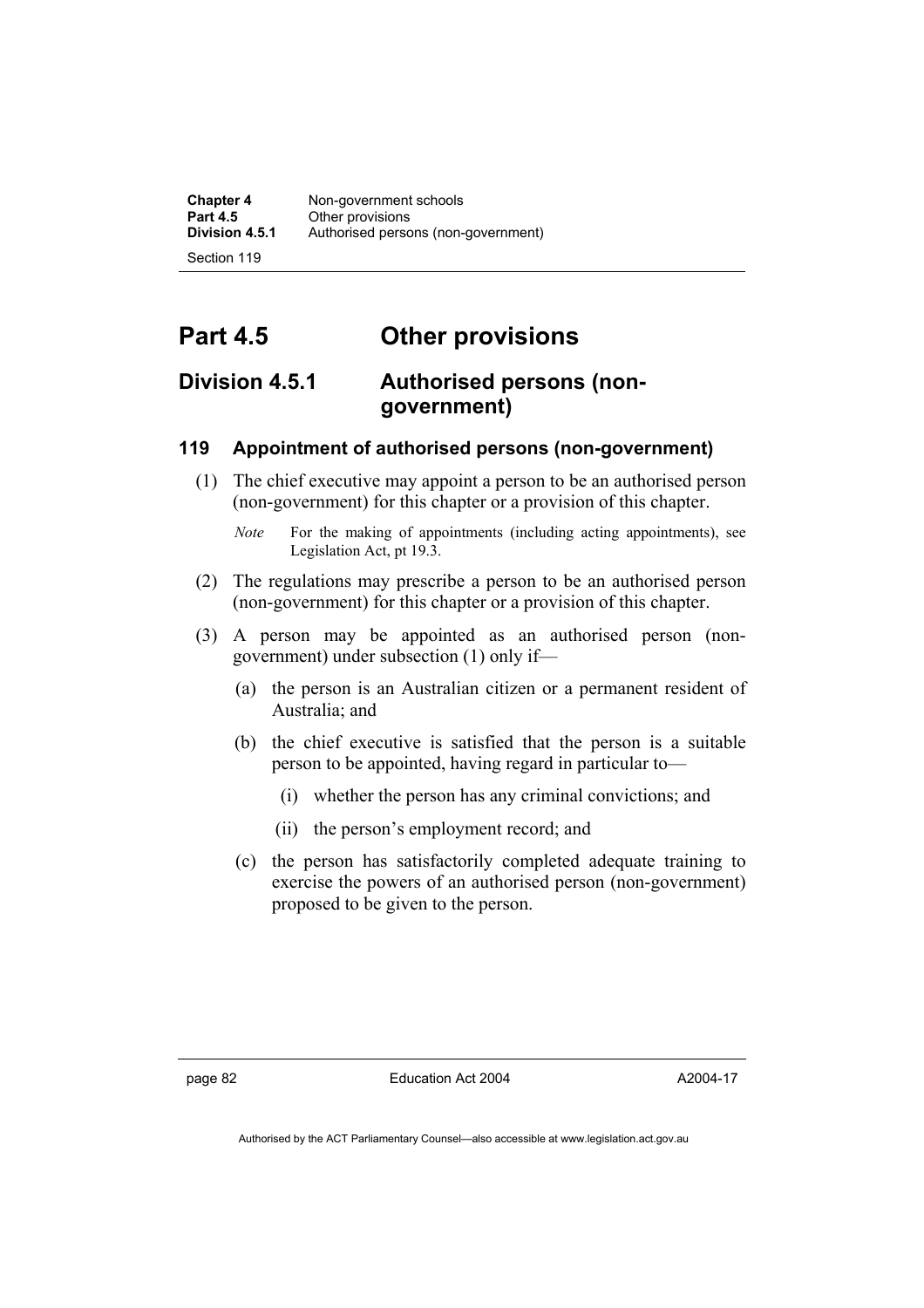# Part 4.5 Other provisions

## Division 4.5.1 Authorised persons (non-government)

### 119 Appointment of authorised persons (non-government)

(1) The chief executive may appoint a person to be an authorised person (non-government) for this chapter or a provision of this chapter.

*Note* For the making of appointments (including acting appointments), see Legislation Act, pt 19.3.

(2) The regulations may prescribe a person to be an authorised person (non-government) for this chapter or a provision of this chapter.

(3) A person may be appointed as an authorised person (non-government) under subsection (1) only if—

(a) the person is an Australian citizen or a permanent resident of Australia; and

(b) the chief executive is satisfied that the person is a suitable person to be appointed, having regard in particular to—

(i) whether the person has any criminal convictions; and

(ii) the person's employment record; and

(c) the person has satisfactorily completed adequate training to exercise the powers of an authorised person (non-government) proposed to be given to the person.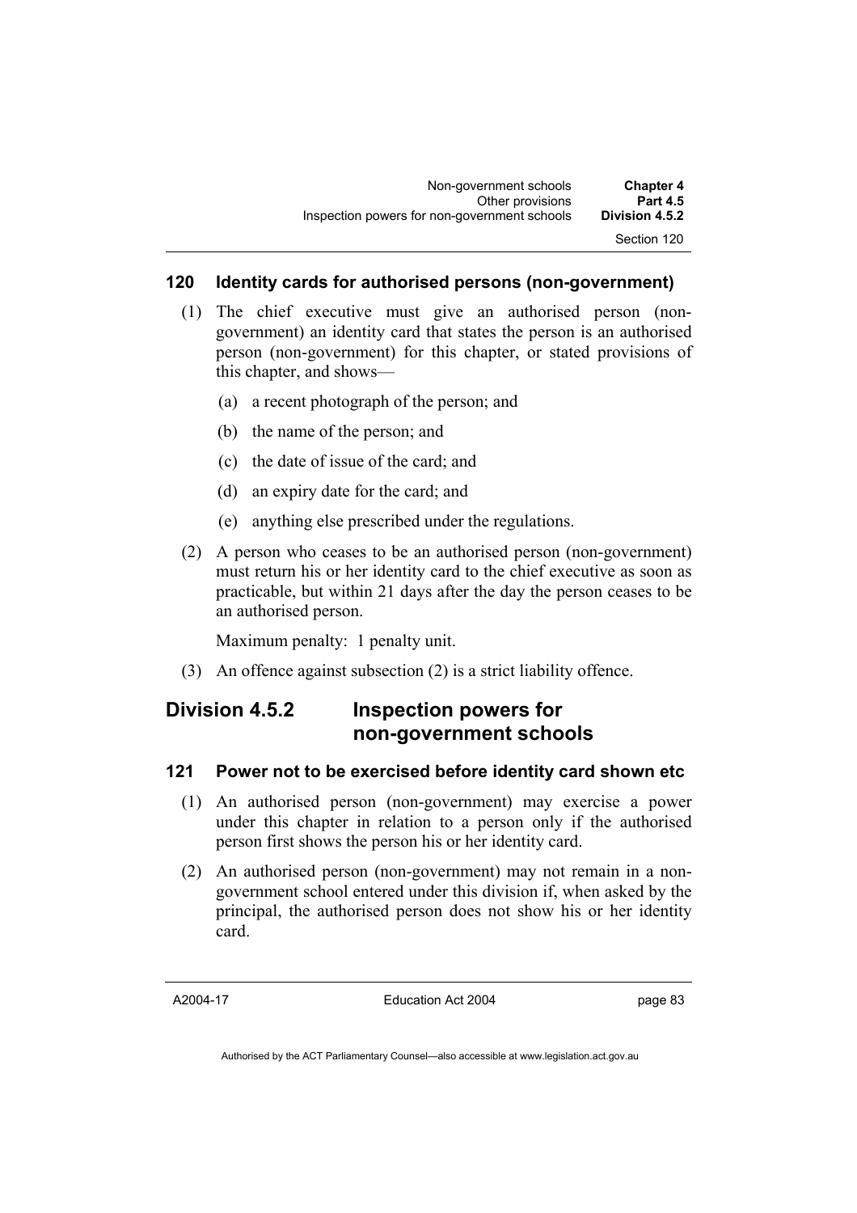### 120 Identity cards for authorised persons (non-government)

(1) The chief executive must give an authorised person (non-government) an identity card that states the person is an authorised person (non-government) for this chapter, or stated provisions of this chapter, and shows—

(a) a recent photograph of the person; and

(b) the name of the person; and

(c) the date of issue of the card; and

(d) an expiry date for the card; and

(e) anything else prescribed under the regulations.

(2) A person who ceases to be an authorised person (non-government) must return his or her identity card to the chief executive as soon as practicable, but within 21 days after the day the person ceases to be an authorised person.

Maximum penalty: 1 penalty unit.

(3) An offence against subsection (2) is a strict liability offence.

## Division 4.5.2 Inspection powers for non-government schools

### 121 Power not to be exercised before identity card shown etc

(1) An authorised person (non-government) may exercise a power under this chapter in relation to a person only if the authorised person first shows the person his or her identity card.

(2) An authorised person (non-government) may not remain in a non-government school entered under this division if, when asked by the principal, the authorised person does not show his or her identity card.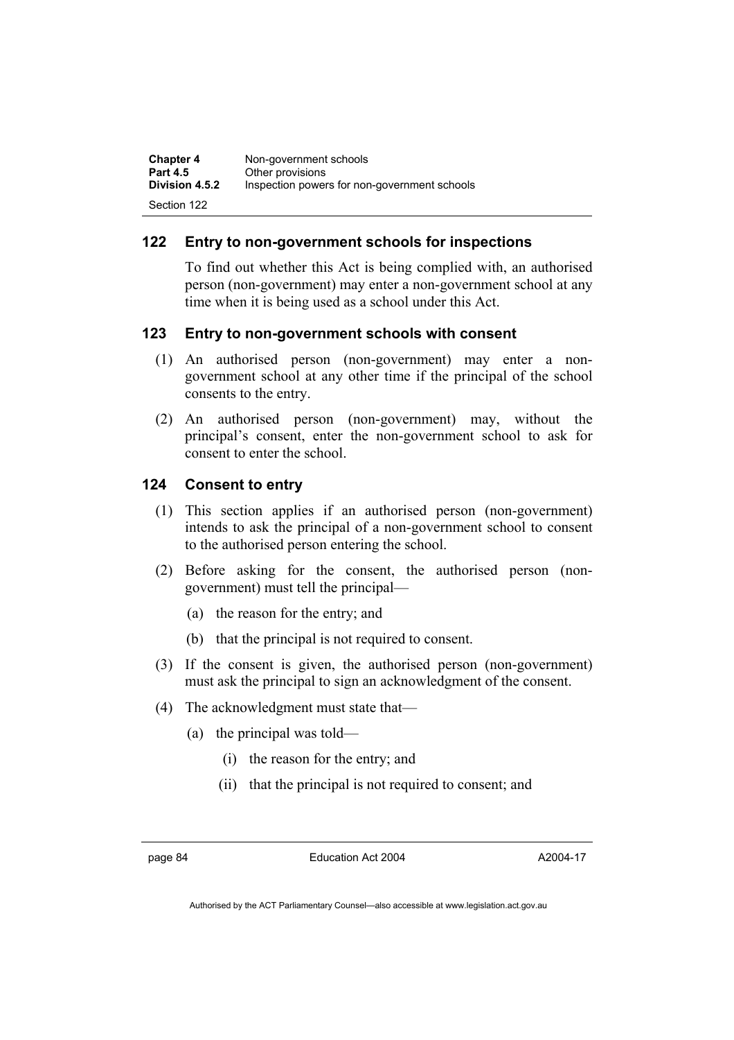## 122 Entry to non-government schools for inspections

To find out whether this Act is being complied with, an authorised person (non-government) may enter a non-government school at any time when it is being used as a school under this Act.

## 123 Entry to non-government schools with consent

(1) An authorised person (non-government) may enter a non-government school at any other time if the principal of the school consents to the entry.

(2) An authorised person (non-government) may, without the principal's consent, enter the non-government school to ask for consent to enter the school.

## 124 Consent to entry

(1) This section applies if an authorised person (non-government) intends to ask the principal of a non-government school to consent to the authorised person entering the school.

(2) Before asking for the consent, the authorised person (non-government) must tell the principal—

(a) the reason for the entry; and

(b) that the principal is not required to consent.

(3) If the consent is given, the authorised person (non-government) must ask the principal to sign an acknowledgment of the consent.

(4) The acknowledgment must state that—

(a) the principal was told—

(i) the reason for the entry; and

(ii) that the principal is not required to consent; and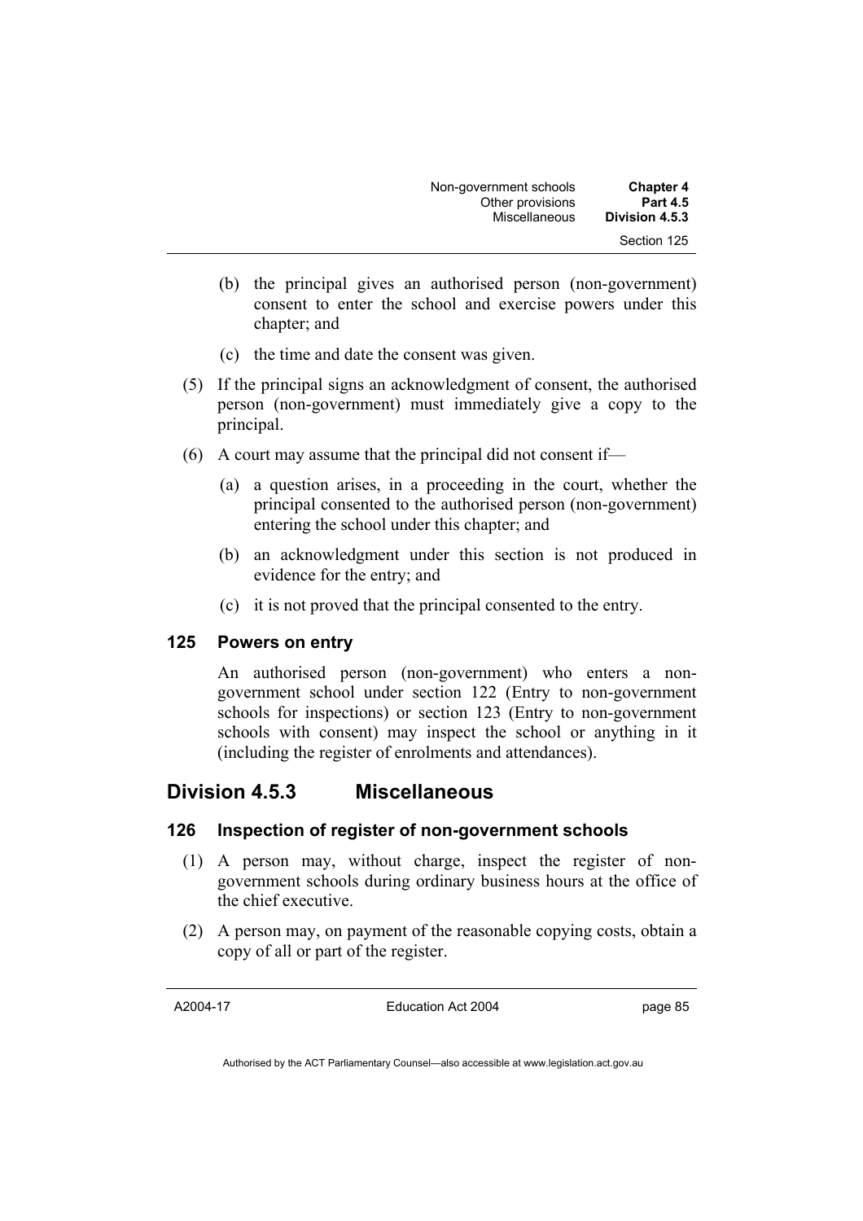(b) the principal gives an authorised person (non-government) consent to enter the school and exercise powers under this chapter; and

(c) the time and date the consent was given.

(5) If the principal signs an acknowledgment of consent, the authorised person (non-government) must immediately give a copy to the principal.

(6) A court may assume that the principal did not consent if—

(a) a question arises, in a proceeding in the court, whether the principal consented to the authorised person (non-government) entering the school under this chapter; and

(b) an acknowledgment under this section is not produced in evidence for the entry; and

(c) it is not proved that the principal consented to the entry.

### 125 Powers on entry

An authorised person (non-government) who enters a non-government school under section 122 (Entry to non-government schools for inspections) or section 123 (Entry to non-government schools with consent) may inspect the school or anything in it (including the register of enrolments and attendances).

## Division 4.5.3 Miscellaneous

### 126 Inspection of register of non-government schools

(1) A person may, without charge, inspect the register of non-government schools during ordinary business hours at the office of the chief executive.

(2) A person may, on payment of the reasonable copying costs, obtain a copy of all or part of the register.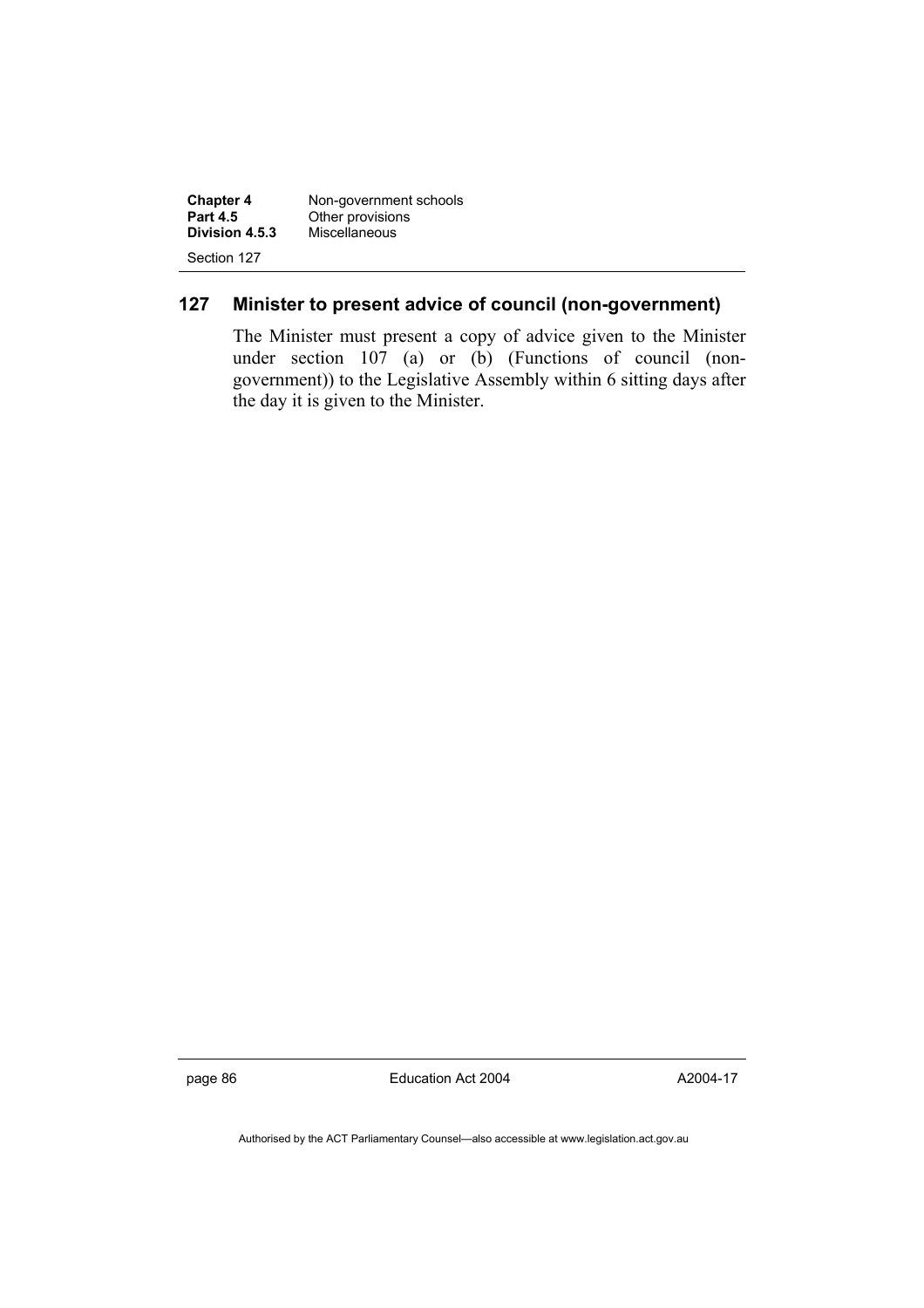## 127 Minister to present advice of council (non-government)

The Minister must present a copy of advice given to the Minister under section 107 (a) or (b) (Functions of council (non-government)) to the Legislative Assembly within 6 sitting days after the day it is given to the Minister.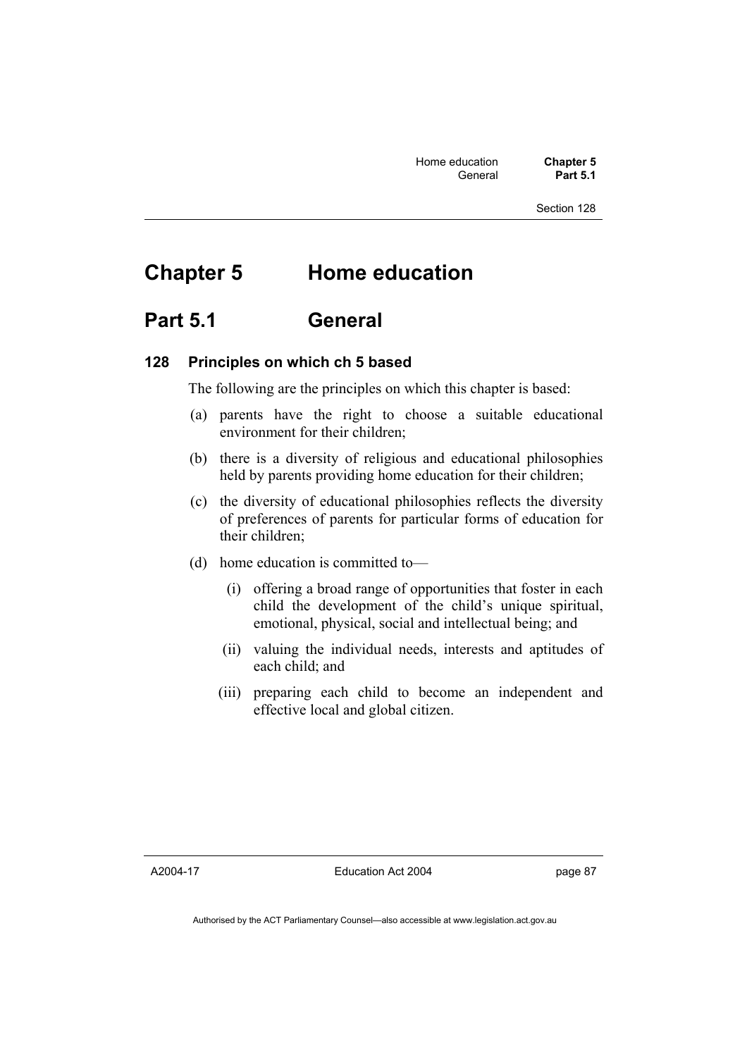# Chapter 5 Home education

## Part 5.1 General

### 128 Principles on which ch 5 based

The following are the principles on which this chapter is based:

(a) parents have the right to choose a suitable educational environment for their children;

(b) there is a diversity of religious and educational philosophies held by parents providing home education for their children;

(c) the diversity of educational philosophies reflects the diversity of preferences of parents for particular forms of education for their children;

(d) home education is committed to—

   (i) offering a broad range of opportunities that foster in each child the development of the child's unique spiritual, emotional, physical, social and intellectual being; and

   (ii) valuing the individual needs, interests and aptitudes of each child; and

   (iii) preparing each child to become an independent and effective local and global citizen.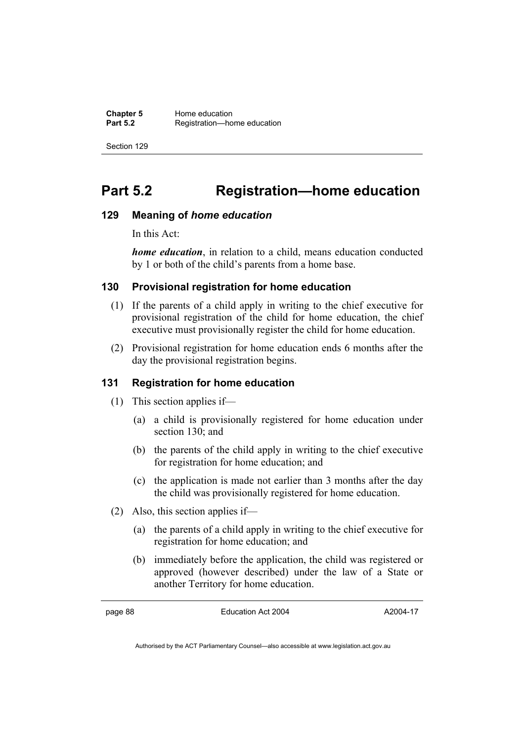# Part 5.2 Registration—home education

## 129 Meaning of *home education*

In this Act:

***home education***, in relation to a child, means education conducted by 1 or both of the child's parents from a home base.

## 130 Provisional registration for home education

(1) If the parents of a child apply in writing to the chief executive for provisional registration of the child for home education, the chief executive must provisionally register the child for home education.

(2) Provisional registration for home education ends 6 months after the day the provisional registration begins.

## 131 Registration for home education

(1) This section applies if—

(a) a child is provisionally registered for home education under section 130; and

(b) the parents of the child apply in writing to the chief executive for registration for home education; and

(c) the application is made not earlier than 3 months after the day the child was provisionally registered for home education.

(2) Also, this section applies if—

(a) the parents of a child apply in writing to the chief executive for registration for home education; and

(b) immediately before the application, the child was registered or approved (however described) under the law of a State or another Territory for home education.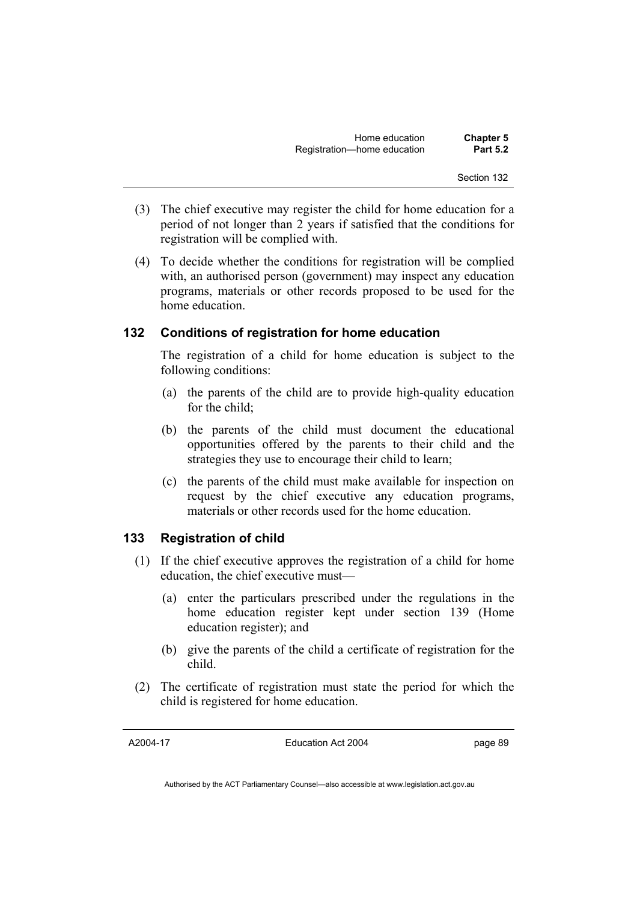(3) The chief executive may register the child for home education for a period of not longer than 2 years if satisfied that the conditions for registration will be complied with.

(4) To decide whether the conditions for registration will be complied with, an authorised person (government) may inspect any education programs, materials or other records proposed to be used for the home education.

### 132 Conditions of registration for home education

The registration of a child for home education is subject to the following conditions:

(a) the parents of the child are to provide high-quality education for the child;

(b) the parents of the child must document the educational opportunities offered by the parents to their child and the strategies they use to encourage their child to learn;

(c) the parents of the child must make available for inspection on request by the chief executive any education programs, materials or other records used for the home education.

### 133 Registration of child

(1) If the chief executive approves the registration of a child for home education, the chief executive must—

(a) enter the particulars prescribed under the regulations in the home education register kept under section 139 (Home education register); and

(b) give the parents of the child a certificate of registration for the child.

(2) The certificate of registration must state the period for which the child is registered for home education.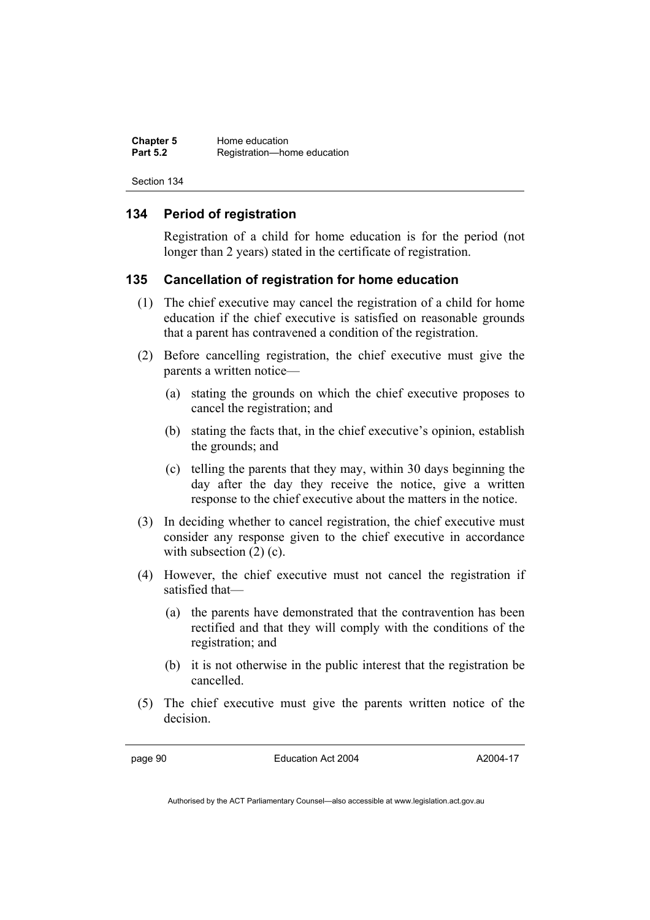### 134 Period of registration

Registration of a child for home education is for the period (not longer than 2 years) stated in the certificate of registration.

### 135 Cancellation of registration for home education

(1) The chief executive may cancel the registration of a child for home education if the chief executive is satisfied on reasonable grounds that a parent has contravened a condition of the registration.

(2) Before cancelling registration, the chief executive must give the parents a written notice—

(a) stating the grounds on which the chief executive proposes to cancel the registration; and

(b) stating the facts that, in the chief executive's opinion, establish the grounds; and

(c) telling the parents that they may, within 30 days beginning the day after the day they receive the notice, give a written response to the chief executive about the matters in the notice.

(3) In deciding whether to cancel registration, the chief executive must consider any response given to the chief executive in accordance with subsection (2) (c).

(4) However, the chief executive must not cancel the registration if satisfied that—

(a) the parents have demonstrated that the contravention has been rectified and that they will comply with the conditions of the registration; and

(b) it is not otherwise in the public interest that the registration be cancelled.

(5) The chief executive must give the parents written notice of the decision.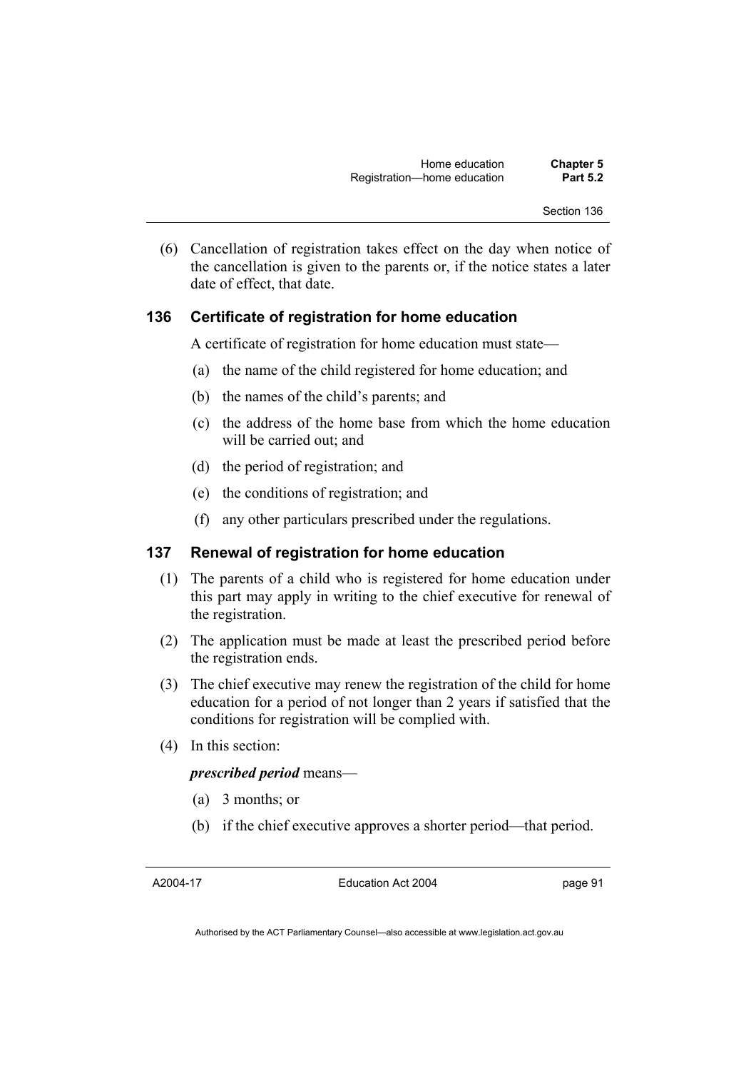(6) Cancellation of registration takes effect on the day when notice of the cancellation is given to the parents or, if the notice states a later date of effect, that date.

### 136 Certificate of registration for home education

A certificate of registration for home education must state—

(a) the name of the child registered for home education; and

(b) the names of the child's parents; and

(c) the address of the home base from which the home education will be carried out; and

(d) the period of registration; and

(e) the conditions of registration; and

(f) any other particulars prescribed under the regulations.

### 137 Renewal of registration for home education

(1) The parents of a child who is registered for home education under this part may apply in writing to the chief executive for renewal of the registration.

(2) The application must be made at least the prescribed period before the registration ends.

(3) The chief executive may renew the registration of the child for home education for a period of not longer than 2 years if satisfied that the conditions for registration will be complied with.

(4) In this section:

***prescribed period*** means—

(a) 3 months; or

(b) if the chief executive approves a shorter period—that period.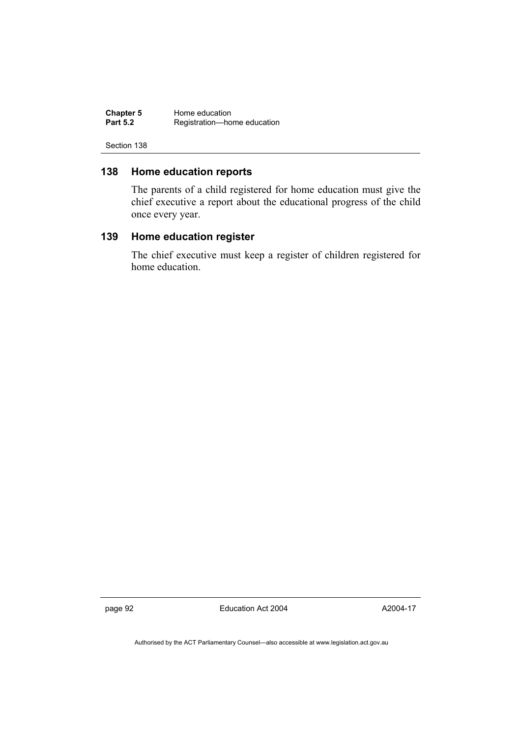### 138 Home education reports

The parents of a child registered for home education must give the chief executive a report about the educational progress of the child once every year.

### 139 Home education register

The chief executive must keep a register of children registered for home education.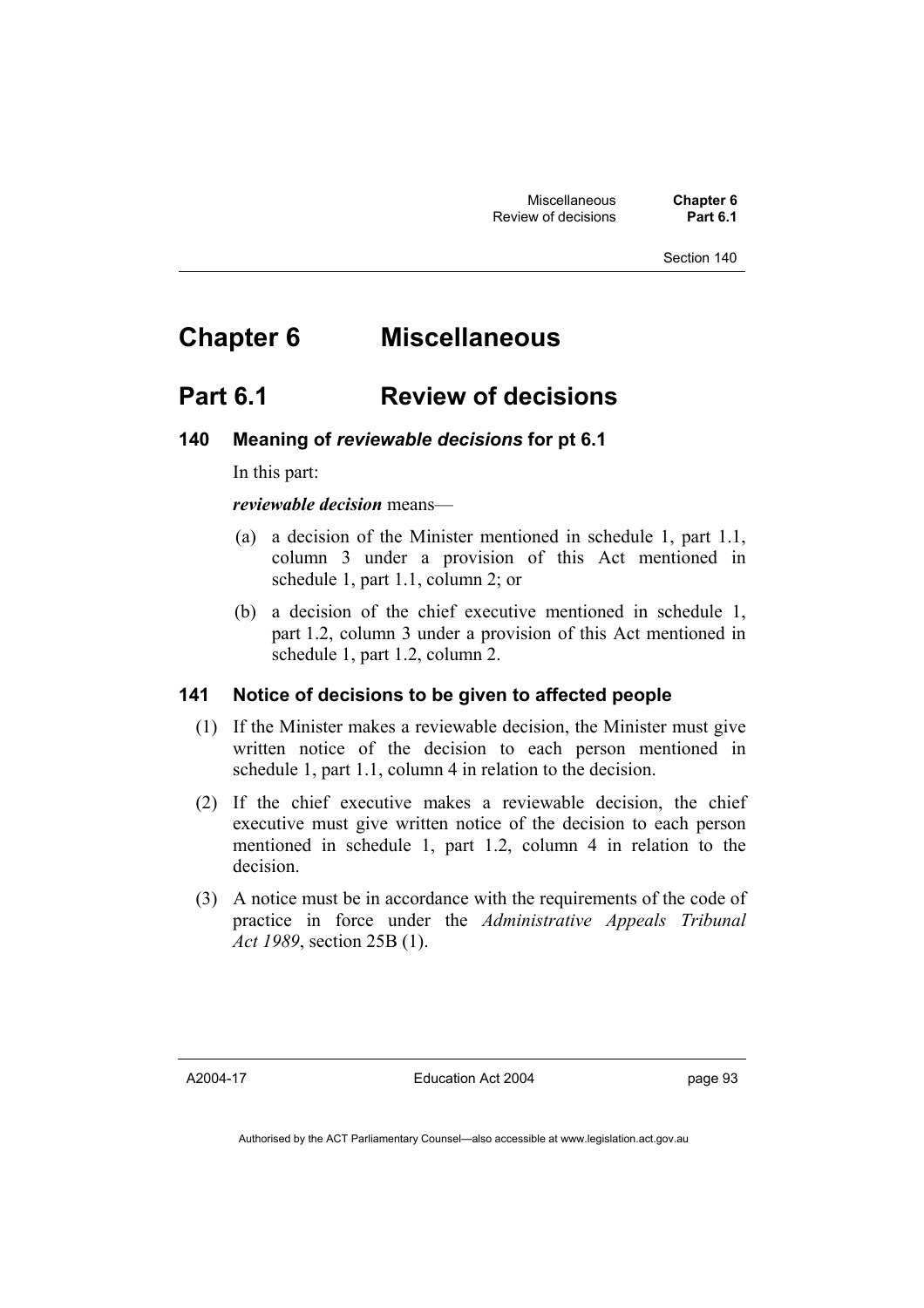# Chapter 6 Miscellaneous

## Part 6.1 Review of decisions

### 140 Meaning of *reviewable decisions* for pt 6.1

In this part:

***reviewable decision*** means—

(a) a decision of the Minister mentioned in schedule 1, part 1.1, column 3 under a provision of this Act mentioned in schedule 1, part 1.1, column 2; or

(b) a decision of the chief executive mentioned in schedule 1, part 1.2, column 3 under a provision of this Act mentioned in schedule 1, part 1.2, column 2.

### 141 Notice of decisions to be given to affected people

(1) If the Minister makes a reviewable decision, the Minister must give written notice of the decision to each person mentioned in schedule 1, part 1.1, column 4 in relation to the decision.

(2) If the chief executive makes a reviewable decision, the chief executive must give written notice of the decision to each person mentioned in schedule 1, part 1.2, column 4 in relation to the decision.

(3) A notice must be in accordance with the requirements of the code of practice in force under the *Administrative Appeals Tribunal Act 1989*, section 25B (1).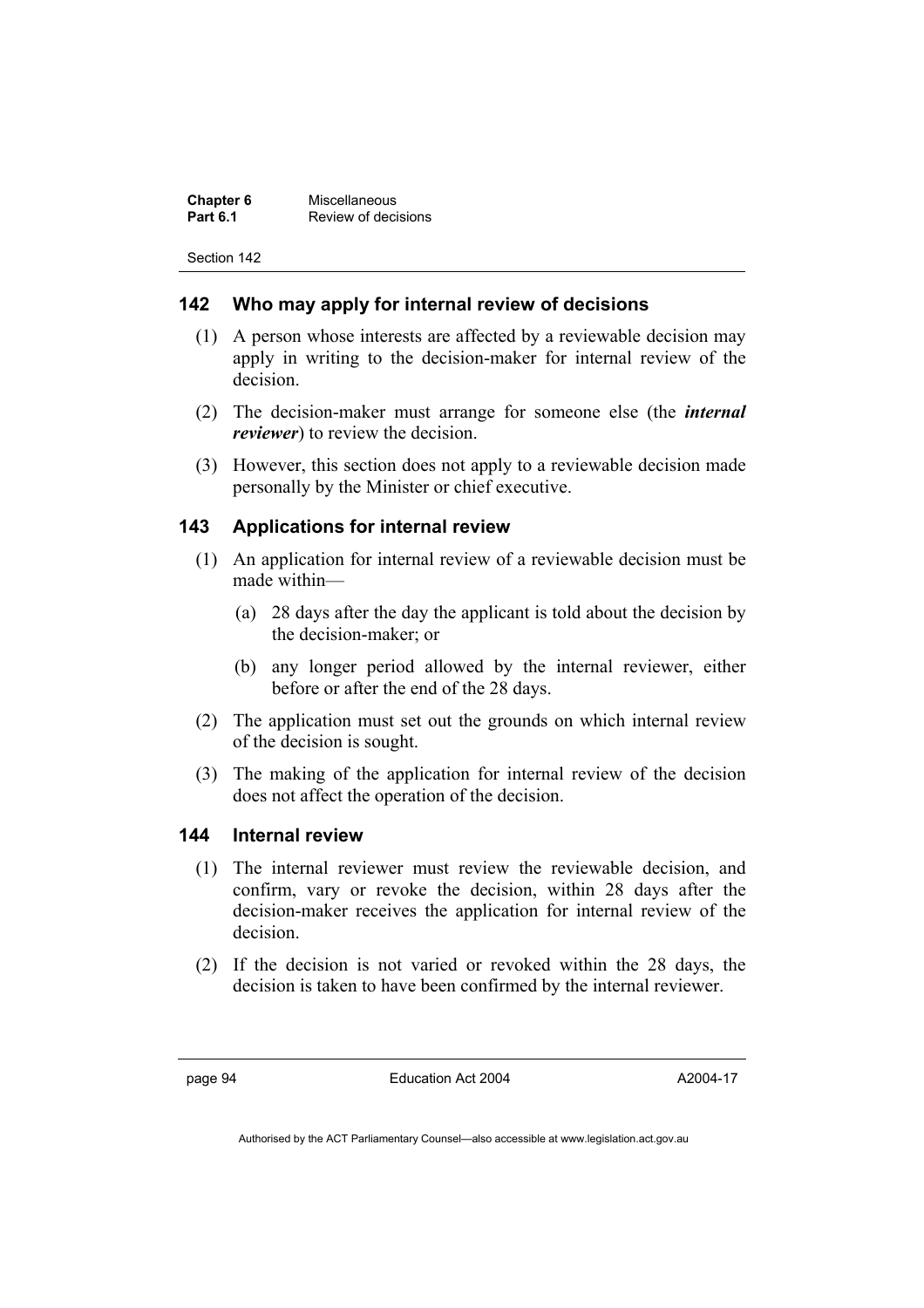## 142 Who may apply for internal review of decisions

(1) A person whose interests are affected by a reviewable decision may apply in writing to the decision-maker for internal review of the decision.

(2) The decision-maker must arrange for someone else (the ***internal reviewer***) to review the decision.

(3) However, this section does not apply to a reviewable decision made personally by the Minister or chief executive.

## 143 Applications for internal review

(1) An application for internal review of a reviewable decision must be made within—

(a) 28 days after the day the applicant is told about the decision by the decision-maker; or

(b) any longer period allowed by the internal reviewer, either before or after the end of the 28 days.

(2) The application must set out the grounds on which internal review of the decision is sought.

(3) The making of the application for internal review of the decision does not affect the operation of the decision.

## 144 Internal review

(1) The internal reviewer must review the reviewable decision, and confirm, vary or revoke the decision, within 28 days after the decision-maker receives the application for internal review of the decision.

(2) If the decision is not varied or revoked within the 28 days, the decision is taken to have been confirmed by the internal reviewer.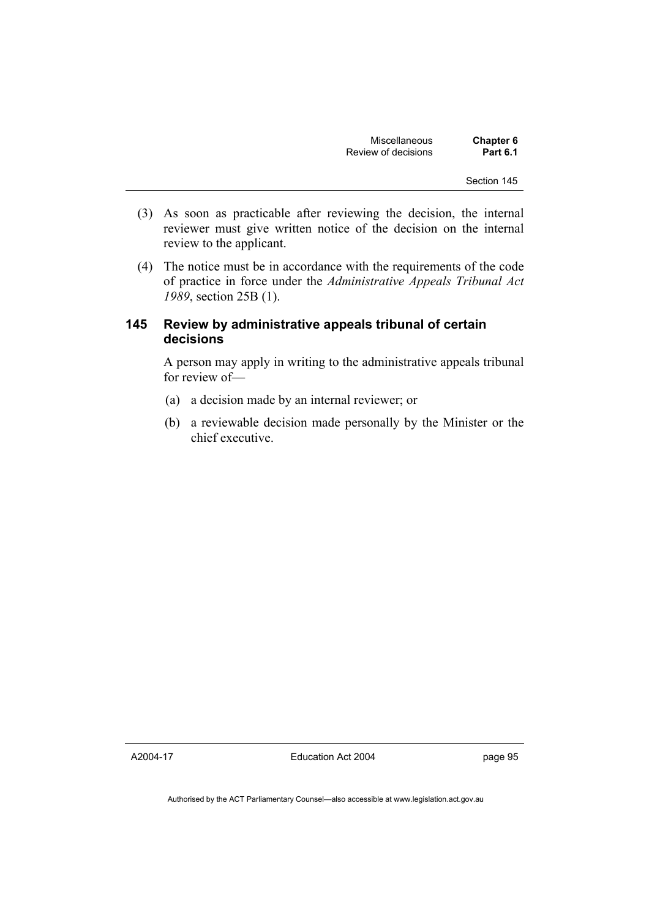(3) As soon as practicable after reviewing the decision, the internal reviewer must give written notice of the decision on the internal review to the applicant.

(4) The notice must be in accordance with the requirements of the code of practice in force under the *Administrative Appeals Tribunal Act 1989*, section 25B (1).

### 145 Review by administrative appeals tribunal of certain decisions

A person may apply in writing to the administrative appeals tribunal for review of—

(a) a decision made by an internal reviewer; or

(b) a reviewable decision made personally by the Minister or the chief executive.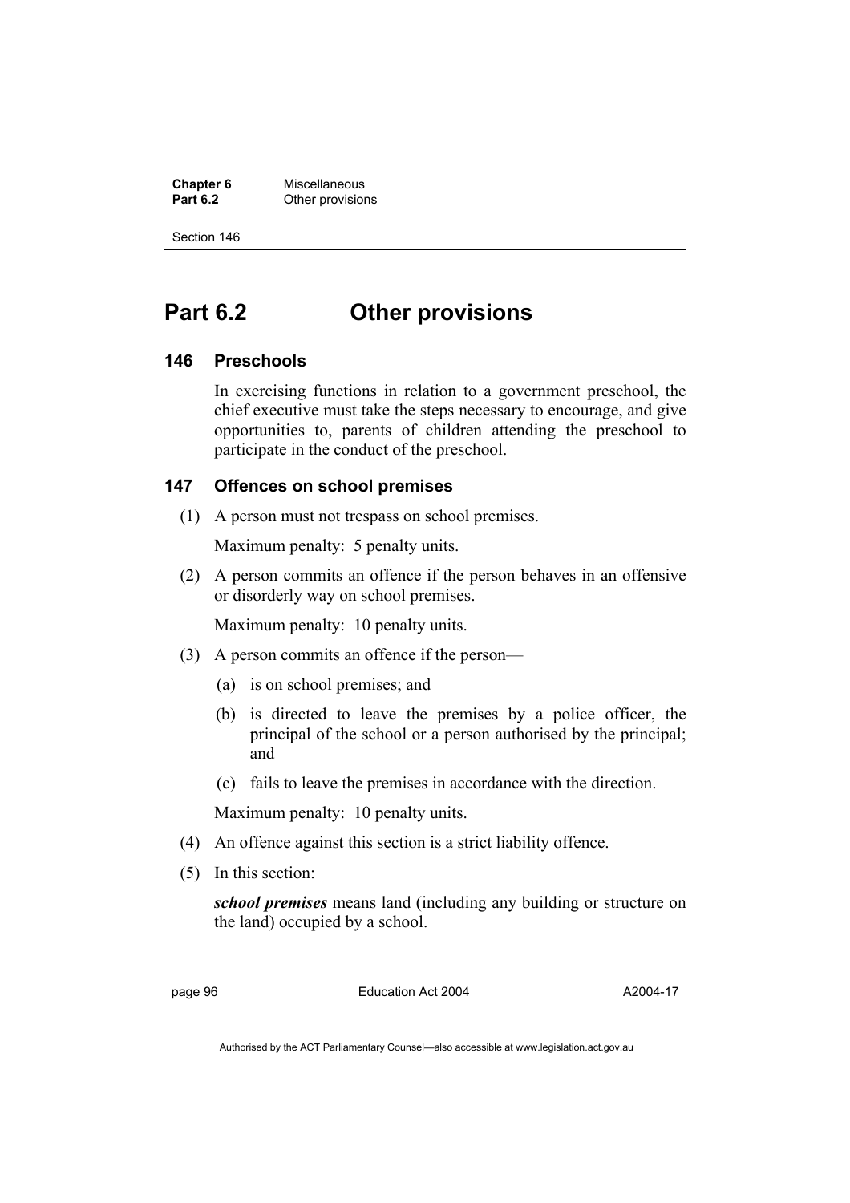# Part 6.2 Other provisions

## 146 Preschools

In exercising functions in relation to a government preschool, the chief executive must take the steps necessary to encourage, and give opportunities to, parents of children attending the preschool to participate in the conduct of the preschool.

## 147 Offences on school premises

(1) A person must not trespass on school premises.

Maximum penalty: 5 penalty units.

(2) A person commits an offence if the person behaves in an offensive or disorderly way on school premises.

Maximum penalty: 10 penalty units.

(3) A person commits an offence if the person—

(a) is on school premises; and

(b) is directed to leave the premises by a police officer, the principal of the school or a person authorised by the principal; and

(c) fails to leave the premises in accordance with the direction.

Maximum penalty: 10 penalty units.

(4) An offence against this section is a strict liability offence.

(5) In this section:

***school premises*** means land (including any building or structure on the land) occupied by a school.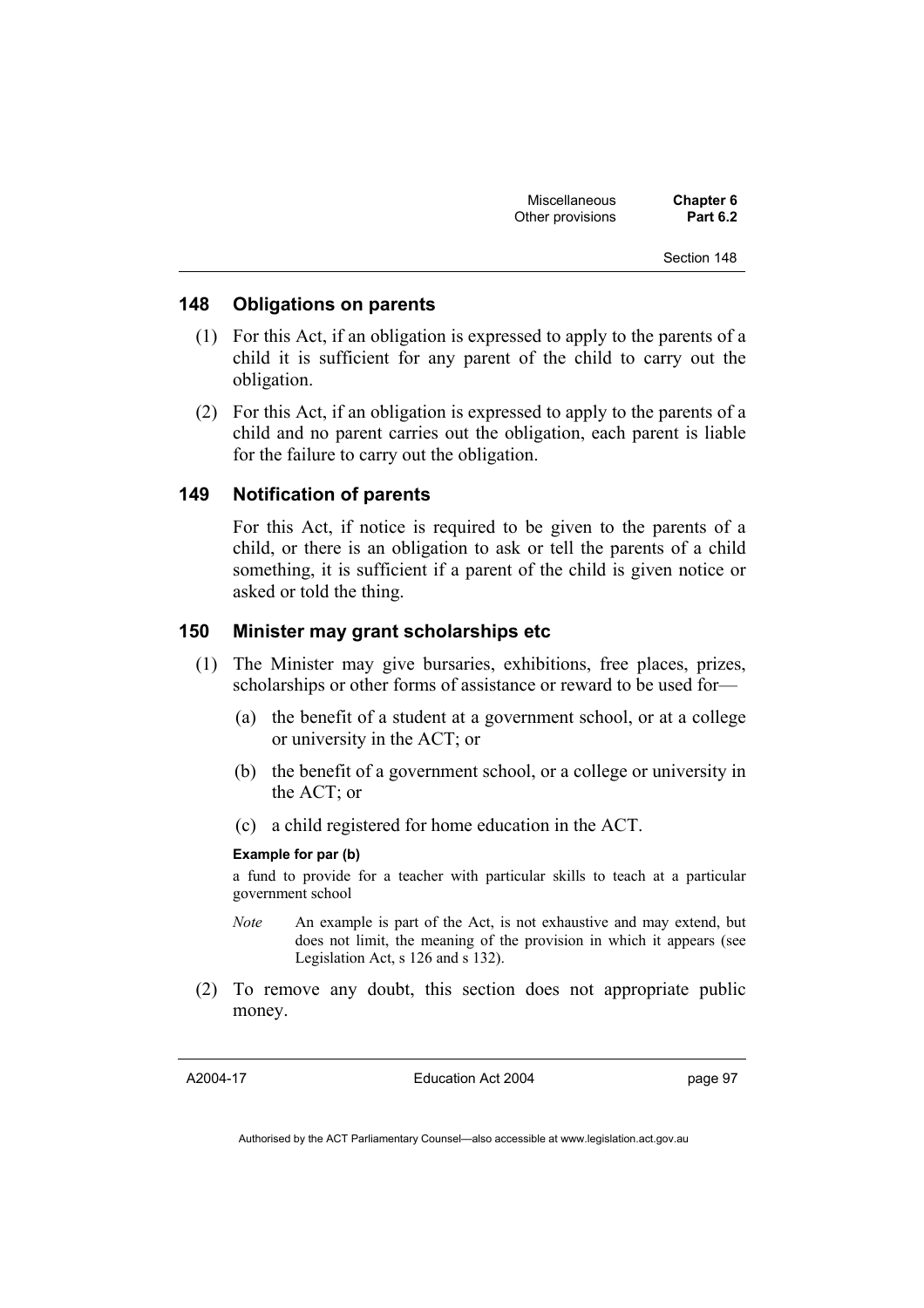### 148 Obligations on parents

(1) For this Act, if an obligation is expressed to apply to the parents of a child it is sufficient for any parent of the child to carry out the obligation.

(2) For this Act, if an obligation is expressed to apply to the parents of a child and no parent carries out the obligation, each parent is liable for the failure to carry out the obligation.

### 149 Notification of parents

For this Act, if notice is required to be given to the parents of a child, or there is an obligation to ask or tell the parents of a child something, it is sufficient if a parent of the child is given notice or asked or told the thing.

### 150 Minister may grant scholarships etc

(1) The Minister may give bursaries, exhibitions, free places, prizes, scholarships or other forms of assistance or reward to be used for—

(a) the benefit of a student at a government school, or at a college or university in the ACT; or

(b) the benefit of a government school, or a college or university in the ACT; or

(c) a child registered for home education in the ACT.

**Example for par (b)**

a fund to provide for a teacher with particular skills to teach at a particular government school

*Note* An example is part of the Act, is not exhaustive and may extend, but does not limit, the meaning of the provision in which it appears (see Legislation Act, s 126 and s 132).

(2) To remove any doubt, this section does not appropriate public money.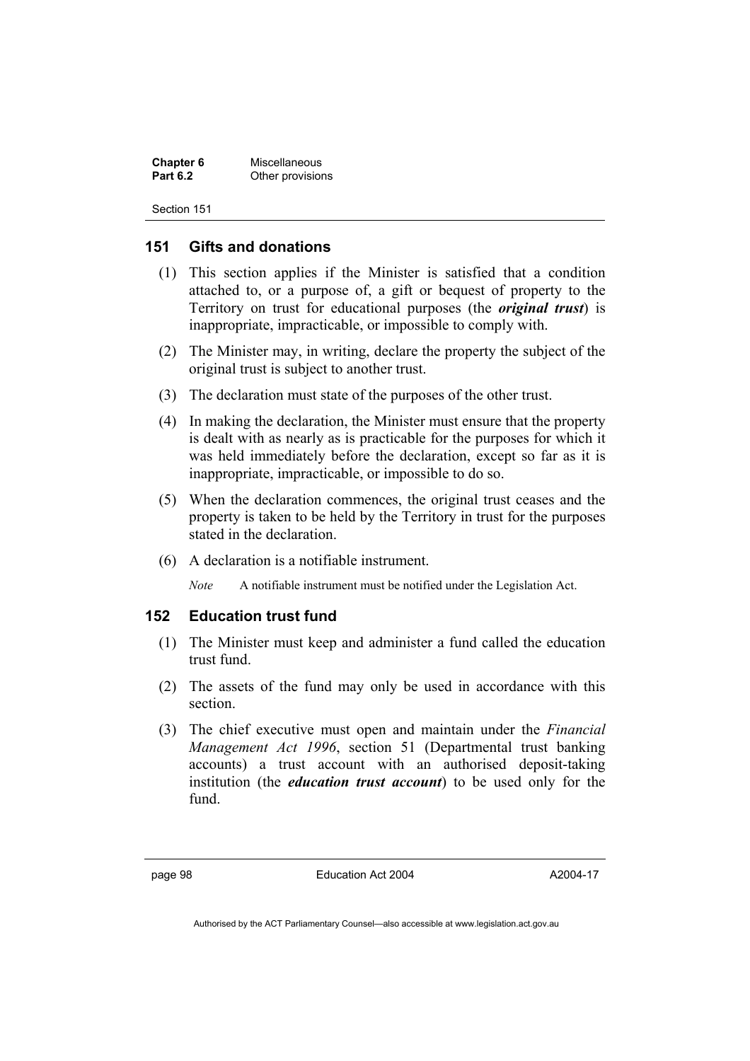## 151 Gifts and donations

(1) This section applies if the Minister is satisfied that a condition attached to, or a purpose of, a gift or bequest of property to the Territory on trust for educational purposes (the ***original trust***) is inappropriate, impracticable, or impossible to comply with.

(2) The Minister may, in writing, declare the property the subject of the original trust is subject to another trust.

(3) The declaration must state of the purposes of the other trust.

(4) In making the declaration, the Minister must ensure that the property is dealt with as nearly as is practicable for the purposes for which it was held immediately before the declaration, except so far as it is inappropriate, impracticable, or impossible to do so.

(5) When the declaration commences, the original trust ceases and the property is taken to be held by the Territory in trust for the purposes stated in the declaration.

(6) A declaration is a notifiable instrument.

*Note* A notifiable instrument must be notified under the Legislation Act.

## 152 Education trust fund

(1) The Minister must keep and administer a fund called the education trust fund.

(2) The assets of the fund may only be used in accordance with this section.

(3) The chief executive must open and maintain under the *Financial Management Act 1996*, section 51 (Departmental trust banking accounts) a trust account with an authorised deposit-taking institution (the ***education trust account***) to be used only for the fund.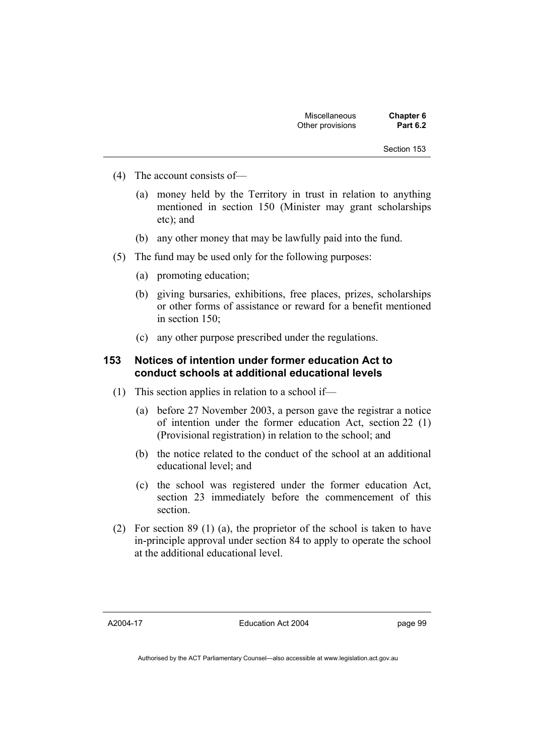(4) The account consists of—

(a) money held by the Territory in trust in relation to anything mentioned in section 150 (Minister may grant scholarships etc); and

(b) any other money that may be lawfully paid into the fund.

(5) The fund may be used only for the following purposes:

(a) promoting education;

(b) giving bursaries, exhibitions, free places, prizes, scholarships or other forms of assistance or reward for a benefit mentioned in section 150;

(c) any other purpose prescribed under the regulations.

### 153 Notices of intention under former education Act to conduct schools at additional educational levels

(1) This section applies in relation to a school if—

(a) before 27 November 2003, a person gave the registrar a notice of intention under the former education Act, section 22 (1) (Provisional registration) in relation to the school; and

(b) the notice related to the conduct of the school at an additional educational level; and

(c) the school was registered under the former education Act, section 23 immediately before the commencement of this section.

(2) For section 89 (1) (a), the proprietor of the school is taken to have in-principle approval under section 84 to apply to operate the school at the additional educational level.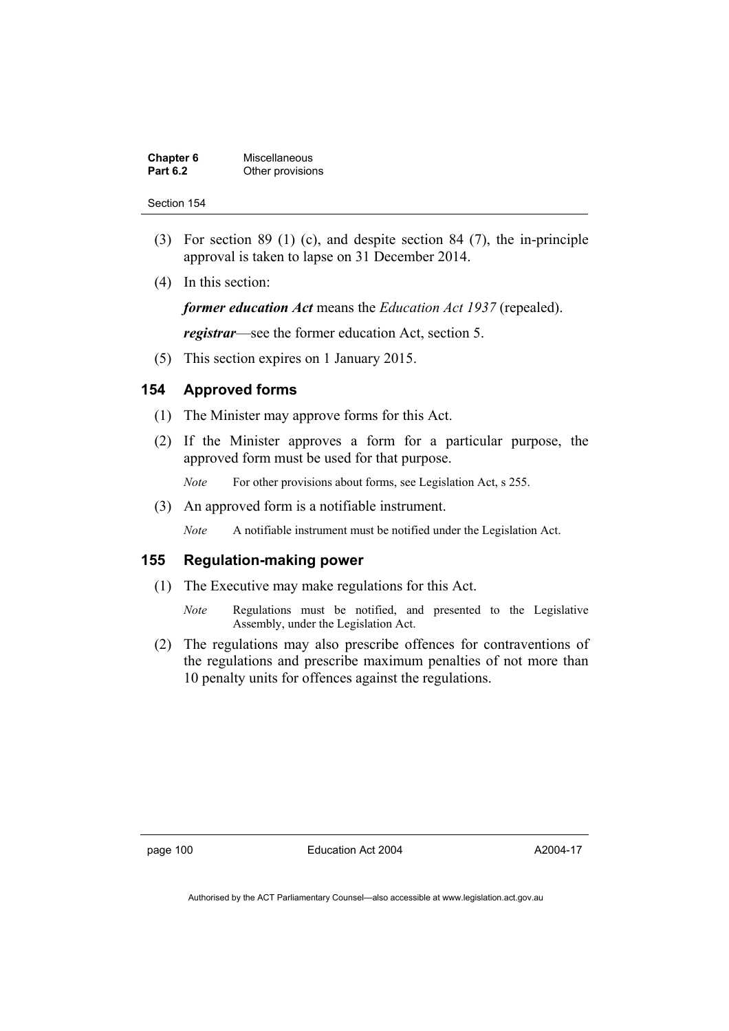(3) For section 89 (1) (c), and despite section 84 (7), the in-principle approval is taken to lapse on 31 December 2014.

(4) In this section:

***former education Act*** means the *Education Act 1937* (repealed).

***registrar***—see the former education Act, section 5.

(5) This section expires on 1 January 2015.

## 154 Approved forms

(1) The Minister may approve forms for this Act.

(2) If the Minister approves a form for a particular purpose, the approved form must be used for that purpose.

*Note* For other provisions about forms, see Legislation Act, s 255.

(3) An approved form is a notifiable instrument.

*Note* A notifiable instrument must be notified under the Legislation Act.

## 155 Regulation-making power

(1) The Executive may make regulations for this Act.

*Note* Regulations must be notified, and presented to the Legislative Assembly, under the Legislation Act.

(2) The regulations may also prescribe offences for contraventions of the regulations and prescribe maximum penalties of not more than 10 penalty units for offences against the regulations.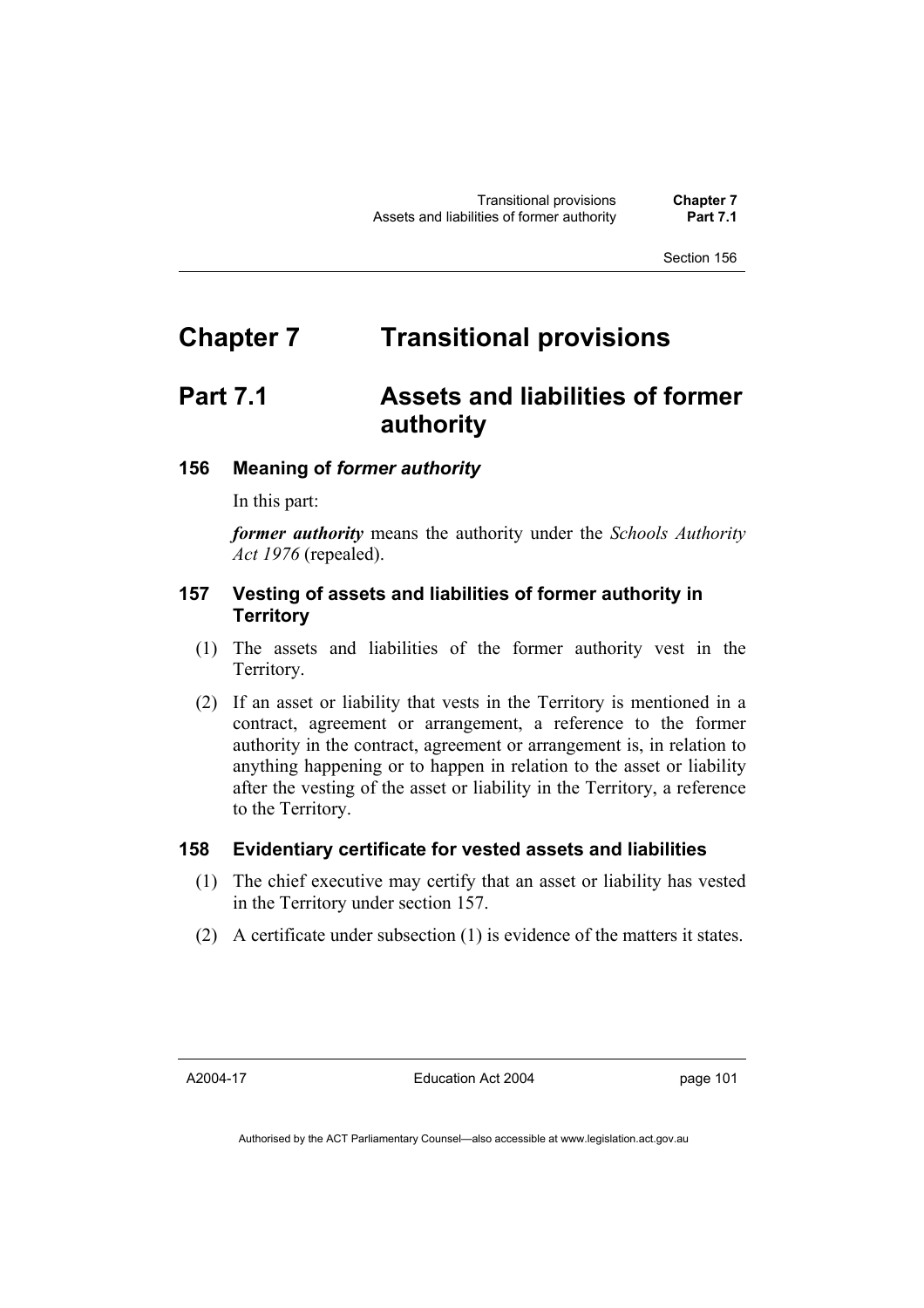# Chapter 7 Transitional provisions

## Part 7.1 Assets and liabilities of former authority

### 156 Meaning of *former authority*

In this part:

***former authority*** means the authority under the *Schools Authority Act 1976* (repealed).

### 157 Vesting of assets and liabilities of former authority in Territory

(1) The assets and liabilities of the former authority vest in the Territory.

(2) If an asset or liability that vests in the Territory is mentioned in a contract, agreement or arrangement, a reference to the former authority in the contract, agreement or arrangement is, in relation to anything happening or to happen in relation to the asset or liability after the vesting of the asset or liability in the Territory, a reference to the Territory.

### 158 Evidentiary certificate for vested assets and liabilities

(1) The chief executive may certify that an asset or liability has vested in the Territory under section 157.

(2) A certificate under subsection (1) is evidence of the matters it states.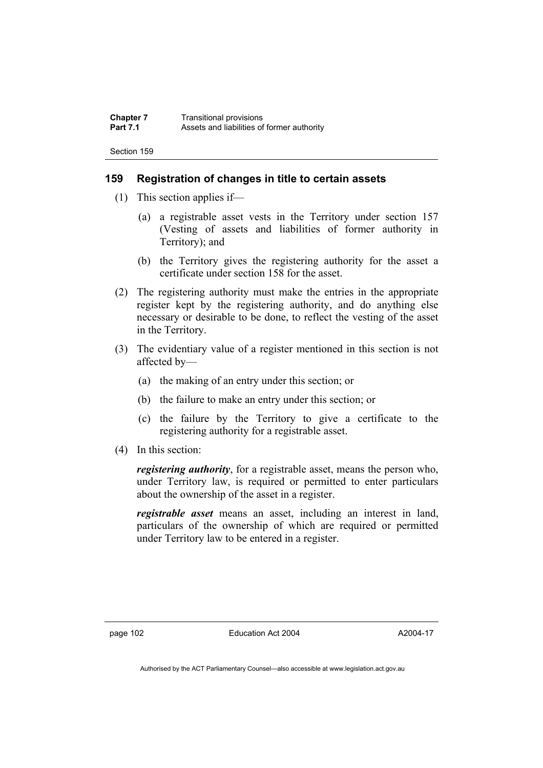## 159 Registration of changes in title to certain assets

(1) This section applies if—

   (a) a registrable asset vests in the Territory under section 157 (Vesting of assets and liabilities of former authority in Territory); and

   (b) the Territory gives the registering authority for the asset a certificate under section 158 for the asset.

(2) The registering authority must make the entries in the appropriate register kept by the registering authority, and do anything else necessary or desirable to be done, to reflect the vesting of the asset in the Territory.

(3) The evidentiary value of a register mentioned in this section is not affected by—

   (a) the making of an entry under this section; or

   (b) the failure to make an entry under this section; or

   (c) the failure by the Territory to give a certificate to the registering authority for a registrable asset.

(4) In this section:

***registering authority***, for a registrable asset, means the person who, under Territory law, is required or permitted to enter particulars about the ownership of the asset in a register.

***registrable asset*** means an asset, including an interest in land, particulars of the ownership of which are required or permitted under Territory law to be entered in a register.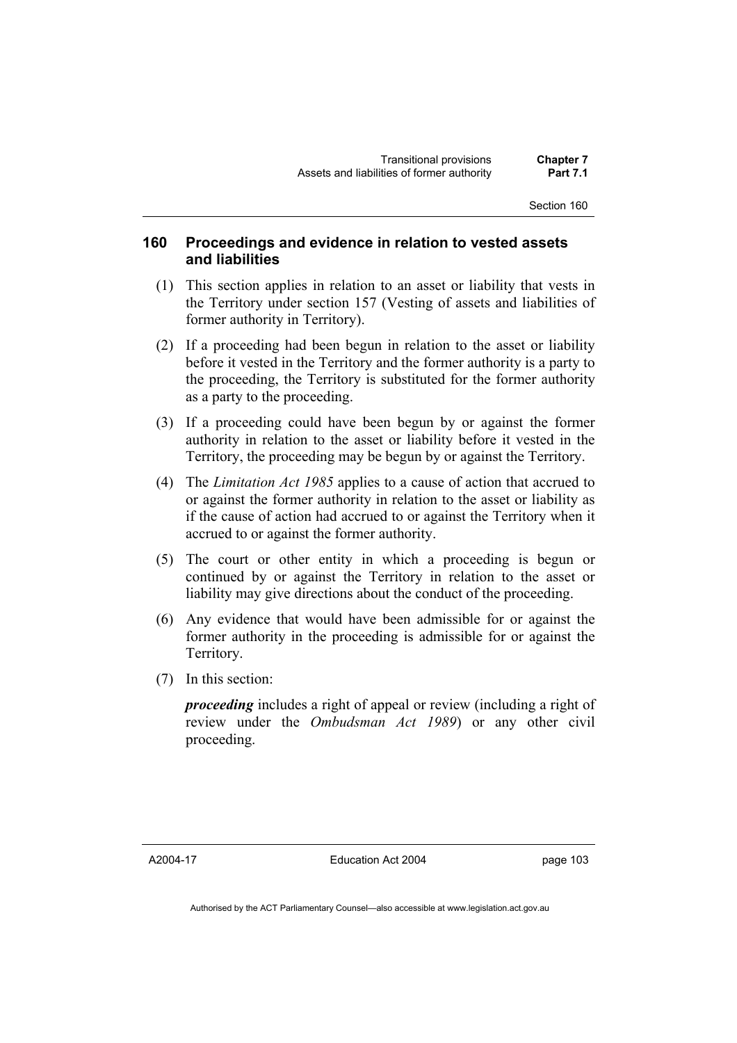### 160 Proceedings and evidence in relation to vested assets and liabilities

(1) This section applies in relation to an asset or liability that vests in the Territory under section 157 (Vesting of assets and liabilities of former authority in Territory).

(2) If a proceeding had been begun in relation to the asset or liability before it vested in the Territory and the former authority is a party to the proceeding, the Territory is substituted for the former authority as a party to the proceeding.

(3) If a proceeding could have been begun by or against the former authority in relation to the asset or liability before it vested in the Territory, the proceeding may be begun by or against the Territory.

(4) The *Limitation Act 1985* applies to a cause of action that accrued to or against the former authority in relation to the asset or liability as if the cause of action had accrued to or against the Territory when it accrued to or against the former authority.

(5) The court or other entity in which a proceeding is begun or continued by or against the Territory in relation to the asset or liability may give directions about the conduct of the proceeding.

(6) Any evidence that would have been admissible for or against the former authority in the proceeding is admissible for or against the Territory.

(7) In this section:

***proceeding*** includes a right of appeal or review (including a right of review under the *Ombudsman Act 1989*) or any other civil proceeding.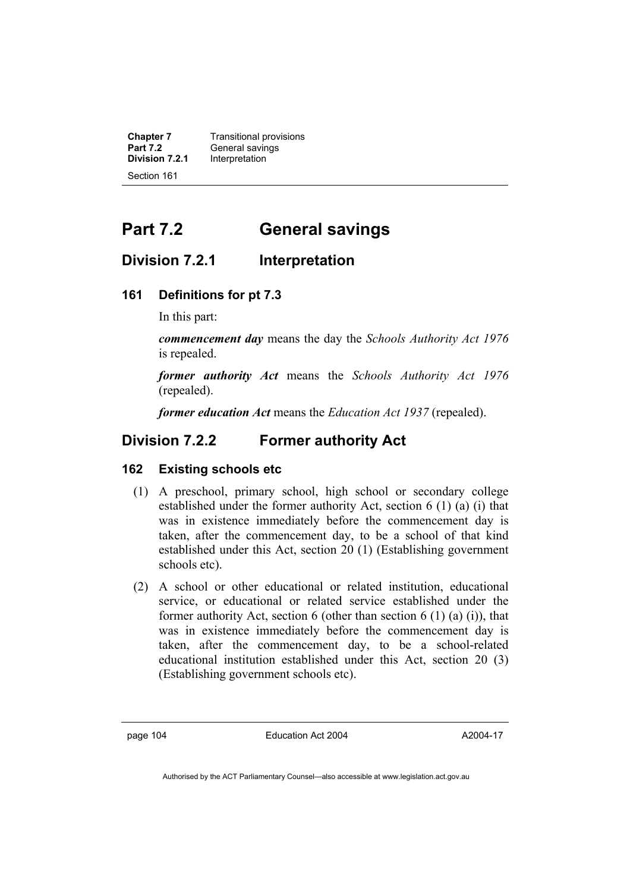# Part 7.2 General savings

## Division 7.2.1 Interpretation

### 161 Definitions for pt 7.3

In this part:

***commencement day*** means the day the *Schools Authority Act 1976* is repealed.

***former authority Act*** means the *Schools Authority Act 1976* (repealed).

***former education Act*** means the *Education Act 1937* (repealed).

## Division 7.2.2 Former authority Act

### 162 Existing schools etc

(1) A preschool, primary school, high school or secondary college established under the former authority Act, section 6 (1) (a) (i) that was in existence immediately before the commencement day is taken, after the commencement day, to be a school of that kind established under this Act, section 20 (1) (Establishing government schools etc).

(2) A school or other educational or related institution, educational service, or educational or related service established under the former authority Act, section 6 (other than section 6 (1) (a) (i)), that was in existence immediately before the commencement day is taken, after the commencement day, to be a school-related educational institution established under this Act, section 20 (3) (Establishing government schools etc).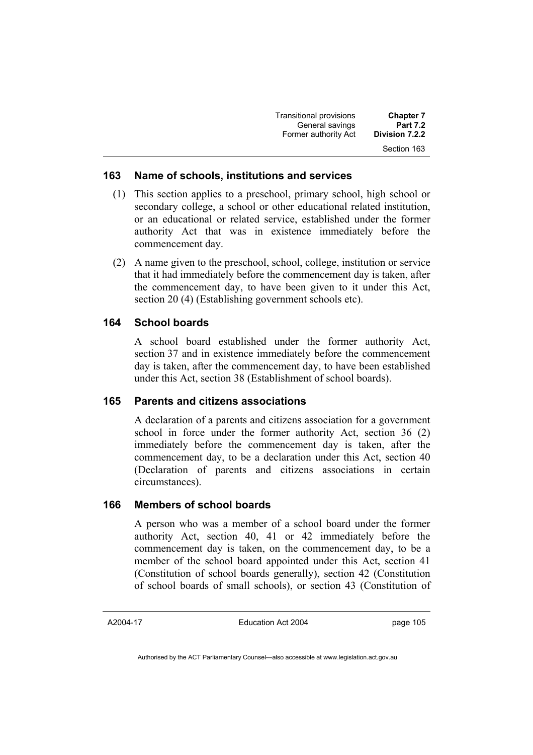### 163 Name of schools, institutions and services

(1) This section applies to a preschool, primary school, high school or secondary college, a school or other educational related institution, or an educational or related service, established under the former authority Act that was in existence immediately before the commencement day.

(2) A name given to the preschool, school, college, institution or service that it had immediately before the commencement day is taken, after the commencement day, to have been given to it under this Act, section 20 (4) (Establishing government schools etc).

### 164 School boards

A school board established under the former authority Act, section 37 and in existence immediately before the commencement day is taken, after the commencement day, to have been established under this Act, section 38 (Establishment of school boards).

### 165 Parents and citizens associations

A declaration of a parents and citizens association for a government school in force under the former authority Act, section 36 (2) immediately before the commencement day is taken, after the commencement day, to be a declaration under this Act, section 40 (Declaration of parents and citizens associations in certain circumstances).

### 166 Members of school boards

A person who was a member of a school board under the former authority Act, section 40, 41 or 42 immediately before the commencement day is taken, on the commencement day, to be a member of the school board appointed under this Act, section 41 (Constitution of school boards generally), section 42 (Constitution of school boards of small schools), or section 43 (Constitution of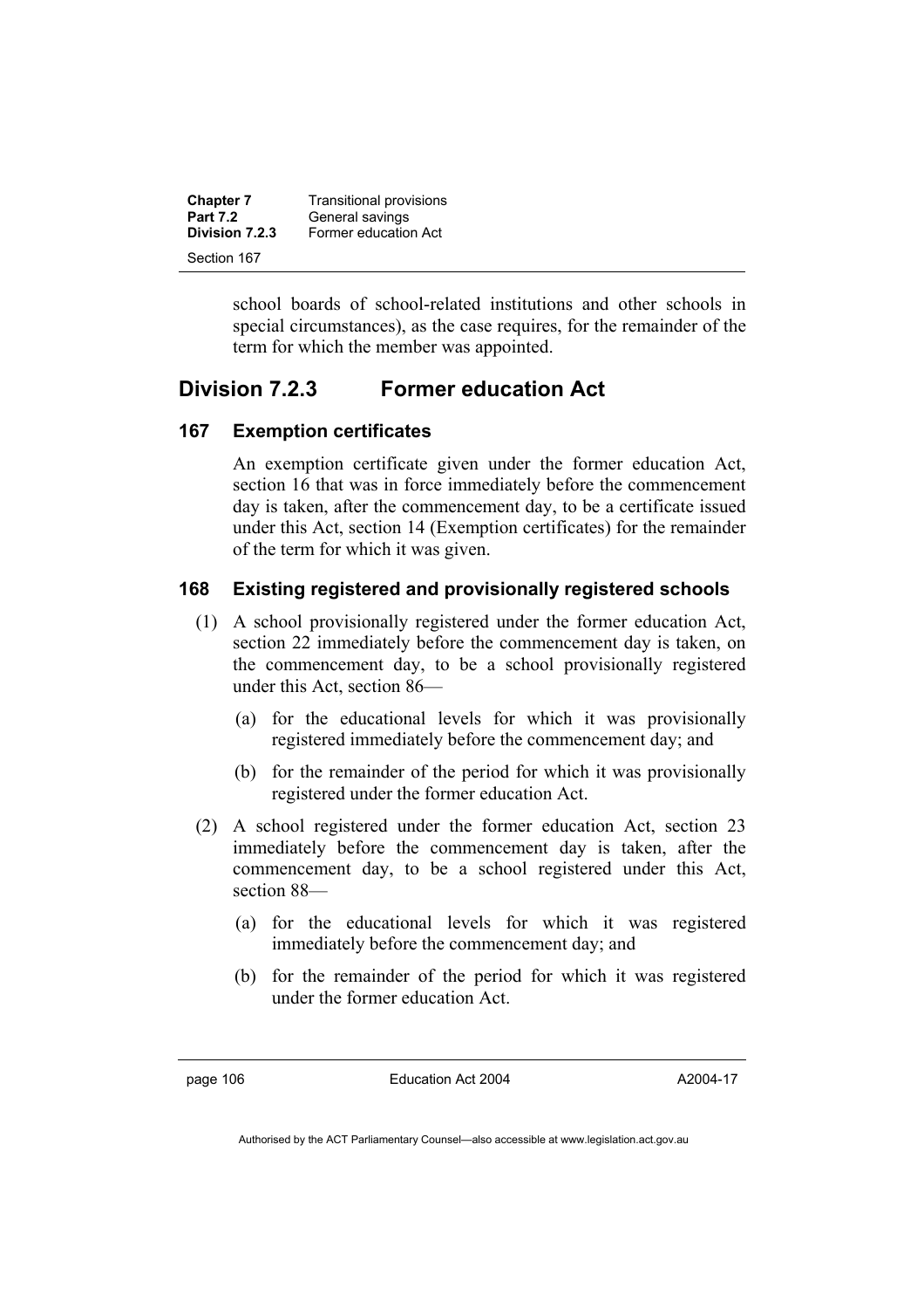school boards of school-related institutions and other schools in special circumstances), as the case requires, for the remainder of the term for which the member was appointed.

## Division 7.2.3 Former education Act

### 167 Exemption certificates

An exemption certificate given under the former education Act, section 16 that was in force immediately before the commencement day is taken, after the commencement day, to be a certificate issued under this Act, section 14 (Exemption certificates) for the remainder of the term for which it was given.

### 168 Existing registered and provisionally registered schools

(1) A school provisionally registered under the former education Act, section 22 immediately before the commencement day is taken, on the commencement day, to be a school provisionally registered under this Act, section 86—

(a) for the educational levels for which it was provisionally registered immediately before the commencement day; and

(b) for the remainder of the period for which it was provisionally registered under the former education Act.

(2) A school registered under the former education Act, section 23 immediately before the commencement day is taken, after the commencement day, to be a school registered under this Act, section 88—

(a) for the educational levels for which it was registered immediately before the commencement day; and

(b) for the remainder of the period for which it was registered under the former education Act.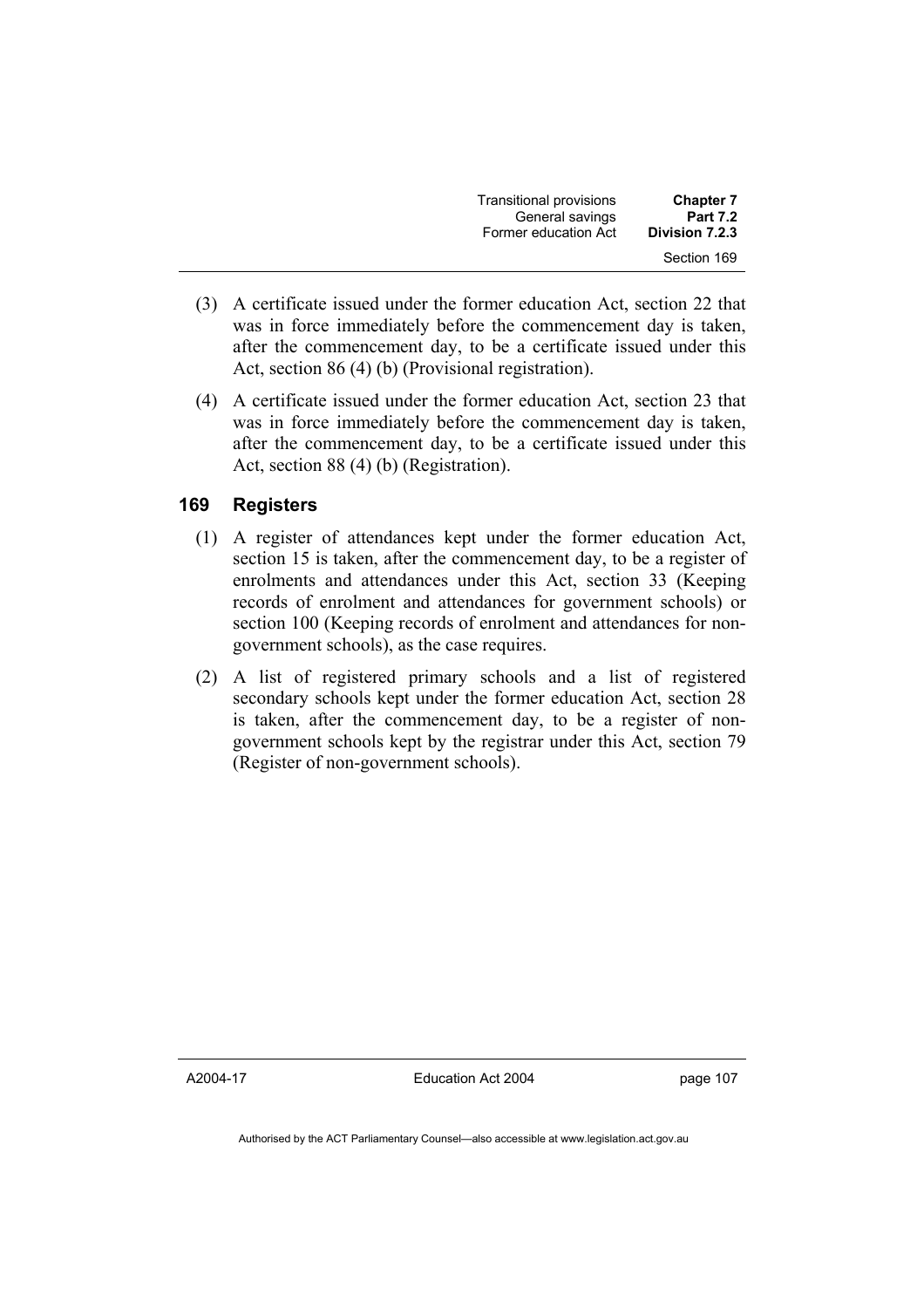(3) A certificate issued under the former education Act, section 22 that was in force immediately before the commencement day is taken, after the commencement day, to be a certificate issued under this Act, section 86 (4) (b) (Provisional registration).

(4) A certificate issued under the former education Act, section 23 that was in force immediately before the commencement day is taken, after the commencement day, to be a certificate issued under this Act, section 88 (4) (b) (Registration).

### 169 Registers

(1) A register of attendances kept under the former education Act, section 15 is taken, after the commencement day, to be a register of enrolments and attendances under this Act, section 33 (Keeping records of enrolment and attendances for government schools) or section 100 (Keeping records of enrolment and attendances for non-government schools), as the case requires.

(2) A list of registered primary schools and a list of registered secondary schools kept under the former education Act, section 28 is taken, after the commencement day, to be a register of non-government schools kept by the registrar under this Act, section 79 (Register of non-government schools).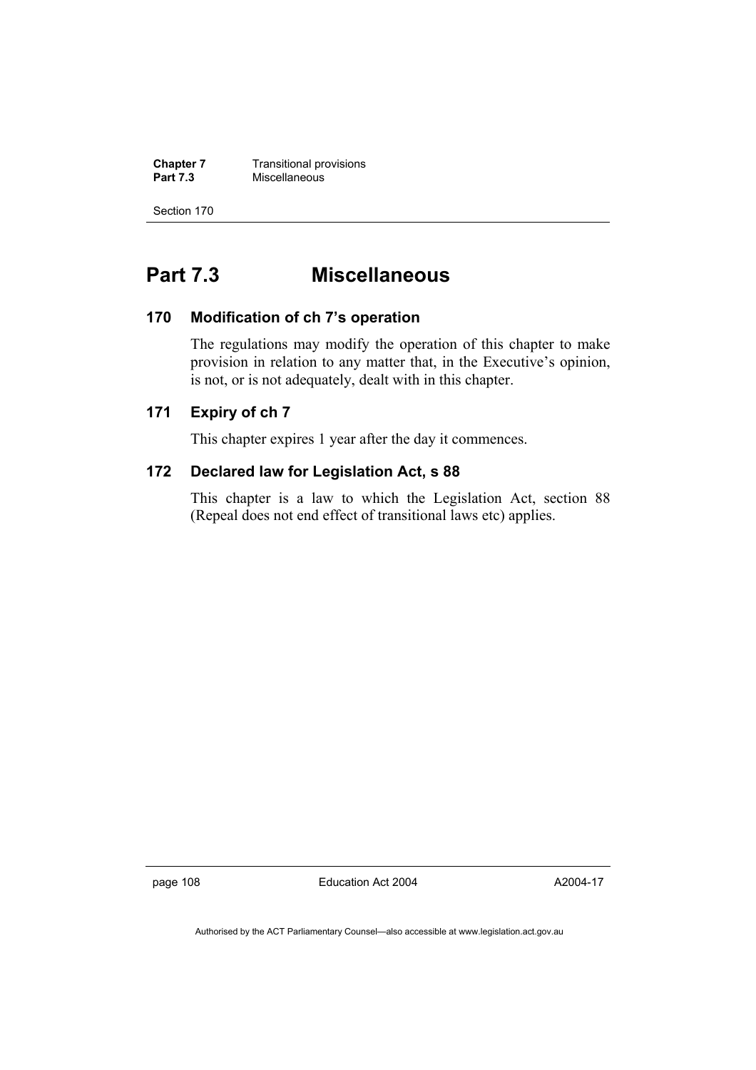# Part 7.3 Miscellaneous

### 170 Modification of ch 7's operation

The regulations may modify the operation of this chapter to make provision in relation to any matter that, in the Executive's opinion, is not, or is not adequately, dealt with in this chapter.

### 171 Expiry of ch 7

This chapter expires 1 year after the day it commences.

### 172 Declared law for Legislation Act, s 88

This chapter is a law to which the Legislation Act, section 88 (Repeal does not end effect of transitional laws etc) applies.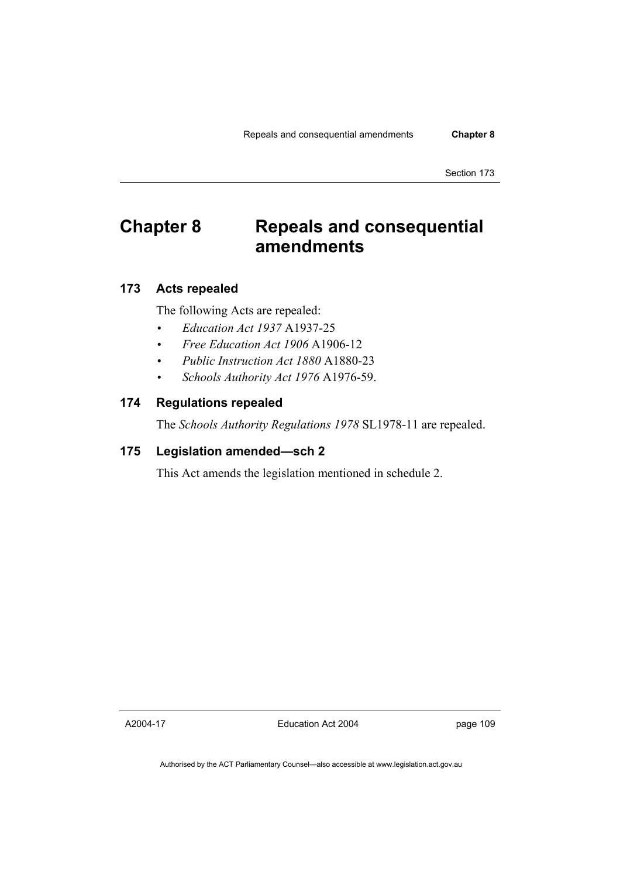# Chapter 8 Repeals and consequential amendments

## 173 Acts repealed

The following Acts are repealed:

- *Education Act 1937* A1937-25
- *Free Education Act 1906* A1906-12
- *Public Instruction Act 1880* A1880-23
- *Schools Authority Act 1976* A1976-59.

## 174 Regulations repealed

The *Schools Authority Regulations 1978* SL1978-11 are repealed.

## 175 Legislation amended—sch 2

This Act amends the legislation mentioned in schedule 2.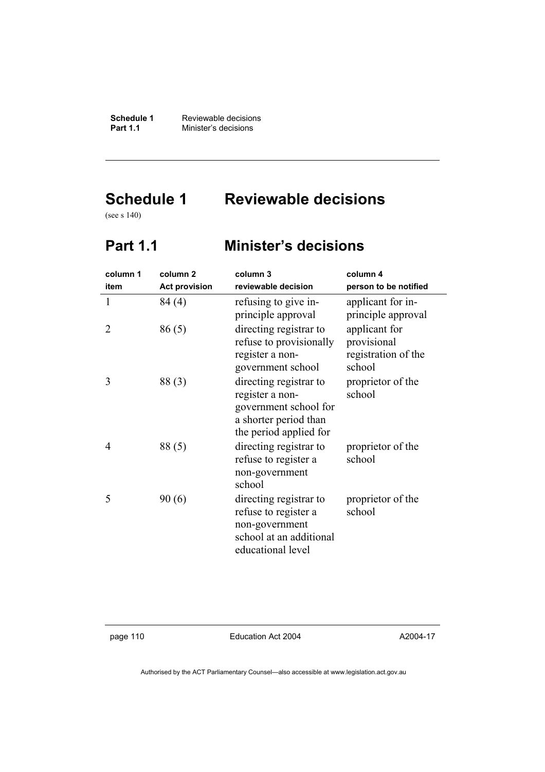# Schedule 1 Reviewable decisions

(see s 140)

## Part 1.1 Minister's decisions

| column 1<br>item | column 2<br>Act provision | column 3<br>reviewable decision | column 4<br>person to be notified |
|---|---|---|---|
| 1 | 84 (4) | refusing to give in-principle approval | applicant for in-principle approval |
| 2 | 86 (5) | directing registrar to refuse to provisionally register a non-government school | applicant for provisional registration of the school |
| 3 | 88 (3) | directing registrar to register a non-government school for a shorter period than the period applied for | proprietor of the school |
| 4 | 88 (5) | directing registrar to refuse to register a non-government school | proprietor of the school |
| 5 | 90 (6) | directing registrar to refuse to register a non-government school at an additional educational level | proprietor of the school |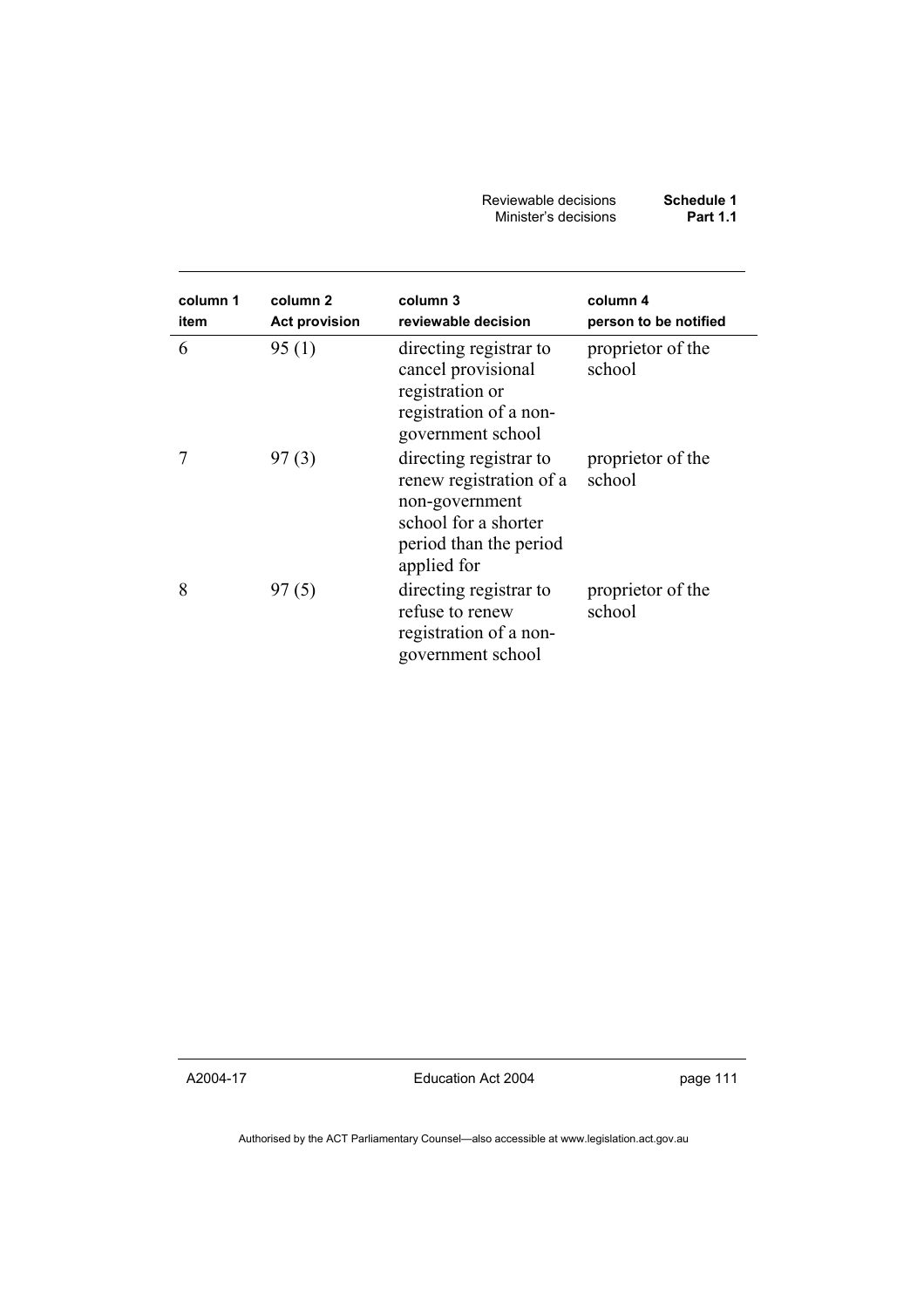| column 1 item | column 2 Act provision | column 3 reviewable decision | column 4 person to be notified |
|---|---|---|---|
| 6 | 95 (1) | directing registrar to cancel provisional registration or registration of a non-government school | proprietor of the school |
| 7 | 97 (3) | directing registrar to renew registration of a non-government school for a shorter period than the period applied for | proprietor of the school |
| 8 | 97 (5) | directing registrar to refuse to renew registration of a non-government school | proprietor of the school |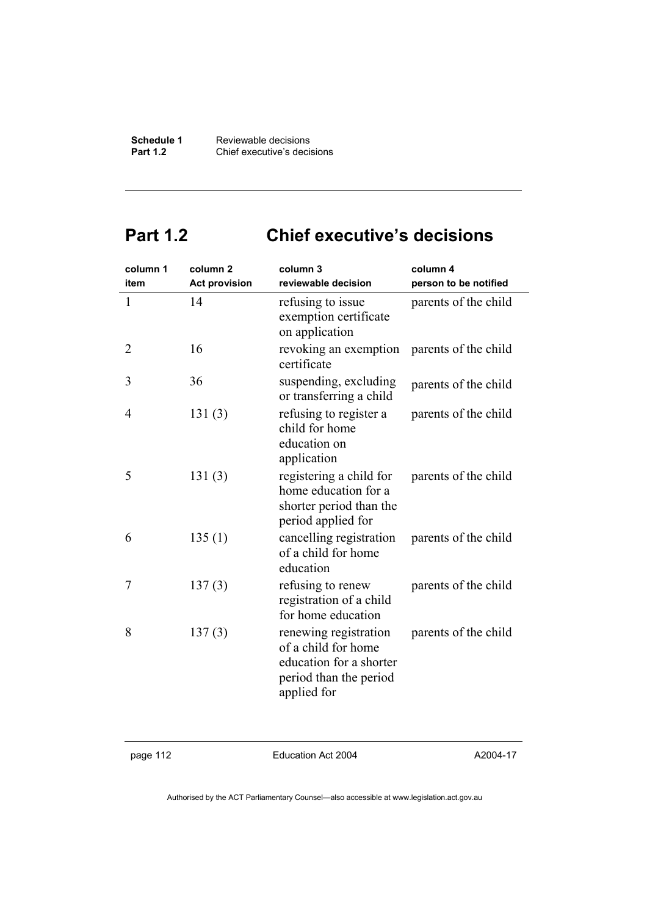## Part 1.2 Chief executive's decisions

| column 1<br>item | column 2<br>Act provision | column 3<br>reviewable decision | column 4<br>person to be notified |
|---|---|---|---|
| 1 | 14 | refusing to issue exemption certificate on application | parents of the child |
| 2 | 16 | revoking an exemption certificate | parents of the child |
| 3 | 36 | suspending, excluding or transferring a child | parents of the child |
| 4 | 131 (3) | refusing to register a child for home education on application | parents of the child |
| 5 | 131 (3) | registering a child for home education for a shorter period than the period applied for | parents of the child |
| 6 | 135 (1) | cancelling registration of a child for home education | parents of the child |
| 7 | 137 (3) | refusing to renew registration of a child for home education | parents of the child |
| 8 | 137 (3) | renewing registration of a child for home education for a shorter period than the period applied for | parents of the child |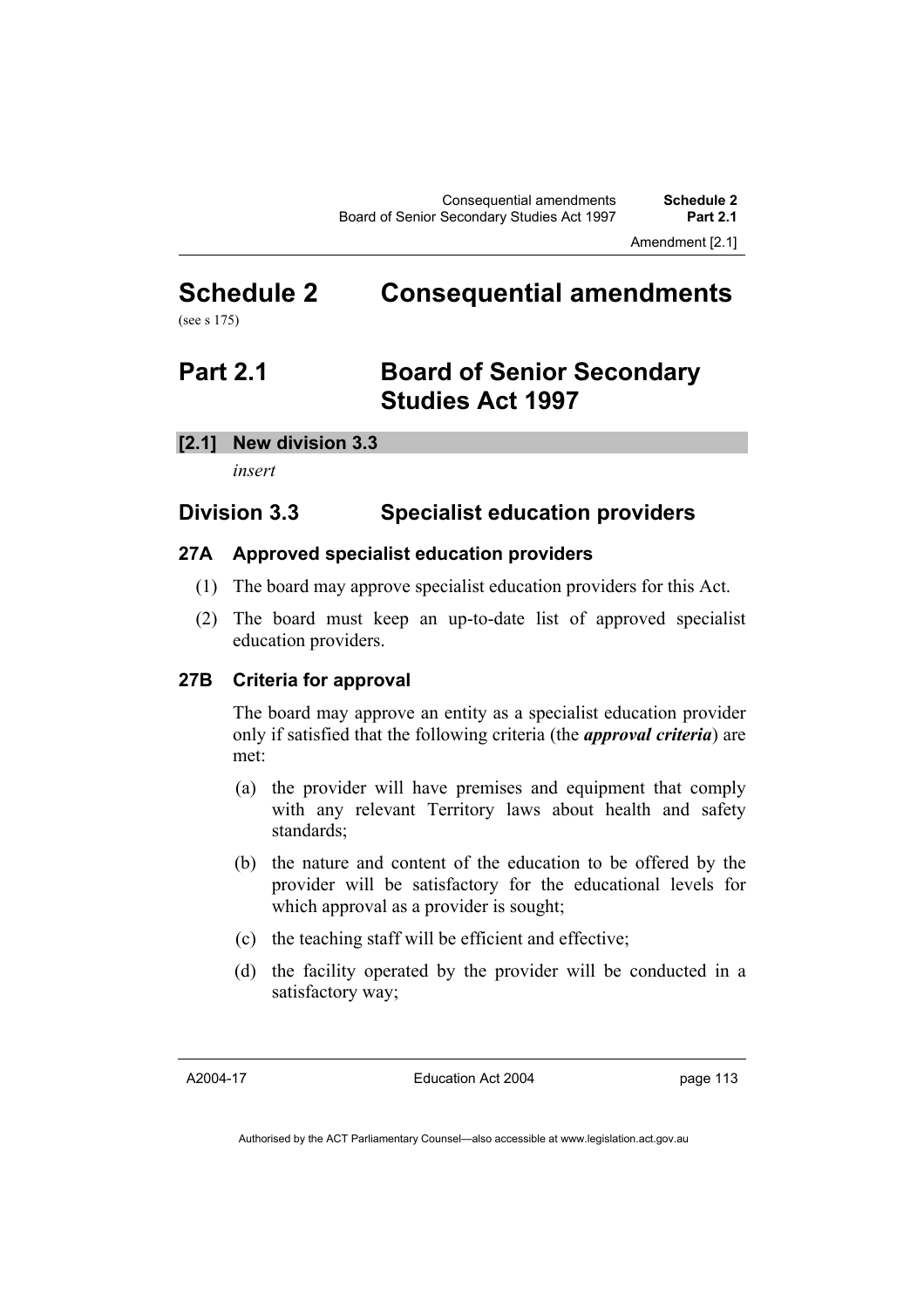# Schedule 2 Consequential amendments

(see s 175)

## Part 2.1 Board of Senior Secondary Studies Act 1997

### [2.1] New division 3.3

*insert*

## Division 3.3 Specialist education providers

### 27A Approved specialist education providers

(1) The board may approve specialist education providers for this Act.

(2) The board must keep an up-to-date list of approved specialist education providers.

### 27B Criteria for approval

The board may approve an entity as a specialist education provider only if satisfied that the following criteria (the ***approval criteria***) are met:

(a) the provider will have premises and equipment that comply with any relevant Territory laws about health and safety standards;

(b) the nature and content of the education to be offered by the provider will be satisfactory for the educational levels for which approval as a provider is sought;

(c) the teaching staff will be efficient and effective;

(d) the facility operated by the provider will be conducted in a satisfactory way;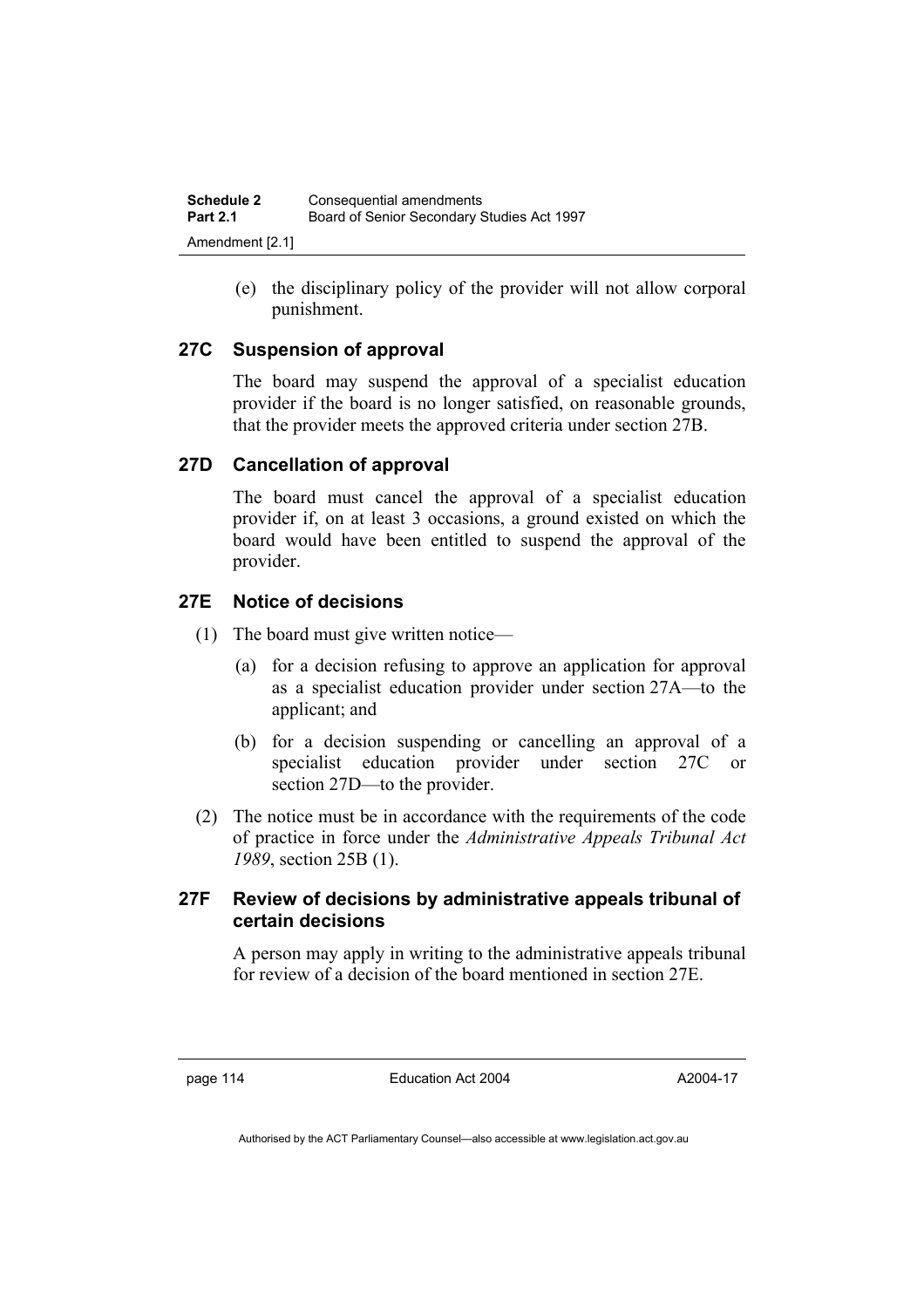(e) the disciplinary policy of the provider will not allow corporal punishment.

### 27C Suspension of approval

The board may suspend the approval of a specialist education provider if the board is no longer satisfied, on reasonable grounds, that the provider meets the approved criteria under section 27B.

### 27D Cancellation of approval

The board must cancel the approval of a specialist education provider if, on at least 3 occasions, a ground existed on which the board would have been entitled to suspend the approval of the provider.

### 27E Notice of decisions

(1) The board must give written notice—

(a) for a decision refusing to approve an application for approval as a specialist education provider under section 27A—to the applicant; and

(b) for a decision suspending or cancelling an approval of a specialist education provider under section 27C or section 27D—to the provider.

(2) The notice must be in accordance with the requirements of the code of practice in force under the *Administrative Appeals Tribunal Act 1989*, section 25B (1).

### 27F Review of decisions by administrative appeals tribunal of certain decisions

A person may apply in writing to the administrative appeals tribunal for review of a decision of the board mentioned in section 27E.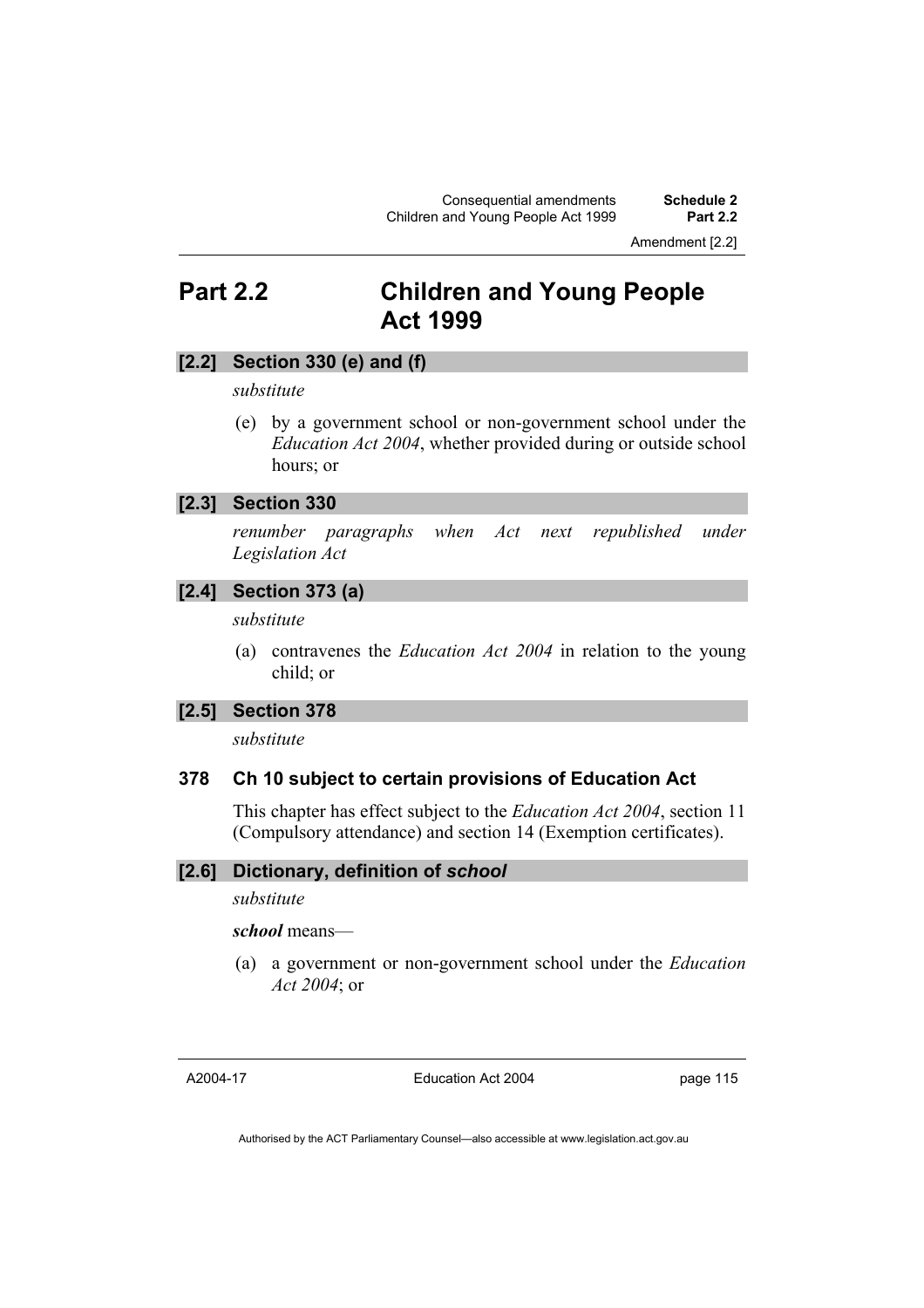# Part 2.2 Children and Young People Act 1999

### [2.2] Section 330 (e) and (f)

*substitute*

(e) by a government school or non-government school under the *Education Act 2004*, whether provided during or outside school hours; or

### [2.3] Section 330

*renumber paragraphs when Act next republished under Legislation Act*

### [2.4] Section 373 (a)

*substitute*

(a) contravenes the *Education Act 2004* in relation to the young child; or

### [2.5] Section 378

*substitute*

#### 378 Ch 10 subject to certain provisions of Education Act

This chapter has effect subject to the *Education Act 2004*, section 11 (Compulsory attendance) and section 14 (Exemption certificates).

### [2.6] Dictionary, definition of *school*

*substitute*

***school*** means—

(a) a government or non-government school under the *Education Act 2004*; or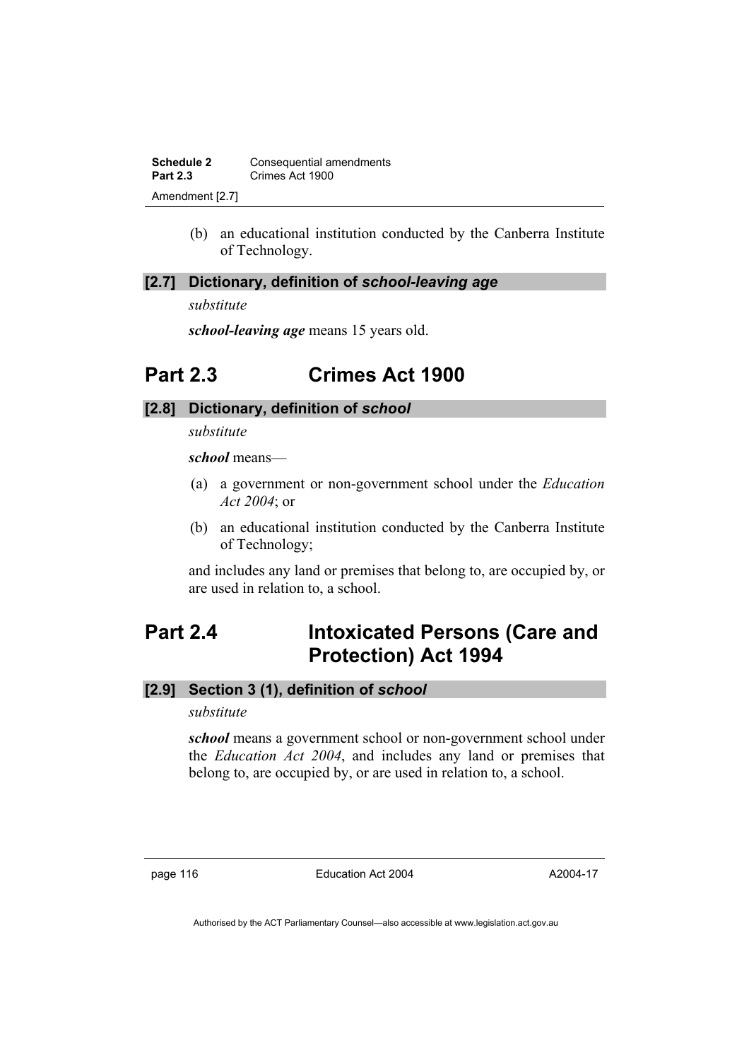(b) an educational institution conducted by the Canberra Institute of Technology.

### [2.7] Dictionary, definition of *school-leaving age*

*substitute*

***school-leaving age*** means 15 years old.

## Part 2.3 Crimes Act 1900

### [2.8] Dictionary, definition of *school*

*substitute*

***school*** means—

(a) a government or non-government school under the *Education Act 2004*; or

(b) an educational institution conducted by the Canberra Institute of Technology;

and includes any land or premises that belong to, are occupied by, or are used in relation to, a school.

## Part 2.4 Intoxicated Persons (Care and Protection) Act 1994

### [2.9] Section 3 (1), definition of *school*

*substitute*

***school*** means a government school or non-government school under the *Education Act 2004*, and includes any land or premises that belong to, are occupied by, or are used in relation to, a school.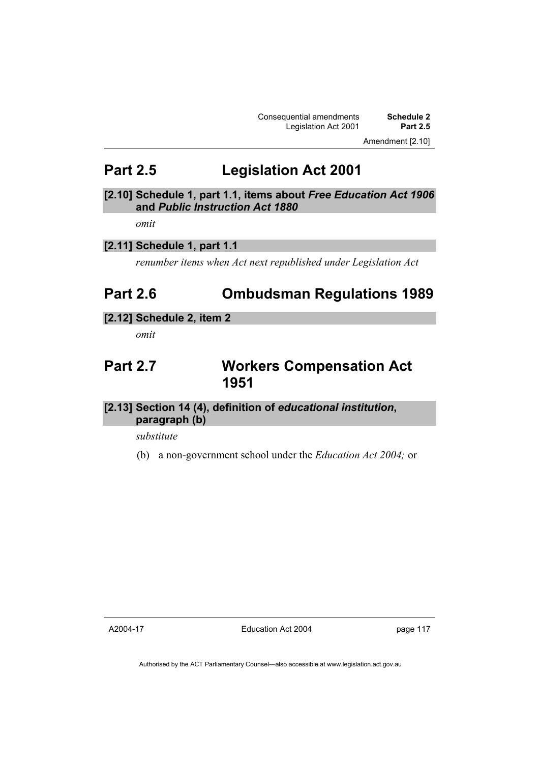## Part 2.5 Legislation Act 2001

### [2.10] Schedule 1, part 1.1, items about *Free Education Act 1906* and *Public Instruction Act 1880*

*omit*

### [2.11] Schedule 1, part 1.1

*renumber items when Act next republished under Legislation Act*

## Part 2.6 Ombudsman Regulations 1989

### [2.12] Schedule 2, item 2

*omit*

## Part 2.7 Workers Compensation Act 1951

### [2.13] Section 14 (4), definition of *educational institution*, paragraph (b)

*substitute*

(b) a non-government school under the *Education Act 2004;* or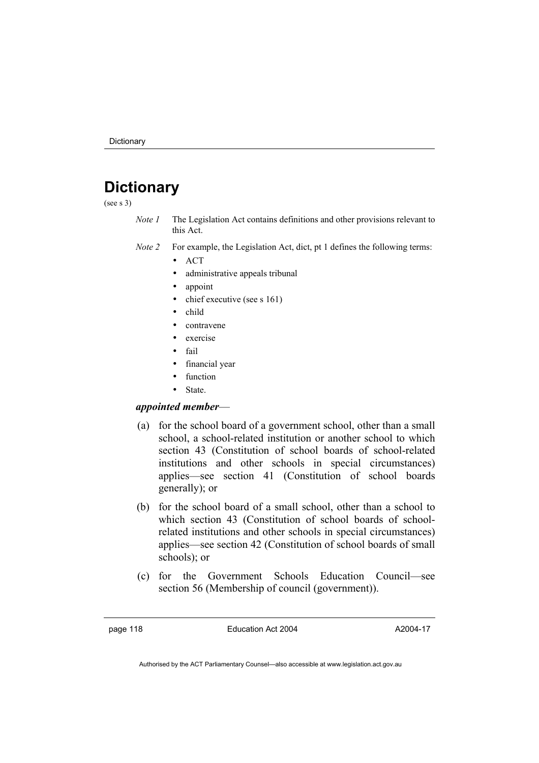# Dictionary

(see s 3)

*Note 1* The Legislation Act contains definitions and other provisions relevant to this Act.

*Note 2* For example, the Legislation Act, dict, pt 1 defines the following terms:

- ACT
- administrative appeals tribunal
- appoint
- chief executive (see s 161)
- child
- contravene
- exercise
- fail
- financial year
- function
- State.

***appointed member***—

(a) for the school board of a government school, other than a small school, a school-related institution or another school to which section 43 (Constitution of school boards of school-related institutions and other schools in special circumstances) applies—see section 41 (Constitution of school boards generally); or

(b) for the school board of a small school, other than a school to which section 43 (Constitution of school boards of school-related institutions and other schools in special circumstances) applies—see section 42 (Constitution of school boards of small schools); or

(c) for the Government Schools Education Council—see section 56 (Membership of council (government)).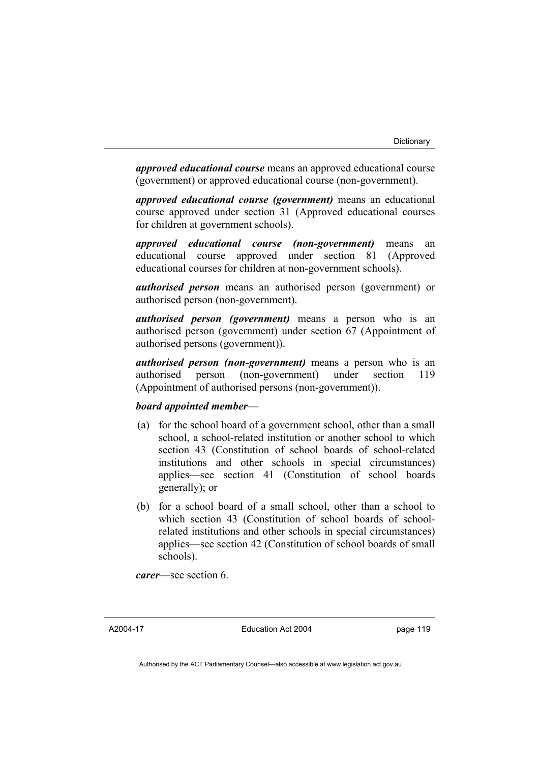***approved educational course*** means an approved educational course (government) or approved educational course (non-government).

***approved educational course (government)*** means an educational course approved under section 31 (Approved educational courses for children at government schools).

***approved educational course (non-government)*** means an educational course approved under section 81 (Approved educational courses for children at non-government schools).

***authorised person*** means an authorised person (government) or authorised person (non-government).

***authorised person (government)*** means a person who is an authorised person (government) under section 67 (Appointment of authorised persons (government)).

***authorised person (non-government)*** means a person who is an authorised person (non-government) under section 119 (Appointment of authorised persons (non-government)).

***board appointed member***—

(a) for the school board of a government school, other than a small school, a school-related institution or another school to which section 43 (Constitution of school boards of school-related institutions and other schools in special circumstances) applies—see section 41 (Constitution of school boards generally); or

(b) for a school board of a small school, other than a school to which section 43 (Constitution of school boards of school-related institutions and other schools in special circumstances) applies—see section 42 (Constitution of school boards of small schools).

***carer***—see section 6.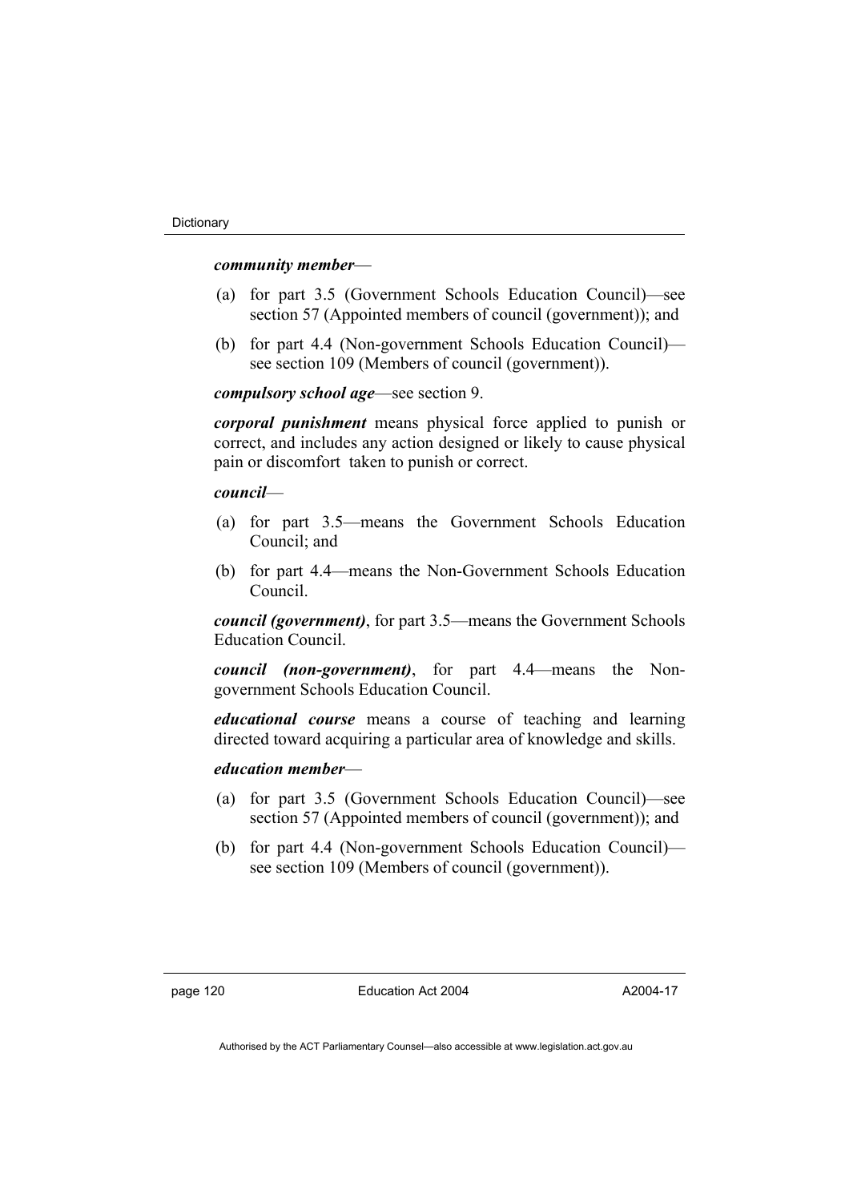***community member***—

(a) for part 3.5 (Government Schools Education Council)—see section 57 (Appointed members of council (government)); and

(b) for part 4.4 (Non-government Schools Education Council)—see section 109 (Members of council (government)).

***compulsory school age***—see section 9.

***corporal punishment*** means physical force applied to punish or correct, and includes any action designed or likely to cause physical pain or discomfort taken to punish or correct.

***council***—

(a) for part 3.5—means the Government Schools Education Council; and

(b) for part 4.4—means the Non-Government Schools Education Council.

***council (government)***, for part 3.5—means the Government Schools Education Council.

***council (non-government)***, for part 4.4—means the Non-government Schools Education Council.

***educational course*** means a course of teaching and learning directed toward acquiring a particular area of knowledge and skills.

***education member***—

(a) for part 3.5 (Government Schools Education Council)—see section 57 (Appointed members of council (government)); and

(b) for part 4.4 (Non-government Schools Education Council)—see section 109 (Members of council (government)).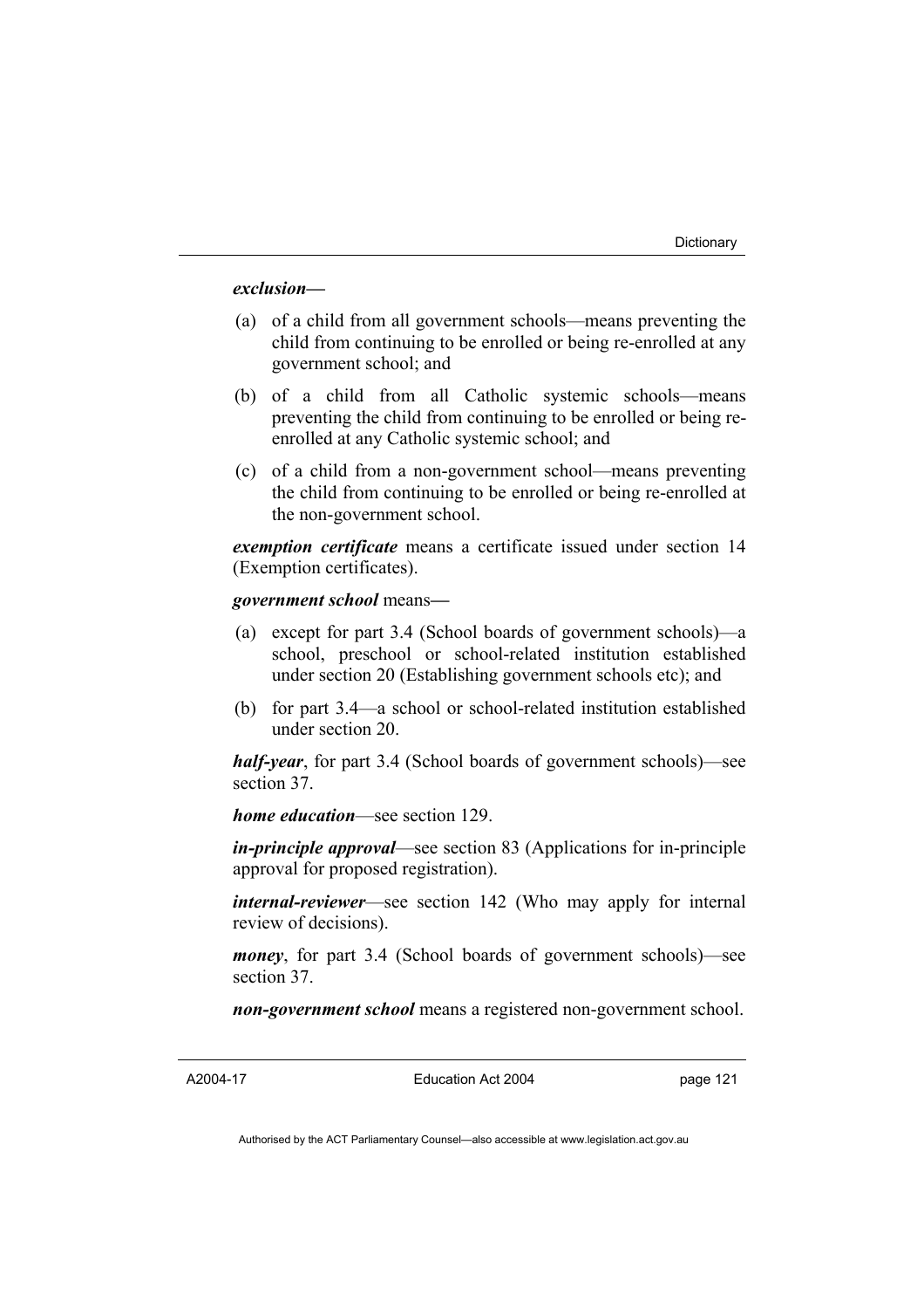***exclusion*—**

(a) of a child from all government schools—means preventing the child from continuing to be enrolled or being re-enrolled at any government school; and

(b) of a child from all Catholic systemic schools—means preventing the child from continuing to be enrolled or being re-enrolled at any Catholic systemic school; and

(c) of a child from a non-government school—means preventing the child from continuing to be enrolled or being re-enrolled at the non-government school.

***exemption certificate*** means a certificate issued under section 14 (Exemption certificates).

***government school*** means**—**

(a) except for part 3.4 (School boards of government schools)—a school, preschool or school-related institution established under section 20 (Establishing government schools etc); and

(b) for part 3.4—a school or school-related institution established under section 20.

***half-year***, for part 3.4 (School boards of government schools)—see section 37.

***home education***—see section 129.

***in-principle approval***—see section 83 (Applications for in-principle approval for proposed registration).

***internal-reviewer***—see section 142 (Who may apply for internal review of decisions).

***money***, for part 3.4 (School boards of government schools)—see section 37.

***non-government school*** means a registered non-government school.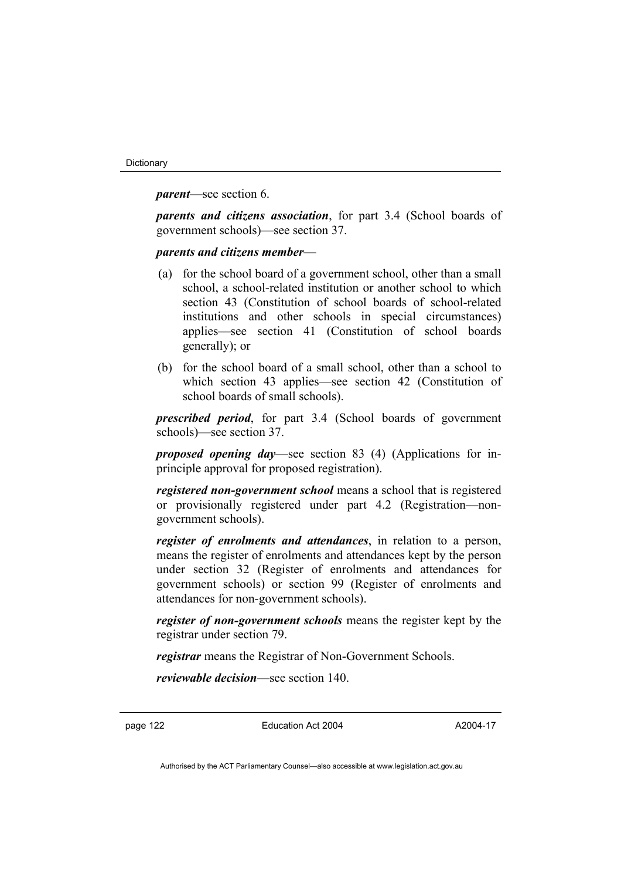***parent***—see section 6.

***parents and citizens association***, for part 3.4 (School boards of government schools)—see section 37.

***parents and citizens member***—

(a) for the school board of a government school, other than a small school, a school-related institution or another school to which section 43 (Constitution of school boards of school-related institutions and other schools in special circumstances) applies—see section 41 (Constitution of school boards generally); or

(b) for the school board of a small school, other than a school to which section 43 applies—see section 42 (Constitution of school boards of small schools).

***prescribed period***, for part 3.4 (School boards of government schools)—see section 37.

***proposed opening day***—see section 83 (4) (Applications for in-principle approval for proposed registration).

***registered non-government school*** means a school that is registered or provisionally registered under part 4.2 (Registration—non-government schools).

***register of enrolments and attendances***, in relation to a person, means the register of enrolments and attendances kept by the person under section 32 (Register of enrolments and attendances for government schools) or section 99 (Register of enrolments and attendances for non-government schools).

***register of non-government schools*** means the register kept by the registrar under section 79.

***registrar*** means the Registrar of Non-Government Schools.

***reviewable decision***—see section 140.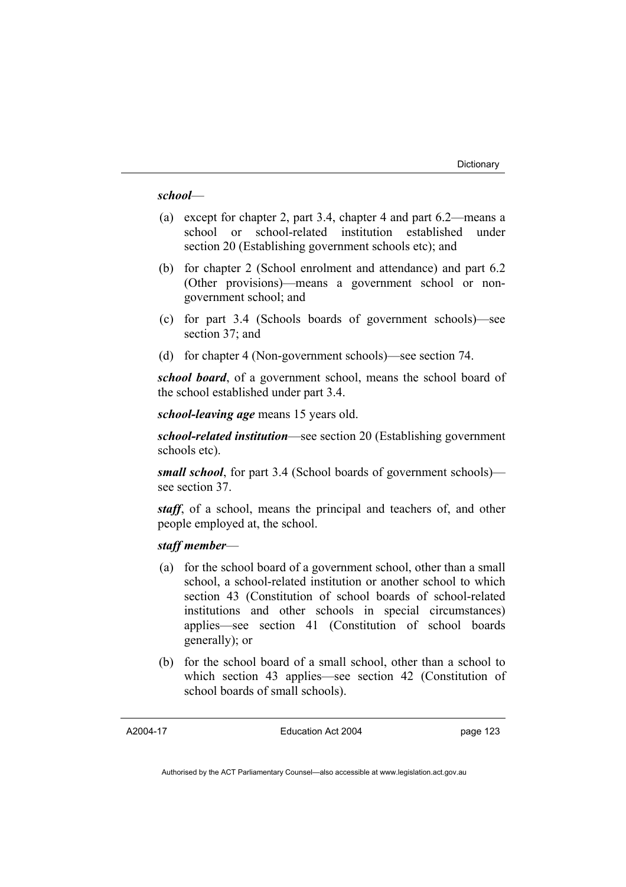***school***—

(a) except for chapter 2, part 3.4, chapter 4 and part 6.2—means a school or school-related institution established under section 20 (Establishing government schools etc); and

(b) for chapter 2 (School enrolment and attendance) and part 6.2 (Other provisions)—means a government school or non-government school; and

(c) for part 3.4 (Schools boards of government schools)—see section 37; and

(d) for chapter 4 (Non-government schools)—see section 74.

***school board***, of a government school, means the school board of the school established under part 3.4.

***school-leaving age*** means 15 years old.

***school-related institution***—see section 20 (Establishing government schools etc).

***small school***, for part 3.4 (School boards of government schools)—see section 37.

***staff***, of a school, means the principal and teachers of, and other people employed at, the school.

***staff member***—

(a) for the school board of a government school, other than a small school, a school-related institution or another school to which section 43 (Constitution of school boards of school-related institutions and other schools in special circumstances) applies—see section 41 (Constitution of school boards generally); or

(b) for the school board of a small school, other than a school to which section 43 applies—see section 42 (Constitution of school boards of small schools).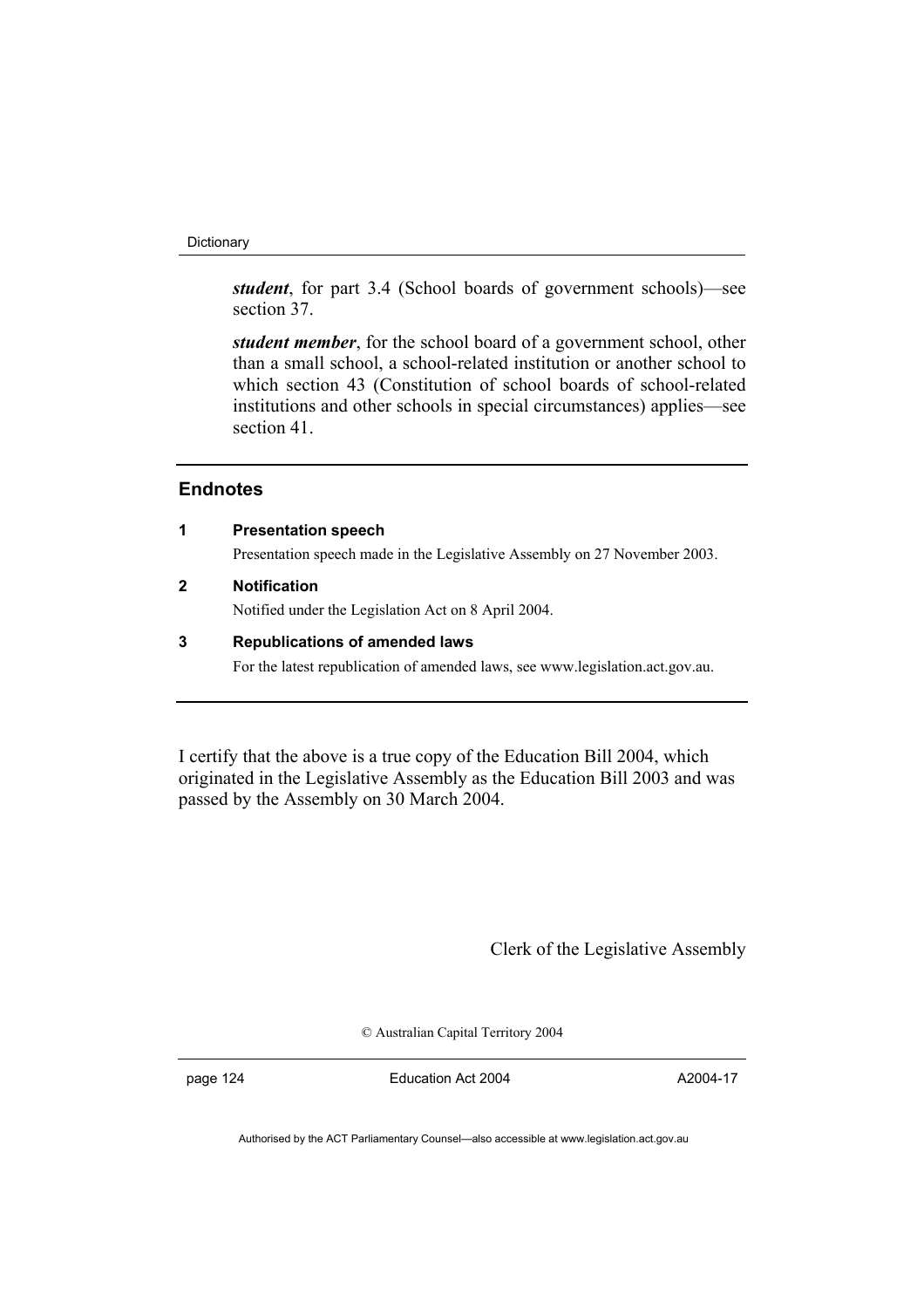***student***, for part 3.4 (School boards of government schools)—see section 37.

***student member***, for the school board of a government school, other than a small school, a school-related institution or another school to which section 43 (Constitution of school boards of school-related institutions and other schools in special circumstances) applies—see section 41.

## Endnotes

**1 Presentation speech**

Presentation speech made in the Legislative Assembly on 27 November 2003.

**2 Notification**

Notified under the Legislation Act on 8 April 2004.

**3 Republications of amended laws**

For the latest republication of amended laws, see www.legislation.act.gov.au.

I certify that the above is a true copy of the Education Bill 2004, which originated in the Legislative Assembly as the Education Bill 2003 and was passed by the Assembly on 30 March 2004.

Clerk of the Legislative Assembly

© Australian Capital Territory 2004